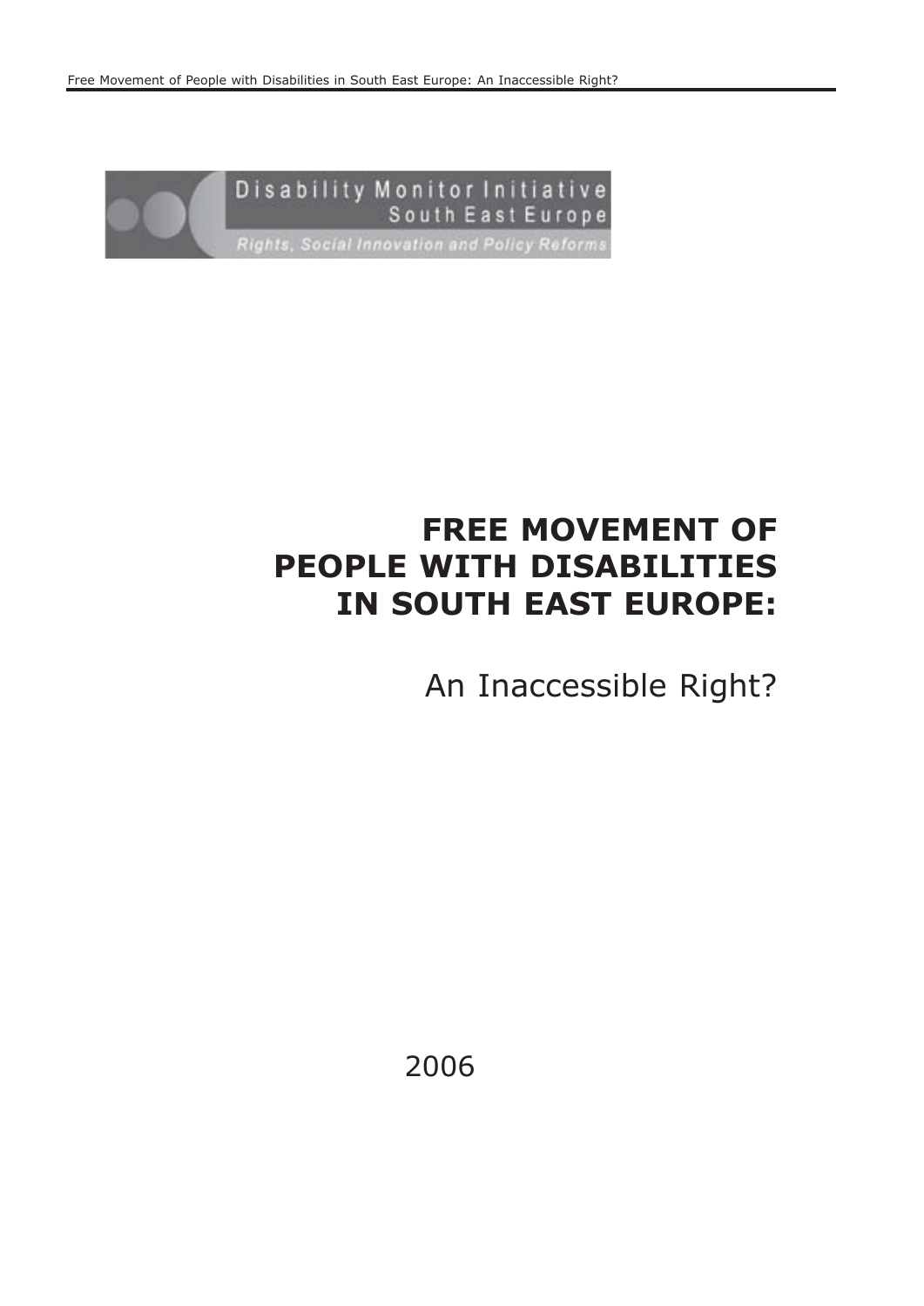Disability Monitor Initiative
South East Europe
*Rights, Social Innovation and Policy Reforms*

# FREE MOVEMENT OF PEOPLE WITH DISABILITIES IN SOUTH EAST EUROPE:

An Inaccessible Right?

2006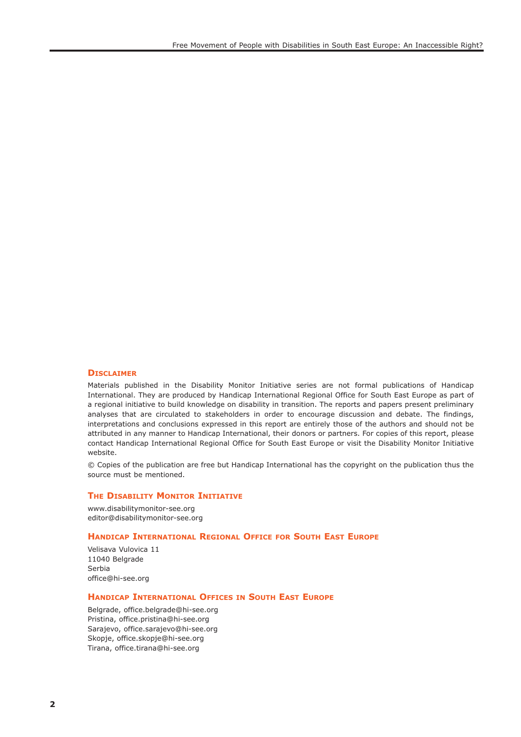## Disclaimer

Materials published in the Disability Monitor Initiative series are not formal publications of Handicap International. They are produced by Handicap International Regional Office for South East Europe as part of a regional initiative to build knowledge on disability in transition. The reports and papers present preliminary analyses that are circulated to stakeholders in order to encourage discussion and debate. The findings, interpretations and conclusions expressed in this report are entirely those of the authors and should not be attributed in any manner to Handicap International, their donors or partners. For copies of this report, please contact Handicap International Regional Office for South East Europe or visit the Disability Monitor Initiative website.

© Copies of the publication are free but Handicap International has the copyright on the publication thus the source must be mentioned.

## The Disability Monitor Initiative

www.disabilitymonitor-see.org
editor@disabilitymonitor-see.org

## Handicap International Regional Office for South East Europe

Velisava Vulovica 11
11040 Belgrade
Serbia
office@hi-see.org

## Handicap International Offices in South East Europe

Belgrade, office.belgrade@hi-see.org
Pristina, office.pristina@hi-see.org
Sarajevo, office.sarajevo@hi-see.org
Skopje, office.skopje@hi-see.org
Tirana, office.tirana@hi-see.org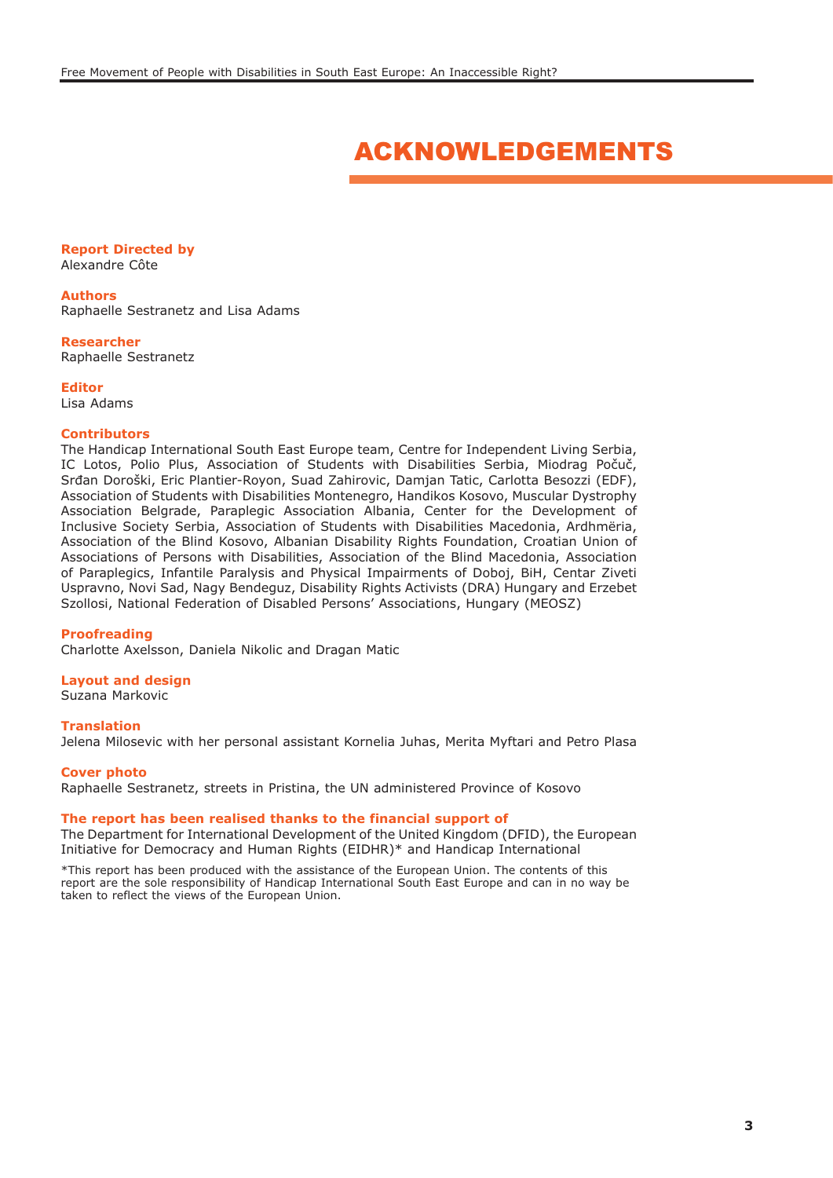# ACKNOWLEDGEMENTS

**Report Directed by**
Alexandre Côte

**Authors**
Raphaelle Sestranetz and Lisa Adams

**Researcher**
Raphaelle Sestranetz

**Editor**
Lisa Adams

**Contributors**
The Handicap International South East Europe team, Centre for Independent Living Serbia, IC Lotos, Polio Plus, Association of Students with Disabilities Serbia, Miodrag Počuč, Srđan Doroški, Eric Plantier-Royon, Suad Zahirovic, Damjan Tatic, Carlotta Besozzi (EDF), Association of Students with Disabilities Montenegro, Handikos Kosovo, Muscular Dystrophy Association Belgrade, Paraplegic Association Albania, Center for the Development of Inclusive Society Serbia, Association of Students with Disabilities Macedonia, Ardhmëria, Association of the Blind Kosovo, Albanian Disability Rights Foundation, Croatian Union of Associations of Persons with Disabilities, Association of the Blind Macedonia, Association of Paraplegics, Infantile Paralysis and Physical Impairments of Doboj, BiH, Centar Ziveti Uspravno, Novi Sad, Nagy Bendeguz, Disability Rights Activists (DRA) Hungary and Erzebet Szollosi, National Federation of Disabled Persons' Associations, Hungary (MEOSZ)

**Proofreading**
Charlotte Axelsson, Daniela Nikolic and Dragan Matic

**Layout and design**
Suzana Markovic

**Translation**
Jelena Milosevic with her personal assistant Kornelia Juhas, Merita Myftari and Petro Plasa

**Cover photo**
Raphaelle Sestranetz, streets in Pristina, the UN administered Province of Kosovo

**The report has been realised thanks to the financial support of**
The Department for International Development of the United Kingdom (DFID), the European Initiative for Democracy and Human Rights (EIDHR)* and Handicap International

*This report has been produced with the assistance of the European Union. The contents of this report are the sole responsibility of Handicap International South East Europe and can in no way be taken to reflect the views of the European Union.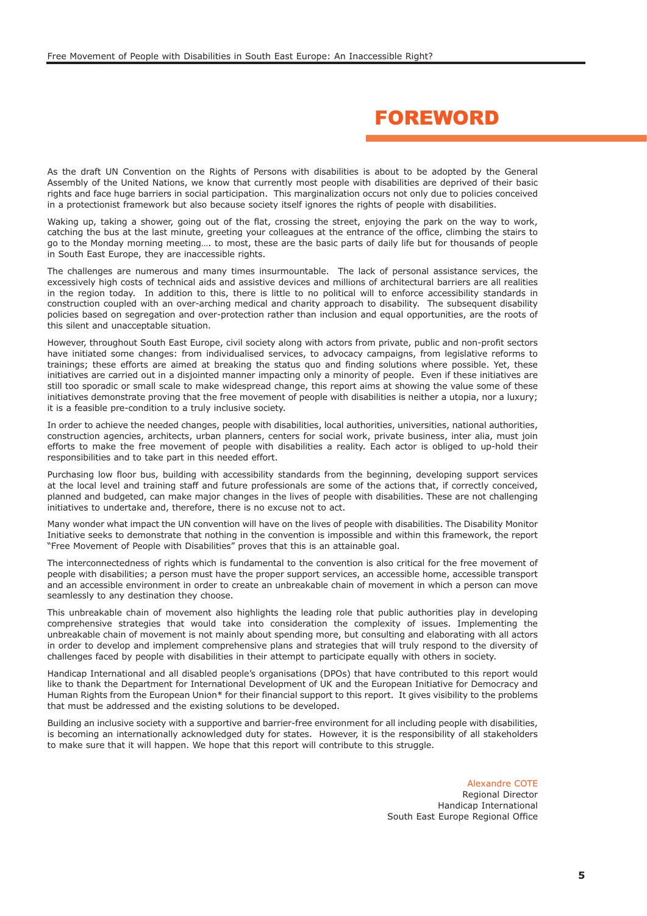# FOREWORD

As the draft UN Convention on the Rights of Persons with disabilities is about to be adopted by the General Assembly of the United Nations, we know that currently most people with disabilities are deprived of their basic rights and face huge barriers in social participation. This marginalization occurs not only due to policies conceived in a protectionist framework but also because society itself ignores the rights of people with disabilities.

Waking up, taking a shower, going out of the flat, crossing the street, enjoying the park on the way to work, catching the bus at the last minute, greeting your colleagues at the entrance of the office, climbing the stairs to go to the Monday morning meeting…. to most, these are the basic parts of daily life but for thousands of people in South East Europe, they are inaccessible rights.

The challenges are numerous and many times insurmountable. The lack of personal assistance services, the excessively high costs of technical aids and assistive devices and millions of architectural barriers are all realities in the region today. In addition to this, there is little to no political will to enforce accessibility standards in construction coupled with an over-arching medical and charity approach to disability. The subsequent disability policies based on segregation and over-protection rather than inclusion and equal opportunities, are the roots of this silent and unacceptable situation.

However, throughout South East Europe, civil society along with actors from private, public and non-profit sectors have initiated some changes: from individualised services, to advocacy campaigns, from legislative reforms to trainings; these efforts are aimed at breaking the status quo and finding solutions where possible. Yet, these initiatives are carried out in a disjointed manner impacting only a minority of people. Even if these initiatives are still too sporadic or small scale to make widespread change, this report aims at showing the value some of these initiatives demonstrate proving that the free movement of people with disabilities is neither a utopia, nor a luxury; it is a feasible pre-condition to a truly inclusive society.

In order to achieve the needed changes, people with disabilities, local authorities, universities, national authorities, construction agencies, architects, urban planners, centers for social work, private business, inter alia, must join efforts to make the free movement of people with disabilities a reality. Each actor is obliged to up-hold their responsibilities and to take part in this needed effort.

Purchasing low floor bus, building with accessibility standards from the beginning, developing support services at the local level and training staff and future professionals are some of the actions that, if correctly conceived, planned and budgeted, can make major changes in the lives of people with disabilities. These are not challenging initiatives to undertake and, therefore, there is no excuse not to act.

Many wonder what impact the UN convention will have on the lives of people with disabilities. The Disability Monitor Initiative seeks to demonstrate that nothing in the convention is impossible and within this framework, the report "Free Movement of People with Disabilities" proves that this is an attainable goal.

The interconnectedness of rights which is fundamental to the convention is also critical for the free movement of people with disabilities; a person must have the proper support services, an accessible home, accessible transport and an accessible environment in order to create an unbreakable chain of movement in which a person can move seamlessly to any destination they choose.

This unbreakable chain of movement also highlights the leading role that public authorities play in developing comprehensive strategies that would take into consideration the complexity of issues. Implementing the unbreakable chain of movement is not mainly about spending more, but consulting and elaborating with all actors in order to develop and implement comprehensive plans and strategies that will truly respond to the diversity of challenges faced by people with disabilities in their attempt to participate equally with others in society.

Handicap International and all disabled people's organisations (DPOs) that have contributed to this report would like to thank the Department for International Development of UK and the European Initiative for Democracy and Human Rights from the European Union* for their financial support to this report. It gives visibility to the problems that must be addressed and the existing solutions to be developed.

Building an inclusive society with a supportive and barrier-free environment for all including people with disabilities, is becoming an internationally acknowledged duty for states. However, it is the responsibility of all stakeholders to make sure that it will happen. We hope that this report will contribute to this struggle.

Alexandre COTE  
Regional Director  
Handicap International  
South East Europe Regional Office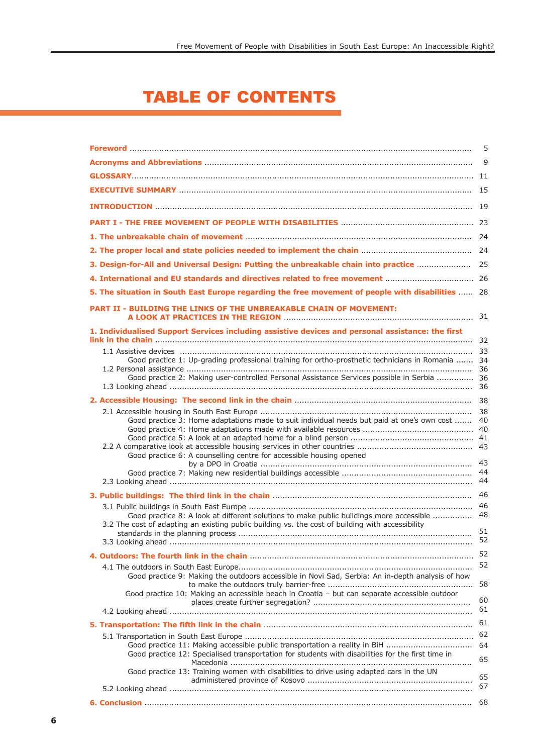# TABLE OF CONTENTS

- Foreword ... 5
- Acronyms and Abbreviations ... 9
- GLOSSARY ... 11
- EXECUTIVE SUMMARY ... 15
- INTRODUCTION ... 19
- PART I - THE FREE MOVEMENT OF PEOPLE WITH DISABILITIES ... 23
- 1. The unbreakable chain of movement ... 24
- 2. The proper local and state policies needed to implement the chain ... 24
- 3. Design-for-All and Universal Design: Putting the unbreakable chain into practice ... 25
- 4. International and EU standards and directives related to free movement ... 26
- 5. The situation in South East Europe regarding the free movement of people with disabilities ... 28
- PART II - BUILDING THE LINKS OF THE UNBREAKABLE CHAIN OF MOVEMENT: A LOOK AT PRACTICES IN THE REGION ... 31
- 1. Individualised Support Services including assistive devices and personal assistance: the first link in the chain ... 32
  - 1.1 Assistive devices ... 33
    - Good practice 1: Up-grading professional training for ortho-prosthetic technicians in Romania ... 34
  - 1.2 Personal assistance ... 36
    - Good practice 2: Making user-controlled Personal Assistance Services possible in Serbia ... 36
  - 1.3 Looking ahead ... 36
- 2. Accessible Housing: The second link in the chain ... 38
  - 2.1 Accessible housing in South East Europe ... 38
    - Good practice 3: Home adaptations made to suit individual needs but paid at one's own cost ... 40
    - Good practice 4: Home adaptations made with available resources ... 40
    - Good practice 5: A look at an adapted home for a blind person ... 41
  - 2.2 A comparative look at accessible housing services in other countries ... 43
    - Good practice 6: A counselling centre for accessible housing opened by a DPO in Croatia ... 43
    - Good practice 7: Making new residential buildings accessible ... 44
  - 2.3 Looking ahead ... 44
- 3. Public buildings: The third link in the chain ... 46
  - 3.1 Public buildings in South East Europe ... 46
    - Good practice 8: A look at different solutions to make public buildings more accessible ... 48
  - 3.2 The cost of adapting an existing public building vs. the cost of building with accessibility standards in the planning process ... 51
  - 3.3 Looking ahead ... 52
- 4. Outdoors: The fourth link in the chain ... 52
  - 4.1 The outdoors in South East Europe ... 52
    - Good practice 9: Making the outdoors accessible in Novi Sad, Serbia: An in-depth analysis of how to make the outdoors truly barrier-free ... 58
    - Good practice 10: Making an accessible beach in Croatia – but can separate accessible outdoor places create further segregation? ... 60
  - 4.2 Looking ahead ... 61
- 5. Transportation: The fifth link in the chain ... 61
  - 5.1 Transportation in South East Europe ... 62
    - Good practice 11: Making accessible public transportation a reality in BiH ... 64
    - Good practice 12: Specialised transportation for students with disabilities for the first time in Macedonia ... 65
    - Good practice 13: Training women with disabilities to drive using adapted cars in the UN administered province of Kosovo ... 65
  - 5.2 Looking ahead ... 67
- 6. Conclusion ... 68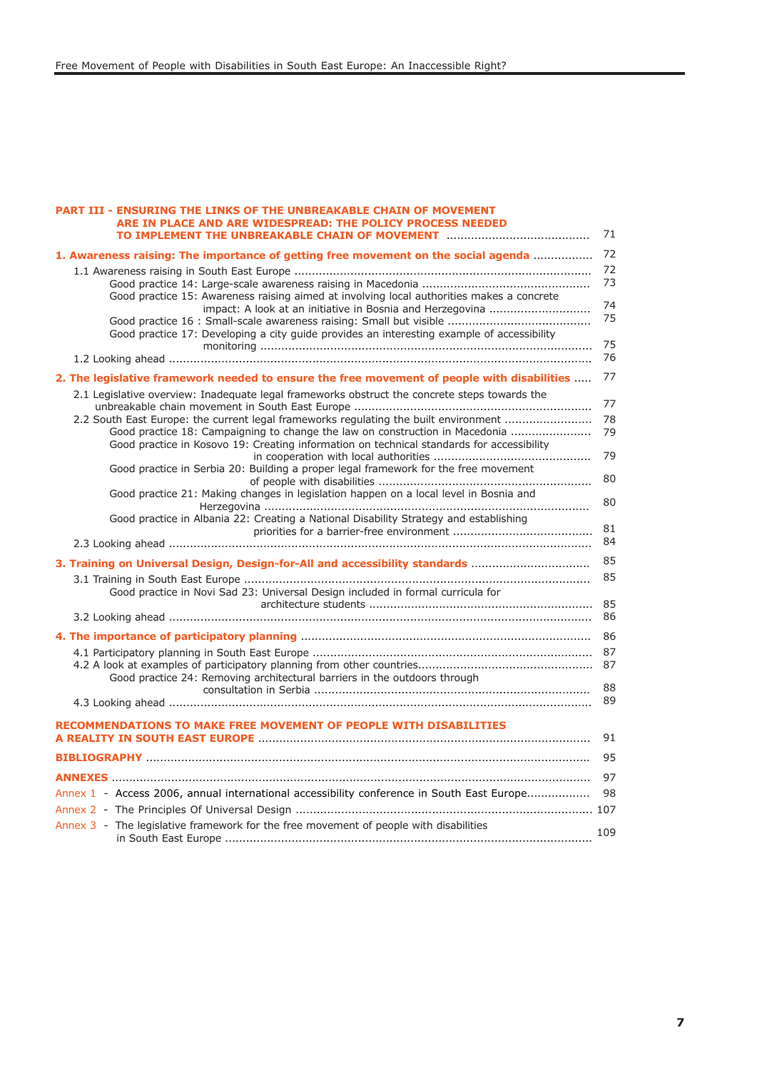**PART III - ENSURING THE LINKS OF THE UNBREAKABLE CHAIN OF MOVEMENT ARE IN PLACE AND ARE WIDESPREAD: THE POLICY PROCESS NEEDED TO IMPLEMENT THE UNBREAKABLE CHAIN OF MOVEMENT** ........................................ 71

**1. Awareness raising: The importance of getting free movement on the social agenda** ................ 72

- 1.1 Awareness raising in South East Europe .................................................................................... 72
  - Good practice 14: Large-scale awareness raising in Macedonia ................................................ 73
  - Good practice 15: Awareness raising aimed at involving local authorities makes a concrete impact: A look at an initiative in Bosnia and Herzegovina ............................ 74
  - Good practice 16 : Small-scale awareness raising: Small but visible ......................................... 75
  - Good practice 17: Developing a city guide provides an interesting example of accessibility monitoring ............................................................................................... 75
- 1.2 Looking ahead ........................................................................................................................ 76

**2. The legislative framework needed to ensure the free movement of people with disabilities** ..... 77

- 2.1 Legislative overview: Inadequate legal frameworks obstruct the concrete steps towards the unbreakable chain movement in South East Europe ................................................................... 77
- 2.2 South East Europe: the current legal frameworks regulating the built environment ......................... 78
  - Good practice 18: Campaigning to change the law on construction in Macedonia ....................... 79
  - Good practice in Kosovo 19: Creating information on technical standards for accessibility in cooperation with local authorities ............................................ 79
  - Good practice in Serbia 20: Building a proper legal framework for the free movement of people with disabilities ............................................................ 80
  - Good practice 21: Making changes in legislation happen on a local level in Bosnia and Herzegovina ............................................................................................ 80
  - Good practice in Albania 22: Creating a National Disability Strategy and establishing priorities for a barrier-free environment ........................................ 81
- 2.3 Looking ahead ........................................................................................................................ 84

**3. Training on Universal Design, Design-for-All and accessibility standards** ................................. 85

- 3.1 Training in South East Europe ................................................................................................. 85
  - Good practice in Novi Sad 23: Universal Design included in formal curricula for architecture students ................................................................ 85
- 3.2 Looking ahead ........................................................................................................................ 86

**4. The importance of participatory planning** .................................................................................. 86

- 4.1 Participatory planning in South East Europe ............................................................................... 87
- 4.2 A look at examples of participatory planning from other countries................................................. 87
  - Good practice 24: Removing architectural barriers in the outdoors through consultation in Serbia .............................................................................. 88
- 4.3 Looking ahead ........................................................................................................................ 89

**RECOMMENDATIONS TO MAKE FREE MOVEMENT OF PEOPLE WITH DISABILITIES A REALITY IN SOUTH EAST EUROPE** ............................................................................................. 91

**BIBLIOGRAPHY** ............................................................................................................................. 95

**ANNEXES** ....................................................................................................................................... 97

- Annex 1 - Access 2006, annual international accessibility conference in South East Europe.................. 98
- Annex 2 - The Principles Of Universal Design .................................................................................... 107
- Annex 3 - The legislative framework for the free movement of people with disabilities in South East Europe ........................................................................................................ 109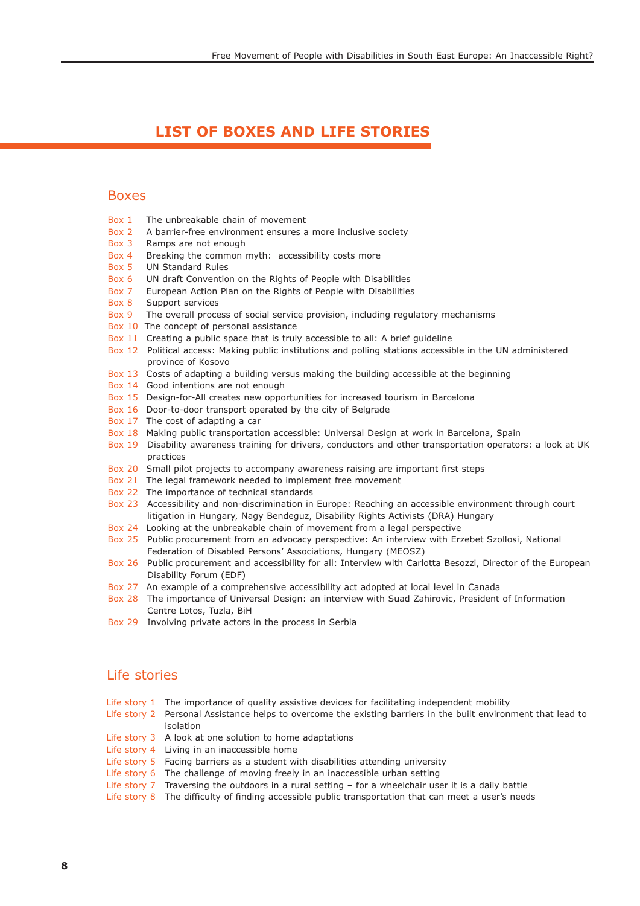# LIST OF BOXES AND LIFE STORIES

## Boxes

- Box 1 The unbreakable chain of movement
- Box 2 A barrier-free environment ensures a more inclusive society
- Box 3 Ramps are not enough
- Box 4 Breaking the common myth: accessibility costs more
- Box 5 UN Standard Rules
- Box 6 UN draft Convention on the Rights of People with Disabilities
- Box 7 European Action Plan on the Rights of People with Disabilities
- Box 8 Support services
- Box 9 The overall process of social service provision, including regulatory mechanisms
- Box 10 The concept of personal assistance
- Box 11 Creating a public space that is truly accessible to all: A brief guideline
- Box 12 Political access: Making public institutions and polling stations accessible in the UN administered province of Kosovo
- Box 13 Costs of adapting a building versus making the building accessible at the beginning
- Box 14 Good intentions are not enough
- Box 15 Design-for-All creates new opportunities for increased tourism in Barcelona
- Box 16 Door-to-door transport operated by the city of Belgrade
- Box 17 The cost of adapting a car
- Box 18 Making public transportation accessible: Universal Design at work in Barcelona, Spain
- Box 19 Disability awareness training for drivers, conductors and other transportation operators: a look at UK practices
- Box 20 Small pilot projects to accompany awareness raising are important first steps
- Box 21 The legal framework needed to implement free movement
- Box 22 The importance of technical standards
- Box 23 Accessibility and non-discrimination in Europe: Reaching an accessible environment through court litigation in Hungary, Nagy Bendeguz, Disability Rights Activists (DRA) Hungary
- Box 24 Looking at the unbreakable chain of movement from a legal perspective
- Box 25 Public procurement from an advocacy perspective: An interview with Erzebet Szollosi, National Federation of Disabled Persons' Associations, Hungary (MEOSZ)
- Box 26 Public procurement and accessibility for all: Interview with Carlotta Besozzi, Director of the European Disability Forum (EDF)
- Box 27 An example of a comprehensive accessibility act adopted at local level in Canada
- Box 28 The importance of Universal Design: an interview with Suad Zahirovic, President of Information Centre Lotos, Tuzla, BiH
- Box 29 Involving private actors in the process in Serbia

## Life stories

- Life story 1 The importance of quality assistive devices for facilitating independent mobility
- Life story 2 Personal Assistance helps to overcome the existing barriers in the built environment that lead to isolation
- Life story 3 A look at one solution to home adaptations
- Life story 4 Living in an inaccessible home
- Life story 5 Facing barriers as a student with disabilities attending university
- Life story 6 The challenge of moving freely in an inaccessible urban setting
- Life story 7 Traversing the outdoors in a rural setting – for a wheelchair user it is a daily battle
- Life story 8 The difficulty of finding accessible public transportation that can meet a user's needs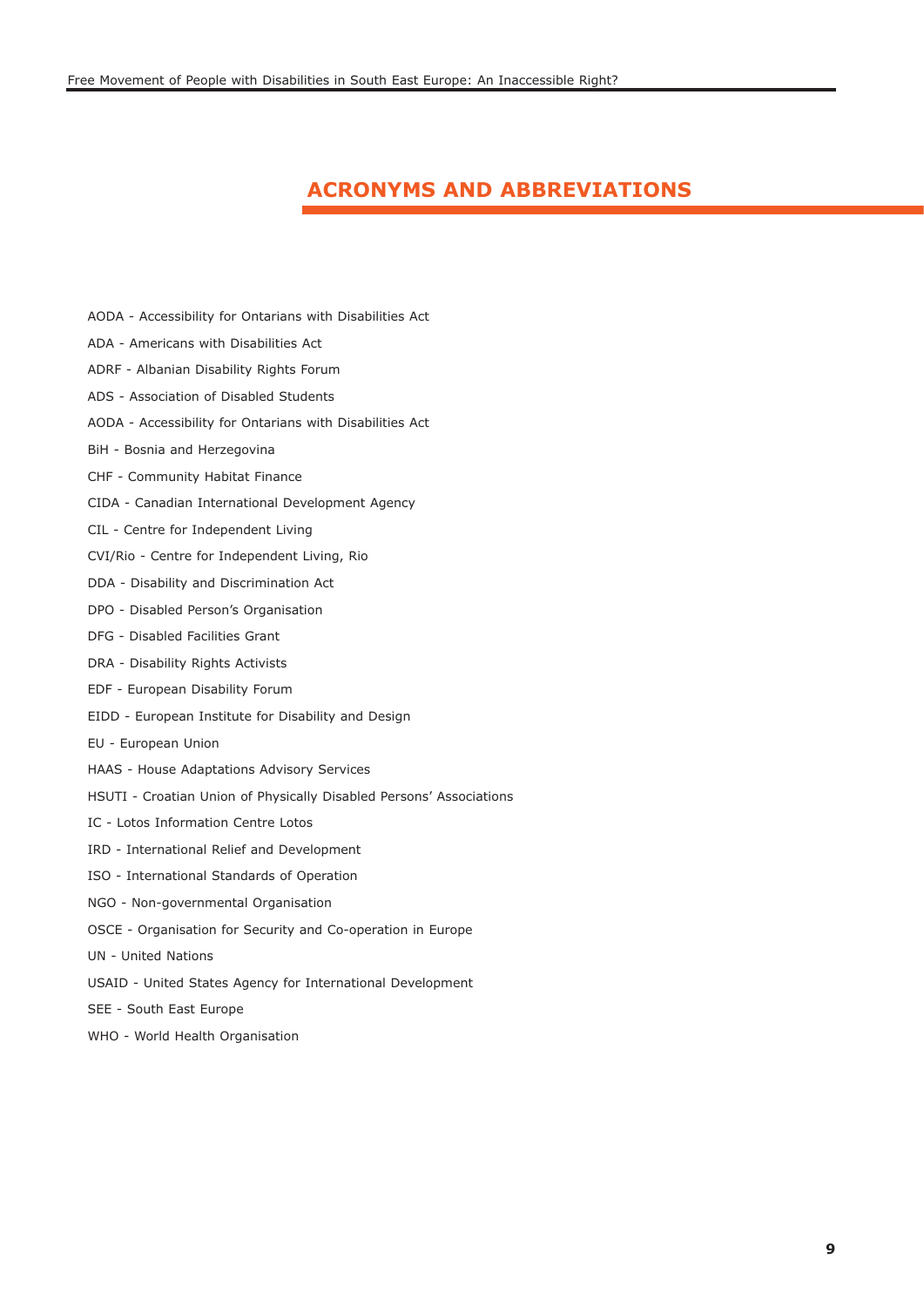## ACRONYMS AND ABBREVIATIONS

AODA - Accessibility for Ontarians with Disabilities Act

ADA - Americans with Disabilities Act

ADRF - Albanian Disability Rights Forum

ADS - Association of Disabled Students

AODA - Accessibility for Ontarians with Disabilities Act

BiH - Bosnia and Herzegovina

CHF - Community Habitat Finance

CIDA - Canadian International Development Agency

CIL - Centre for Independent Living

CVI/Rio - Centre for Independent Living, Rio

DDA - Disability and Discrimination Act

DPO - Disabled Person's Organisation

DFG - Disabled Facilities Grant

DRA - Disability Rights Activists

EDF - European Disability Forum

EIDD - European Institute for Disability and Design

EU - European Union

HAAS - House Adaptations Advisory Services

HSUTI - Croatian Union of Physically Disabled Persons' Associations

IC - Lotos Information Centre Lotos

IRD - International Relief and Development

ISO - International Standards of Operation

NGO - Non-governmental Organisation

OSCE - Organisation for Security and Co-operation in Europe

UN - United Nations

USAID - United States Agency for International Development

SEE - South East Europe

WHO - World Health Organisation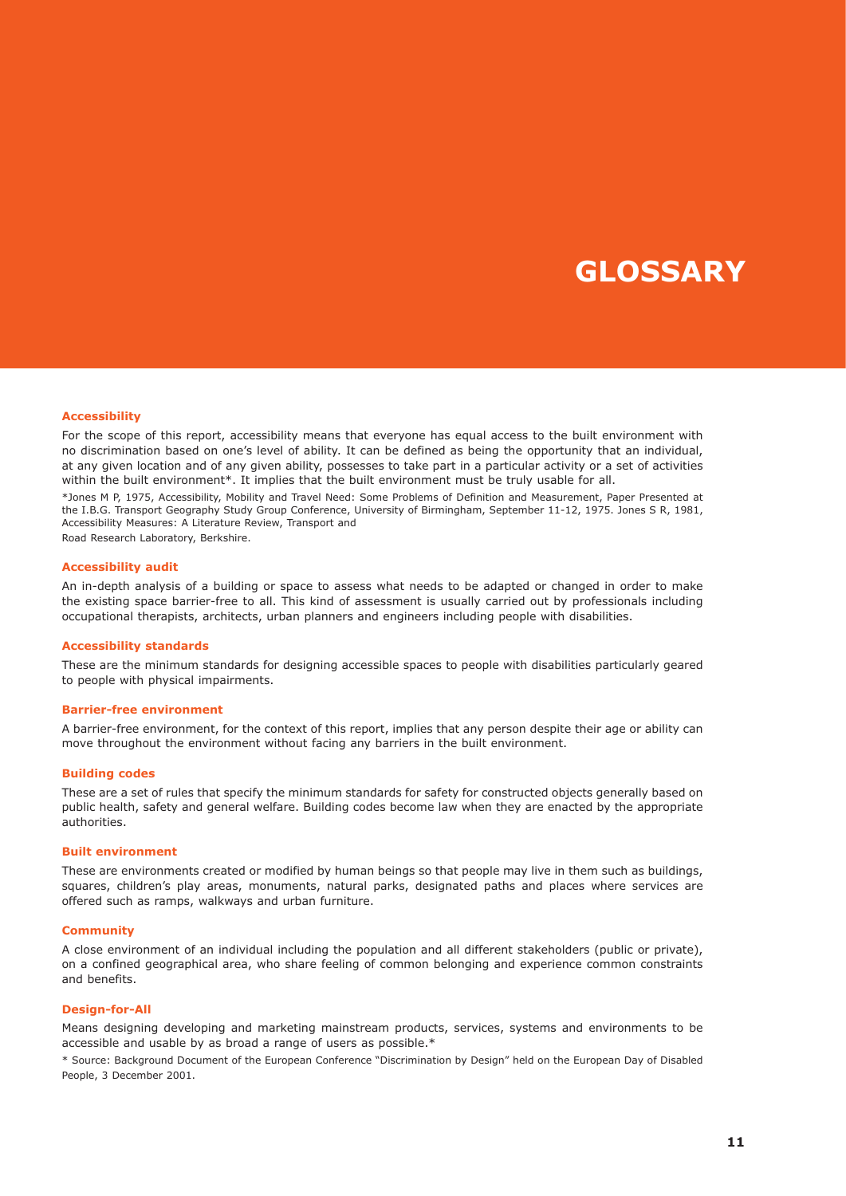# GLOSSARY

### Accessibility

For the scope of this report, accessibility means that everyone has equal access to the built environment with no discrimination based on one's level of ability. It can be defined as being the opportunity that an individual, at any given location and of any given ability, possesses to take part in a particular activity or a set of activities within the built environment*. It implies that the built environment must be truly usable for all.

*Jones M P, 1975, Accessibility, Mobility and Travel Need: Some Problems of Definition and Measurement, Paper Presented at the I.B.G. Transport Geography Study Group Conference, University of Birmingham, September 11-12, 1975. Jones S R, 1981, Accessibility Measures: A Literature Review, Transport and Road Research Laboratory, Berkshire.

### Accessibility audit

An in-depth analysis of a building or space to assess what needs to be adapted or changed in order to make the existing space barrier-free to all. This kind of assessment is usually carried out by professionals including occupational therapists, architects, urban planners and engineers including people with disabilities.

### Accessibility standards

These are the minimum standards for designing accessible spaces to people with disabilities particularly geared to people with physical impairments.

### Barrier-free environment

A barrier-free environment, for the context of this report, implies that any person despite their age or ability can move throughout the environment without facing any barriers in the built environment.

### Building codes

These are a set of rules that specify the minimum standards for safety for constructed objects generally based on public health, safety and general welfare. Building codes become law when they are enacted by the appropriate authorities.

### Built environment

These are environments created or modified by human beings so that people may live in them such as buildings, squares, children's play areas, monuments, natural parks, designated paths and places where services are offered such as ramps, walkways and urban furniture.

### Community

A close environment of an individual including the population and all different stakeholders (public or private), on a confined geographical area, who share feeling of common belonging and experience common constraints and benefits.

### Design-for-All

Means designing developing and marketing mainstream products, services, systems and environments to be accessible and usable by as broad a range of users as possible.*

* Source: Background Document of the European Conference "Discrimination by Design" held on the European Day of Disabled People, 3 December 2001.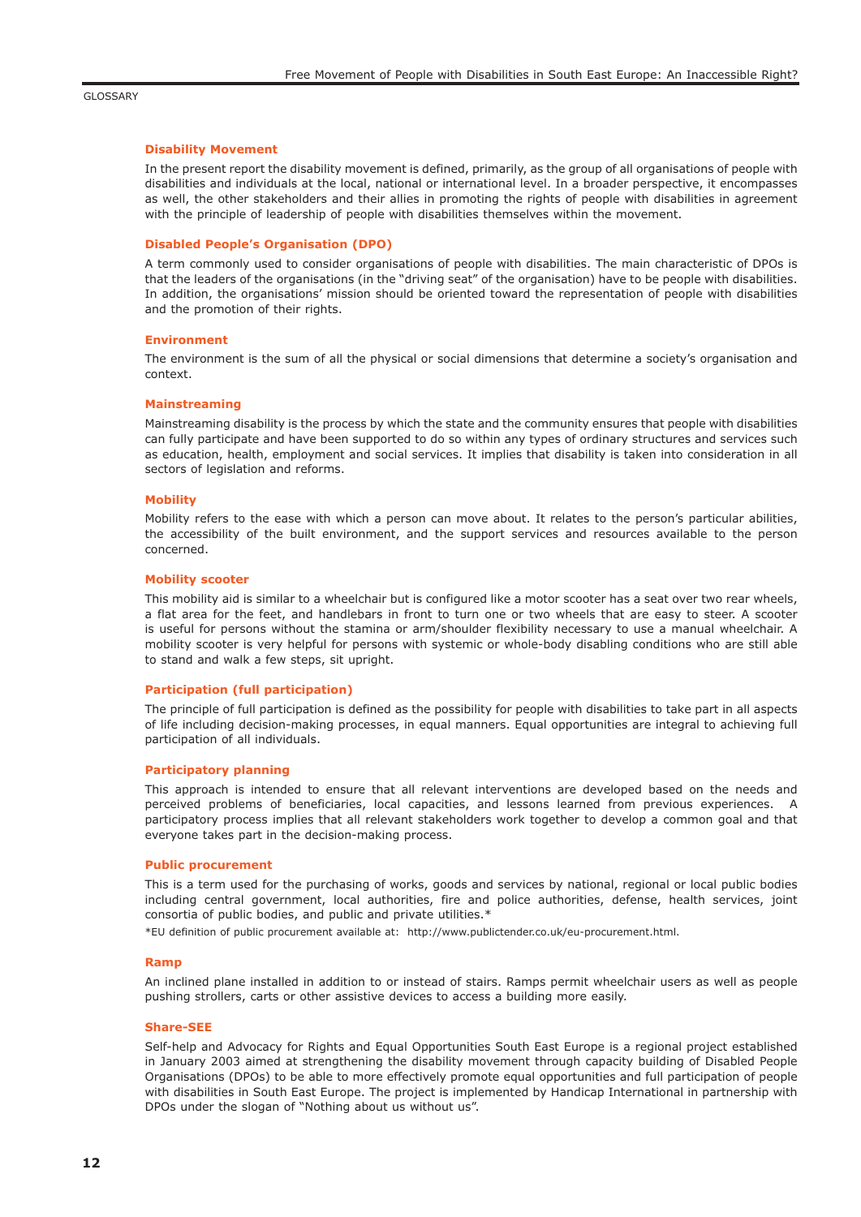GLOSSARY

### Disability Movement

In the present report the disability movement is defined, primarily, as the group of all organisations of people with disabilities and individuals at the local, national or international level. In a broader perspective, it encompasses as well, the other stakeholders and their allies in promoting the rights of people with disabilities in agreement with the principle of leadership of people with disabilities themselves within the movement.

### Disabled People's Organisation (DPO)

A term commonly used to consider organisations of people with disabilities. The main characteristic of DPOs is that the leaders of the organisations (in the "driving seat" of the organisation) have to be people with disabilities. In addition, the organisations' mission should be oriented toward the representation of people with disabilities and the promotion of their rights.

### Environment

The environment is the sum of all the physical or social dimensions that determine a society's organisation and context.

### Mainstreaming

Mainstreaming disability is the process by which the state and the community ensures that people with disabilities can fully participate and have been supported to do so within any types of ordinary structures and services such as education, health, employment and social services. It implies that disability is taken into consideration in all sectors of legislation and reforms.

### Mobility

Mobility refers to the ease with which a person can move about. It relates to the person's particular abilities, the accessibility of the built environment, and the support services and resources available to the person concerned.

### Mobility scooter

This mobility aid is similar to a wheelchair but is configured like a motor scooter has a seat over two rear wheels, a flat area for the feet, and handlebars in front to turn one or two wheels that are easy to steer. A scooter is useful for persons without the stamina or arm/shoulder flexibility necessary to use a manual wheelchair. A mobility scooter is very helpful for persons with systemic or whole-body disabling conditions who are still able to stand and walk a few steps, sit upright.

### Participation (full participation)

The principle of full participation is defined as the possibility for people with disabilities to take part in all aspects of life including decision-making processes, in equal manners. Equal opportunities are integral to achieving full participation of all individuals.

### Participatory planning

This approach is intended to ensure that all relevant interventions are developed based on the needs and perceived problems of beneficiaries, local capacities, and lessons learned from previous experiences. A participatory process implies that all relevant stakeholders work together to develop a common goal and that everyone takes part in the decision-making process.

### Public procurement

This is a term used for the purchasing of works, goods and services by national, regional or local public bodies including central government, local authorities, fire and police authorities, defense, health services, joint consortia of public bodies, and public and private utilities.*

*EU definition of public procurement available at: http://www.publictender.co.uk/eu-procurement.html.

### Ramp

An inclined plane installed in addition to or instead of stairs. Ramps permit wheelchair users as well as people pushing strollers, carts or other assistive devices to access a building more easily.

### Share-SEE

Self-help and Advocacy for Rights and Equal Opportunities South East Europe is a regional project established in January 2003 aimed at strengthening the disability movement through capacity building of Disabled People Organisations (DPOs) to be able to more effectively promote equal opportunities and full participation of people with disabilities in South East Europe. The project is implemented by Handicap International in partnership with DPOs under the slogan of "Nothing about us without us".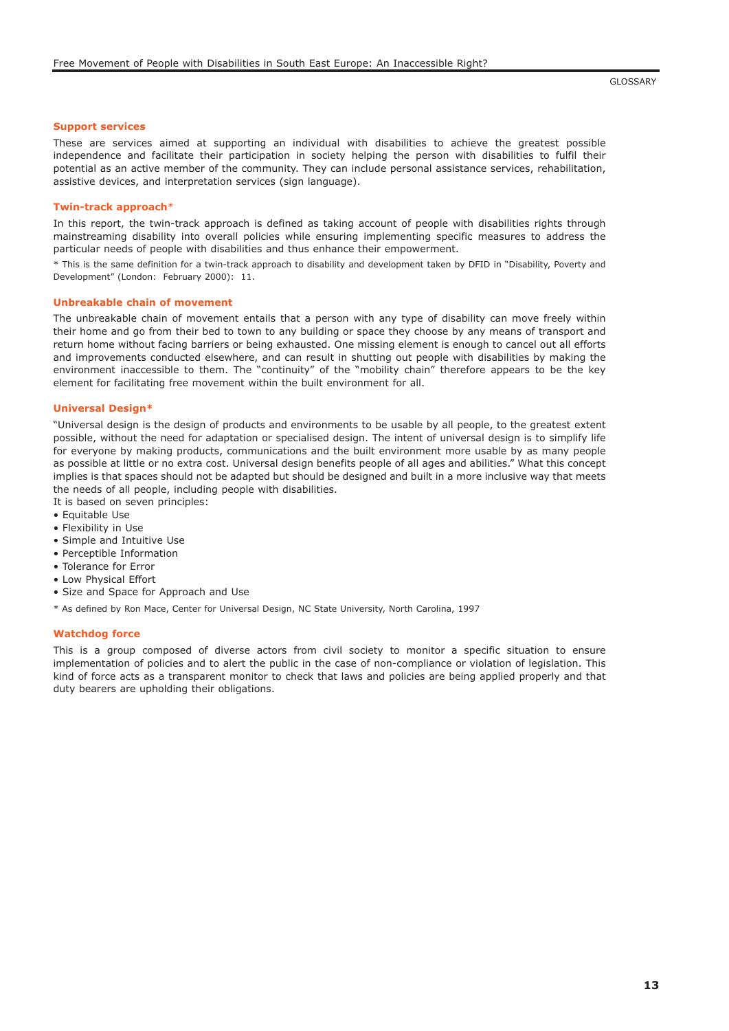### Support services

These are services aimed at supporting an individual with disabilities to achieve the greatest possible independence and facilitate their participation in society helping the person with disabilities to fulfil their potential as an active member of the community. They can include personal assistance services, rehabilitation, assistive devices, and interpretation services (sign language).

### Twin-track approach*

In this report, the twin-track approach is defined as taking account of people with disabilities rights through mainstreaming disability into overall policies while ensuring implementing specific measures to address the particular needs of people with disabilities and thus enhance their empowerment.

* This is the same definition for a twin-track approach to disability and development taken by DFID in "Disability, Poverty and Development" (London: February 2000): 11.

### Unbreakable chain of movement

The unbreakable chain of movement entails that a person with any type of disability can move freely within their home and go from their bed to town to any building or space they choose by any means of transport and return home without facing barriers or being exhausted. One missing element is enough to cancel out all efforts and improvements conducted elsewhere, and can result in shutting out people with disabilities by making the environment inaccessible to them. The "continuity" of the "mobility chain" therefore appears to be the key element for facilitating free movement within the built environment for all.

### Universal Design*

"Universal design is the design of products and environments to be usable by all people, to the greatest extent possible, without the need for adaptation or specialised design. The intent of universal design is to simplify life for everyone by making products, communications and the built environment more usable by as many people as possible at little or no extra cost. Universal design benefits people of all ages and abilities." What this concept implies is that spaces should not be adapted but should be designed and built in a more inclusive way that meets the needs of all people, including people with disabilities.

It is based on seven principles:

- Equitable Use
- Flexibility in Use
- Simple and Intuitive Use
- Perceptible Information
- Tolerance for Error
- Low Physical Effort
- Size and Space for Approach and Use

* As defined by Ron Mace, Center for Universal Design, NC State University, North Carolina, 1997

### Watchdog force

This is a group composed of diverse actors from civil society to monitor a specific situation to ensure implementation of policies and to alert the public in the case of non-compliance or violation of legislation. This kind of force acts as a transparent monitor to check that laws and policies are being applied properly and that duty bearers are upholding their obligations.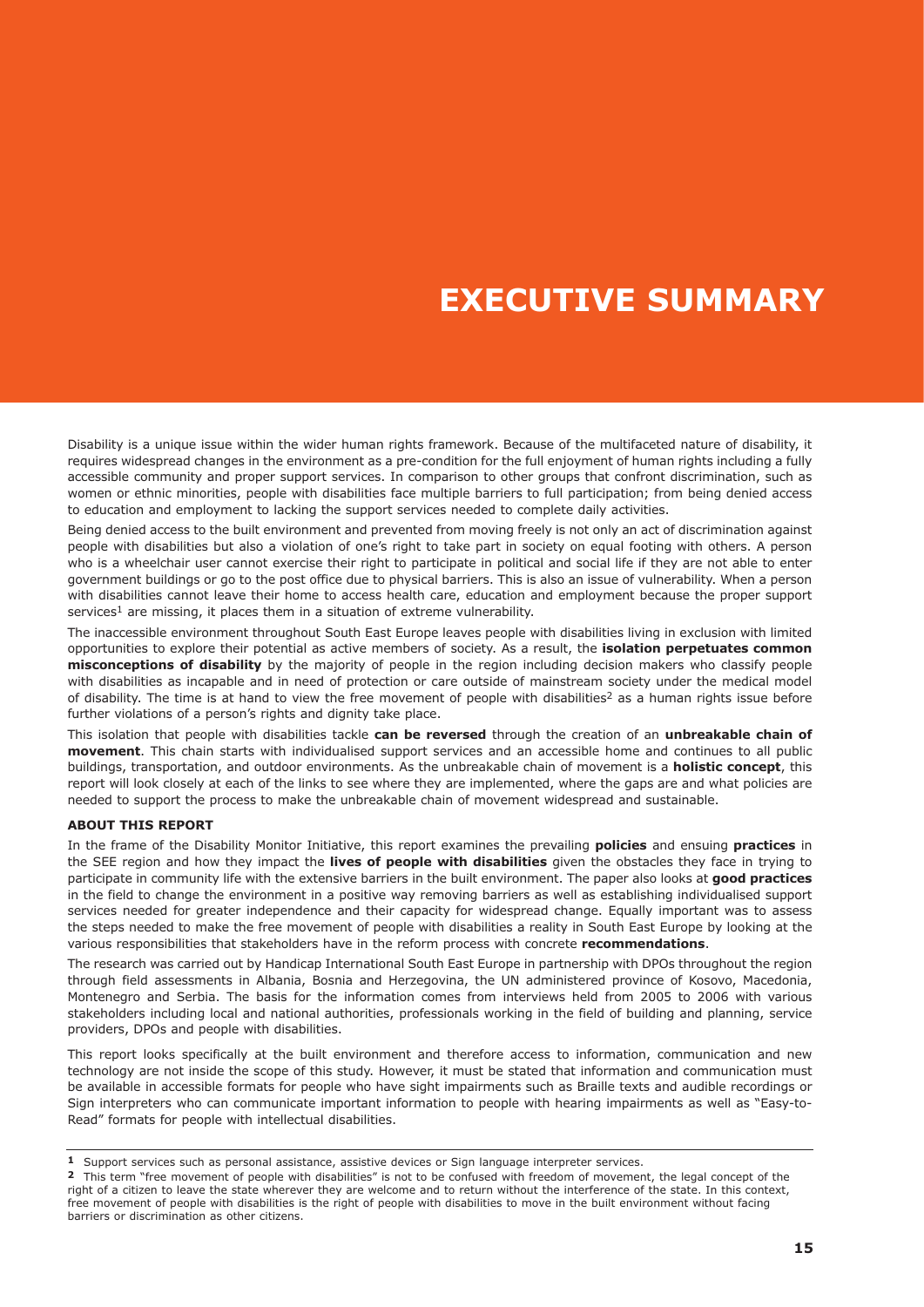# EXECUTIVE SUMMARY

Disability is a unique issue within the wider human rights framework. Because of the multifaceted nature of disability, it requires widespread changes in the environment as a pre-condition for the full enjoyment of human rights including a fully accessible community and proper support services. In comparison to other groups that confront discrimination, such as women or ethnic minorities, people with disabilities face multiple barriers to full participation; from being denied access to education and employment to lacking the support services needed to complete daily activities.

Being denied access to the built environment and prevented from moving freely is not only an act of discrimination against people with disabilities but also a violation of one's right to take part in society on equal footing with others. A person who is a wheelchair user cannot exercise their right to participate in political and social life if they are not able to enter government buildings or go to the post office due to physical barriers. This is also an issue of vulnerability. When a person with disabilities cannot leave their home to access health care, education and employment because the proper support services[1] are missing, it places them in a situation of extreme vulnerability.

The inaccessible environment throughout South East Europe leaves people with disabilities living in exclusion with limited opportunities to explore their potential as active members of society. As a result, the **isolation perpetuates common misconceptions of disability** by the majority of people in the region including decision makers who classify people with disabilities as incapable and in need of protection or care outside of mainstream society under the medical model of disability. The time is at hand to view the free movement of people with disabilities[2] as a human rights issue before further violations of a person's rights and dignity take place.

This isolation that people with disabilities tackle **can be reversed** through the creation of an **unbreakable chain of movement**. This chain starts with individualised support services and an accessible home and continues to all public buildings, transportation, and outdoor environments. As the unbreakable chain of movement is a **holistic concept**, this report will look closely at each of the links to see where they are implemented, where the gaps are and what policies are needed to support the process to make the unbreakable chain of movement widespread and sustainable.

**ABOUT THIS REPORT**

In the frame of the Disability Monitor Initiative, this report examines the prevailing **policies** and ensuing **practices** in the SEE region and how they impact the **lives of people with disabilities** given the obstacles they face in trying to participate in community life with the extensive barriers in the built environment. The paper also looks at **good practices** in the field to change the environment in a positive way removing barriers as well as establishing individualised support services needed for greater independence and their capacity for widespread change. Equally important was to assess the steps needed to make the free movement of people with disabilities a reality in South East Europe by looking at the various responsibilities that stakeholders have in the reform process with concrete **recommendations**.

The research was carried out by Handicap International South East Europe in partnership with DPOs throughout the region through field assessments in Albania, Bosnia and Herzegovina, the UN administered province of Kosovo, Macedonia, Montenegro and Serbia. The basis for the information comes from interviews held from 2005 to 2006 with various stakeholders including local and national authorities, professionals working in the field of building and planning, service providers, DPOs and people with disabilities.

This report looks specifically at the built environment and therefore access to information, communication and new technology are not inside the scope of this study. However, it must be stated that information and communication must be available in accessible formats for people who have sight impairments such as Braille texts and audible recordings or Sign interpreters who can communicate important information to people with hearing impairments as well as "Easy-to-Read" formats for people with intellectual disabilities.

---

**1** Support services such as personal assistance, assistive devices or Sign language interpreter services.

**2** This term "free movement of people with disabilities" is not to be confused with freedom of movement, the legal concept of the right of a citizen to leave the state wherever they are welcome and to return without the interference of the state. In this context, free movement of people with disabilities is the right of people with disabilities to move in the built environment without facing barriers or discrimination as other citizens.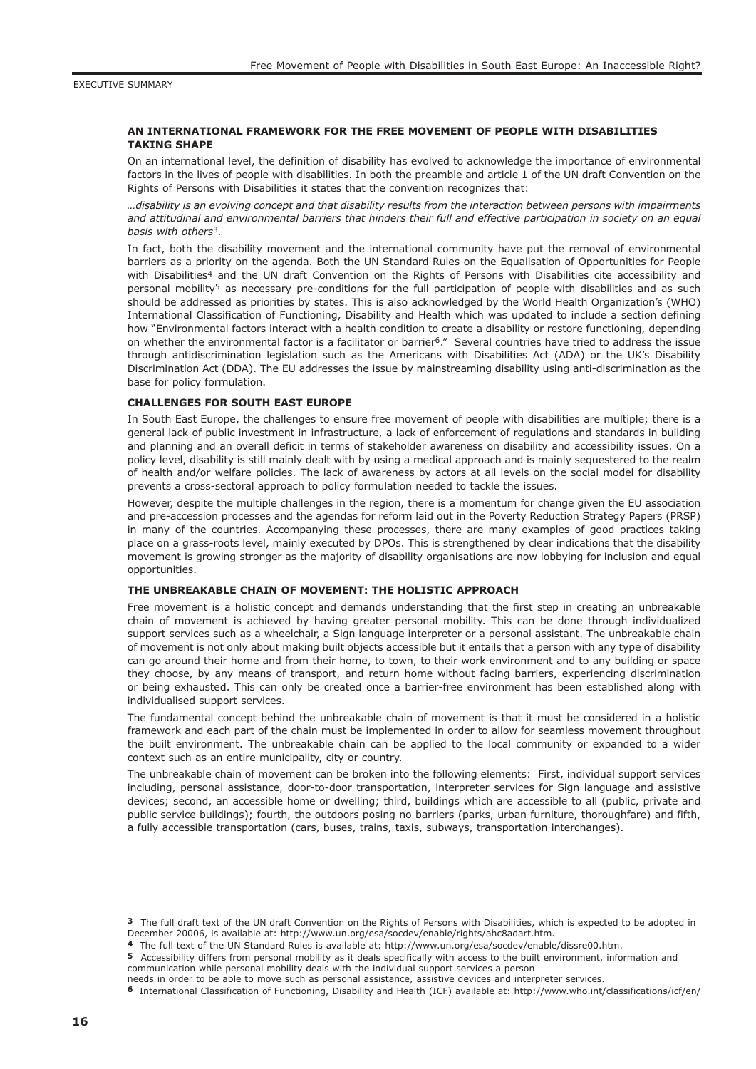EXECUTIVE SUMMARY

### AN INTERNATIONAL FRAMEWORK FOR THE FREE MOVEMENT OF PEOPLE WITH DISABILITIES TAKING SHAPE

On an international level, the definition of disability has evolved to acknowledge the importance of environmental factors in the lives of people with disabilities. In both the preamble and article 1 of the UN draft Convention on the Rights of Persons with Disabilities it states that the convention recognizes that:

*…disability is an evolving concept and that disability results from the interaction between persons with impairments and attitudinal and environmental barriers that hinders their full and effective participation in society on an equal basis with others*[3].

In fact, both the disability movement and the international community have put the removal of environmental barriers as a priority on the agenda. Both the UN Standard Rules on the Equalisation of Opportunities for People with Disabilities[4] and the UN draft Convention on the Rights of Persons with Disabilities cite accessibility and personal mobility[5] as necessary pre-conditions for the full participation of people with disabilities and as such should be addressed as priorities by states. This is also acknowledged by the World Health Organization's (WHO) International Classification of Functioning, Disability and Health which was updated to include a section defining how "Environmental factors interact with a health condition to create a disability or restore functioning, depending on whether the environmental factor is a facilitator or barrier[6]." Several countries have tried to address the issue through antidiscrimination legislation such as the Americans with Disabilities Act (ADA) or the UK's Disability Discrimination Act (DDA). The EU addresses the issue by mainstreaming disability using anti-discrimination as the base for policy formulation.

### CHALLENGES FOR SOUTH EAST EUROPE

In South East Europe, the challenges to ensure free movement of people with disabilities are multiple; there is a general lack of public investment in infrastructure, a lack of enforcement of regulations and standards in building and planning and an overall deficit in terms of stakeholder awareness on disability and accessibility issues. On a policy level, disability is still mainly dealt with by using a medical approach and is mainly sequestered to the realm of health and/or welfare policies. The lack of awareness by actors at all levels on the social model for disability prevents a cross-sectoral approach to policy formulation needed to tackle the issues.

However, despite the multiple challenges in the region, there is a momentum for change given the EU association and pre-accession processes and the agendas for reform laid out in the Poverty Reduction Strategy Papers (PRSP) in many of the countries. Accompanying these processes, there are many examples of good practices taking place on a grass-roots level, mainly executed by DPOs. This is strengthened by clear indications that the disability movement is growing stronger as the majority of disability organisations are now lobbying for inclusion and equal opportunities.

### THE UNBREAKABLE CHAIN OF MOVEMENT: THE HOLISTIC APPROACH

Free movement is a holistic concept and demands understanding that the first step in creating an unbreakable chain of movement is achieved by having greater personal mobility. This can be done through individualized support services such as a wheelchair, a Sign language interpreter or a personal assistant. The unbreakable chain of movement is not only about making built objects accessible but it entails that a person with any type of disability can go around their home and from their home, to town, to their work environment and to any building or space they choose, by any means of transport, and return home without facing barriers, experiencing discrimination or being exhausted. This can only be created once a barrier-free environment has been established along with individualised support services.

The fundamental concept behind the unbreakable chain of movement is that it must be considered in a holistic framework and each part of the chain must be implemented in order to allow for seamless movement throughout the built environment. The unbreakable chain can be applied to the local community or expanded to a wider context such as an entire municipality, city or country.

The unbreakable chain of movement can be broken into the following elements: First, individual support services including, personal assistance, door-to-door transportation, interpreter services for Sign language and assistive devices; second, an accessible home or dwelling; third, buildings which are accessible to all (public, private and public service buildings); fourth, the outdoors posing no barriers (parks, urban furniture, thoroughfare) and fifth, a fully accessible transportation (cars, buses, trains, taxis, subways, transportation interchanges).

---

[3] The full draft text of the UN draft Convention on the Rights of Persons with Disabilities, which is expected to be adopted in December 20006, is available at: http://www.un.org/esa/socdev/enable/rights/ahc8adart.htm.

[4] The full text of the UN Standard Rules is available at: http://www.un.org/esa/socdev/enable/dissre00.htm.

[5] Accessibility differs from personal mobility as it deals specifically with access to the built environment, information and communication while personal mobility deals with the individual support services a person needs in order to be able to move such as personal assistance, assistive devices and interpreter services.

[6] International Classification of Functioning, Disability and Health (ICF) available at: http://www.who.int/classifications/icf/en/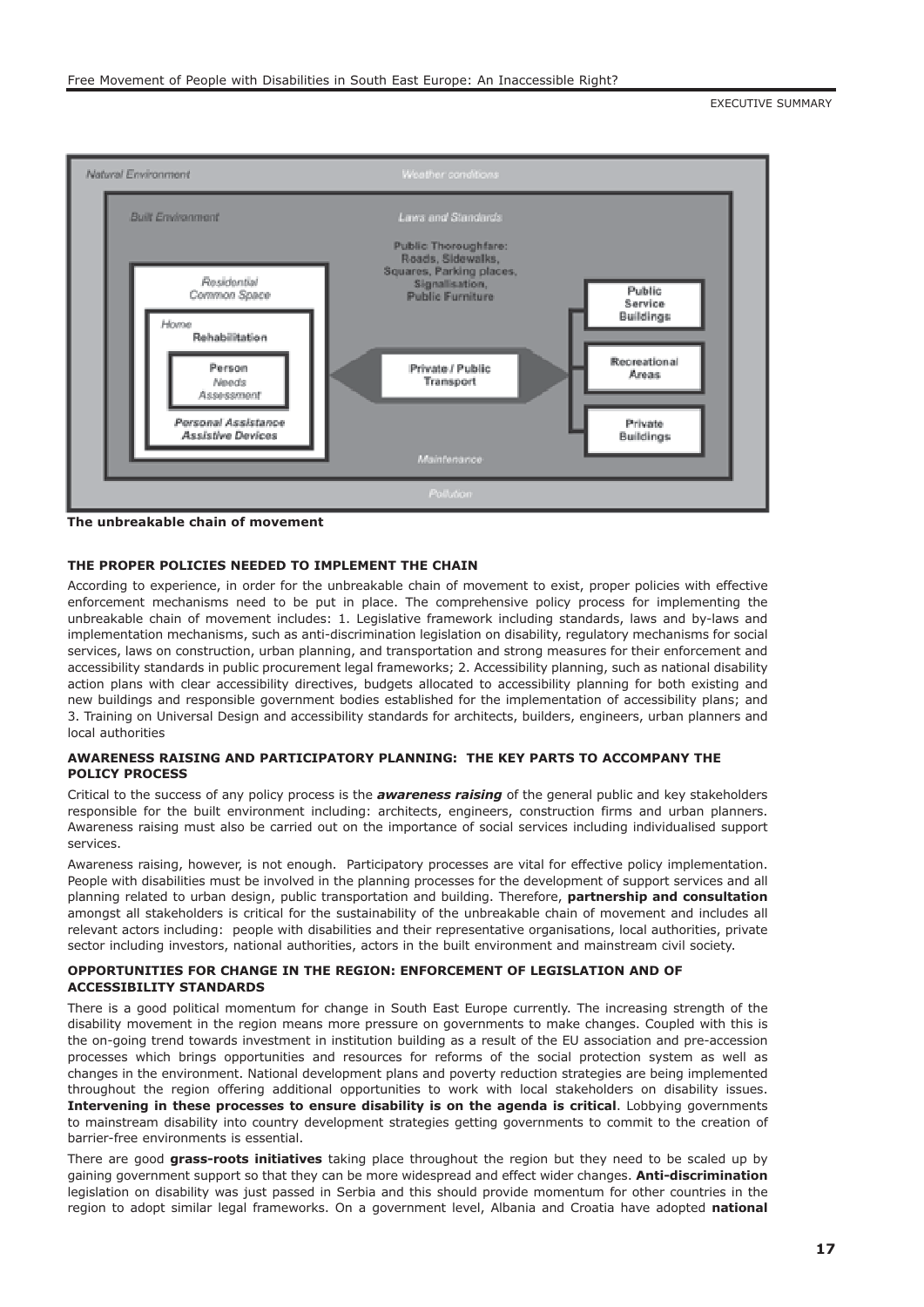Natural Environment

Weather conditions

Built Environment

Laws and Standards

Public Thoroughfare: Roads, Sidewalks, Squares, Parking places, Signalisation, Public Furniture

Residential Common Space

Home

Rehabilitation

Person

Needs Assessment

Personal Assistance Assistive Devices

Private / Public Transport

Public Service Buildings

Recreational Areas

Private Buildings

Maintenance

Pollution

**The unbreakable chain of movement**

### THE PROPER POLICIES NEEDED TO IMPLEMENT THE CHAIN

According to experience, in order for the unbreakable chain of movement to exist, proper policies with effective enforcement mechanisms need to be put in place. The comprehensive policy process for implementing the unbreakable chain of movement includes: 1. Legislative framework including standards, laws and by-laws and implementation mechanisms, such as anti-discrimination legislation on disability, regulatory mechanisms for social services, laws on construction, urban planning, and transportation and strong measures for their enforcement and accessibility standards in public procurement legal frameworks; 2. Accessibility planning, such as national disability action plans with clear accessibility directives, budgets allocated to accessibility planning for both existing and new buildings and responsible government bodies established for the implementation of accessibility plans; and 3. Training on Universal Design and accessibility standards for architects, builders, engineers, urban planners and local authorities

### AWARENESS RAISING AND PARTICIPATORY PLANNING: THE KEY PARTS TO ACCOMPANY THE POLICY PROCESS

Critical to the success of any policy process is the ***awareness raising*** of the general public and key stakeholders responsible for the built environment including: architects, engineers, construction firms and urban planners. Awareness raising must also be carried out on the importance of social services including individualised support services.

Awareness raising, however, is not enough. Participatory processes are vital for effective policy implementation. People with disabilities must be involved in the planning processes for the development of support services and all planning related to urban design, public transportation and building. Therefore, **partnership and consultation** amongst all stakeholders is critical for the sustainability of the unbreakable chain of movement and includes all relevant actors including: people with disabilities and their representative organisations, local authorities, private sector including investors, national authorities, actors in the built environment and mainstream civil society.

### OPPORTUNITIES FOR CHANGE IN THE REGION: ENFORCEMENT OF LEGISLATION AND OF ACCESSIBILITY STANDARDS

There is a good political momentum for change in South East Europe currently. The increasing strength of the disability movement in the region means more pressure on governments to make changes. Coupled with this is the on-going trend towards investment in institution building as a result of the EU association and pre-accession processes which brings opportunities and resources for reforms of the social protection system as well as changes in the environment. National development plans and poverty reduction strategies are being implemented throughout the region offering additional opportunities to work with local stakeholders on disability issues. **Intervening in these processes to ensure disability is on the agenda is critical**. Lobbying governments to mainstream disability into country development strategies getting governments to commit to the creation of barrier-free environments is essential.

There are good **grass-roots initiatives** taking place throughout the region but they need to be scaled up by gaining government support so that they can be more widespread and effect wider changes. **Anti-discrimination** legislation on disability was just passed in Serbia and this should provide momentum for other countries in the region to adopt similar legal frameworks. On a government level, Albania and Croatia have adopted **national**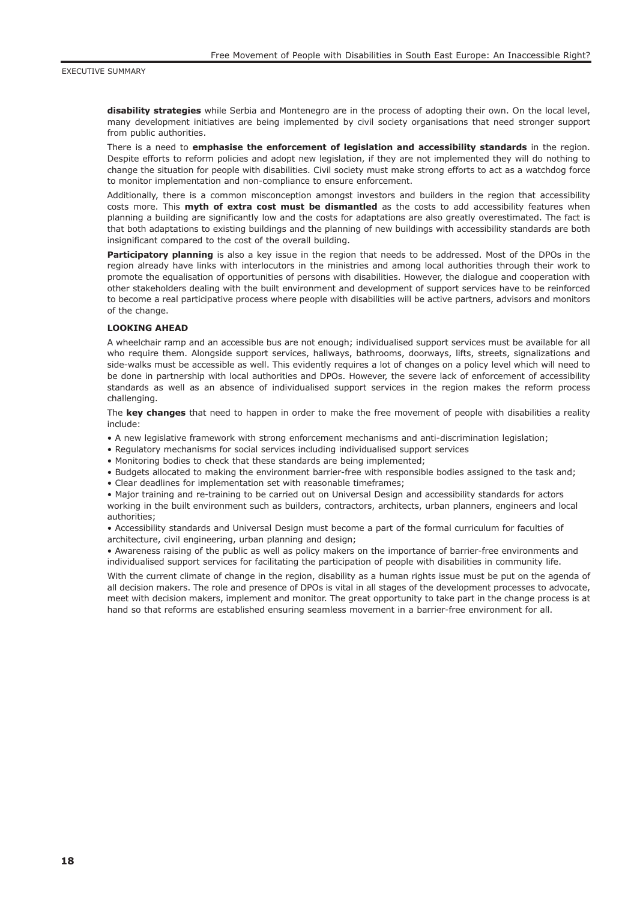**disability strategies** while Serbia and Montenegro are in the process of adopting their own. On the local level, many development initiatives are being implemented by civil society organisations that need stronger support from public authorities.

There is a need to **emphasise the enforcement of legislation and accessibility standards** in the region. Despite efforts to reform policies and adopt new legislation, if they are not implemented they will do nothing to change the situation for people with disabilities. Civil society must make strong efforts to act as a watchdog force to monitor implementation and non-compliance to ensure enforcement.

Additionally, there is a common misconception amongst investors and builders in the region that accessibility costs more. This **myth of extra cost must be dismantled** as the costs to add accessibility features when planning a building are significantly low and the costs for adaptations are also greatly overestimated. The fact is that both adaptations to existing buildings and the planning of new buildings with accessibility standards are both insignificant compared to the cost of the overall building.

**Participatory planning** is also a key issue in the region that needs to be addressed. Most of the DPOs in the region already have links with interlocutors in the ministries and among local authorities through their work to promote the equalisation of opportunities of persons with disabilities. However, the dialogue and cooperation with other stakeholders dealing with the built environment and development of support services have to be reinforced to become a real participative process where people with disabilities will be active partners, advisors and monitors of the change.

**LOOKING AHEAD**

A wheelchair ramp and an accessible bus are not enough; individualised support services must be available for all who require them. Alongside support services, hallways, bathrooms, doorways, lifts, streets, signalizations and side-walks must be accessible as well. This evidently requires a lot of changes on a policy level which will need to be done in partnership with local authorities and DPOs. However, the severe lack of enforcement of accessibility standards as well as an absence of individualised support services in the region makes the reform process challenging.

The **key changes** that need to happen in order to make the free movement of people with disabilities a reality include:

- A new legislative framework with strong enforcement mechanisms and anti-discrimination legislation;
- Regulatory mechanisms for social services including individualised support services
- Monitoring bodies to check that these standards are being implemented;
- Budgets allocated to making the environment barrier-free with responsible bodies assigned to the task and;
- Clear deadlines for implementation set with reasonable timeframes;
- Major training and re-training to be carried out on Universal Design and accessibility standards for actors working in the built environment such as builders, contractors, architects, urban planners, engineers and local authorities;
- Accessibility standards and Universal Design must become a part of the formal curriculum for faculties of architecture, civil engineering, urban planning and design;
- Awareness raising of the public as well as policy makers on the importance of barrier-free environments and individualised support services for facilitating the participation of people with disabilities in community life.

With the current climate of change in the region, disability as a human rights issue must be put on the agenda of all decision makers. The role and presence of DPOs is vital in all stages of the development processes to advocate, meet with decision makers, implement and monitor. The great opportunity to take part in the change process is at hand so that reforms are established ensuring seamless movement in a barrier-free environment for all.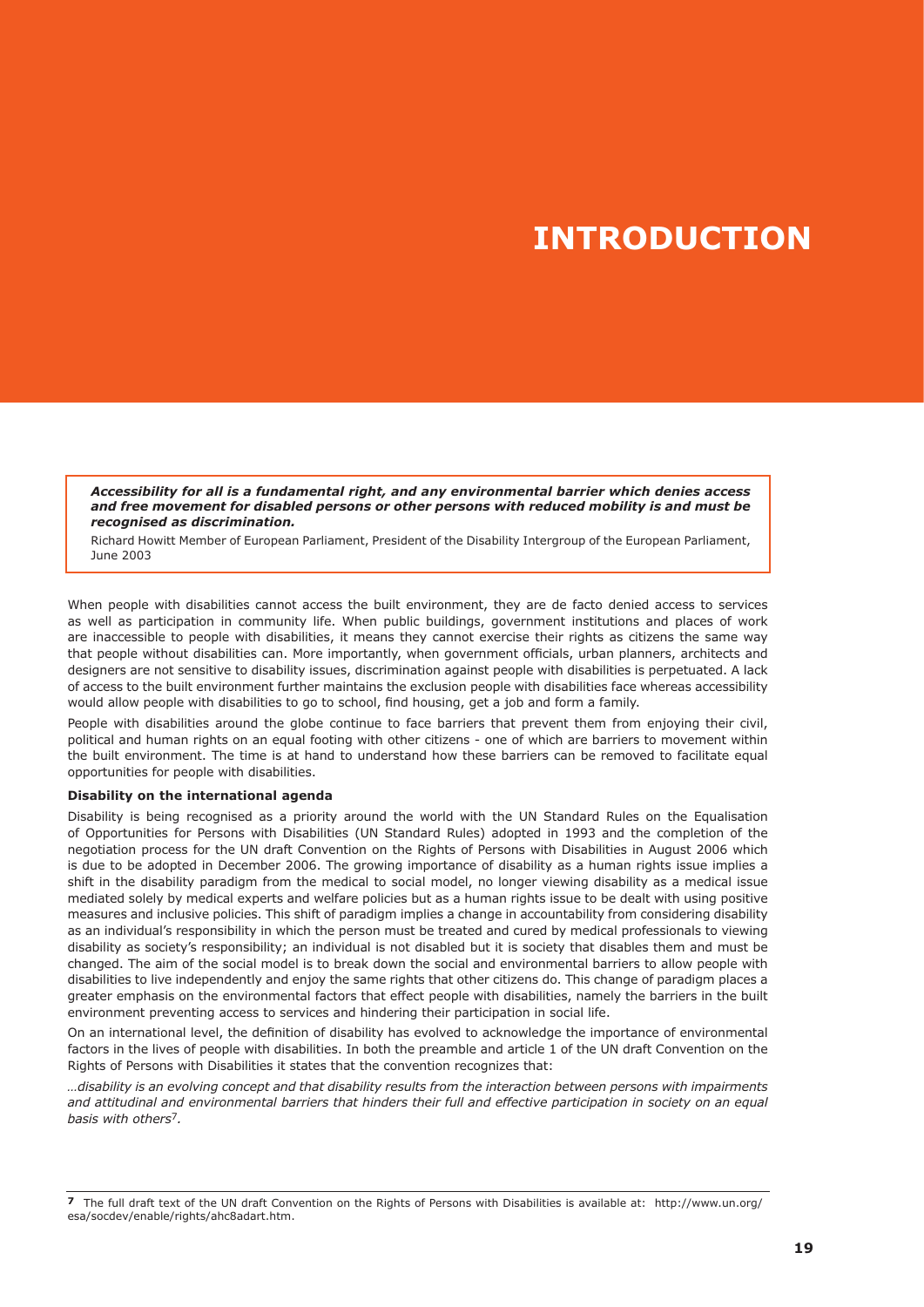# INTRODUCTION

> ***Accessibility for all is a fundamental right, and any environmental barrier which denies access and free movement for disabled persons or other persons with reduced mobility is and must be recognised as discrimination.***
>
> Richard Howitt Member of European Parliament, President of the Disability Intergroup of the European Parliament, June 2003

When people with disabilities cannot access the built environment, they are de facto denied access to services as well as participation in community life. When public buildings, government institutions and places of work are inaccessible to people with disabilities, it means they cannot exercise their rights as citizens the same way that people without disabilities can. More importantly, when government officials, urban planners, architects and designers are not sensitive to disability issues, discrimination against people with disabilities is perpetuated. A lack of access to the built environment further maintains the exclusion people with disabilities face whereas accessibility would allow people with disabilities to go to school, find housing, get a job and form a family.

People with disabilities around the globe continue to face barriers that prevent them from enjoying their civil, political and human rights on an equal footing with other citizens - one of which are barriers to movement within the built environment. The time is at hand to understand how these barriers can be removed to facilitate equal opportunities for people with disabilities.

**Disability on the international agenda**

Disability is being recognised as a priority around the world with the UN Standard Rules on the Equalisation of Opportunities for Persons with Disabilities (UN Standard Rules) adopted in 1993 and the completion of the negotiation process for the UN draft Convention on the Rights of Persons with Disabilities in August 2006 which is due to be adopted in December 2006. The growing importance of disability as a human rights issue implies a shift in the disability paradigm from the medical to social model, no longer viewing disability as a medical issue mediated solely by medical experts and welfare policies but as a human rights issue to be dealt with using positive measures and inclusive policies. This shift of paradigm implies a change in accountability from considering disability as an individual's responsibility in which the person must be treated and cured by medical professionals to viewing disability as society's responsibility; an individual is not disabled but it is society that disables them and must be changed. The aim of the social model is to break down the social and environmental barriers to allow people with disabilities to live independently and enjoy the same rights that other citizens do. This change of paradigm places a greater emphasis on the environmental factors that effect people with disabilities, namely the barriers in the built environment preventing access to services and hindering their participation in social life.

On an international level, the definition of disability has evolved to acknowledge the importance of environmental factors in the lives of people with disabilities. In both the preamble and article 1 of the UN draft Convention on the Rights of Persons with Disabilities it states that the convention recognizes that:

*…disability is an evolving concept and that disability results from the interaction between persons with impairments and attitudinal and environmental barriers that hinders their full and effective participation in society on an equal basis with others*[7]*.*

---

[7] The full draft text of the UN draft Convention on the Rights of Persons with Disabilities is available at: http://www.un.org/esa/socdev/enable/rights/ahc8adart.htm.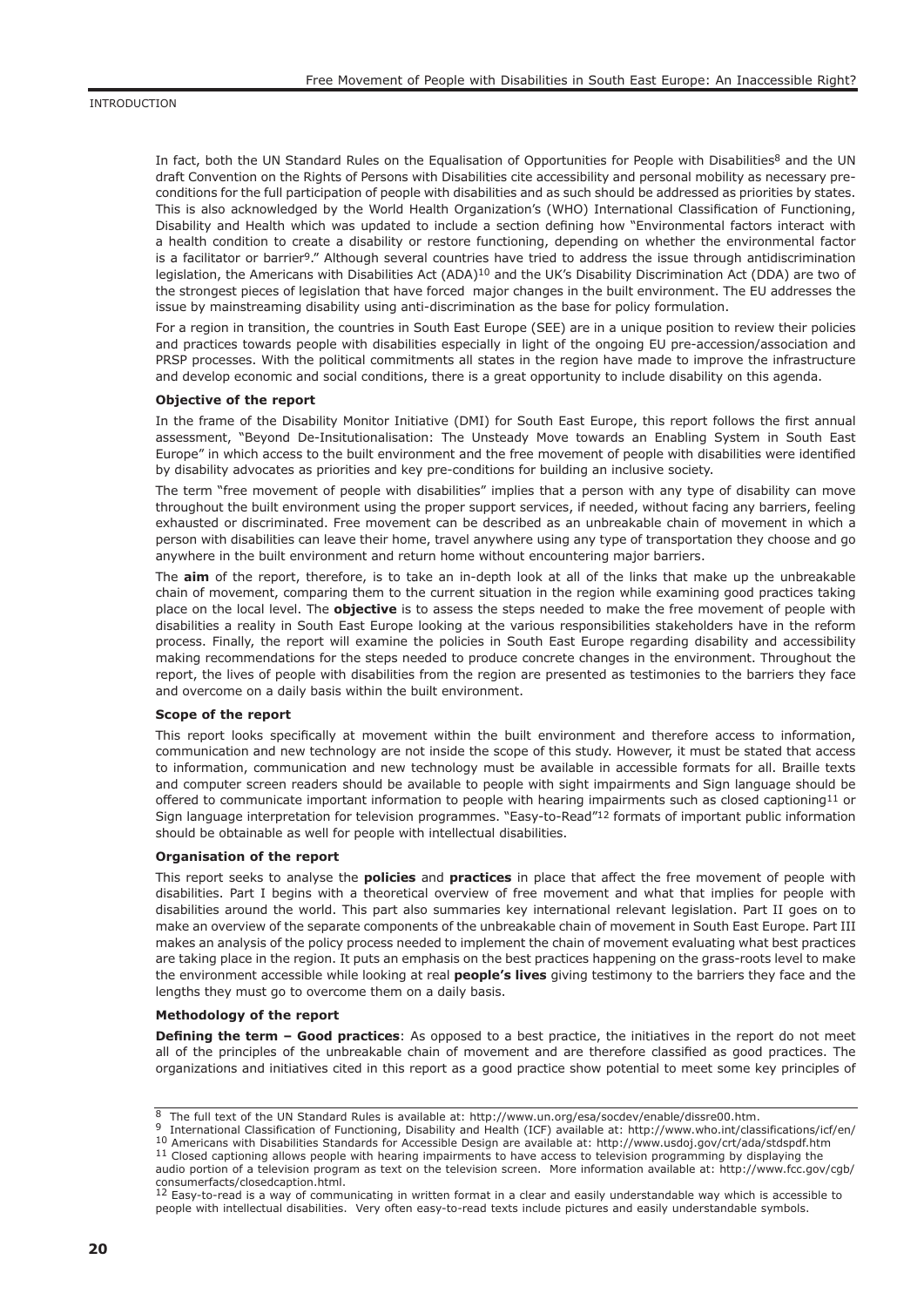In fact, both the UN Standard Rules on the Equalisation of Opportunities for People with Disabilities[8] and the UN draft Convention on the Rights of Persons with Disabilities cite accessibility and personal mobility as necessary preconditions for the full participation of people with disabilities and as such should be addressed as priorities by states. This is also acknowledged by the World Health Organization's (WHO) International Classification of Functioning, Disability and Health which was updated to include a section defining how "Environmental factors interact with a health condition to create a disability or restore functioning, depending on whether the environmental factor is a facilitator or barrier[9]." Although several countries have tried to address the issue through antidiscrimination legislation, the Americans with Disabilities Act (ADA)[10] and the UK's Disability Discrimination Act (DDA) are two of the strongest pieces of legislation that have forced major changes in the built environment. The EU addresses the issue by mainstreaming disability using anti-discrimination as the base for policy formulation.

For a region in transition, the countries in South East Europe (SEE) are in a unique position to review their policies and practices towards people with disabilities especially in light of the ongoing EU pre-accession/association and PRSP processes. With the political commitments all states in the region have made to improve the infrastructure and develop economic and social conditions, there is a great opportunity to include disability on this agenda.

**Objective of the report**

In the frame of the Disability Monitor Initiative (DMI) for South East Europe, this report follows the first annual assessment, "Beyond De-Insitutionalisation: The Unsteady Move towards an Enabling System in South East Europe" in which access to the built environment and the free movement of people with disabilities were identified by disability advocates as priorities and key pre-conditions for building an inclusive society.

The term "free movement of people with disabilities" implies that a person with any type of disability can move throughout the built environment using the proper support services, if needed, without facing any barriers, feeling exhausted or discriminated. Free movement can be described as an unbreakable chain of movement in which a person with disabilities can leave their home, travel anywhere using any type of transportation they choose and go anywhere in the built environment and return home without encountering major barriers.

The **aim** of the report, therefore, is to take an in-depth look at all of the links that make up the unbreakable chain of movement, comparing them to the current situation in the region while examining good practices taking place on the local level. The **objective** is to assess the steps needed to make the free movement of people with disabilities a reality in South East Europe looking at the various responsibilities stakeholders have in the reform process. Finally, the report will examine the policies in South East Europe regarding disability and accessibility making recommendations for the steps needed to produce concrete changes in the environment. Throughout the report, the lives of people with disabilities from the region are presented as testimonies to the barriers they face and overcome on a daily basis within the built environment.

**Scope of the report**

This report looks specifically at movement within the built environment and therefore access to information, communication and new technology are not inside the scope of this study. However, it must be stated that access to information, communication and new technology must be available in accessible formats for all. Braille texts and computer screen readers should be available to people with sight impairments and Sign language should be offered to communicate important information to people with hearing impairments such as closed captioning[11] or Sign language interpretation for television programmes. "Easy-to-Read"[12] formats of important public information should be obtainable as well for people with intellectual disabilities.

**Organisation of the report**

This report seeks to analyse the **policies** and **practices** in place that affect the free movement of people with disabilities. Part I begins with a theoretical overview of free movement and what that implies for people with disabilities around the world. This part also summaries key international relevant legislation. Part II goes on to make an overview of the separate components of the unbreakable chain of movement in South East Europe. Part III makes an analysis of the policy process needed to implement the chain of movement evaluating what best practices are taking place in the region. It puts an emphasis on the best practices happening on the grass-roots level to make the environment accessible while looking at real **people's lives** giving testimony to the barriers they face and the lengths they must go to overcome them on a daily basis.

**Methodology of the report**

**Defining the term – Good practices**: As opposed to a best practice, the initiatives in the report do not meet all of the principles of the unbreakable chain of movement and are therefore classified as good practices. The organizations and initiatives cited in this report as a good practice show potential to meet some key principles of

---

[8] The full text of the UN Standard Rules is available at: http://www.un.org/esa/socdev/enable/dissre00.htm.

[9] International Classification of Functioning, Disability and Health (ICF) available at: http://www.who.int/classifications/icf/en/

[10] Americans with Disabilities Standards for Accessible Design are available at: http://www.usdoj.gov/crt/ada/stdspdf.htm

[11] Closed captioning allows people with hearing impairments to have access to television programming by displaying the audio portion of a television program as text on the television screen. More information available at: http://www.fcc.gov/cgb/consumerfacts/closedcaption.html.

[12] Easy-to-read is a way of communicating in written format in a clear and easily understandable way which is accessible to people with intellectual disabilities. Very often easy-to-read texts include pictures and easily understandable symbols.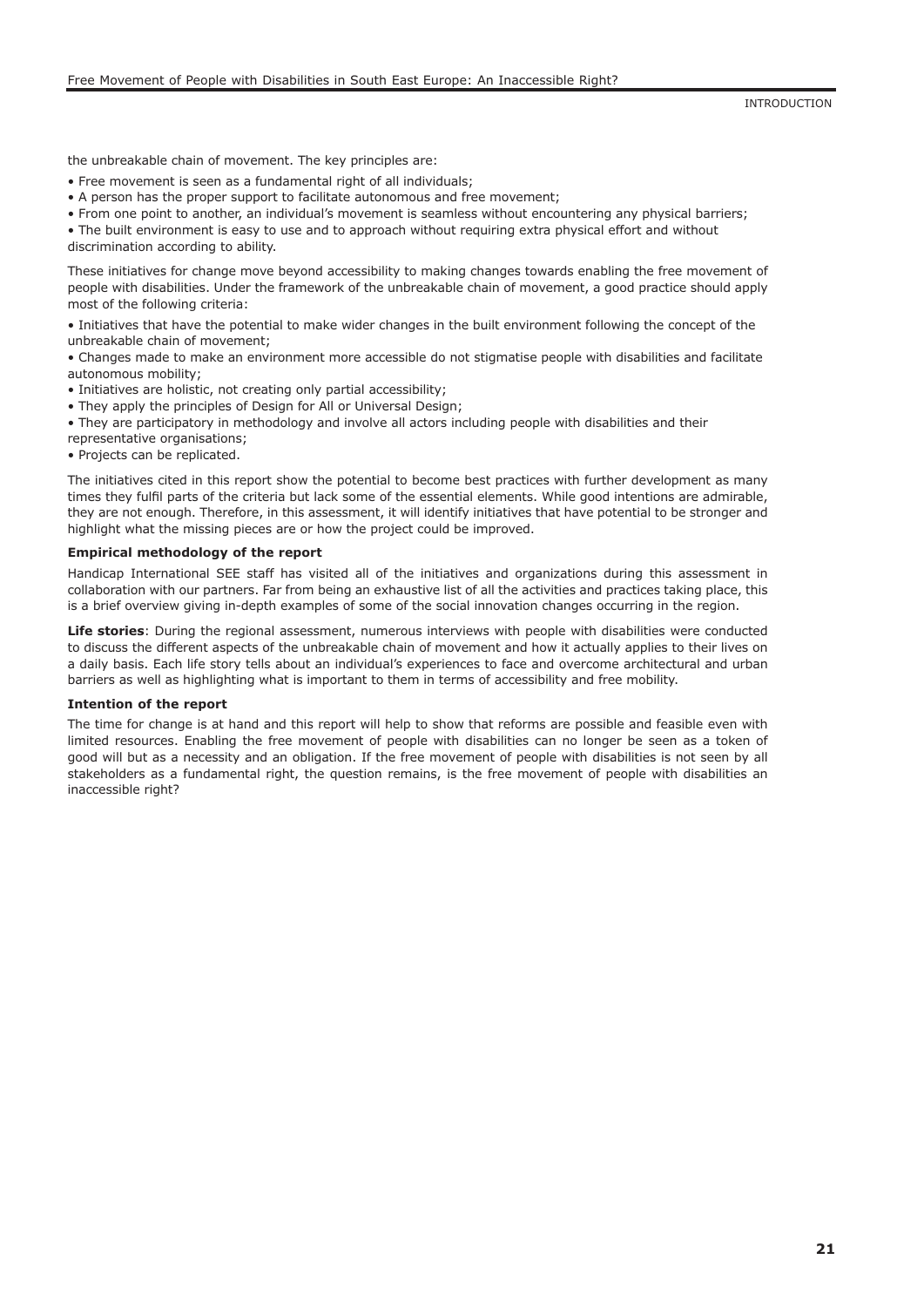the unbreakable chain of movement. The key principles are:

- Free movement is seen as a fundamental right of all individuals;
- A person has the proper support to facilitate autonomous and free movement;
- From one point to another, an individual's movement is seamless without encountering any physical barriers;
- The built environment is easy to use and to approach without requiring extra physical effort and without discrimination according to ability.

These initiatives for change move beyond accessibility to making changes towards enabling the free movement of people with disabilities. Under the framework of the unbreakable chain of movement, a good practice should apply most of the following criteria:

- Initiatives that have the potential to make wider changes in the built environment following the concept of the unbreakable chain of movement;
- Changes made to make an environment more accessible do not stigmatise people with disabilities and facilitate autonomous mobility;
- Initiatives are holistic, not creating only partial accessibility;
- They apply the principles of Design for All or Universal Design;
- They are participatory in methodology and involve all actors including people with disabilities and their representative organisations;
- Projects can be replicated.

The initiatives cited in this report show the potential to become best practices with further development as many times they fulfil parts of the criteria but lack some of the essential elements. While good intentions are admirable, they are not enough. Therefore, in this assessment, it will identify initiatives that have potential to be stronger and highlight what the missing pieces are or how the project could be improved.

**Empirical methodology of the report**

Handicap International SEE staff has visited all of the initiatives and organizations during this assessment in collaboration with our partners. Far from being an exhaustive list of all the activities and practices taking place, this is a brief overview giving in-depth examples of some of the social innovation changes occurring in the region.

**Life stories**: During the regional assessment, numerous interviews with people with disabilities were conducted to discuss the different aspects of the unbreakable chain of movement and how it actually applies to their lives on a daily basis. Each life story tells about an individual's experiences to face and overcome architectural and urban barriers as well as highlighting what is important to them in terms of accessibility and free mobility.

**Intention of the report**

The time for change is at hand and this report will help to show that reforms are possible and feasible even with limited resources. Enabling the free movement of people with disabilities can no longer be seen as a token of good will but as a necessity and an obligation. If the free movement of people with disabilities is not seen by all stakeholders as a fundamental right, the question remains, is the free movement of people with disabilities an inaccessible right?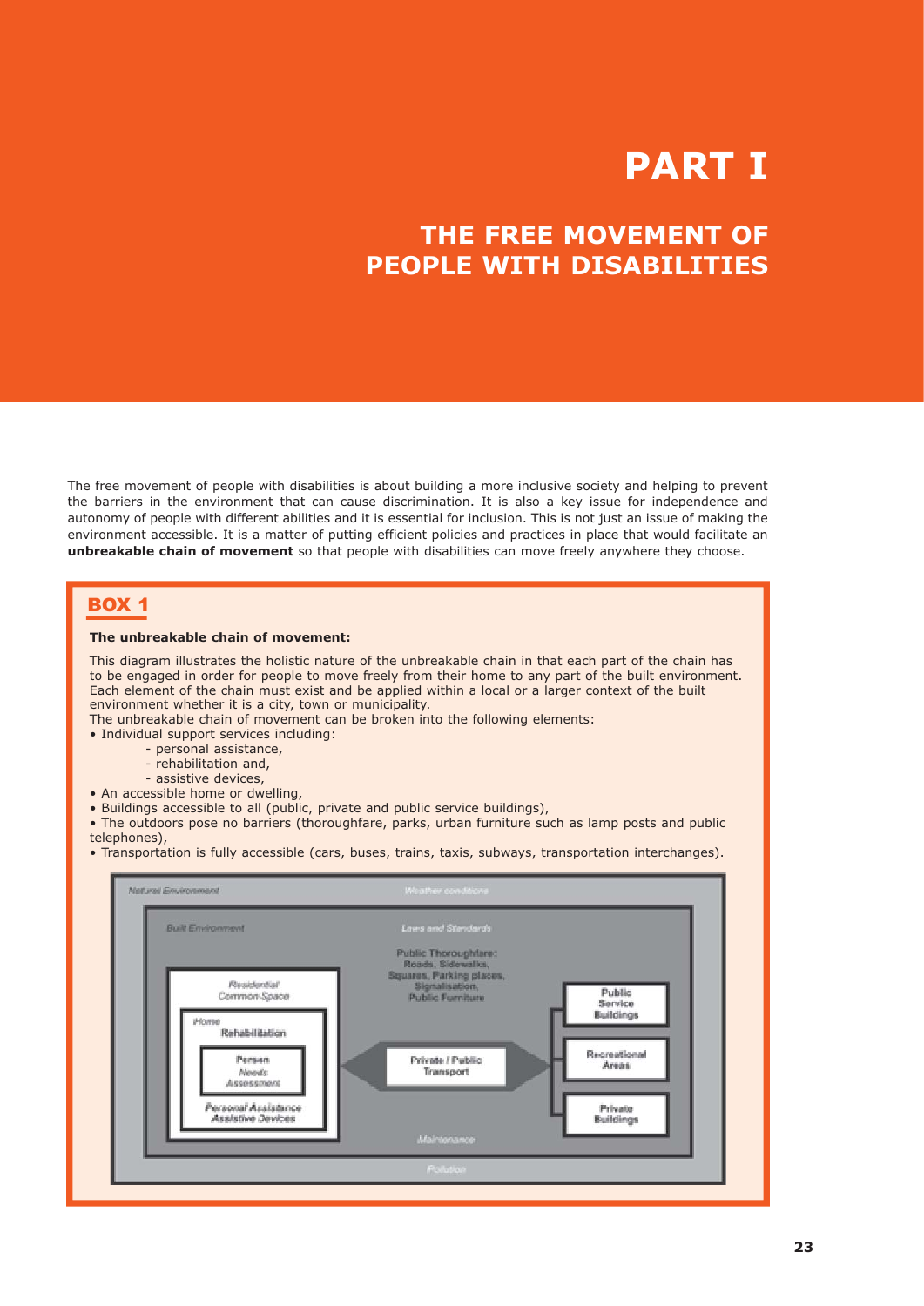# PART I

## THE FREE MOVEMENT OF PEOPLE WITH DISABILITIES

The free movement of people with disabilities is about building a more inclusive society and helping to prevent the barriers in the environment that can cause discrimination. It is also a key issue for independence and autonomy of people with different abilities and it is essential for inclusion. This is not just an issue of making the environment accessible. It is a matter of putting efficient policies and practices in place that would facilitate an **unbreakable chain of movement** so that people with disabilities can move freely anywhere they choose.

### BOX 1

**The unbreakable chain of movement:**

This diagram illustrates the holistic nature of the unbreakable chain in that each part of the chain has to be engaged in order for people to move freely from their home to any part of the built environment. Each element of the chain must exist and be applied within a local or a larger context of the built environment whether it is a city, town or municipality.
The unbreakable chain of movement can be broken into the following elements:

- Individual support services including:
  - personal assistance,
  - rehabilitation and,
  - assistive devices,
- An accessible home or dwelling,
- Buildings accessible to all (public, private and public service buildings),
- The outdoors pose no barriers (thoroughfare, parks, urban furniture such as lamp posts and public telephones),
- Transportation is fully accessible (cars, buses, trains, taxis, subways, transportation interchanges).

Natural Environment — Weather conditions

Built Environment — Laws and Standards

Public Thoroughfare: Roads, Sidewalks, Squares, Parking places, Signalisation, Public Furniture

Residential Common Space

Home — Rehabilitation

Person — Needs Assessment

Personal Assistance, Assistive Devices

Private / Public Transport

Public Service Buildings

Recreational Areas

Private Buildings

Maintenance

Pollution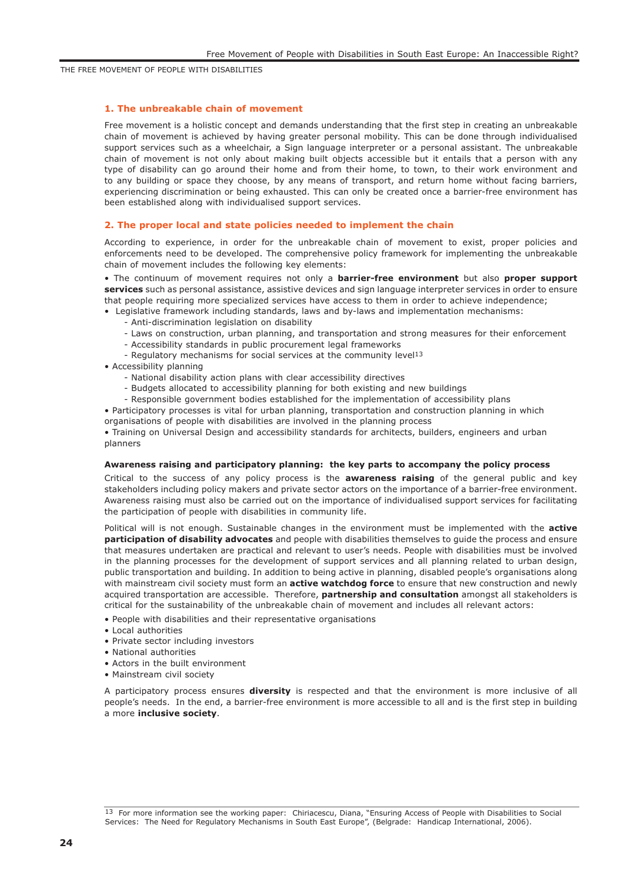THE FREE MOVEMENT OF PEOPLE WITH DISABILITIES

### 1. The unbreakable chain of movement

Free movement is a holistic concept and demands understanding that the first step in creating an unbreakable chain of movement is achieved by having greater personal mobility. This can be done through individualised support services such as a wheelchair, a Sign language interpreter or a personal assistant. The unbreakable chain of movement is not only about making built objects accessible but it entails that a person with any type of disability can go around their home and from their home, to town, to their work environment and to any building or space they choose, by any means of transport, and return home without facing barriers, experiencing discrimination or being exhausted. This can only be created once a barrier-free environment has been established along with individualised support services.

### 2. The proper local and state policies needed to implement the chain

According to experience, in order for the unbreakable chain of movement to exist, proper policies and enforcements need to be developed. The comprehensive policy framework for implementing the unbreakable chain of movement includes the following key elements:

- The continuum of movement requires not only a **barrier-free environment** but also **proper support services** such as personal assistance, assistive devices and sign language interpreter services in order to ensure that people requiring more specialized services have access to them in order to achieve independence;
- Legislative framework including standards, laws and by-laws and implementation mechanisms:
  - Anti-discrimination legislation on disability
  - Laws on construction, urban planning, and transportation and strong measures for their enforcement
  - Accessibility standards in public procurement legal frameworks
  - Regulatory mechanisms for social services at the community level[13]
- Accessibility planning
  - National disability action plans with clear accessibility directives
  - Budgets allocated to accessibility planning for both existing and new buildings
  - Responsible government bodies established for the implementation of accessibility plans
- Participatory processes is vital for urban planning, transportation and construction planning in which organisations of people with disabilities are involved in the planning process
- Training on Universal Design and accessibility standards for architects, builders, engineers and urban planners

**Awareness raising and participatory planning: the key parts to accompany the policy process**

Critical to the success of any policy process is the **awareness raising** of the general public and key stakeholders including policy makers and private sector actors on the importance of a barrier-free environment. Awareness raising must also be carried out on the importance of individualised support services for facilitating the participation of people with disabilities in community life.

Political will is not enough. Sustainable changes in the environment must be implemented with the **active participation of disability advocates** and people with disabilities themselves to guide the process and ensure that measures undertaken are practical and relevant to user's needs. People with disabilities must be involved in the planning processes for the development of support services and all planning related to urban design, public transportation and building. In addition to being active in planning, disabled people's organisations along with mainstream civil society must form an **active watchdog force** to ensure that new construction and newly acquired transportation are accessible. Therefore, **partnership and consultation** amongst all stakeholders is critical for the sustainability of the unbreakable chain of movement and includes all relevant actors:

- People with disabilities and their representative organisations
- Local authorities
- Private sector including investors
- National authorities
- Actors in the built environment
- Mainstream civil society

A participatory process ensures **diversity** is respected and that the environment is more inclusive of all people's needs. In the end, a barrier-free environment is more accessible to all and is the first step in building a more **inclusive society**.

[13] For more information see the working paper: Chiriacescu, Diana, "Ensuring Access of People with Disabilities to Social Services: The Need for Regulatory Mechanisms in South East Europe", (Belgrade: Handicap International, 2006).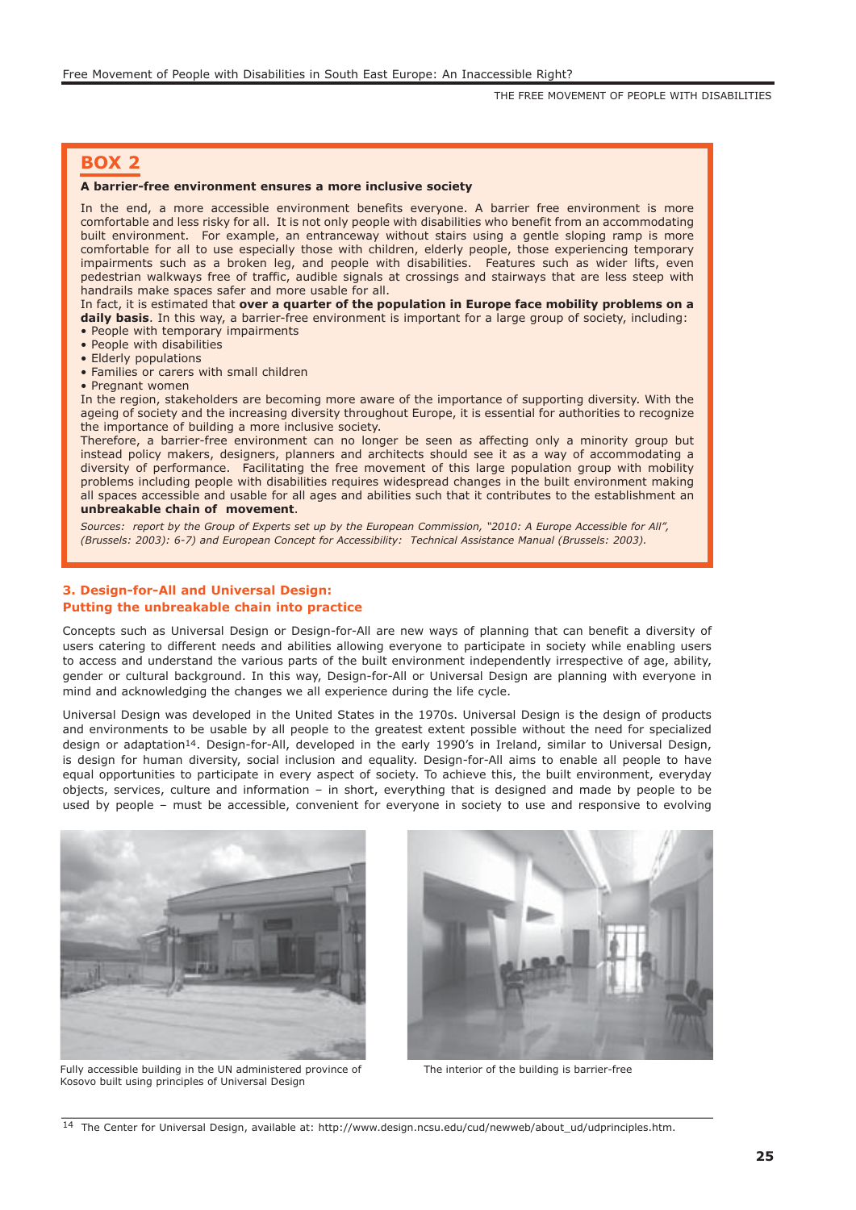## BOX 2

**A barrier-free environment ensures a more inclusive society**

In the end, a more accessible environment benefits everyone. A barrier free environment is more comfortable and less risky for all. It is not only people with disabilities who benefit from an accommodating built environment. For example, an entranceway without stairs using a gentle sloping ramp is more comfortable for all to use especially those with children, elderly people, those experiencing temporary impairments such as a broken leg, and people with disabilities. Features such as wider lifts, even pedestrian walkways free of traffic, audible signals at crossings and stairways that are less steep with handrails make spaces safer and more usable for all.

In fact, it is estimated that **over a quarter of the population in Europe face mobility problems on a daily basis**. In this way, a barrier-free environment is important for a large group of society, including:

- People with temporary impairments
- People with disabilities
- Elderly populations
- Families or carers with small children
- Pregnant women

In the region, stakeholders are becoming more aware of the importance of supporting diversity. With the ageing of society and the increasing diversity throughout Europe, it is essential for authorities to recognize the importance of building a more inclusive society.

Therefore, a barrier-free environment can no longer be seen as affecting only a minority group but instead policy makers, designers, planners and architects should see it as a way of accommodating a diversity of performance. Facilitating the free movement of this large population group with mobility problems including people with disabilities requires widespread changes in the built environment making all spaces accessible and usable for all ages and abilities such that it contributes to the establishment an **unbreakable chain of movement**.

*Sources: report by the Group of Experts set up by the European Commission, "2010: A Europe Accessible for All", (Brussels: 2003): 6-7) and European Concept for Accessibility: Technical Assistance Manual (Brussels: 2003).*

## 3. Design-for-All and Universal Design: Putting the unbreakable chain into practice

Concepts such as Universal Design or Design-for-All are new ways of planning that can benefit a diversity of users catering to different needs and abilities allowing everyone to participate in society while enabling users to access and understand the various parts of the built environment independently irrespective of age, ability, gender or cultural background. In this way, Design-for-All or Universal Design are planning with everyone in mind and acknowledging the changes we all experience during the life cycle.

Universal Design was developed in the United States in the 1970s. Universal Design is the design of products and environments to be usable by all people to the greatest extent possible without the need for specialized design or adaptation[14]. Design-for-All, developed in the early 1990's in Ireland, similar to Universal Design, is design for human diversity, social inclusion and equality. Design-for-All aims to enable all people to have equal opportunities to participate in every aspect of society. To achieve this, the built environment, everyday objects, services, culture and information – in short, everything that is designed and made by people to be used by people – must be accessible, convenient for everyone in society to use and responsive to evolving

Fully accessible building in the UN administered province of Kosovo built using principles of Universal Design

The interior of the building is barrier-free

[14] The Center for Universal Design, available at: http://www.design.ncsu.edu/cud/newweb/about_ud/udprinciples.htm.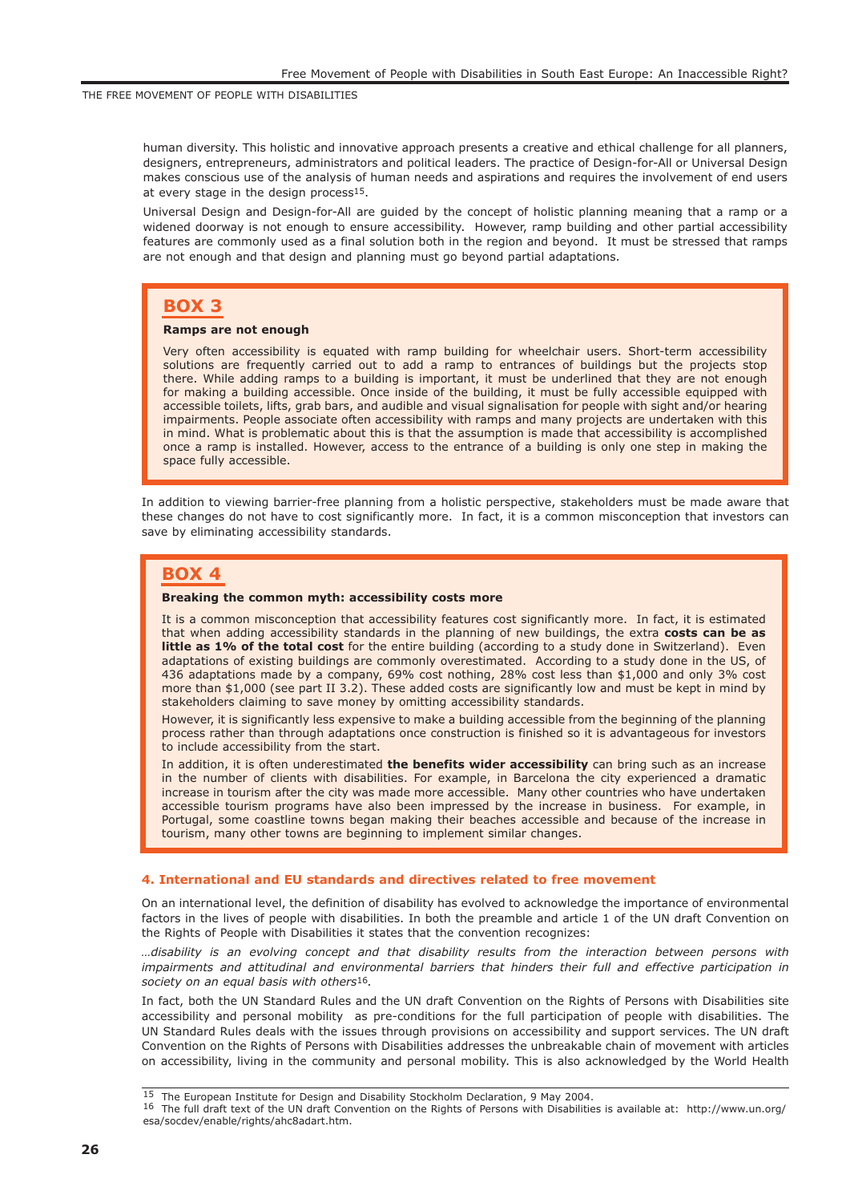human diversity. This holistic and innovative approach presents a creative and ethical challenge for all planners, designers, entrepreneurs, administrators and political leaders. The practice of Design-for-All or Universal Design makes conscious use of the analysis of human needs and aspirations and requires the involvement of end users at every stage in the design process[15].

Universal Design and Design-for-All are guided by the concept of holistic planning meaning that a ramp or a widened doorway is not enough to ensure accessibility. However, ramp building and other partial accessibility features are commonly used as a final solution both in the region and beyond. It must be stressed that ramps are not enough and that design and planning must go beyond partial adaptations.

## BOX 3

**Ramps are not enough**

Very often accessibility is equated with ramp building for wheelchair users. Short-term accessibility solutions are frequently carried out to add a ramp to entrances of buildings but the projects stop there. While adding ramps to a building is important, it must be underlined that they are not enough for making a building accessible. Once inside of the building, it must be fully accessible equipped with accessible toilets, lifts, grab bars, and audible and visual signalisation for people with sight and/or hearing impairments. People associate often accessibility with ramps and many projects are undertaken with this in mind. What is problematic about this is that the assumption is made that accessibility is accomplished once a ramp is installed. However, access to the entrance of a building is only one step in making the space fully accessible.

In addition to viewing barrier-free planning from a holistic perspective, stakeholders must be made aware that these changes do not have to cost significantly more. In fact, it is a common misconception that investors can save by eliminating accessibility standards.

## BOX 4

**Breaking the common myth: accessibility costs more**

It is a common misconception that accessibility features cost significantly more. In fact, it is estimated that when adding accessibility standards in the planning of new buildings, the extra **costs can be as little as 1% of the total cost** for the entire building (according to a study done in Switzerland). Even adaptations of existing buildings are commonly overestimated. According to a study done in the US, of 436 adaptations made by a company, 69% cost nothing, 28% cost less than $1,000 and only 3% cost more than $1,000 (see part II 3.2). These added costs are significantly low and must be kept in mind by stakeholders claiming to save money by omitting accessibility standards.

However, it is significantly less expensive to make a building accessible from the beginning of the planning process rather than through adaptations once construction is finished so it is advantageous for investors to include accessibility from the start.

In addition, it is often underestimated **the benefits wider accessibility** can bring such as an increase in the number of clients with disabilities. For example, in Barcelona the city experienced a dramatic increase in tourism after the city was made more accessible. Many other countries who have undertaken accessible tourism programs have also been impressed by the increase in business. For example, in Portugal, some coastline towns began making their beaches accessible and because of the increase in tourism, many other towns are beginning to implement similar changes.

### 4. International and EU standards and directives related to free movement

On an international level, the definition of disability has evolved to acknowledge the importance of environmental factors in the lives of people with disabilities. In both the preamble and article 1 of the UN draft Convention on the Rights of People with Disabilities it states that the convention recognizes:

*…disability is an evolving concept and that disability results from the interaction between persons with impairments and attitudinal and environmental barriers that hinders their full and effective participation in society on an equal basis with others*[16].

In fact, both the UN Standard Rules and the UN draft Convention on the Rights of Persons with Disabilities site accessibility and personal mobility as pre-conditions for the full participation of people with disabilities. The UN Standard Rules deals with the issues through provisions on accessibility and support services. The UN draft Convention on the Rights of Persons with Disabilities addresses the unbreakable chain of movement with articles on accessibility, living in the community and personal mobility. This is also acknowledged by the World Health

---

[15] The European Institute for Design and Disability Stockholm Declaration, 9 May 2004.

[16] The full draft text of the UN draft Convention on the Rights of Persons with Disabilities is available at: http://www.un.org/esa/socdev/enable/rights/ahc8adart.htm.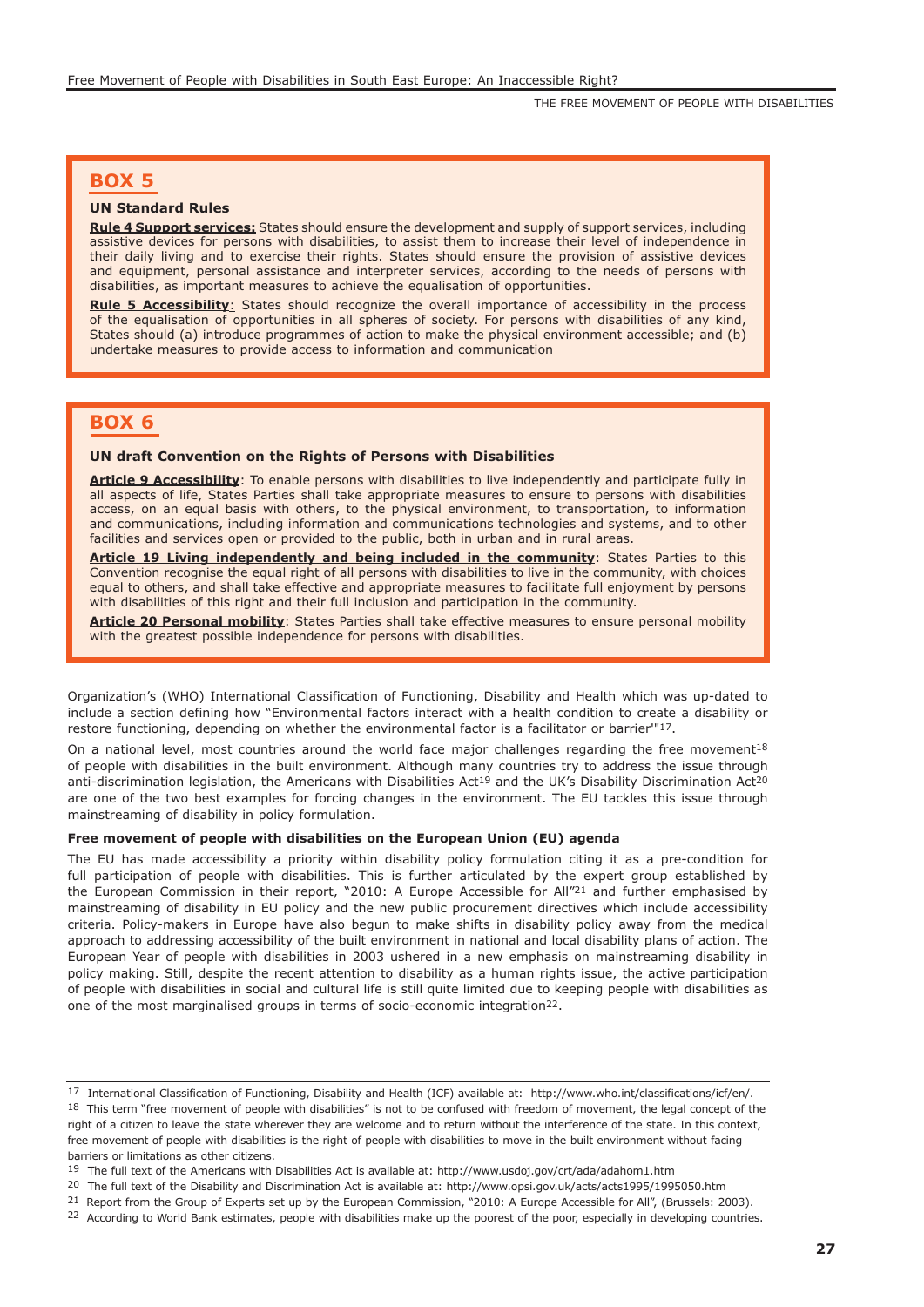## BOX 5

**UN Standard Rules**

**Rule 4 Support services:** States should ensure the development and supply of support services, including assistive devices for persons with disabilities, to assist them to increase their level of independence in their daily living and to exercise their rights. States should ensure the provision of assistive devices and equipment, personal assistance and interpreter services, according to the needs of persons with disabilities, as important measures to achieve the equalisation of opportunities.

**Rule 5 Accessibility**: States should recognize the overall importance of accessibility in the process of the equalisation of opportunities in all spheres of society. For persons with disabilities of any kind, States should (a) introduce programmes of action to make the physical environment accessible; and (b) undertake measures to provide access to information and communication

## BOX 6

**UN draft Convention on the Rights of Persons with Disabilities**

**Article 9 Accessibility**: To enable persons with disabilities to live independently and participate fully in all aspects of life, States Parties shall take appropriate measures to ensure to persons with disabilities access, on an equal basis with others, to the physical environment, to transportation, to information and communications, including information and communications technologies and systems, and to other facilities and services open or provided to the public, both in urban and in rural areas.

**Article 19 Living independently and being included in the community**: States Parties to this Convention recognise the equal right of all persons with disabilities to live in the community, with choices equal to others, and shall take effective and appropriate measures to facilitate full enjoyment by persons with disabilities of this right and their full inclusion and participation in the community.

**Article 20 Personal mobility**: States Parties shall take effective measures to ensure personal mobility with the greatest possible independence for persons with disabilities.

Organization's (WHO) International Classification of Functioning, Disability and Health which was up-dated to include a section defining how "Environmental factors interact with a health condition to create a disability or restore functioning, depending on whether the environmental factor is a facilitator or barrier'"[17].

On a national level, most countries around the world face major challenges regarding the free movement[18] of people with disabilities in the built environment. Although many countries try to address the issue through anti-discrimination legislation, the Americans with Disabilities Act[19] and the UK's Disability Discrimination Act[20] are one of the two best examples for forcing changes in the environment. The EU tackles this issue through mainstreaming of disability in policy formulation.

### Free movement of people with disabilities on the European Union (EU) agenda

The EU has made accessibility a priority within disability policy formulation citing it as a pre-condition for full participation of people with disabilities. This is further articulated by the expert group established by the European Commission in their report, "2010: A Europe Accessible for All"[21] and further emphasised by mainstreaming of disability in EU policy and the new public procurement directives which include accessibility criteria. Policy-makers in Europe have also begun to make shifts in disability policy away from the medical approach to addressing accessibility of the built environment in national and local disability plans of action. The European Year of people with disabilities in 2003 ushered in a new emphasis on mainstreaming disability in policy making. Still, despite the recent attention to disability as a human rights issue, the active participation of people with disabilities in social and cultural life is still quite limited due to keeping people with disabilities as one of the most marginalised groups in terms of socio-economic integration[22].

---

[17] International Classification of Functioning, Disability and Health (ICF) available at: http://www.who.int/classifications/icf/en/.

[18] This term "free movement of people with disabilities" is not to be confused with freedom of movement, the legal concept of the right of a citizen to leave the state wherever they are welcome and to return without the interference of the state. In this context, free movement of people with disabilities is the right of people with disabilities to move in the built environment without facing barriers or limitations as other citizens.

[19] The full text of the Americans with Disabilities Act is available at: http://www.usdoj.gov/crt/ada/adahom1.htm

[20] The full text of the Disability and Discrimination Act is available at: http://www.opsi.gov.uk/acts/acts1995/1995050.htm

[21] Report from the Group of Experts set up by the European Commission, "2010: A Europe Accessible for All", (Brussels: 2003).

[22] According to World Bank estimates, people with disabilities make up the poorest of the poor, especially in developing countries.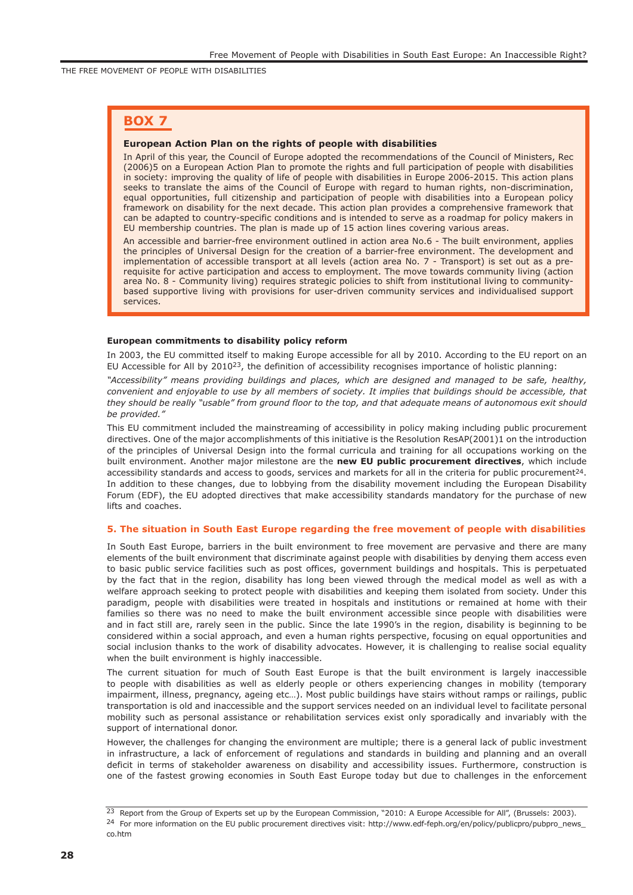THE FREE MOVEMENT OF PEOPLE WITH DISABILITIES

## BOX 7

**European Action Plan on the rights of people with disabilities**

In April of this year, the Council of Europe adopted the recommendations of the Council of Ministers, Rec (2006)5 on a European Action Plan to promote the rights and full participation of people with disabilities in society: improving the quality of life of people with disabilities in Europe 2006-2015. This action plans seeks to translate the aims of the Council of Europe with regard to human rights, non-discrimination, equal opportunities, full citizenship and participation of people with disabilities into a European policy framework on disability for the next decade. This action plan provides a comprehensive framework that can be adapted to country-specific conditions and is intended to serve as a roadmap for policy makers in EU membership countries. The plan is made up of 15 action lines covering various areas.

An accessible and barrier-free environment outlined in action area No.6 - The built environment, applies the principles of Universal Design for the creation of a barrier-free environment. The development and implementation of accessible transport at all levels (action area No. 7 - Transport) is set out as a pre-requisite for active participation and access to employment. The move towards community living (action area No. 8 - Community living) requires strategic policies to shift from institutional living to community-based supportive living with provisions for user-driven community services and individualised support services.

**European commitments to disability policy reform**

In 2003, the EU committed itself to making Europe accessible for all by 2010. According to the EU report on an EU Accessible for All by 2010[23], the definition of accessibility recognises importance of holistic planning:

*"Accessibility" means providing buildings and places, which are designed and managed to be safe, healthy, convenient and enjoyable to use by all members of society. It implies that buildings should be accessible, that they should be really "usable" from ground floor to the top, and that adequate means of autonomous exit should be provided."*

This EU commitment included the mainstreaming of accessibility in policy making including public procurement directives. One of the major accomplishments of this initiative is the Resolution ResAP(2001)1 on the introduction of the principles of Universal Design into the formal curricula and training for all occupations working on the built environment. Another major milestone are the **new EU public procurement directives**, which include accessibility standards and access to goods, services and markets for all in the criteria for public procurement[24]. In addition to these changes, due to lobbying from the disability movement including the European Disability Forum (EDF), the EU adopted directives that make accessibility standards mandatory for the purchase of new lifts and coaches.

### 5. The situation in South East Europe regarding the free movement of people with disabilities

In South East Europe, barriers in the built environment to free movement are pervasive and there are many elements of the built environment that discriminate against people with disabilities by denying them access even to basic public service facilities such as post offices, government buildings and hospitals. This is perpetuated by the fact that in the region, disability has long been viewed through the medical model as well as with a welfare approach seeking to protect people with disabilities and keeping them isolated from society. Under this paradigm, people with disabilities were treated in hospitals and institutions or remained at home with their families so there was no need to make the built environment accessible since people with disabilities were and in fact still are, rarely seen in the public. Since the late 1990's in the region, disability is beginning to be considered within a social approach, and even a human rights perspective, focusing on equal opportunities and social inclusion thanks to the work of disability advocates. However, it is challenging to realise social equality when the built environment is highly inaccessible.

The current situation for much of South East Europe is that the built environment is largely inaccessible to people with disabilities as well as elderly people or others experiencing changes in mobility (temporary impairment, illness, pregnancy, ageing etc…). Most public buildings have stairs without ramps or railings, public transportation is old and inaccessible and the support services needed on an individual level to facilitate personal mobility such as personal assistance or rehabilitation services exist only sporadically and invariably with the support of international donor.

However, the challenges for changing the environment are multiple; there is a general lack of public investment in infrastructure, a lack of enforcement of regulations and standards in building and planning and an overall deficit in terms of stakeholder awareness on disability and accessibility issues. Furthermore, construction is one of the fastest growing economies in South East Europe today but due to challenges in the enforcement

---

[23] Report from the Group of Experts set up by the European Commission, "2010: A Europe Accessible for All", (Brussels: 2003).

[24] For more information on the EU public procurement directives visit: http://www.edf-feph.org/en/policy/publicpro/pubpro_news_co.htm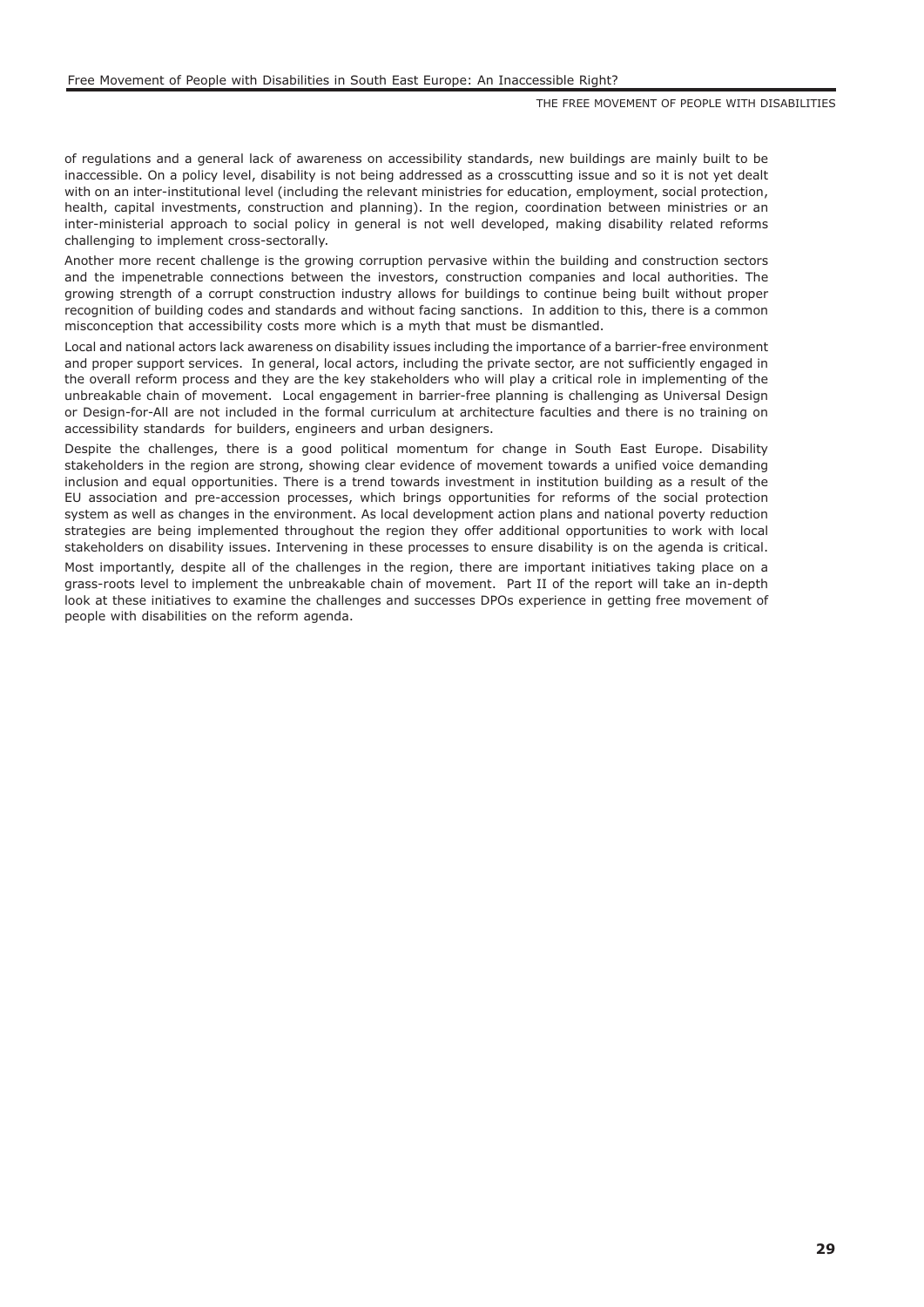of regulations and a general lack of awareness on accessibility standards, new buildings are mainly built to be inaccessible. On a policy level, disability is not being addressed as a crosscutting issue and so it is not yet dealt with on an inter-institutional level (including the relevant ministries for education, employment, social protection, health, capital investments, construction and planning). In the region, coordination between ministries or an inter-ministerial approach to social policy in general is not well developed, making disability related reforms challenging to implement cross-sectorally.

Another more recent challenge is the growing corruption pervasive within the building and construction sectors and the impenetrable connections between the investors, construction companies and local authorities. The growing strength of a corrupt construction industry allows for buildings to continue being built without proper recognition of building codes and standards and without facing sanctions. In addition to this, there is a common misconception that accessibility costs more which is a myth that must be dismantled.

Local and national actors lack awareness on disability issues including the importance of a barrier-free environment and proper support services. In general, local actors, including the private sector, are not sufficiently engaged in the overall reform process and they are the key stakeholders who will play a critical role in implementing of the unbreakable chain of movement. Local engagement in barrier-free planning is challenging as Universal Design or Design-for-All are not included in the formal curriculum at architecture faculties and there is no training on accessibility standards for builders, engineers and urban designers.

Despite the challenges, there is a good political momentum for change in South East Europe. Disability stakeholders in the region are strong, showing clear evidence of movement towards a unified voice demanding inclusion and equal opportunities. There is a trend towards investment in institution building as a result of the EU association and pre-accession processes, which brings opportunities for reforms of the social protection system as well as changes in the environment. As local development action plans and national poverty reduction strategies are being implemented throughout the region they offer additional opportunities to work with local stakeholders on disability issues. Intervening in these processes to ensure disability is on the agenda is critical.

Most importantly, despite all of the challenges in the region, there are important initiatives taking place on a grass-roots level to implement the unbreakable chain of movement. Part II of the report will take an in-depth look at these initiatives to examine the challenges and successes DPOs experience in getting free movement of people with disabilities on the reform agenda.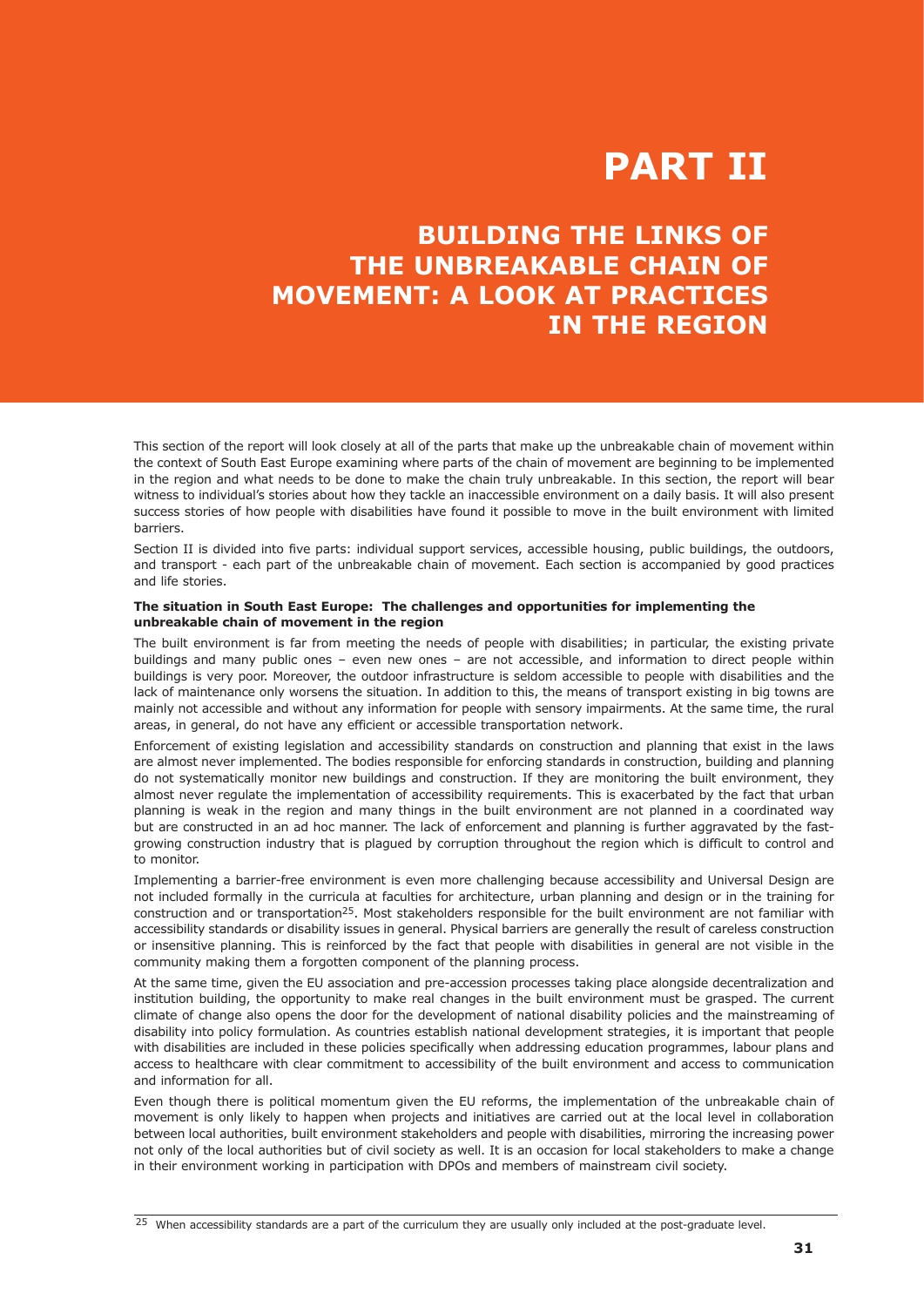# PART II

## BUILDING THE LINKS OF THE UNBREAKABLE CHAIN OF MOVEMENT: A LOOK AT PRACTICES IN THE REGION

This section of the report will look closely at all of the parts that make up the unbreakable chain of movement within the context of South East Europe examining where parts of the chain of movement are beginning to be implemented in the region and what needs to be done to make the chain truly unbreakable. In this section, the report will bear witness to individual's stories about how they tackle an inaccessible environment on a daily basis. It will also present success stories of how people with disabilities have found it possible to move in the built environment with limited barriers.

Section II is divided into five parts: individual support services, accessible housing, public buildings, the outdoors, and transport - each part of the unbreakable chain of movement. Each section is accompanied by good practices and life stories.

**The situation in South East Europe: The challenges and opportunities for implementing the unbreakable chain of movement in the region**

The built environment is far from meeting the needs of people with disabilities; in particular, the existing private buildings and many public ones – even new ones – are not accessible, and information to direct people within buildings is very poor. Moreover, the outdoor infrastructure is seldom accessible to people with disabilities and the lack of maintenance only worsens the situation. In addition to this, the means of transport existing in big towns are mainly not accessible and without any information for people with sensory impairments. At the same time, the rural areas, in general, do not have any efficient or accessible transportation network.

Enforcement of existing legislation and accessibility standards on construction and planning that exist in the laws are almost never implemented. The bodies responsible for enforcing standards in construction, building and planning do not systematically monitor new buildings and construction. If they are monitoring the built environment, they almost never regulate the implementation of accessibility requirements. This is exacerbated by the fact that urban planning is weak in the region and many things in the built environment are not planned in a coordinated way but are constructed in an ad hoc manner. The lack of enforcement and planning is further aggravated by the fast-growing construction industry that is plagued by corruption throughout the region which is difficult to control and to monitor.

Implementing a barrier-free environment is even more challenging because accessibility and Universal Design are not included formally in the curricula at faculties for architecture, urban planning and design or in the training for construction and or transportation[25]. Most stakeholders responsible for the built environment are not familiar with accessibility standards or disability issues in general. Physical barriers are generally the result of careless construction or insensitive planning. This is reinforced by the fact that people with disabilities in general are not visible in the community making them a forgotten component of the planning process.

At the same time, given the EU association and pre-accession processes taking place alongside decentralization and institution building, the opportunity to make real changes in the built environment must be grasped. The current climate of change also opens the door for the development of national disability policies and the mainstreaming of disability into policy formulation. As countries establish national development strategies, it is important that people with disabilities are included in these policies specifically when addressing education programmes, labour plans and access to healthcare with clear commitment to accessibility of the built environment and access to communication and information for all.

Even though there is political momentum given the EU reforms, the implementation of the unbreakable chain of movement is only likely to happen when projects and initiatives are carried out at the local level in collaboration between local authorities, built environment stakeholders and people with disabilities, mirroring the increasing power not only of the local authorities but of civil society as well. It is an occasion for local stakeholders to make a change in their environment working in participation with DPOs and members of mainstream civil society.

[25] When accessibility standards are a part of the curriculum they are usually only included at the post-graduate level.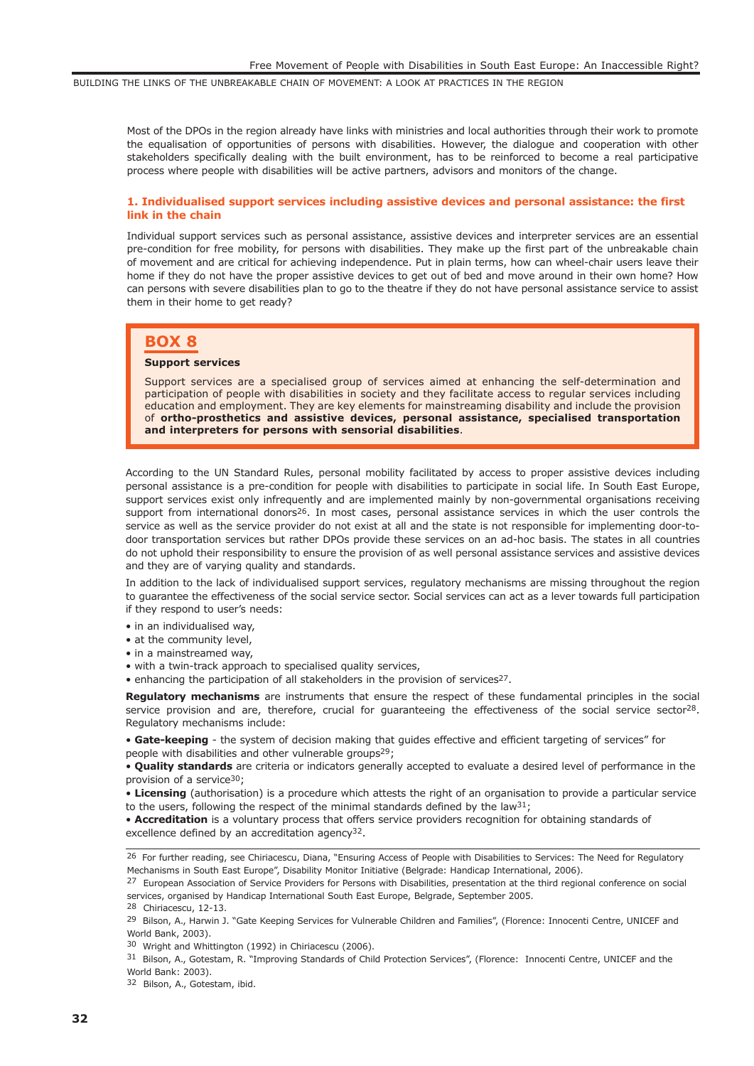Most of the DPOs in the region already have links with ministries and local authorities through their work to promote the equalisation of opportunities of persons with disabilities. However, the dialogue and cooperation with other stakeholders specifically dealing with the built environment, has to be reinforced to become a real participative process where people with disabilities will be active partners, advisors and monitors of the change.

### 1. Individualised support services including assistive devices and personal assistance: the first link in the chain

Individual support services such as personal assistance, assistive devices and interpreter services are an essential pre-condition for free mobility, for persons with disabilities. They make up the first part of the unbreakable chain of movement and are critical for achieving independence. Put in plain terms, how can wheel-chair users leave their home if they do not have the proper assistive devices to get out of bed and move around in their own home? How can persons with severe disabilities plan to go to the theatre if they do not have personal assistance service to assist them in their home to get ready?

> **BOX 8**
>
> **Support services**
>
> Support services are a specialised group of services aimed at enhancing the self-determination and participation of people with disabilities in society and they facilitate access to regular services including education and employment. They are key elements for mainstreaming disability and include the provision of **ortho-prosthetics and assistive devices, personal assistance, specialised transportation and interpreters for persons with sensorial disabilities**.

According to the UN Standard Rules, personal mobility facilitated by access to proper assistive devices including personal assistance is a pre-condition for people with disabilities to participate in social life. In South East Europe, support services exist only infrequently and are implemented mainly by non-governmental organisations receiving support from international donors[26]. In most cases, personal assistance services in which the user controls the service as well as the service provider do not exist at all and the state is not responsible for implementing door-to-door transportation services but rather DPOs provide these services on an ad-hoc basis. The states in all countries do not uphold their responsibility to ensure the provision of as well personal assistance services and assistive devices and they are of varying quality and standards.

In addition to the lack of individualised support services, regulatory mechanisms are missing throughout the region to guarantee the effectiveness of the social service sector. Social services can act as a lever towards full participation if they respond to user's needs:

- in an individualised way,
- at the community level,
- in a mainstreamed way,
- with a twin-track approach to specialised quality services,
- enhancing the participation of all stakeholders in the provision of services[27].

**Regulatory mechanisms** are instruments that ensure the respect of these fundamental principles in the social service provision and are, therefore, crucial for guaranteeing the effectiveness of the social service sector[28]. Regulatory mechanisms include:

- **Gate-keeping** - the system of decision making that guides effective and efficient targeting of services" for people with disabilities and other vulnerable groups[29];
- **Quality standards** are criteria or indicators generally accepted to evaluate a desired level of performance in the provision of a service[30];
- **Licensing** (authorisation) is a procedure which attests the right of an organisation to provide a particular service to the users, following the respect of the minimal standards defined by the law[31];
- **Accreditation** is a voluntary process that offers service providers recognition for obtaining standards of excellence defined by an accreditation agency[32].

---

[26] For further reading, see Chiriacescu, Diana, "Ensuring Access of People with Disabilities to Services: The Need for Regulatory Mechanisms in South East Europe", Disability Monitor Initiative (Belgrade: Handicap International, 2006).

[27] European Association of Service Providers for Persons with Disabilities, presentation at the third regional conference on social services, organised by Handicap International South East Europe, Belgrade, September 2005.

[28] Chiriacescu, 12-13.

[29] Bilson, A., Harwin J. "Gate Keeping Services for Vulnerable Children and Families", (Florence: Innocenti Centre, UNICEF and World Bank, 2003).

[30] Wright and Whittington (1992) in Chiriacescu (2006).

[31] Bilson, A., Gotestam, R. "Improving Standards of Child Protection Services", (Florence: Innocenti Centre, UNICEF and the World Bank: 2003).

[32] Bilson, A., Gotestam, ibid.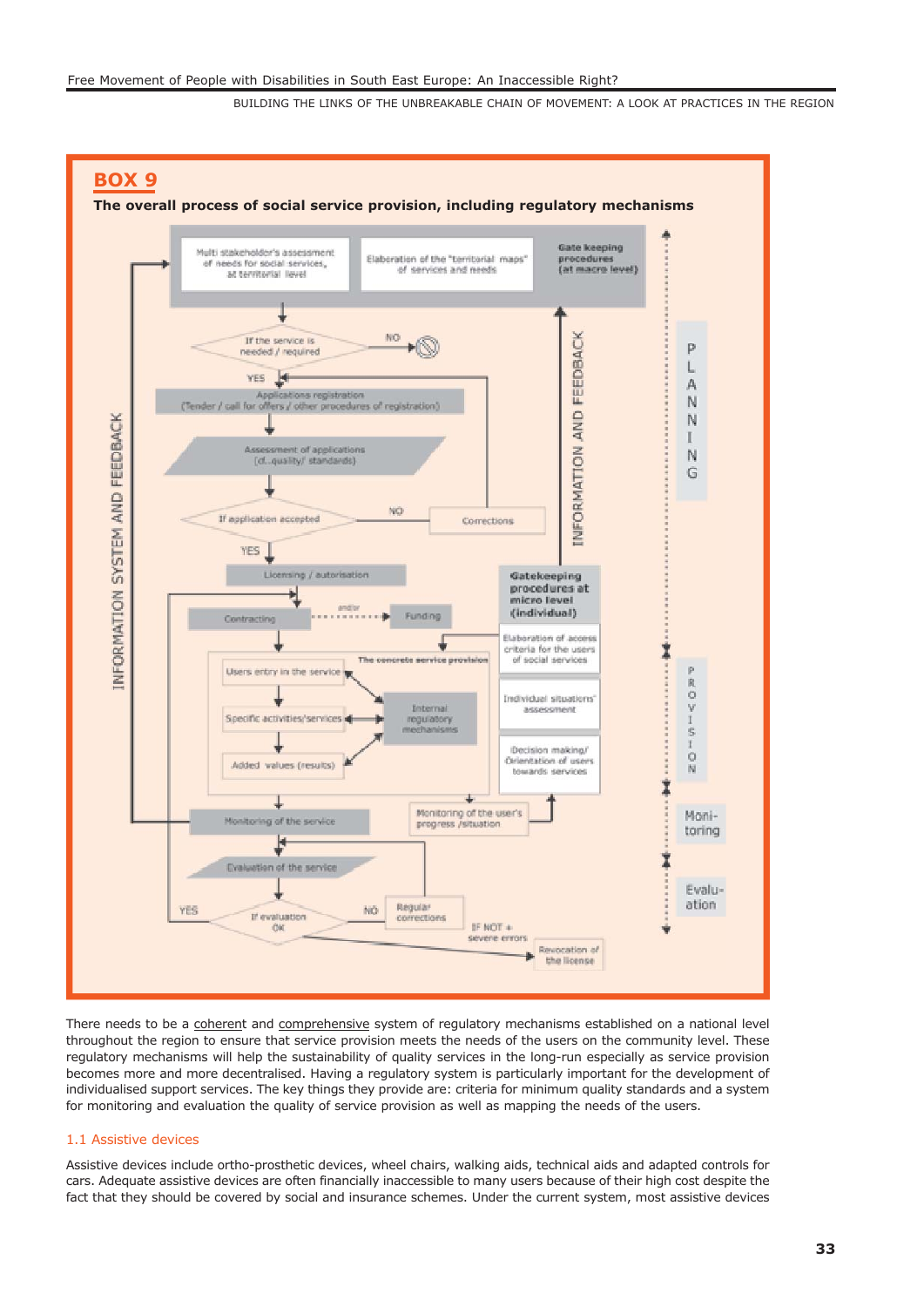## BOX 9

**The overall process of social service provision, including regulatory mechanisms**

Multi stakeholder's assessment of needs for social services, at territorial level

Elaboration of the "territorial maps" of services and needs

**Gate keeping procedures (at macro level)**

If the service is needed / required — NO / YES

Applications registration (Tender / call for offers / other procedures of registration)

Assessment of applications (cf...quality/ standards)

If application accepted — NO → Corrections / YES

Licensing / autorisation

Contracting — and/or — Funding

**Gatekeeping procedures at micro level (individual)**

Elaboration of access criteria for the users of social services

Individual situations' assessment

Decision making/ Orientation of users towards services

The concrete service provision

Users entry in the service

Specific activities/services

Added values (results)

Internal regulatory mechanisms

Monitoring of the service

Monitoring of the user's progress /situation

Evaluation of the service

If evaluation OK — YES / NO → Regular corrections

IF NOT + severe errors → Revocation of the license

INFORMATION SYSTEM AND FEEDBACK

INFORMATION AND FEEDBACK

PLANNING

PROVISION

Monitoring

Evaluation

There needs to be a coherent and comprehensive system of regulatory mechanisms established on a national level throughout the region to ensure that service provision meets the needs of the users on the community level. These regulatory mechanisms will help the sustainability of quality services in the long-run especially as service provision becomes more and more decentralised. Having a regulatory system is particularly important for the development of individualised support services. The key things they provide are: criteria for minimum quality standards and a system for monitoring and evaluation the quality of service provision as well as mapping the needs of the users.

### 1.1 Assistive devices

Assistive devices include ortho-prosthetic devices, wheel chairs, walking aids, technical aids and adapted controls for cars. Adequate assistive devices are often financially inaccessible to many users because of their high cost despite the fact that they should be covered by social and insurance schemes. Under the current system, most assistive devices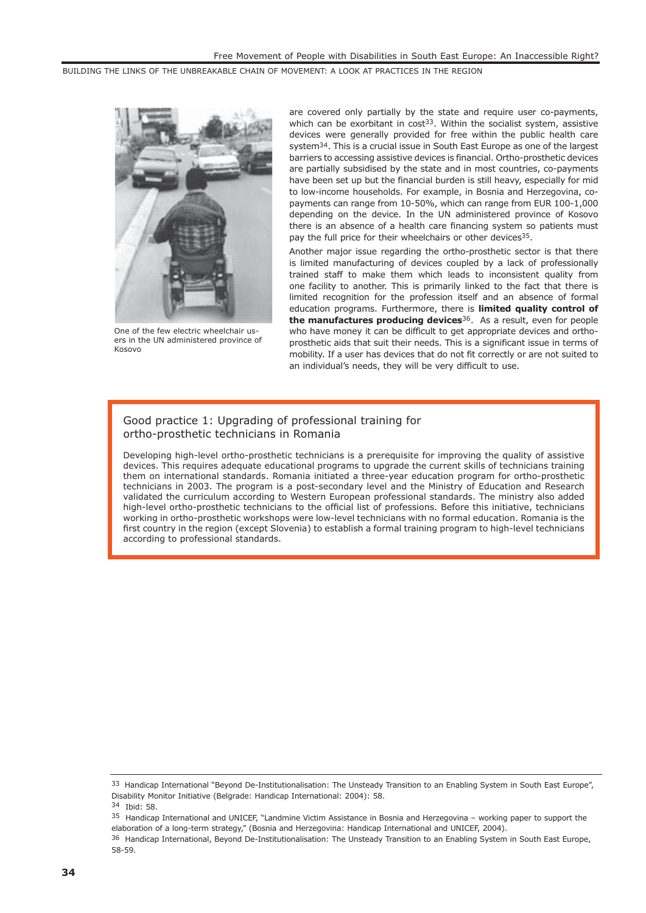One of the few electric wheelchair users in the UN administered province of Kosovo

are covered only partially by the state and require user co-payments, which can be exorbitant in cost[33]. Within the socialist system, assistive devices were generally provided for free within the public health care system[34]. This is a crucial issue in South East Europe as one of the largest barriers to accessing assistive devices is financial. Ortho-prosthetic devices are partially subsidised by the state and in most countries, co-payments have been set up but the financial burden is still heavy, especially for mid to low-income households. For example, in Bosnia and Herzegovina, co-payments can range from 10-50%, which can range from EUR 100-1,000 depending on the device. In the UN administered province of Kosovo there is an absence of a health care financing system so patients must pay the full price for their wheelchairs or other devices[35].

Another major issue regarding the ortho-prosthetic sector is that there is limited manufacturing of devices coupled by a lack of professionally trained staff to make them which leads to inconsistent quality from one facility to another. This is primarily linked to the fact that there is limited recognition for the profession itself and an absence of formal education programs. Furthermore, there is **limited quality control of the manufactures producing devices**[36]. As a result, even for people who have money it can be difficult to get appropriate devices and ortho-prosthetic aids that suit their needs. This is a significant issue in terms of mobility. If a user has devices that do not fit correctly or are not suited to an individual's needs, they will be very difficult to use.

## Good practice 1: Upgrading of professional training for ortho-prosthetic technicians in Romania

Developing high-level ortho-prosthetic technicians is a prerequisite for improving the quality of assistive devices. This requires adequate educational programs to upgrade the current skills of technicians training them on international standards. Romania initiated a three-year education program for ortho-prosthetic technicians in 2003. The program is a post-secondary level and the Ministry of Education and Research validated the curriculum according to Western European professional standards. The ministry also added high-level ortho-prosthetic technicians to the official list of professions. Before this initiative, technicians working in ortho-prosthetic workshops were low-level technicians with no formal education. Romania is the first country in the region (except Slovenia) to establish a formal training program to high-level technicians according to professional standards.

---

[33] Handicap International "Beyond De-Institutionalisation: The Unsteady Transition to an Enabling System in South East Europe", Disability Monitor Initiative (Belgrade: Handicap International: 2004): 58.

[34] Ibid: 58.

[35] Handicap International and UNICEF, "Landmine Victim Assistance in Bosnia and Herzegovina – working paper to support the elaboration of a long-term strategy," (Bosnia and Herzegovina: Handicap International and UNICEF, 2004).

[36] Handicap International, Beyond De-Institutionalisation: The Unsteady Transition to an Enabling System in South East Europe, 58-59.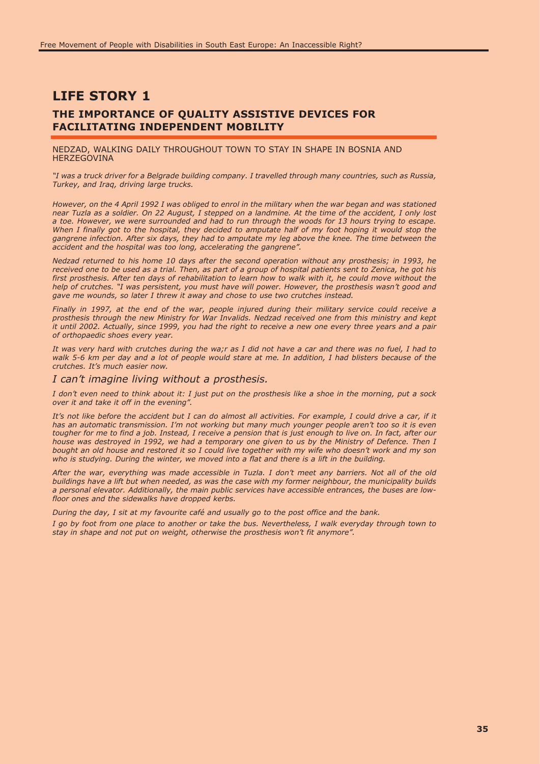# LIFE STORY 1

## THE IMPORTANCE OF QUALITY ASSISTIVE DEVICES FOR FACILITATING INDEPENDENT MOBILITY

NEDZAD, WALKING DAILY THROUGHOUT TOWN TO STAY IN SHAPE IN BOSNIA AND HERZEGOVINA

*"I was a truck driver for a Belgrade building company. I travelled through many countries, such as Russia, Turkey, and Iraq, driving large trucks.*

*However, on the 4 April 1992 I was obliged to enrol in the military when the war began and was stationed near Tuzla as a soldier. On 22 August, I stepped on a landmine. At the time of the accident, I only lost a toe. However, we were surrounded and had to run through the woods for 13 hours trying to escape. When I finally got to the hospital, they decided to amputate half of my foot hoping it would stop the gangrene infection. After six days, they had to amputate my leg above the knee. The time between the accident and the hospital was too long, accelerating the gangrene".*

*Nedzad returned to his home 10 days after the second operation without any prosthesis; in 1993, he received one to be used as a trial. Then, as part of a group of hospital patients sent to Zenica, he got his first prosthesis. After ten days of rehabilitation to learn how to walk with it, he could move without the help of crutches. "I was persistent, you must have will power. However, the prosthesis wasn't good and gave me wounds, so later I threw it away and chose to use two crutches instead.*

*Finally in 1997, at the end of the war, people injured during their military service could receive a prosthesis through the new Ministry for War Invalids. Nedzad received one from this ministry and kept it until 2002. Actually, since 1999, you had the right to receive a new one every three years and a pair of orthopaedic shoes every year.*

*It was very hard with crutches during the wa;r as I did not have a car and there was no fuel, I had to walk 5-6 km per day and a lot of people would stare at me. In addition, I had blisters because of the crutches. It's much easier now.*

*I can't imagine living without a prosthesis.*

*I don't even need to think about it: I just put on the prosthesis like a shoe in the morning, put a sock over it and take it off in the evening".*

*It's not like before the accident but I can do almost all activities. For example, I could drive a car, if it has an automatic transmission. I'm not working but many much younger people aren't too so it is even tougher for me to find a job. Instead, I receive a pension that is just enough to live on. In fact, after our house was destroyed in 1992, we had a temporary one given to us by the Ministry of Defence. Then I bought an old house and restored it so I could live together with my wife who doesn't work and my son who is studying. During the winter, we moved into a flat and there is a lift in the building.*

*After the war, everything was made accessible in Tuzla. I don't meet any barriers. Not all of the old buildings have a lift but when needed, as was the case with my former neighbour, the municipality builds a personal elevator. Additionally, the main public services have accessible entrances, the buses are low-floor ones and the sidewalks have dropped kerbs.*

*During the day, I sit at my favourite café and usually go to the post office and the bank.*

*I go by foot from one place to another or take the bus. Nevertheless, I walk everyday through town to stay in shape and not put on weight, otherwise the prosthesis won't fit anymore".*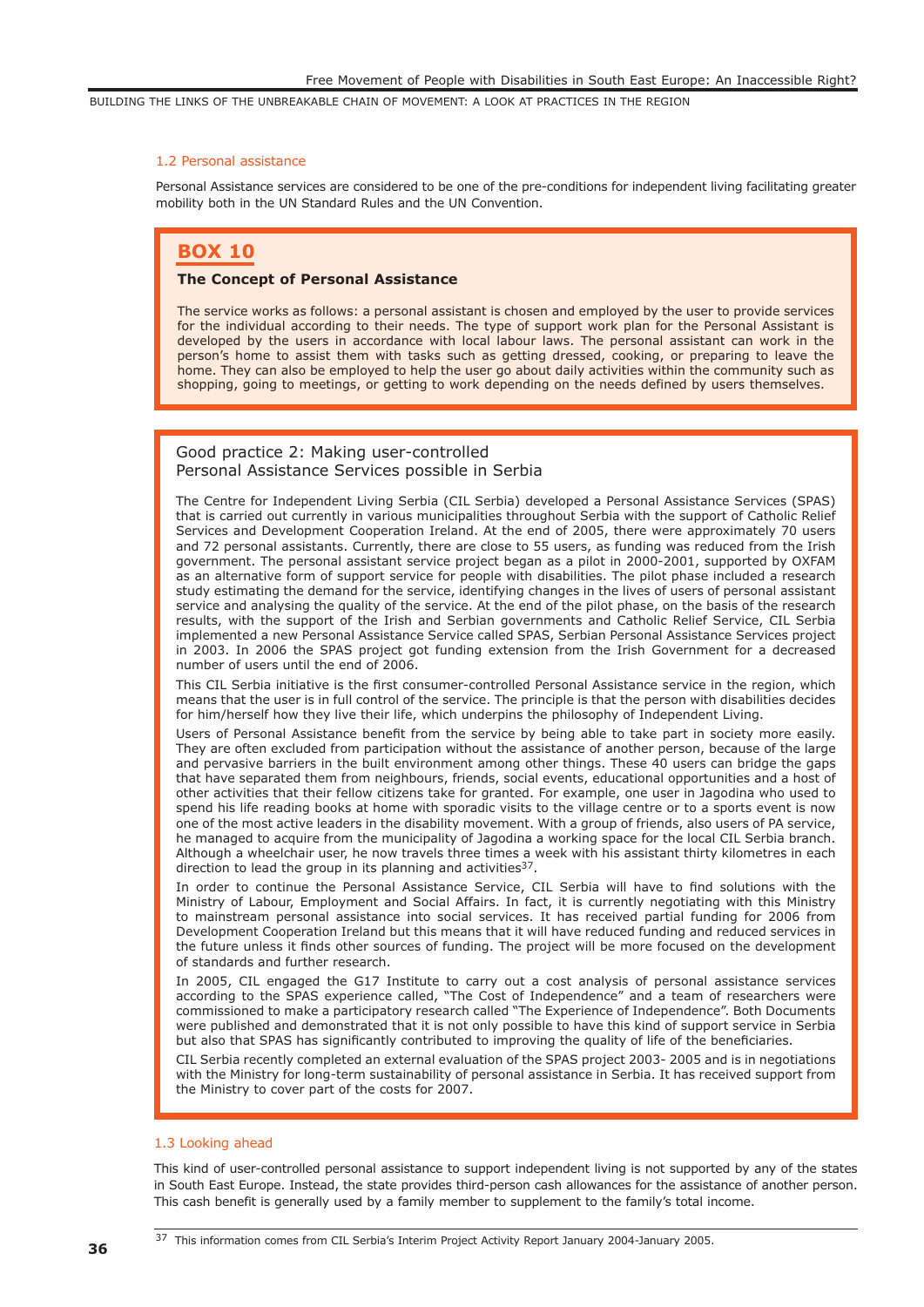### 1.2 Personal assistance

Personal Assistance services are considered to be one of the pre-conditions for independent living facilitating greater mobility both in the UN Standard Rules and the UN Convention.

> **BOX 10**
>
> **The Concept of Personal Assistance**
>
> The service works as follows: a personal assistant is chosen and employed by the user to provide services for the individual according to their needs. The type of support work plan for the Personal Assistant is developed by the users in accordance with local labour laws. The personal assistant can work in the person's home to assist them with tasks such as getting dressed, cooking, or preparing to leave the home. They can also be employed to help the user go about daily activities within the community such as shopping, going to meetings, or getting to work depending on the needs defined by users themselves.

> **Good practice 2: Making user-controlled Personal Assistance Services possible in Serbia**
>
> The Centre for Independent Living Serbia (CIL Serbia) developed a Personal Assistance Services (SPAS) that is carried out currently in various municipalities throughout Serbia with the support of Catholic Relief Services and Development Cooperation Ireland. At the end of 2005, there were approximately 70 users and 72 personal assistants. Currently, there are close to 55 users, as funding was reduced from the Irish government. The personal assistant service project began as a pilot in 2000-2001, supported by OXFAM as an alternative form of support service for people with disabilities. The pilot phase included a research study estimating the demand for the service, identifying changes in the lives of users of personal assistant service and analysing the quality of the service. At the end of the pilot phase, on the basis of the research results, with the support of the Irish and Serbian governments and Catholic Relief Service, CIL Serbia implemented a new Personal Assistance Service called SPAS, Serbian Personal Assistance Services project in 2003. In 2006 the SPAS project got funding extension from the Irish Government for a decreased number of users until the end of 2006.
>
> This CIL Serbia initiative is the first consumer-controlled Personal Assistance service in the region, which means that the user is in full control of the service. The principle is that the person with disabilities decides for him/herself how they live their life, which underpins the philosophy of Independent Living.
>
> Users of Personal Assistance benefit from the service by being able to take part in society more easily. They are often excluded from participation without the assistance of another person, because of the large and pervasive barriers in the built environment among other things. These 40 users can bridge the gaps that have separated them from neighbours, friends, social events, educational opportunities and a host of other activities that their fellow citizens take for granted. For example, one user in Jagodina who used to spend his life reading books at home with sporadic visits to the village centre or to a sports event is now one of the most active leaders in the disability movement. With a group of friends, also users of PA service, he managed to acquire from the municipality of Jagodina a working space for the local CIL Serbia branch. Although a wheelchair user, he now travels three times a week with his assistant thirty kilometres in each direction to lead the group in its planning and activities[37].
>
> In order to continue the Personal Assistance Service, CIL Serbia will have to find solutions with the Ministry of Labour, Employment and Social Affairs. In fact, it is currently negotiating with this Ministry to mainstream personal assistance into social services. It has received partial funding for 2006 from Development Cooperation Ireland but this means that it will have reduced funding and reduced services in the future unless it finds other sources of funding. The project will be more focused on the development of standards and further research.
>
> In 2005, CIL engaged the G17 Institute to carry out a cost analysis of personal assistance services according to the SPAS experience called, "The Cost of Independence" and a team of researchers were commissioned to make a participatory research called "The Experience of Independence". Both Documents were published and demonstrated that it is not only possible to have this kind of support service in Serbia but also that SPAS has significantly contributed to improving the quality of life of the beneficiaries.
>
> CIL Serbia recently completed an external evaluation of the SPAS project 2003- 2005 and is in negotiations with the Ministry for long-term sustainability of personal assistance in Serbia. It has received support from the Ministry to cover part of the costs for 2007.

### 1.3 Looking ahead

This kind of user-controlled personal assistance to support independent living is not supported by any of the states in South East Europe. Instead, the state provides third-person cash allowances for the assistance of another person. This cash benefit is generally used by a family member to supplement to the family's total income.

[37] This information comes from CIL Serbia's Interim Project Activity Report January 2004-January 2005.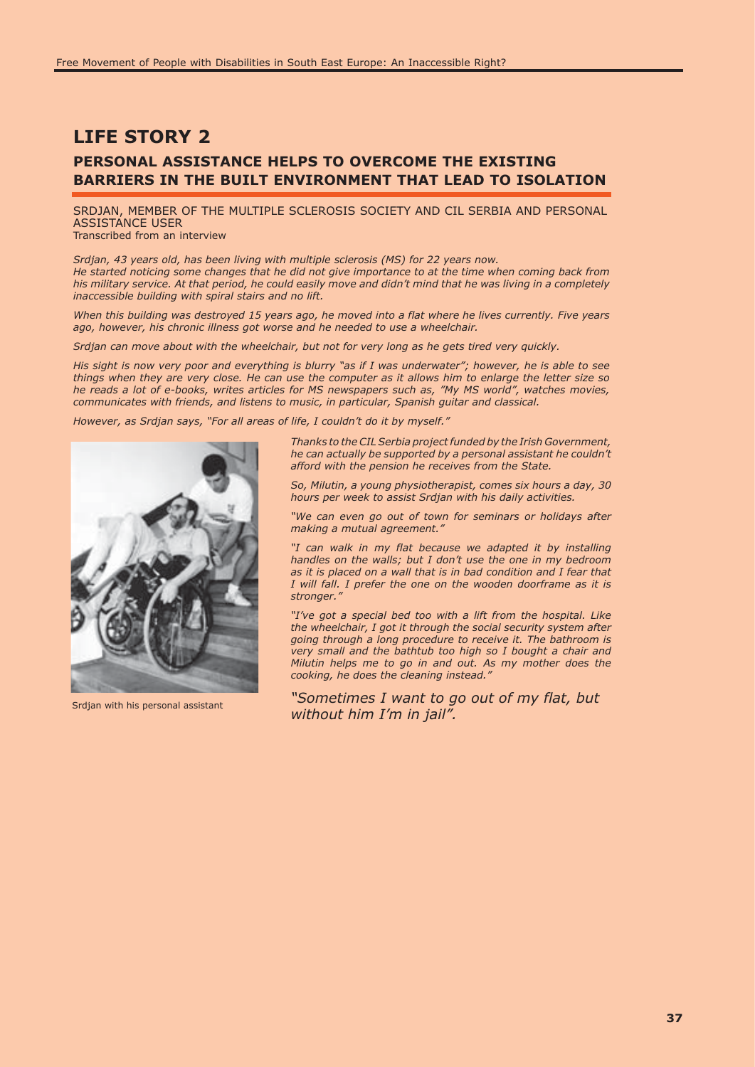# LIFE STORY 2

## PERSONAL ASSISTANCE HELPS TO OVERCOME THE EXISTING BARRIERS IN THE BUILT ENVIRONMENT THAT LEAD TO ISOLATION

SRDJAN, MEMBER OF THE MULTIPLE SCLEROSIS SOCIETY AND CIL SERBIA AND PERSONAL ASSISTANCE USER
Transcribed from an interview

*Srdjan, 43 years old, has been living with multiple sclerosis (MS) for 22 years now. He started noticing some changes that he did not give importance to at the time when coming back from his military service. At that period, he could easily move and didn't mind that he was living in a completely inaccessible building with spiral stairs and no lift.*

*When this building was destroyed 15 years ago, he moved into a flat where he lives currently. Five years ago, however, his chronic illness got worse and he needed to use a wheelchair.*

*Srdjan can move about with the wheelchair, but not for very long as he gets tired very quickly.*

*His sight is now very poor and everything is blurry "as if I was underwater"; however, he is able to see things when they are very close. He can use the computer as it allows him to enlarge the letter size so he reads a lot of e-books, writes articles for MS newspapers such as, "My MS world", watches movies, communicates with friends, and listens to music, in particular, Spanish guitar and classical.*

*However, as Srdjan says, "For all areas of life, I couldn't do it by myself."*

Srdjan with his personal assistant

*Thanks to the CIL Serbia project funded by the Irish Government, he can actually be supported by a personal assistant he couldn't afford with the pension he receives from the State.*

*So, Milutin, a young physiotherapist, comes six hours a day, 30 hours per week to assist Srdjan with his daily activities.*

*"We can even go out of town for seminars or holidays after making a mutual agreement."*

*"I can walk in my flat because we adapted it by installing handles on the walls; but I don't use the one in my bedroom as it is placed on a wall that is in bad condition and I fear that I will fall. I prefer the one on the wooden doorframe as it is stronger."*

*"I've got a special bed too with a lift from the hospital. Like the wheelchair, I got it through the social security system after going through a long procedure to receive it. The bathroom is very small and the bathtub too high so I bought a chair and Milutin helps me to go in and out. As my mother does the cooking, he does the cleaning instead."*

*"Sometimes I want to go out of my flat, but without him I'm in jail".*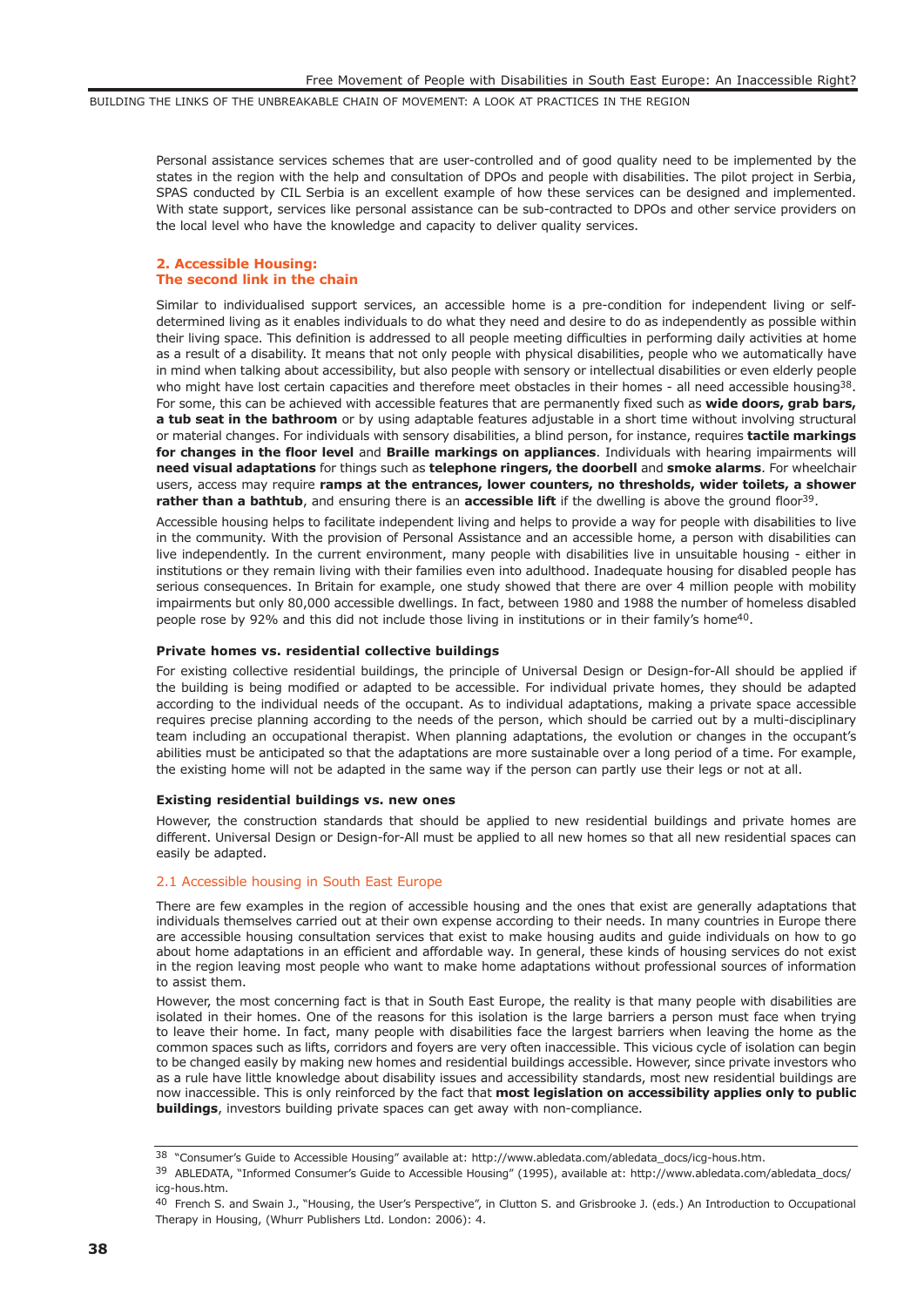Personal assistance services schemes that are user-controlled and of good quality need to be implemented by the states in the region with the help and consultation of DPOs and people with disabilities. The pilot project in Serbia, SPAS conducted by CIL Serbia is an excellent example of how these services can be designed and implemented. With state support, services like personal assistance can be sub-contracted to DPOs and other service providers on the local level who have the knowledge and capacity to deliver quality services.

## 2. Accessible Housing: The second link in the chain

Similar to individualised support services, an accessible home is a pre-condition for independent living or self-determined living as it enables individuals to do what they need and desire to do as independently as possible within their living space. This definition is addressed to all people meeting difficulties in performing daily activities at home as a result of a disability. It means that not only people with physical disabilities, people who we automatically have in mind when talking about accessibility, but also people with sensory or intellectual disabilities or even elderly people who might have lost certain capacities and therefore meet obstacles in their homes - all need accessible housing[38]. For some, this can be achieved with accessible features that are permanently fixed such as **wide doors, grab bars, a tub seat in the bathroom** or by using adaptable features adjustable in a short time without involving structural or material changes. For individuals with sensory disabilities, a blind person, for instance, requires **tactile markings for changes in the floor level** and **Braille markings on appliances**. Individuals with hearing impairments will **need visual adaptations** for things such as **telephone ringers, the doorbell** and **smoke alarms**. For wheelchair users, access may require **ramps at the entrances, lower counters, no thresholds, wider toilets, a shower rather than a bathtub**, and ensuring there is an **accessible lift** if the dwelling is above the ground floor[39].

Accessible housing helps to facilitate independent living and helps to provide a way for people with disabilities to live in the community. With the provision of Personal Assistance and an accessible home, a person with disabilities can live independently. In the current environment, many people with disabilities live in unsuitable housing - either in institutions or they remain living with their families even into adulthood. Inadequate housing for disabled people has serious consequences. In Britain for example, one study showed that there are over 4 million people with mobility impairments but only 80,000 accessible dwellings. In fact, between 1980 and 1988 the number of homeless disabled people rose by 92% and this did not include those living in institutions or in their family's home[40].

#### Private homes vs. residential collective buildings

For existing collective residential buildings, the principle of Universal Design or Design-for-All should be applied if the building is being modified or adapted to be accessible. For individual private homes, they should be adapted according to the individual needs of the occupant. As to individual adaptations, making a private space accessible requires precise planning according to the needs of the person, which should be carried out by a multi-disciplinary team including an occupational therapist. When planning adaptations, the evolution or changes in the occupant's abilities must be anticipated so that the adaptations are more sustainable over a long period of a time. For example, the existing home will not be adapted in the same way if the person can partly use their legs or not at all.

#### Existing residential buildings vs. new ones

However, the construction standards that should be applied to new residential buildings and private homes are different. Universal Design or Design-for-All must be applied to all new homes so that all new residential spaces can easily be adapted.

### 2.1 Accessible housing in South East Europe

There are few examples in the region of accessible housing and the ones that exist are generally adaptations that individuals themselves carried out at their own expense according to their needs. In many countries in Europe there are accessible housing consultation services that exist to make housing audits and guide individuals on how to go about home adaptations in an efficient and affordable way. In general, these kinds of housing services do not exist in the region leaving most people who want to make home adaptations without professional sources of information to assist them.

However, the most concerning fact is that in South East Europe, the reality is that many people with disabilities are isolated in their homes. One of the reasons for this isolation is the large barriers a person must face when trying to leave their home. In fact, many people with disabilities face the largest barriers when leaving the home as the common spaces such as lifts, corridors and foyers are very often inaccessible. This vicious cycle of isolation can begin to be changed easily by making new homes and residential buildings accessible. However, since private investors who as a rule have little knowledge about disability issues and accessibility standards, most new residential buildings are now inaccessible. This is only reinforced by the fact that **most legislation on accessibility applies only to public buildings**, investors building private spaces can get away with non-compliance.

---

[38] "Consumer's Guide to Accessible Housing" available at: http://www.abledata.com/abledata_docs/icg-hous.htm.

[39] ABLEDATA, "Informed Consumer's Guide to Accessible Housing" (1995), available at: http://www.abledata.com/abledata_docs/icg-hous.htm.

[40] French S. and Swain J., "Housing, the User's Perspective", in Clutton S. and Grisbrooke J. (eds.) An Introduction to Occupational Therapy in Housing, (Whurr Publishers Ltd. London: 2006): 4.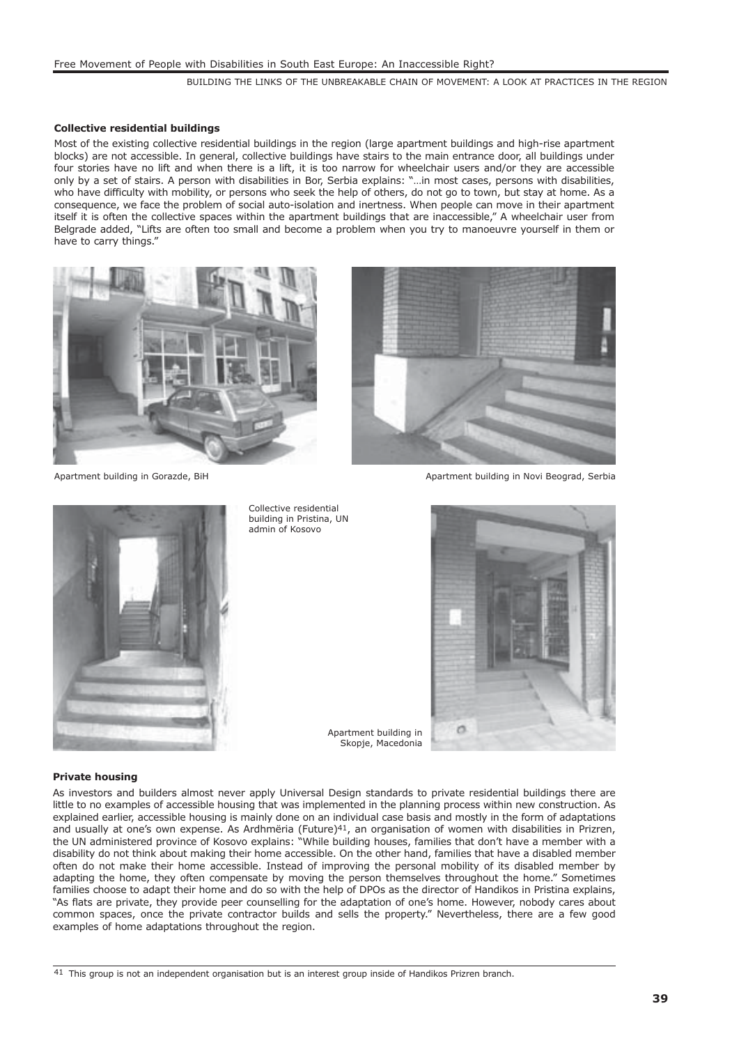### Collective residential buildings

Most of the existing collective residential buildings in the region (large apartment buildings and high-rise apartment blocks) are not accessible. In general, collective buildings have stairs to the main entrance door, all buildings under four stories have no lift and when there is a lift, it is too narrow for wheelchair users and/or they are accessible only by a set of stairs. A person with disabilities in Bor, Serbia explains: "…in most cases, persons with disabilities, who have difficulty with mobility, or persons who seek the help of others, do not go to town, but stay at home. As a consequence, we face the problem of social auto-isolation and inertness. When people can move in their apartment itself it is often the collective spaces within the apartment buildings that are inaccessible," A wheelchair user from Belgrade added, "Lifts are often too small and become a problem when you try to manoeuvre yourself in them or have to carry things."

Apartment building in Gorazde, BiH

Apartment building in Novi Beograd, Serbia

Collective residential building in Pristina, UN admin of Kosovo

Apartment building in Skopje, Macedonia

### Private housing

As investors and builders almost never apply Universal Design standards to private residential buildings there are little to no examples of accessible housing that was implemented in the planning process within new construction. As explained earlier, accessible housing is mainly done on an individual case basis and mostly in the form of adaptations and usually at one's own expense. As Ardhmëria (Future)[41], an organisation of women with disabilities in Prizren, the UN administered province of Kosovo explains: "While building houses, families that don't have a member with a disability do not think about making their home accessible. On the other hand, families that have a disabled member often do not make their home accessible. Instead of improving the personal mobility of its disabled member by adapting the home, they often compensate by moving the person themselves throughout the home." Sometimes families choose to adapt their home and do so with the help of DPOs as the director of Handikos in Pristina explains, "As flats are private, they provide peer counselling for the adaptation of one's home. However, nobody cares about common spaces, once the private contractor builds and sells the property." Nevertheless, there are a few good examples of home adaptations throughout the region.

---

[41] This group is not an independent organisation but is an interest group inside of Handikos Prizren branch.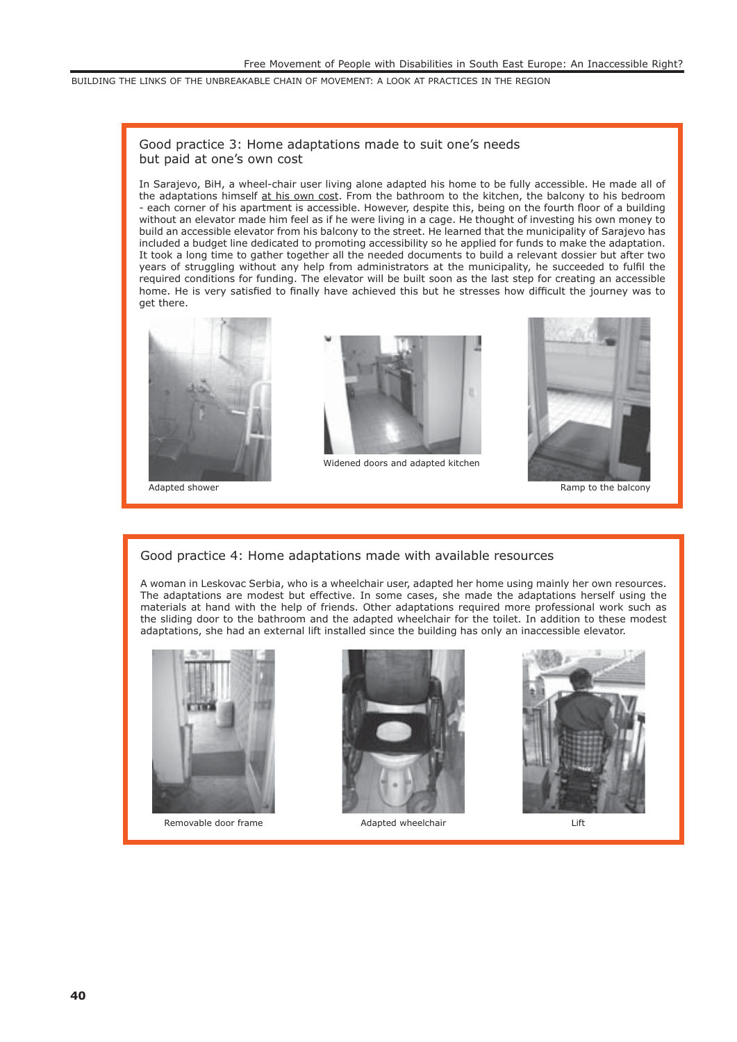## Good practice 3: Home adaptations made to suit one's needs but paid at one's own cost

In Sarajevo, BiH, a wheel-chair user living alone adapted his home to be fully accessible. He made all of the adaptations himself at his own cost. From the bathroom to the kitchen, the balcony to his bedroom - each corner of his apartment is accessible. However, despite this, being on the fourth floor of a building without an elevator made him feel as if he were living in a cage. He thought of investing his own money to build an accessible elevator from his balcony to the street. He learned that the municipality of Sarajevo has included a budget line dedicated to promoting accessibility so he applied for funds to make the adaptation. It took a long time to gather together all the needed documents to build a relevant dossier but after two years of struggling without any help from administrators at the municipality, he succeeded to fulfil the required conditions for funding. The elevator will be built soon as the last step for creating an accessible home. He is very satisfied to finally have achieved this but he stresses how difficult the journey was to get there.

Adapted shower

Widened doors and adapted kitchen

Ramp to the balcony

## Good practice 4: Home adaptations made with available resources

A woman in Leskovac Serbia, who is a wheelchair user, adapted her home using mainly her own resources. The adaptations are modest but effective. In some cases, she made the adaptations herself using the materials at hand with the help of friends. Other adaptations required more professional work such as the sliding door to the bathroom and the adapted wheelchair for the toilet. In addition to these modest adaptations, she had an external lift installed since the building has only an inaccessible elevator.

Removable door frame

Adapted wheelchair

Lift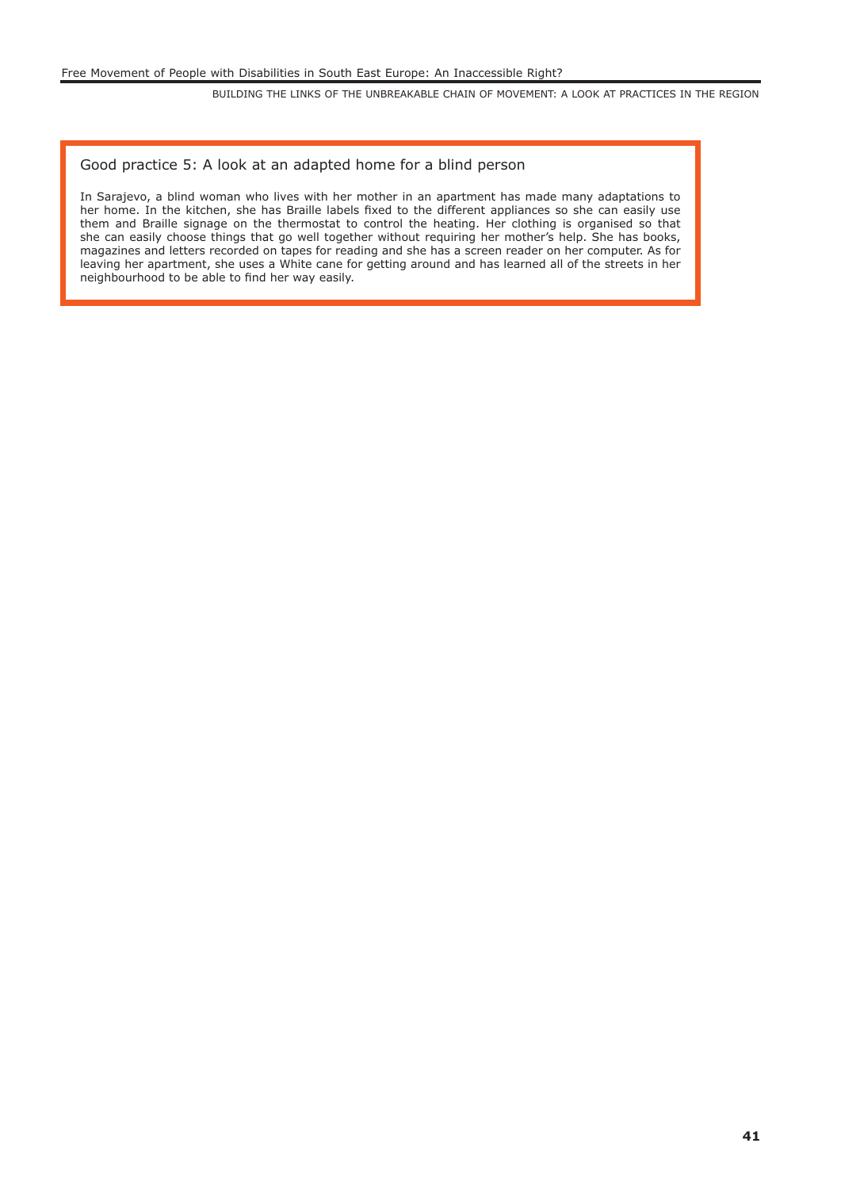### Good practice 5: A look at an adapted home for a blind person

In Sarajevo, a blind woman who lives with her mother in an apartment has made many adaptations to her home. In the kitchen, she has Braille labels fixed to the different appliances so she can easily use them and Braille signage on the thermostat to control the heating. Her clothing is organised so that she can easily choose things that go well together without requiring her mother's help. She has books, magazines and letters recorded on tapes for reading and she has a screen reader on her computer. As for leaving her apartment, she uses a White cane for getting around and has learned all of the streets in her neighbourhood to be able to find her way easily.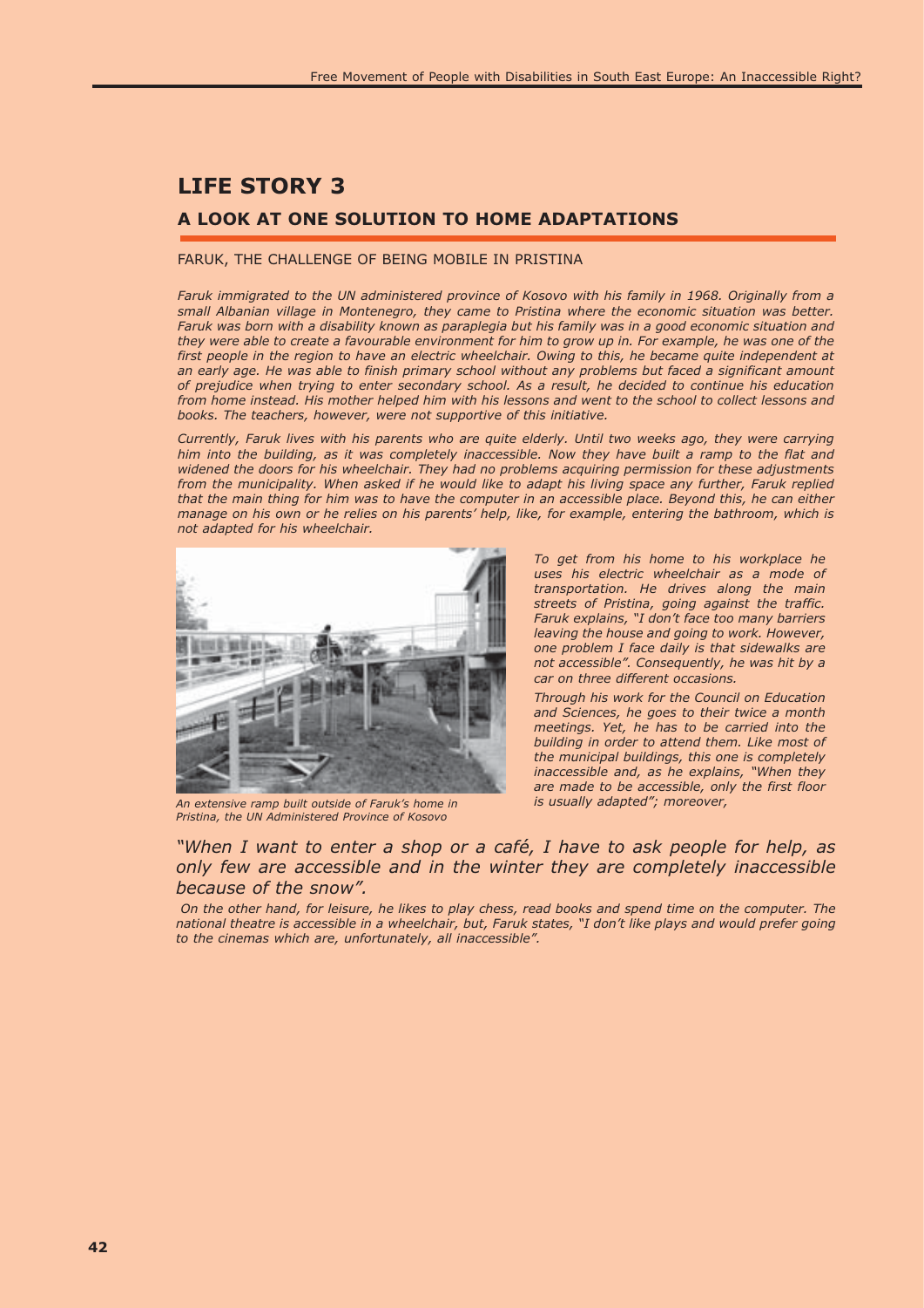## LIFE STORY 3

### A LOOK AT ONE SOLUTION TO HOME ADAPTATIONS

FARUK, THE CHALLENGE OF BEING MOBILE IN PRISTINA

*Faruk immigrated to the UN administered province of Kosovo with his family in 1968. Originally from a small Albanian village in Montenegro, they came to Pristina where the economic situation was better. Faruk was born with a disability known as paraplegia but his family was in a good economic situation and they were able to create a favourable environment for him to grow up in. For example, he was one of the first people in the region to have an electric wheelchair. Owing to this, he became quite independent at an early age. He was able to finish primary school without any problems but faced a significant amount of prejudice when trying to enter secondary school. As a result, he decided to continue his education from home instead. His mother helped him with his lessons and went to the school to collect lessons and books. The teachers, however, were not supportive of this initiative.*

*Currently, Faruk lives with his parents who are quite elderly. Until two weeks ago, they were carrying him into the building, as it was completely inaccessible. Now they have built a ramp to the flat and widened the doors for his wheelchair. They had no problems acquiring permission for these adjustments from the municipality. When asked if he would like to adapt his living space any further, Faruk replied that the main thing for him was to have the computer in an accessible place. Beyond this, he can either manage on his own or he relies on his parents' help, like, for example, entering the bathroom, which is not adapted for his wheelchair.*

*An extensive ramp built outside of Faruk's home in Pristina, the UN Administered Province of Kosovo*

*To get from his home to his workplace he uses his electric wheelchair as a mode of transportation. He drives along the main streets of Pristina, going against the traffic. Faruk explains, "I don't face too many barriers leaving the house and going to work. However, one problem I face daily is that sidewalks are not accessible". Consequently, he was hit by a car on three different occasions.*

*Through his work for the Council on Education and Sciences, he goes to their twice a month meetings. Yet, he has to be carried into the building in order to attend them. Like most of the municipal buildings, this one is completely inaccessible and, as he explains, "When they are made to be accessible, only the first floor is usually adapted"; moreover,*

*"When I want to enter a shop or a café, I have to ask people for help, as only few are accessible and in the winter they are completely inaccessible because of the snow".*

*On the other hand, for leisure, he likes to play chess, read books and spend time on the computer. The national theatre is accessible in a wheelchair, but, Faruk states, "I don't like plays and would prefer going to the cinemas which are, unfortunately, all inaccessible".*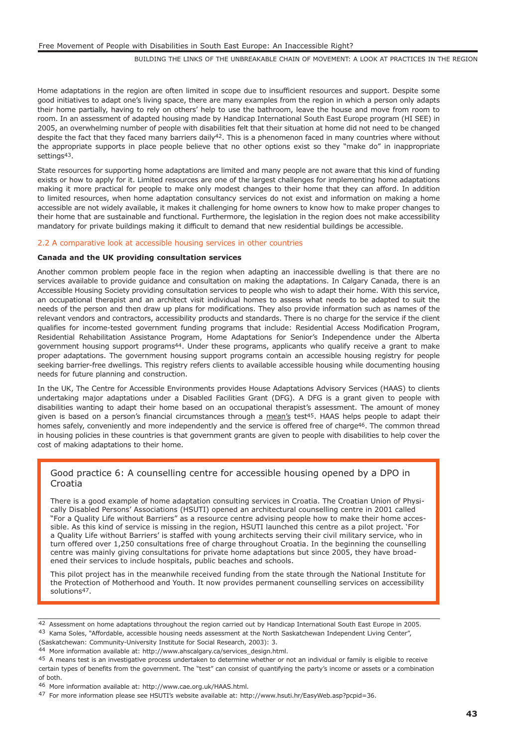Home adaptations in the region are often limited in scope due to insufficient resources and support. Despite some good initiatives to adapt one's living space, there are many examples from the region in which a person only adapts their home partially, having to rely on others' help to use the bathroom, leave the house and move from room to room. In an assessment of adapted housing made by Handicap International South East Europe program (HI SEE) in 2005, an overwhelming number of people with disabilities felt that their situation at home did not need to be changed despite the fact that they faced many barriers daily[42]. This is a phenomenon faced in many countries where without the appropriate supports in place people believe that no other options exist so they "make do" in inappropriate settings[43].

State resources for supporting home adaptations are limited and many people are not aware that this kind of funding exists or how to apply for it. Limited resources are one of the largest challenges for implementing home adaptations making it more practical for people to make only modest changes to their home that they can afford. In addition to limited resources, when home adaptation consultancy services do not exist and information on making a home accessible are not widely available, it makes it challenging for home owners to know how to make proper changes to their home that are sustainable and functional. Furthermore, the legislation in the region does not make accessibility mandatory for private buildings making it difficult to demand that new residential buildings be accessible.

## 2.2 A comparative look at accessible housing services in other countries

**Canada and the UK providing consultation services**

Another common problem people face in the region when adapting an inaccessible dwelling is that there are no services available to provide guidance and consultation on making the adaptations. In Calgary Canada, there is an Accessible Housing Society providing consultation services to people who wish to adapt their home. With this service, an occupational therapist and an architect visit individual homes to assess what needs to be adapted to suit the needs of the person and then draw up plans for modifications. They also provide information such as names of the relevant vendors and contractors, accessibility products and standards. There is no charge for the service if the client qualifies for income-tested government funding programs that include: Residential Access Modification Program, Residential Rehabilitation Assistance Program, Home Adaptations for Senior's Independence under the Alberta government housing support programs[44]. Under these programs, applicants who qualify receive a grant to make proper adaptations. The government housing support programs contain an accessible housing registry for people seeking barrier-free dwellings. This registry refers clients to available accessible housing while documenting housing needs for future planning and construction.

In the UK, The Centre for Accessible Environments provides House Adaptations Advisory Services (HAAS) to clients undertaking major adaptations under a Disabled Facilities Grant (DFG). A DFG is a grant given to people with disabilities wanting to adapt their home based on an occupational therapist's assessment. The amount of money given is based on a person's financial circumstances through a mean's test[45]. HAAS helps people to adapt their homes safely, conveniently and more independently and the service is offered free of charge[46]. The common thread in housing policies in these countries is that government grants are given to people with disabilities to help cover the cost of making adaptations to their home.

### Good practice 6: A counselling centre for accessible housing opened by a DPO in Croatia

There is a good example of home adaptation consulting services in Croatia. The Croatian Union of Physically Disabled Persons' Associations (HSUTI) opened an architectural counselling centre in 2001 called "For a Quality Life without Barriers" as a resource centre advising people how to make their home accessible. As this kind of service is missing in the region, HSUTI launched this centre as a pilot project. 'For a Quality Life without Barriers' is staffed with young architects serving their civil military service, who in turn offered over 1,250 consultations free of charge throughout Croatia. In the beginning the counselling centre was mainly giving consultations for private home adaptations but since 2005, they have broadened their services to include hospitals, public beaches and schools.

This pilot project has in the meanwhile received funding from the state through the National Institute for the Protection of Motherhood and Youth. It now provides permanent counselling services on accessibility solutions[47].

---

[42] Assessment on home adaptations throughout the region carried out by Handicap International South East Europe in 2005.

[43] Kama Soles, "Affordable, accessible housing needs assessment at the North Saskatchewan Independent Living Center", (Saskatchewan: Community-University Institute for Social Research, 2003): 3.

[44] More information available at: http://www.ahscalgary.ca/services_design.html.

[45] A means test is an investigative process undertaken to determine whether or not an individual or family is eligible to receive certain types of benefits from the government. The "test" can consist of quantifying the party's income or assets or a combination of both.

[46] More information available at: http://www.cae.org.uk/HAAS.html.

[47] For more information please see HSUTI's website available at: http://www.hsuti.hr/EasyWeb.asp?pcpid=36.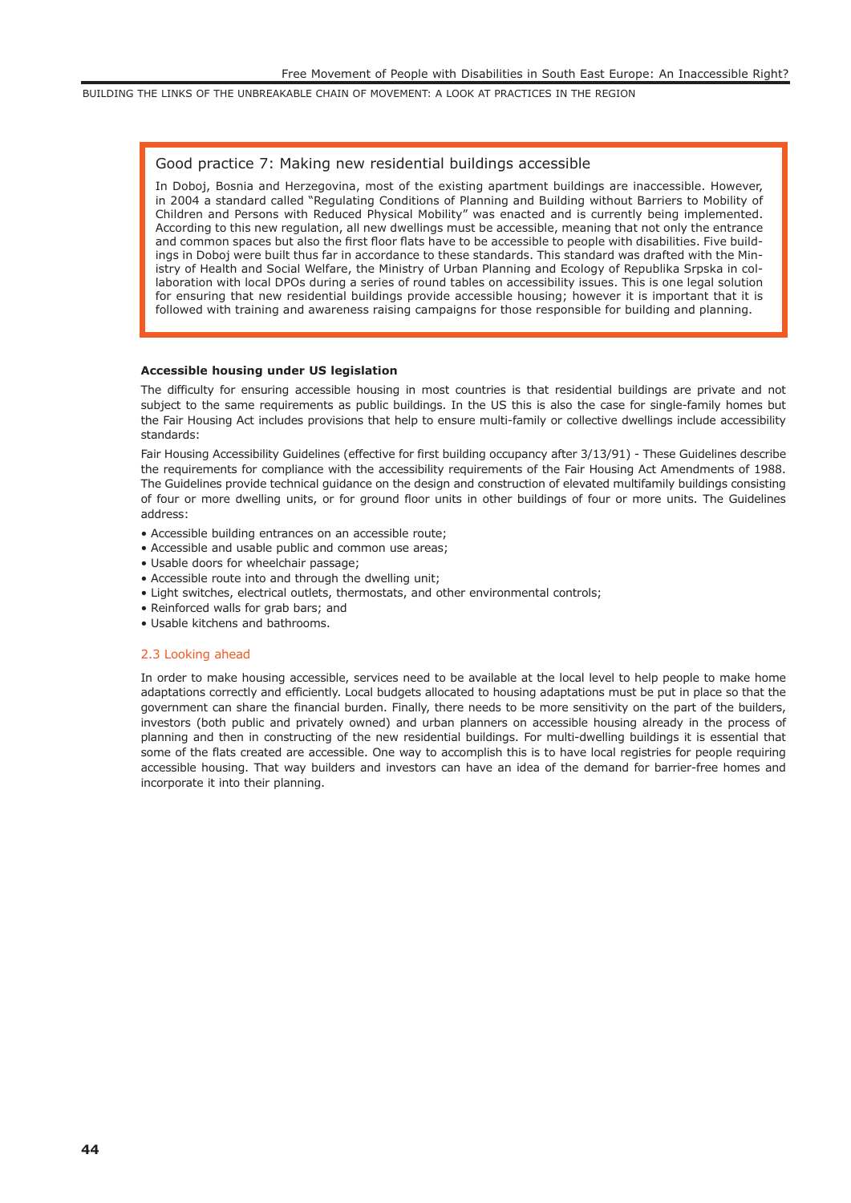### Good practice 7: Making new residential buildings accessible

In Doboj, Bosnia and Herzegovina, most of the existing apartment buildings are inaccessible. However, in 2004 a standard called "Regulating Conditions of Planning and Building without Barriers to Mobility of Children and Persons with Reduced Physical Mobility" was enacted and is currently being implemented. According to this new regulation, all new dwellings must be accessible, meaning that not only the entrance and common spaces but also the first floor flats have to be accessible to people with disabilities. Five buildings in Doboj were built thus far in accordance to these standards. This standard was drafted with the Ministry of Health and Social Welfare, the Ministry of Urban Planning and Ecology of Republika Srpska in collaboration with local DPOs during a series of round tables on accessibility issues. This is one legal solution for ensuring that new residential buildings provide accessible housing; however it is important that it is followed with training and awareness raising campaigns for those responsible for building and planning.

**Accessible housing under US legislation**

The difficulty for ensuring accessible housing in most countries is that residential buildings are private and not subject to the same requirements as public buildings. In the US this is also the case for single-family homes but the Fair Housing Act includes provisions that help to ensure multi-family or collective dwellings include accessibility standards:

Fair Housing Accessibility Guidelines (effective for first building occupancy after 3/13/91) - These Guidelines describe the requirements for compliance with the accessibility requirements of the Fair Housing Act Amendments of 1988. The Guidelines provide technical guidance on the design and construction of elevated multifamily buildings consisting of four or more dwelling units, or for ground floor units in other buildings of four or more units. The Guidelines address:

- Accessible building entrances on an accessible route;
- Accessible and usable public and common use areas;
- Usable doors for wheelchair passage;
- Accessible route into and through the dwelling unit;
- Light switches, electrical outlets, thermostats, and other environmental controls;
- Reinforced walls for grab bars; and
- Usable kitchens and bathrooms.

## 2.3 Looking ahead

In order to make housing accessible, services need to be available at the local level to help people to make home adaptations correctly and efficiently. Local budgets allocated to housing adaptations must be put in place so that the government can share the financial burden. Finally, there needs to be more sensitivity on the part of the builders, investors (both public and privately owned) and urban planners on accessible housing already in the process of planning and then in constructing of the new residential buildings. For multi-dwelling buildings it is essential that some of the flats created are accessible. One way to accomplish this is to have local registries for people requiring accessible housing. That way builders and investors can have an idea of the demand for barrier-free homes and incorporate it into their planning.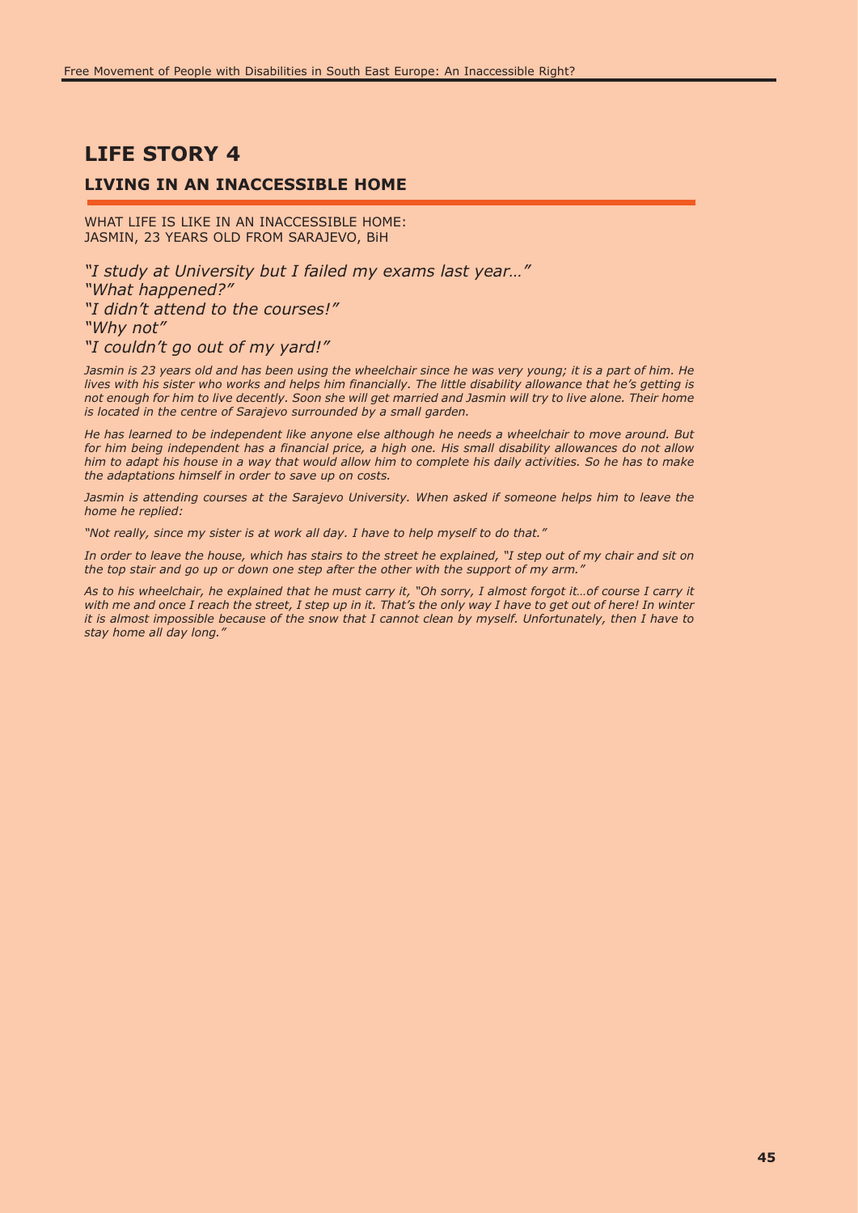# LIFE STORY 4

## LIVING IN AN INACCESSIBLE HOME

WHAT LIFE IS LIKE IN AN INACCESSIBLE HOME:
JASMIN, 23 YEARS OLD FROM SARAJEVO, BiH

*"I study at University but I failed my exams last year…"*
*"What happened?"*
*"I didn't attend to the courses!"*
*"Why not"*
*"I couldn't go out of my yard!"*

*Jasmin is 23 years old and has been using the wheelchair since he was very young; it is a part of him. He lives with his sister who works and helps him financially. The little disability allowance that he's getting is not enough for him to live decently. Soon she will get married and Jasmin will try to live alone. Their home is located in the centre of Sarajevo surrounded by a small garden.*

*He has learned to be independent like anyone else although he needs a wheelchair to move around. But for him being independent has a financial price, a high one. His small disability allowances do not allow him to adapt his house in a way that would allow him to complete his daily activities. So he has to make the adaptations himself in order to save up on costs.*

*Jasmin is attending courses at the Sarajevo University. When asked if someone helps him to leave the home he replied:*

*"Not really, since my sister is at work all day. I have to help myself to do that."*

*In order to leave the house, which has stairs to the street he explained, "I step out of my chair and sit on the top stair and go up or down one step after the other with the support of my arm."*

*As to his wheelchair, he explained that he must carry it, "Oh sorry, I almost forgot it…of course I carry it with me and once I reach the street, I step up in it. That's the only way I have to get out of here! In winter it is almost impossible because of the snow that I cannot clean by myself. Unfortunately, then I have to stay home all day long."*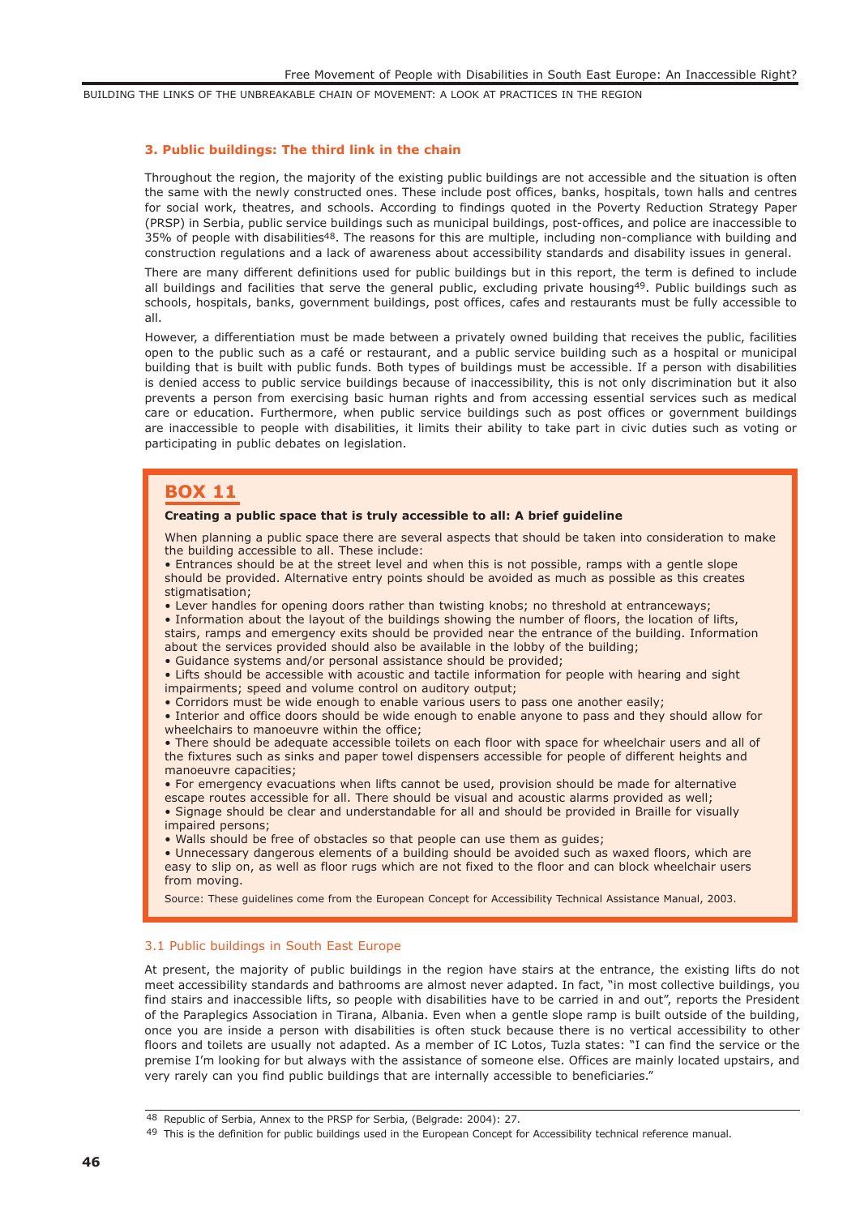### 3. Public buildings: The third link in the chain

Throughout the region, the majority of the existing public buildings are not accessible and the situation is often the same with the newly constructed ones. These include post offices, banks, hospitals, town halls and centres for social work, theatres, and schools. According to findings quoted in the Poverty Reduction Strategy Paper (PRSP) in Serbia, public service buildings such as municipal buildings, post-offices, and police are inaccessible to 35% of people with disabilities[48]. The reasons for this are multiple, including non-compliance with building and construction regulations and a lack of awareness about accessibility standards and disability issues in general.

There are many different definitions used for public buildings but in this report, the term is defined to include all buildings and facilities that serve the general public, excluding private housing[49]. Public buildings such as schools, hospitals, banks, government buildings, post offices, cafes and restaurants must be fully accessible to all.

However, a differentiation must be made between a privately owned building that receives the public, facilities open to the public such as a café or restaurant, and a public service building such as a hospital or municipal building that is built with public funds. Both types of buildings must be accessible. If a person with disabilities is denied access to public service buildings because of inaccessibility, this is not only discrimination but it also prevents a person from exercising basic human rights and from accessing essential services such as medical care or education. Furthermore, when public service buildings such as post offices or government buildings are inaccessible to people with disabilities, it limits their ability to take part in civic duties such as voting or participating in public debates on legislation.

> **BOX 11**
>
> **Creating a public space that is truly accessible to all: A brief guideline**
>
> When planning a public space there are several aspects that should be taken into consideration to make the building accessible to all. These include:
>
> - Entrances should be at the street level and when this is not possible, ramps with a gentle slope should be provided. Alternative entry points should be avoided as much as possible as this creates stigmatisation;
> - Lever handles for opening doors rather than twisting knobs; no threshold at entranceways;
> - Information about the layout of the buildings showing the number of floors, the location of lifts, stairs, ramps and emergency exits should be provided near the entrance of the building. Information about the services provided should also be available in the lobby of the building;
> - Guidance systems and/or personal assistance should be provided;
> - Lifts should be accessible with acoustic and tactile information for people with hearing and sight impairments; speed and volume control on auditory output;
> - Corridors must be wide enough to enable various users to pass one another easily;
> - Interior and office doors should be wide enough to enable anyone to pass and they should allow for wheelchairs to manoeuvre within the office;
> - There should be adequate accessible toilets on each floor with space for wheelchair users and all of the fixtures such as sinks and paper towel dispensers accessible for people of different heights and manoeuvre capacities;
> - For emergency evacuations when lifts cannot be used, provision should be made for alternative escape routes accessible for all. There should be visual and acoustic alarms provided as well;
> - Signage should be clear and understandable for all and should be provided in Braille for visually impaired persons;
> - Walls should be free of obstacles so that people can use them as guides;
> - Unnecessary dangerous elements of a building should be avoided such as waxed floors, which are easy to slip on, as well as floor rugs which are not fixed to the floor and can block wheelchair users from moving.
>
> Source: These guidelines come from the European Concept for Accessibility Technical Assistance Manual, 2003.

#### 3.1 Public buildings in South East Europe

At present, the majority of public buildings in the region have stairs at the entrance, the existing lifts do not meet accessibility standards and bathrooms are almost never adapted. In fact, "in most collective buildings, you find stairs and inaccessible lifts, so people with disabilities have to be carried in and out", reports the President of the Paraplegics Association in Tirana, Albania. Even when a gentle slope ramp is built outside of the building, once you are inside a person with disabilities is often stuck because there is no vertical accessibility to other floors and toilets are usually not adapted. As a member of IC Lotos, Tuzla states: "I can find the service or the premise I'm looking for but always with the assistance of someone else. Offices are mainly located upstairs, and very rarely can you find public buildings that are internally accessible to beneficiaries."

---

[48] Republic of Serbia, Annex to the PRSP for Serbia, (Belgrade: 2004): 27.

[49] This is the definition for public buildings used in the European Concept for Accessibility technical reference manual.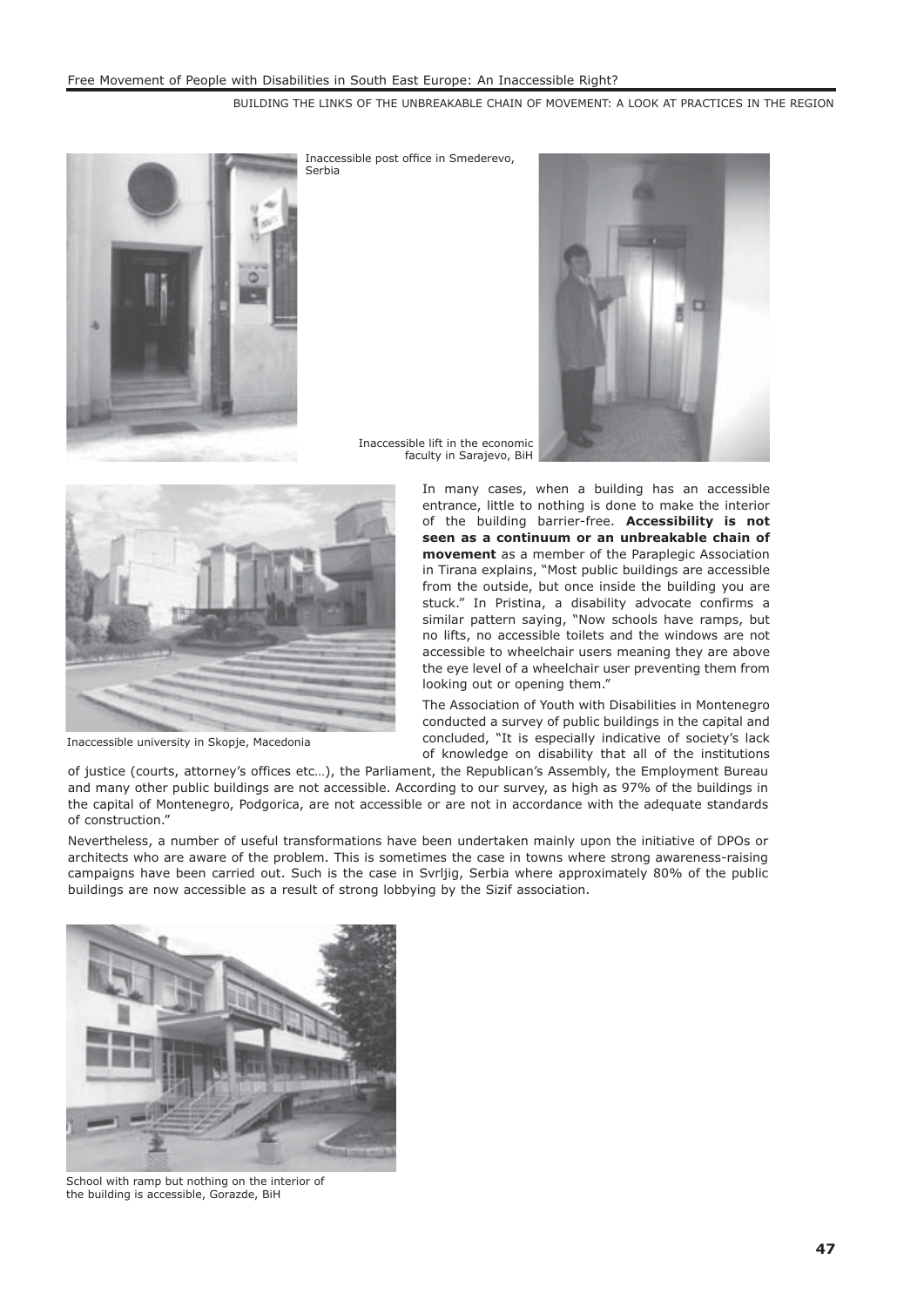Inaccessible post office in Smederevo, Serbia

Inaccessible lift in the economic faculty in Sarajevo, BiH

Inaccessible university in Skopje, Macedonia

In many cases, when a building has an accessible entrance, little to nothing is done to make the interior of the building barrier-free. **Accessibility is not seen as a continuum or an unbreakable chain of movement** as a member of the Paraplegic Association in Tirana explains, "Most public buildings are accessible from the outside, but once inside the building you are stuck." In Pristina, a disability advocate confirms a similar pattern saying, "Now schools have ramps, but no lifts, no accessible toilets and the windows are not accessible to wheelchair users meaning they are above the eye level of a wheelchair user preventing them from looking out or opening them."

The Association of Youth with Disabilities in Montenegro conducted a survey of public buildings in the capital and concluded, "It is especially indicative of society's lack of knowledge on disability that all of the institutions of justice (courts, attorney's offices etc…), the Parliament, the Republican's Assembly, the Employment Bureau and many other public buildings are not accessible. According to our survey, as high as 97% of the buildings in the capital of Montenegro, Podgorica, are not accessible or are not in accordance with the adequate standards of construction."

Nevertheless, a number of useful transformations have been undertaken mainly upon the initiative of DPOs or architects who are aware of the problem. This is sometimes the case in towns where strong awareness-raising campaigns have been carried out. Such is the case in Svrljig, Serbia where approximately 80% of the public buildings are now accessible as a result of strong lobbying by the Sizif association.

School with ramp but nothing on the interior of the building is accessible, Gorazde, BiH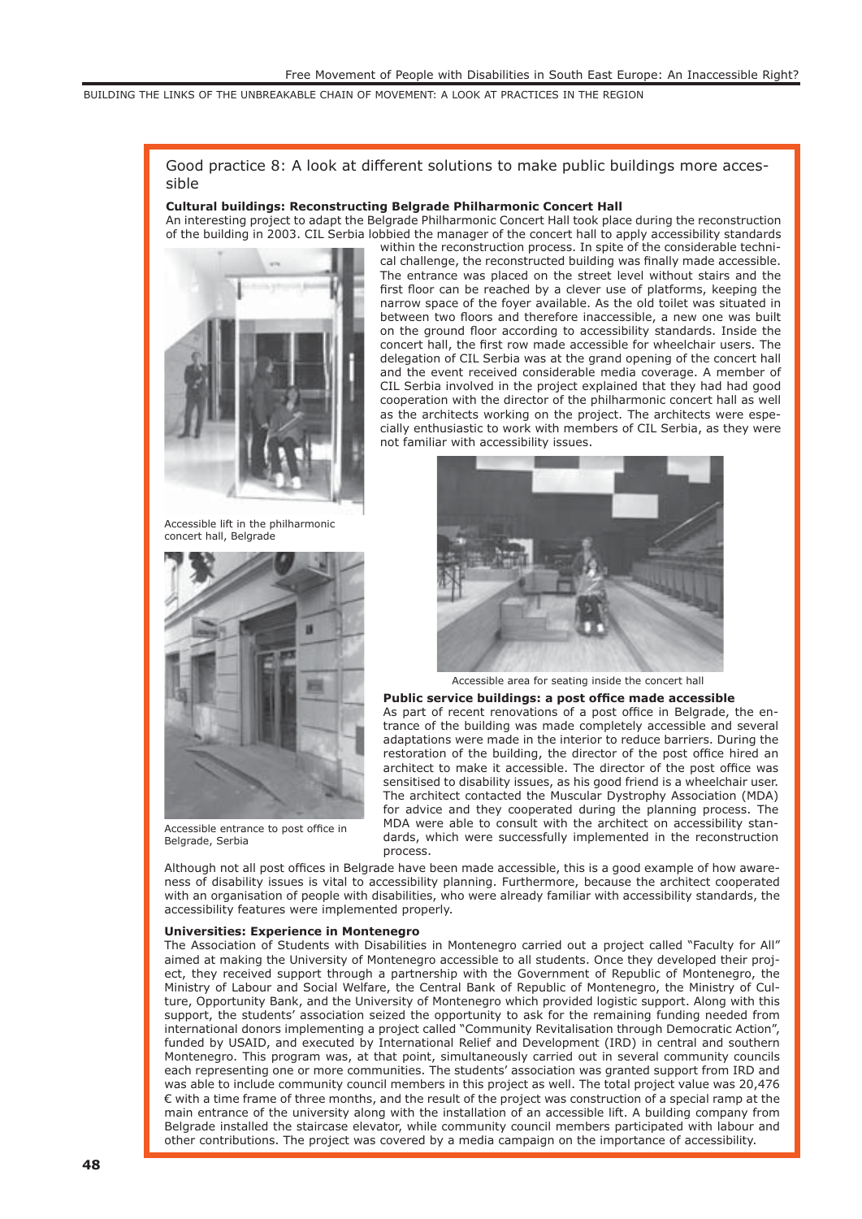## Good practice 8: A look at different solutions to make public buildings more accessible

**Cultural buildings: Reconstructing Belgrade Philharmonic Concert Hall**

An interesting project to adapt the Belgrade Philharmonic Concert Hall took place during the reconstruction of the building in 2003. CIL Serbia lobbied the manager of the concert hall to apply accessibility standards within the reconstruction process. In spite of the considerable technical challenge, the reconstructed building was finally made accessible. The entrance was placed on the street level without stairs and the first floor can be reached by a clever use of platforms, keeping the narrow space of the foyer available. As the old toilet was situated in between two floors and therefore inaccessible, a new one was built on the ground floor according to accessibility standards. Inside the concert hall, the first row made accessible for wheelchair users. The delegation of CIL Serbia was at the grand opening of the concert hall and the event received considerable media coverage. A member of CIL Serbia involved in the project explained that they had had good cooperation with the director of the philharmonic concert hall as well as the architects working on the project. The architects were especially enthusiastic to work with members of CIL Serbia, as they were not familiar with accessibility issues.

Accessible lift in the philharmonic concert hall, Belgrade

Accessible area for seating inside the concert hall

**Public service buildings: a post office made accessible**

As part of recent renovations of a post office in Belgrade, the entrance of the building was made completely accessible and several adaptations were made in the interior to reduce barriers. During the restoration of the building, the director of the post office hired an architect to make it accessible. The director of the post office was sensitised to disability issues, as his good friend is a wheelchair user. The architect contacted the Muscular Dystrophy Association (MDA) for advice and they cooperated during the planning process. The MDA were able to consult with the architect on accessibility standards, which were successfully implemented in the reconstruction process.

Accessible entrance to post office in Belgrade, Serbia

Although not all post offices in Belgrade have been made accessible, this is a good example of how awareness of disability issues is vital to accessibility planning. Furthermore, because the architect cooperated with an organisation of people with disabilities, who were already familiar with accessibility standards, the accessibility features were implemented properly.

**Universities: Experience in Montenegro**

The Association of Students with Disabilities in Montenegro carried out a project called "Faculty for All" aimed at making the University of Montenegro accessible to all students. Once they developed their project, they received support through a partnership with the Government of Republic of Montenegro, the Ministry of Labour and Social Welfare, the Central Bank of Republic of Montenegro, the Ministry of Culture, Opportunity Bank, and the University of Montenegro which provided logistic support. Along with this support, the students' association seized the opportunity to ask for the remaining funding needed from international donors implementing a project called "Community Revitalisation through Democratic Action", funded by USAID, and executed by International Relief and Development (IRD) in central and southern Montenegro. This program was, at that point, simultaneously carried out in several community councils each representing one or more communities. The students' association was granted support from IRD and was able to include community council members in this project as well. The total project value was 20,476 € with a time frame of three months, and the result of the project was construction of a special ramp at the main entrance of the university along with the installation of an accessible lift. A building company from Belgrade installed the staircase elevator, while community council members participated with labour and other contributions. The project was covered by a media campaign on the importance of accessibility.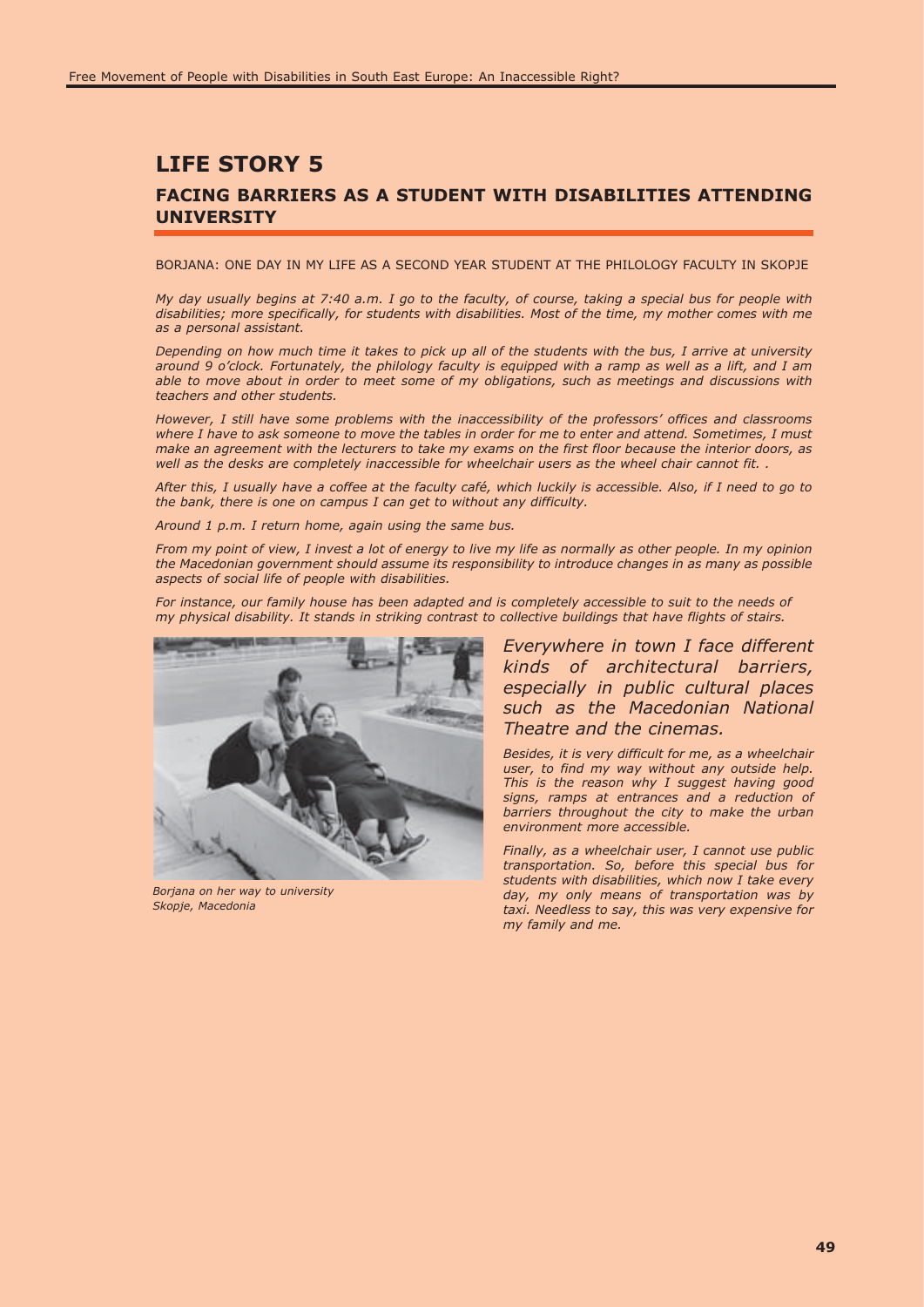# LIFE STORY 5

## FACING BARRIERS AS A STUDENT WITH DISABILITIES ATTENDING UNIVERSITY

BORJANA: ONE DAY IN MY LIFE AS A SECOND YEAR STUDENT AT THE PHILOLOGY FACULTY IN SKOPJE

*My day usually begins at 7:40 a.m. I go to the faculty, of course, taking a special bus for people with disabilities; more specifically, for students with disabilities. Most of the time, my mother comes with me as a personal assistant.*

*Depending on how much time it takes to pick up all of the students with the bus, I arrive at university around 9 o'clock. Fortunately, the philology faculty is equipped with a ramp as well as a lift, and I am able to move about in order to meet some of my obligations, such as meetings and discussions with teachers and other students.*

*However, I still have some problems with the inaccessibility of the professors' offices and classrooms where I have to ask someone to move the tables in order for me to enter and attend. Sometimes, I must make an agreement with the lecturers to take my exams on the first floor because the interior doors, as well as the desks are completely inaccessible for wheelchair users as the wheel chair cannot fit. .*

*After this, I usually have a coffee at the faculty café, which luckily is accessible. Also, if I need to go to the bank, there is one on campus I can get to without any difficulty.*

*Around 1 p.m. I return home, again using the same bus.*

*From my point of view, I invest a lot of energy to live my life as normally as other people. In my opinion the Macedonian government should assume its responsibility to introduce changes in as many as possible aspects of social life of people with disabilities.*

*For instance, our family house has been adapted and is completely accessible to suit to the needs of my physical disability. It stands in striking contrast to collective buildings that have flights of stairs.*

*Borjana on her way to university*
*Skopje, Macedonia*

*Everywhere in town I face different kinds of architectural barriers, especially in public cultural places such as the Macedonian National Theatre and the cinemas.*

*Besides, it is very difficult for me, as a wheelchair user, to find my way without any outside help. This is the reason why I suggest having good signs, ramps at entrances and a reduction of barriers throughout the city to make the urban environment more accessible.*

*Finally, as a wheelchair user, I cannot use public transportation. So, before this special bus for students with disabilities, which now I take every day, my only means of transportation was by taxi. Needless to say, this was very expensive for my family and me.*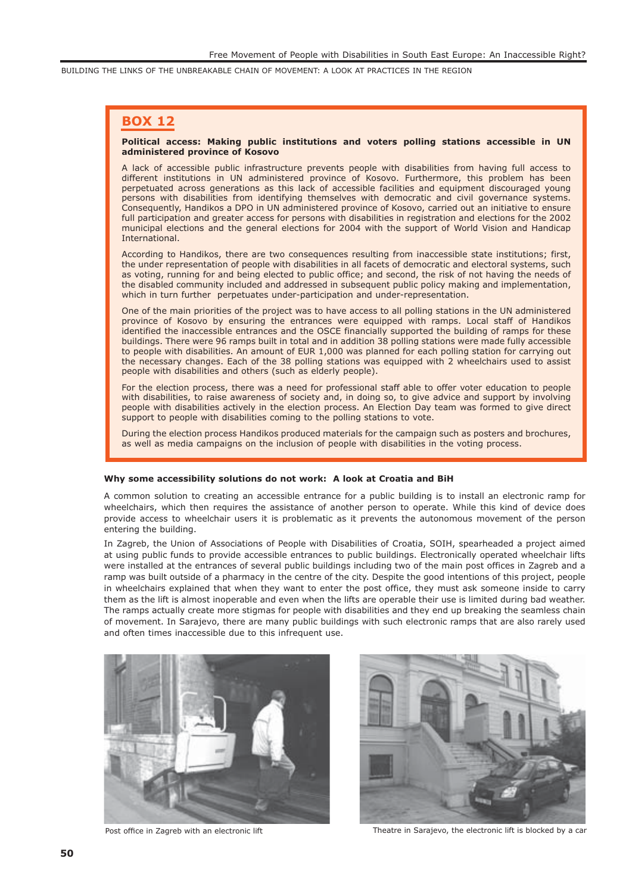## BOX 12

**Political access: Making public institutions and voters polling stations accessible in UN administered province of Kosovo**

A lack of accessible public infrastructure prevents people with disabilities from having full access to different institutions in UN administered province of Kosovo. Furthermore, this problem has been perpetuated across generations as this lack of accessible facilities and equipment discouraged young persons with disabilities from identifying themselves with democratic and civil governance systems. Consequently, Handikos a DPO in UN administered province of Kosovo, carried out an initiative to ensure full participation and greater access for persons with disabilities in registration and elections for the 2002 municipal elections and the general elections for 2004 with the support of World Vision and Handicap International.

According to Handikos, there are two consequences resulting from inaccessible state institutions; first, the under representation of people with disabilities in all facets of democratic and electoral systems, such as voting, running for and being elected to public office; and second, the risk of not having the needs of the disabled community included and addressed in subsequent public policy making and implementation, which in turn further perpetuates under-participation and under-representation.

One of the main priorities of the project was to have access to all polling stations in the UN administered province of Kosovo by ensuring the entrances were equipped with ramps. Local staff of Handikos identified the inaccessible entrances and the OSCE financially supported the building of ramps for these buildings. There were 96 ramps built in total and in addition 38 polling stations were made fully accessible to people with disabilities. An amount of EUR 1,000 was planned for each polling station for carrying out the necessary changes. Each of the 38 polling stations was equipped with 2 wheelchairs used to assist people with disabilities and others (such as elderly people).

For the election process, there was a need for professional staff able to offer voter education to people with disabilities, to raise awareness of society and, in doing so, to give advice and support by involving people with disabilities actively in the election process. An Election Day team was formed to give direct support to people with disabilities coming to the polling stations to vote.

During the election process Handikos produced materials for the campaign such as posters and brochures, as well as media campaigns on the inclusion of people with disabilities in the voting process.

**Why some accessibility solutions do not work: A look at Croatia and BiH**

A common solution to creating an accessible entrance for a public building is to install an electronic ramp for wheelchairs, which then requires the assistance of another person to operate. While this kind of device does provide access to wheelchair users it is problematic as it prevents the autonomous movement of the person entering the building.

In Zagreb, the Union of Associations of People with Disabilities of Croatia, SOIH, spearheaded a project aimed at using public funds to provide accessible entrances to public buildings. Electronically operated wheelchair lifts were installed at the entrances of several public buildings including two of the main post offices in Zagreb and a ramp was built outside of a pharmacy in the centre of the city. Despite the good intentions of this project, people in wheelchairs explained that when they want to enter the post office, they must ask someone inside to carry them as the lift is almost inoperable and even when the lifts are operable their use is limited during bad weather. The ramps actually create more stigmas for people with disabilities and they end up breaking the seamless chain of movement. In Sarajevo, there are many public buildings with such electronic ramps that are also rarely used and often times inaccessible due to this infrequent use.

Post office in Zagreb with an electronic lift

Theatre in Sarajevo, the electronic lift is blocked by a car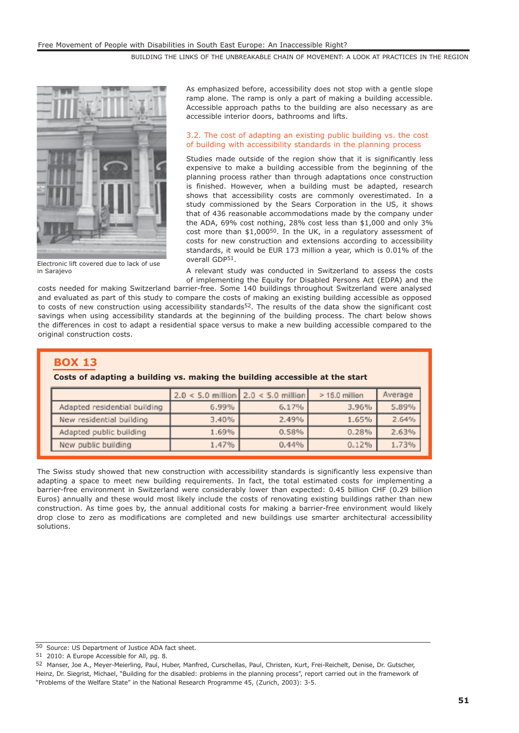Electronic lift covered due to lack of use in Sarajevo

As emphasized before, accessibility does not stop with a gentle slope ramp alone. The ramp is only a part of making a building accessible. Accessible approach paths to the building are also necessary as are accessible interior doors, bathrooms and lifts.

### 3.2. The cost of adapting an existing public building vs. the cost of building with accessibility standards in the planning process

Studies made outside of the region show that it is significantly less expensive to make a building accessible from the beginning of the planning process rather than through adaptations once construction is finished. However, when a building must be adapted, research shows that accessibility costs are commonly overestimated. In a study commissioned by the Sears Corporation in the US, it shows that of 436 reasonable accommodations made by the company under the ADA, 69% cost nothing, 28% cost less than $1,000 and only 3% cost more than $1,000[50]. In the UK, in a regulatory assessment of costs for new construction and extensions according to accessibility standards, it would be EUR 173 million a year, which is 0.01% of the overall GDP[51].

A relevant study was conducted in Switzerland to assess the costs of implementing the Equity for Disabled Persons Act (EDPA) and the costs needed for making Switzerland barrier-free. Some 140 buildings throughout Switzerland were analysed and evaluated as part of this study to compare the costs of making an existing building accessible as opposed to costs of new construction using accessibility standards[52]. The results of the data show the significant cost savings when using accessibility standards at the beginning of the building process. The chart below shows the differences in cost to adapt a residential space versus to make a new building accessible compared to the original construction costs.

## BOX 13

**Costs of adapting a building vs. making the building accessible at the start**

| | 2.0 < 5.0 million | 2.0 < 5.0 million | > 15.0 million | Average |
|---|---|---|---|---|
| Adapted residential building | 6.99% | 6.17% | 3.96% | 5.89% |
| New residential building | 3.40% | 2.49% | 1.65% | 2.64% |
| Adapted public building | 1.69% | 0.58% | 0.28% | 2.63% |
| New public building | 1.47% | 0.44% | 0.12% | 1.73% |

The Swiss study showed that new construction with accessibility standards is significantly less expensive than adapting a space to meet new building requirements. In fact, the total estimated costs for implementing a barrier-free environment in Switzerland were considerably lower than expected: 0.45 billion CHF (0.29 billion Euros) annually and these would most likely include the costs of renovating existing buildings rather than new construction. As time goes by, the annual additional costs for making a barrier-free environment would likely drop close to zero as modifications are completed and new buildings use smarter architectural accessibility solutions.

---

[50] Source: US Department of Justice ADA fact sheet.

[51] 2010: A Europe Accessible for All, pg. 8.

[52] Manser, Joe A., Meyer-Meierling, Paul, Huber, Manfred, Curschellas, Paul, Christen, Kurt, Frei-Reichelt, Denise, Dr. Gutscher, Heinz, Dr. Siegrist, Michael, "Building for the disabled: problems in the planning process", report carried out in the framework of "Problems of the Welfare State" in the National Research Programme 45, (Zurich, 2003): 3-5.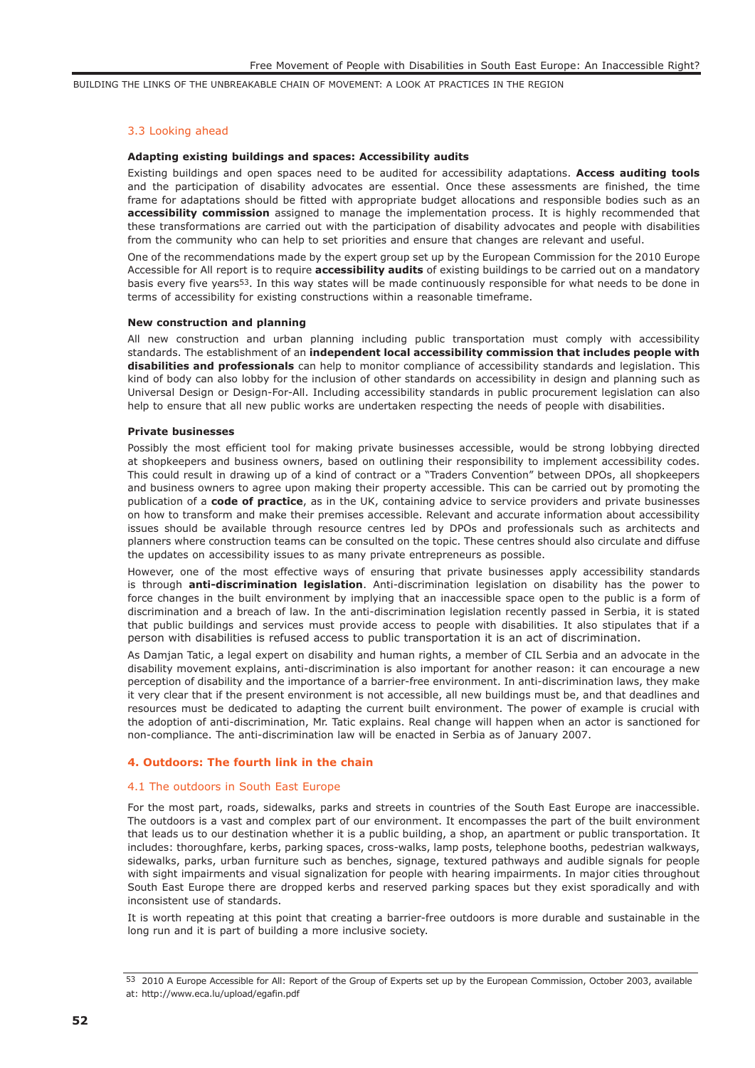### 3.3 Looking ahead

**Adapting existing buildings and spaces: Accessibility audits**

Existing buildings and open spaces need to be audited for accessibility adaptations. **Access auditing tools** and the participation of disability advocates are essential. Once these assessments are finished, the time frame for adaptations should be fitted with appropriate budget allocations and responsible bodies such as an **accessibility commission** assigned to manage the implementation process. It is highly recommended that these transformations are carried out with the participation of disability advocates and people with disabilities from the community who can help to set priorities and ensure that changes are relevant and useful.

One of the recommendations made by the expert group set up by the European Commission for the 2010 Europe Accessible for All report is to require **accessibility audits** of existing buildings to be carried out on a mandatory basis every five years[53]. In this way states will be made continuously responsible for what needs to be done in terms of accessibility for existing constructions within a reasonable timeframe.

**New construction and planning**

All new construction and urban planning including public transportation must comply with accessibility standards. The establishment of an **independent local accessibility commission that includes people with disabilities and professionals** can help to monitor compliance of accessibility standards and legislation. This kind of body can also lobby for the inclusion of other standards on accessibility in design and planning such as Universal Design or Design-For-All. Including accessibility standards in public procurement legislation can also help to ensure that all new public works are undertaken respecting the needs of people with disabilities.

**Private businesses**

Possibly the most efficient tool for making private businesses accessible, would be strong lobbying directed at shopkeepers and business owners, based on outlining their responsibility to implement accessibility codes. This could result in drawing up of a kind of contract or a "Traders Convention" between DPOs, all shopkeepers and business owners to agree upon making their property accessible. This can be carried out by promoting the publication of a **code of practice**, as in the UK, containing advice to service providers and private businesses on how to transform and make their premises accessible. Relevant and accurate information about accessibility issues should be available through resource centres led by DPOs and professionals such as architects and planners where construction teams can be consulted on the topic. These centres should also circulate and diffuse the updates on accessibility issues to as many private entrepreneurs as possible.

However, one of the most effective ways of ensuring that private businesses apply accessibility standards is through **anti-discrimination legislation**. Anti-discrimination legislation on disability has the power to force changes in the built environment by implying that an inaccessible space open to the public is a form of discrimination and a breach of law. In the anti-discrimination legislation recently passed in Serbia, it is stated that public buildings and services must provide access to people with disabilities. It also stipulates that if a person with disabilities is refused access to public transportation it is an act of discrimination.

As Damjan Tatic, a legal expert on disability and human rights, a member of CIL Serbia and an advocate in the disability movement explains, anti-discrimination is also important for another reason: it can encourage a new perception of disability and the importance of a barrier-free environment. In anti-discrimination laws, they make it very clear that if the present environment is not accessible, all new buildings must be, and that deadlines and resources must be dedicated to adapting the current built environment. The power of example is crucial with the adoption of anti-discrimination, Mr. Tatic explains. Real change will happen when an actor is sanctioned for non-compliance. The anti-discrimination law will be enacted in Serbia as of January 2007.

## 4. Outdoors: The fourth link in the chain

### 4.1 The outdoors in South East Europe

For the most part, roads, sidewalks, parks and streets in countries of the South East Europe are inaccessible. The outdoors is a vast and complex part of our environment. It encompasses the part of the built environment that leads us to our destination whether it is a public building, a shop, an apartment or public transportation. It includes: thoroughfare, kerbs, parking spaces, cross-walks, lamp posts, telephone booths, pedestrian walkways, sidewalks, parks, urban furniture such as benches, signage, textured pathways and audible signals for people with sight impairments and visual signalization for people with hearing impairments. In major cities throughout South East Europe there are dropped kerbs and reserved parking spaces but they exist sporadically and with inconsistent use of standards.

It is worth repeating at this point that creating a barrier-free outdoors is more durable and sustainable in the long run and it is part of building a more inclusive society.

---

[53] 2010 A Europe Accessible for All: Report of the Group of Experts set up by the European Commission, October 2003, available at: http://www.eca.lu/upload/egafin.pdf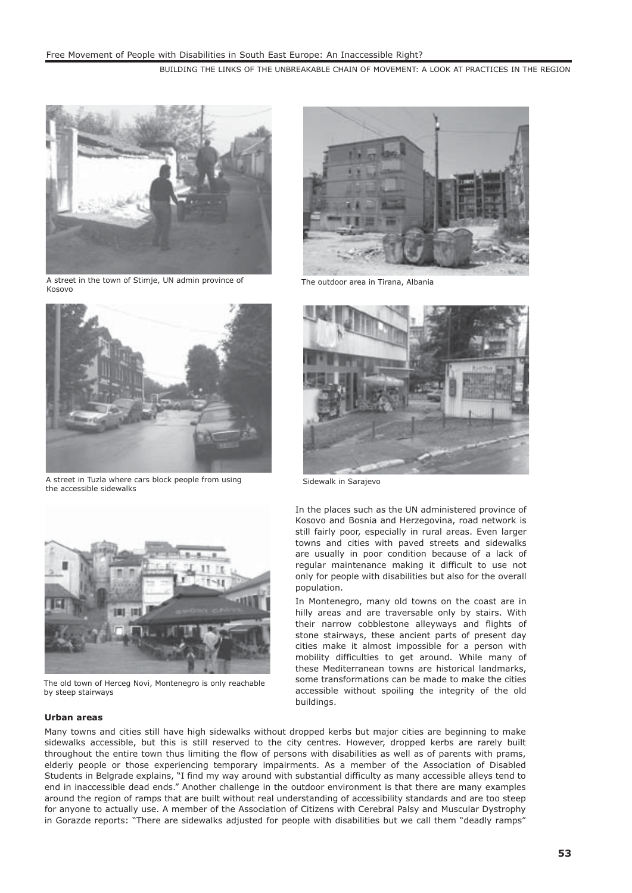A street in the town of Stimje, UN admin province of Kosovo

The outdoor area in Tirana, Albania

A street in Tuzla where cars block people from using the accessible sidewalks

Sidewalk in Sarajevo

The old town of Herceg Novi, Montenegro is only reachable by steep stairways

In the places such as the UN administered province of Kosovo and Bosnia and Herzegovina, road network is still fairly poor, especially in rural areas. Even larger towns and cities with paved streets and sidewalks are usually in poor condition because of a lack of regular maintenance making it difficult to use not only for people with disabilities but also for the overall population.

In Montenegro, many old towns on the coast are in hilly areas and are traversable only by stairs. With their narrow cobblestone alleyways and flights of stone stairways, these ancient parts of present day cities make it almost impossible for a person with mobility difficulties to get around. While many of these Mediterranean towns are historical landmarks, some transformations can be made to make the cities accessible without spoiling the integrity of the old buildings.

**Urban areas**

Many towns and cities still have high sidewalks without dropped kerbs but major cities are beginning to make sidewalks accessible, but this is still reserved to the city centres. However, dropped kerbs are rarely built throughout the entire town thus limiting the flow of persons with disabilities as well as of parents with prams, elderly people or those experiencing temporary impairments. As a member of the Association of Disabled Students in Belgrade explains, "I find my way around with substantial difficulty as many accessible alleys tend to end in inaccessible dead ends." Another challenge in the outdoor environment is that there are many examples around the region of ramps that are built without real understanding of accessibility standards and are too steep for anyone to actually use. A member of the Association of Citizens with Cerebral Palsy and Muscular Dystrophy in Gorazde reports: "There are sidewalks adjusted for people with disabilities but we call them "deadly ramps"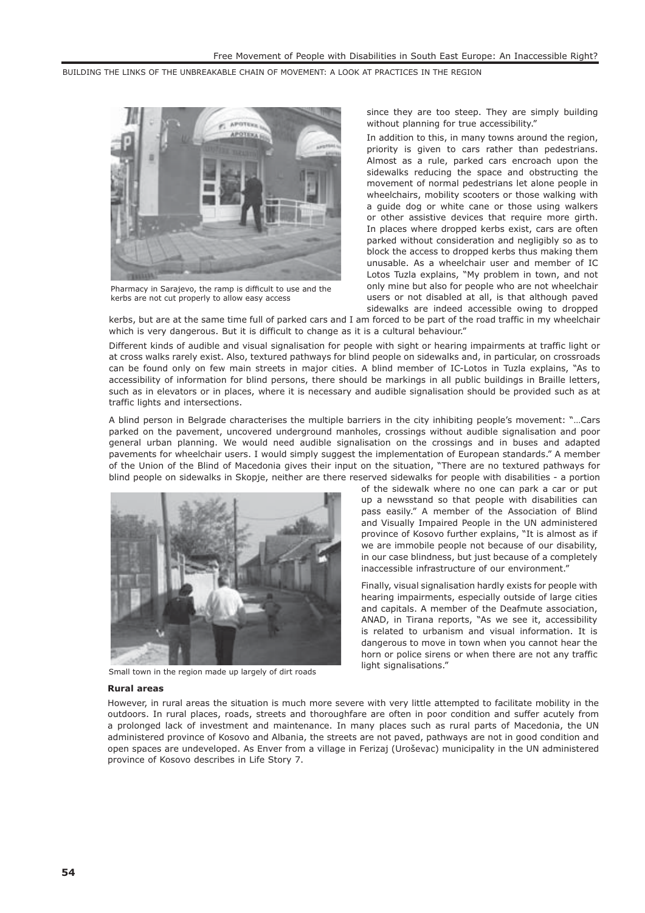Pharmacy in Sarajevo, the ramp is difficult to use and the kerbs are not cut properly to allow easy access

since they are too steep. They are simply building without planning for true accessibility."

In addition to this, in many towns around the region, priority is given to cars rather than pedestrians. Almost as a rule, parked cars encroach upon the sidewalks reducing the space and obstructing the movement of normal pedestrians let alone people in wheelchairs, mobility scooters or those walking with a guide dog or white cane or those using walkers or other assistive devices that require more girth. In places where dropped kerbs exist, cars are often parked without consideration and negligibly so as to block the access to dropped kerbs thus making them unusable. As a wheelchair user and member of IC Lotos Tuzla explains, "My problem in town, and not only mine but also for people who are not wheelchair users or not disabled at all, is that although paved sidewalks are indeed accessible owing to dropped kerbs, but are at the same time full of parked cars and I am forced to be part of the road traffic in my wheelchair which is very dangerous. But it is difficult to change as it is a cultural behaviour."

Different kinds of audible and visual signalisation for people with sight or hearing impairments at traffic light or at cross walks rarely exist. Also, textured pathways for blind people on sidewalks and, in particular, on crossroads can be found only on few main streets in major cities. A blind member of IC-Lotos in Tuzla explains, "As to accessibility of information for blind persons, there should be markings in all public buildings in Braille letters, such as in elevators or in places, where it is necessary and audible signalisation should be provided such as at traffic lights and intersections.

A blind person in Belgrade characterises the multiple barriers in the city inhibiting people's movement: "…Cars parked on the pavement, uncovered underground manholes, crossings without audible signalisation and poor general urban planning. We would need audible signalisation on the crossings and in buses and adapted pavements for wheelchair users. I would simply suggest the implementation of European standards." A member of the Union of the Blind of Macedonia gives their input on the situation, "There are no textured pathways for blind people on sidewalks in Skopje, neither are there reserved sidewalks for people with disabilities - a portion of the sidewalk where no one can park a car or put up a newsstand so that people with disabilities can pass easily." A member of the Association of Blind and Visually Impaired People in the UN administered province of Kosovo further explains, "It is almost as if we are immobile people not because of our disability, in our case blindness, but just because of a completely inaccessible infrastructure of our environment."

Finally, visual signalisation hardly exists for people with hearing impairments, especially outside of large cities and capitals. A member of the Deafmute association, ANAD, in Tirana reports, "As we see it, accessibility is related to urbanism and visual information. It is dangerous to move in town when you cannot hear the horn or police sirens or when there are not any traffic light signalisations."

Small town in the region made up largely of dirt roads

**Rural areas**

However, in rural areas the situation is much more severe with very little attempted to facilitate mobility in the outdoors. In rural places, roads, streets and thoroughfare are often in poor condition and suffer acutely from a prolonged lack of investment and maintenance. In many places such as rural parts of Macedonia, the UN administered province of Kosovo and Albania, the streets are not paved, pathways are not in good condition and open spaces are undeveloped. As Enver from a village in Ferizaj (Uroševac) municipality in the UN administered province of Kosovo describes in Life Story 7.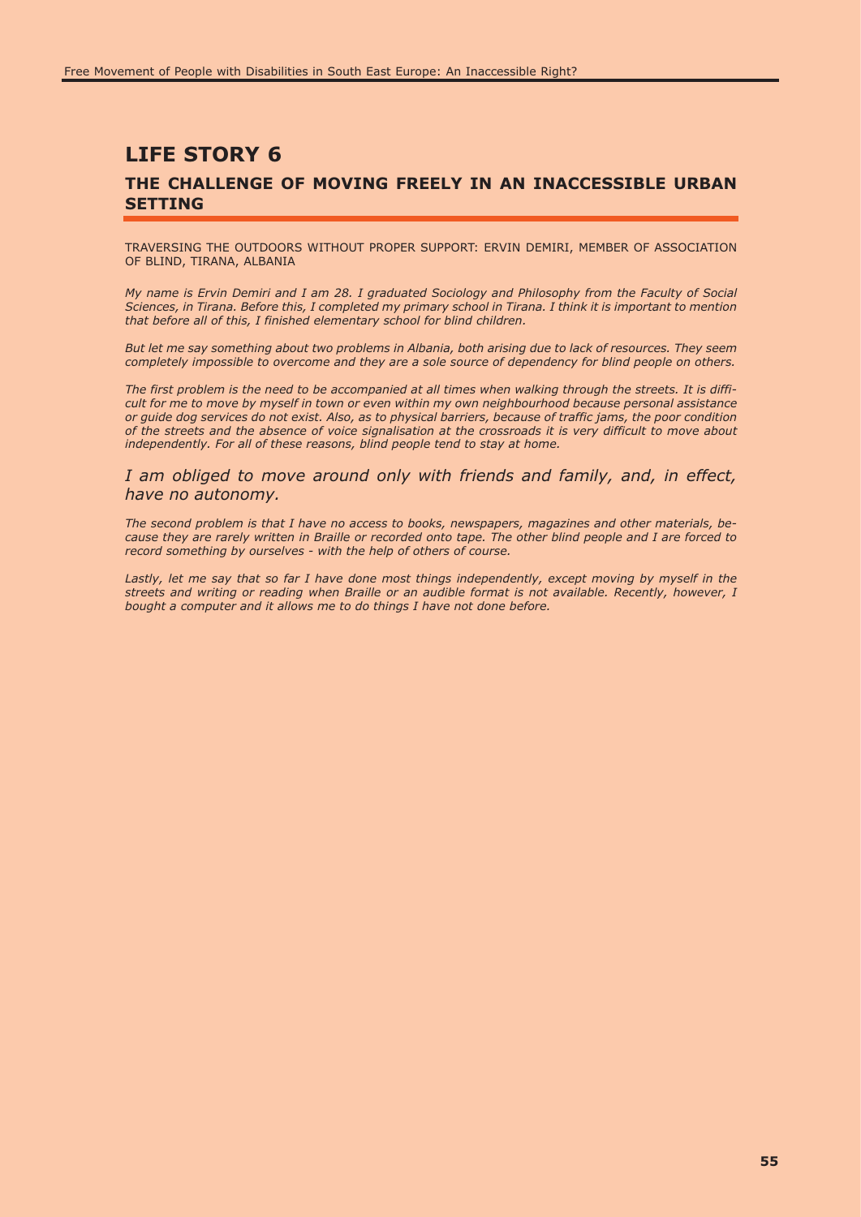# LIFE STORY 6

## THE CHALLENGE OF MOVING FREELY IN AN INACCESSIBLE URBAN SETTING

TRAVERSING THE OUTDOORS WITHOUT PROPER SUPPORT: ERVIN DEMIRI, MEMBER OF ASSOCIATION OF BLIND, TIRANA, ALBANIA

*My name is Ervin Demiri and I am 28. I graduated Sociology and Philosophy from the Faculty of Social Sciences, in Tirana. Before this, I completed my primary school in Tirana. I think it is important to mention that before all of this, I finished elementary school for blind children.*

*But let me say something about two problems in Albania, both arising due to lack of resources. They seem completely impossible to overcome and they are a sole source of dependency for blind people on others.*

*The first problem is the need to be accompanied at all times when walking through the streets. It is difficult for me to move by myself in town or even within my own neighbourhood because personal assistance or guide dog services do not exist. Also, as to physical barriers, because of traffic jams, the poor condition of the streets and the absence of voice signalisation at the crossroads it is very difficult to move about independently. For all of these reasons, blind people tend to stay at home.*

*I am obliged to move around only with friends and family, and, in effect, have no autonomy.*

*The second problem is that I have no access to books, newspapers, magazines and other materials, because they are rarely written in Braille or recorded onto tape. The other blind people and I are forced to record something by ourselves - with the help of others of course.*

*Lastly, let me say that so far I have done most things independently, except moving by myself in the streets and writing or reading when Braille or an audible format is not available. Recently, however, I bought a computer and it allows me to do things I have not done before.*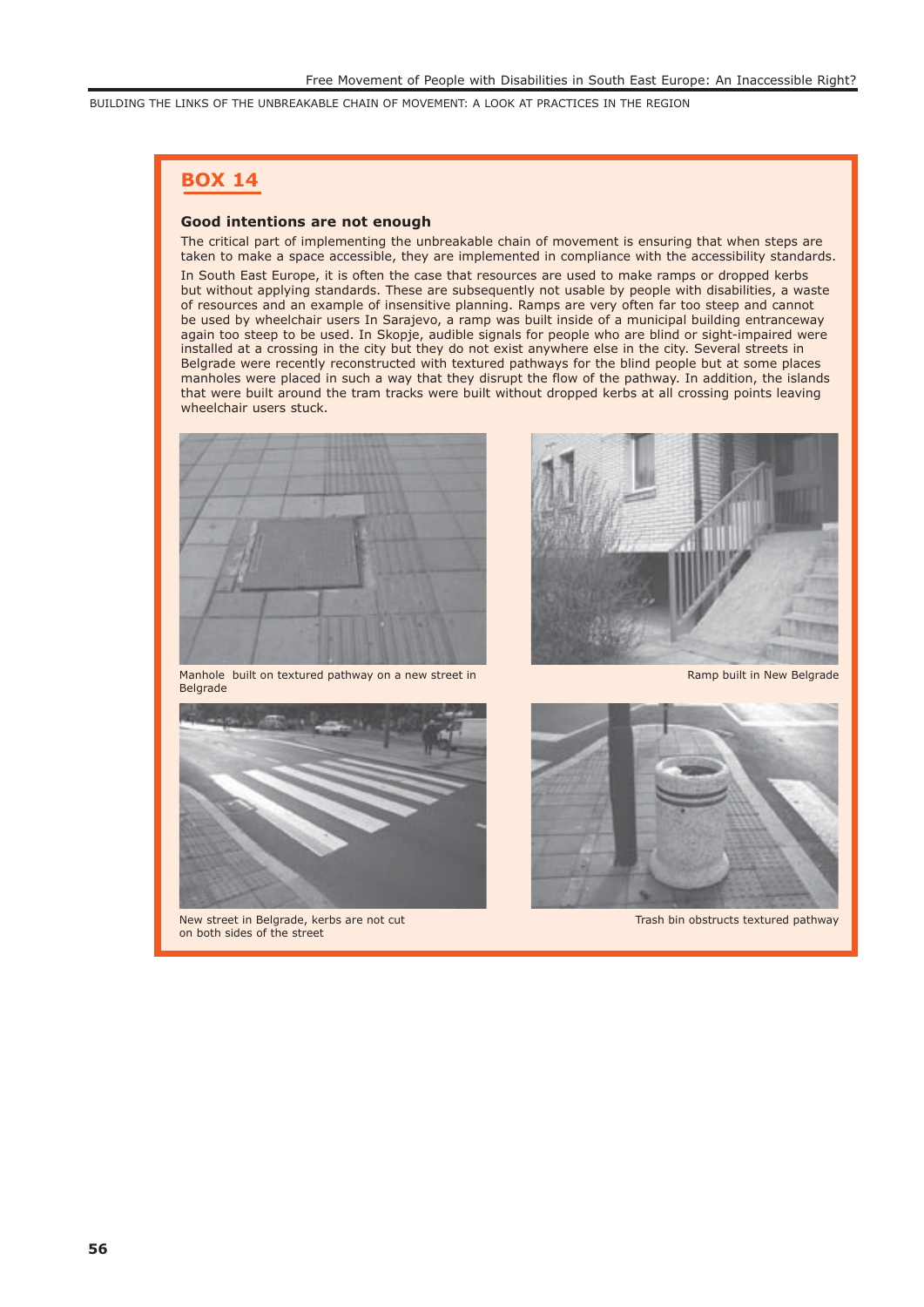## BOX 14

**Good intentions are not enough**

The critical part of implementing the unbreakable chain of movement is ensuring that when steps are taken to make a space accessible, they are implemented in compliance with the accessibility standards.

In South East Europe, it is often the case that resources are used to make ramps or dropped kerbs but without applying standards. These are subsequently not usable by people with disabilities, a waste of resources and an example of insensitive planning. Ramps are very often far too steep and cannot be used by wheelchair users In Sarajevo, a ramp was built inside of a municipal building entranceway again too steep to be used. In Skopje, audible signals for people who are blind or sight-impaired were installed at a crossing in the city but they do not exist anywhere else in the city. Several streets in Belgrade were recently reconstructed with textured pathways for the blind people but at some places manholes were placed in such a way that they disrupt the flow of the pathway. In addition, the islands that were built around the tram tracks were built without dropped kerbs at all crossing points leaving wheelchair users stuck.

Manhole built on textured pathway on a new street in Belgrade

Ramp built in New Belgrade

New street in Belgrade, kerbs are not cut on both sides of the street

Trash bin obstructs textured pathway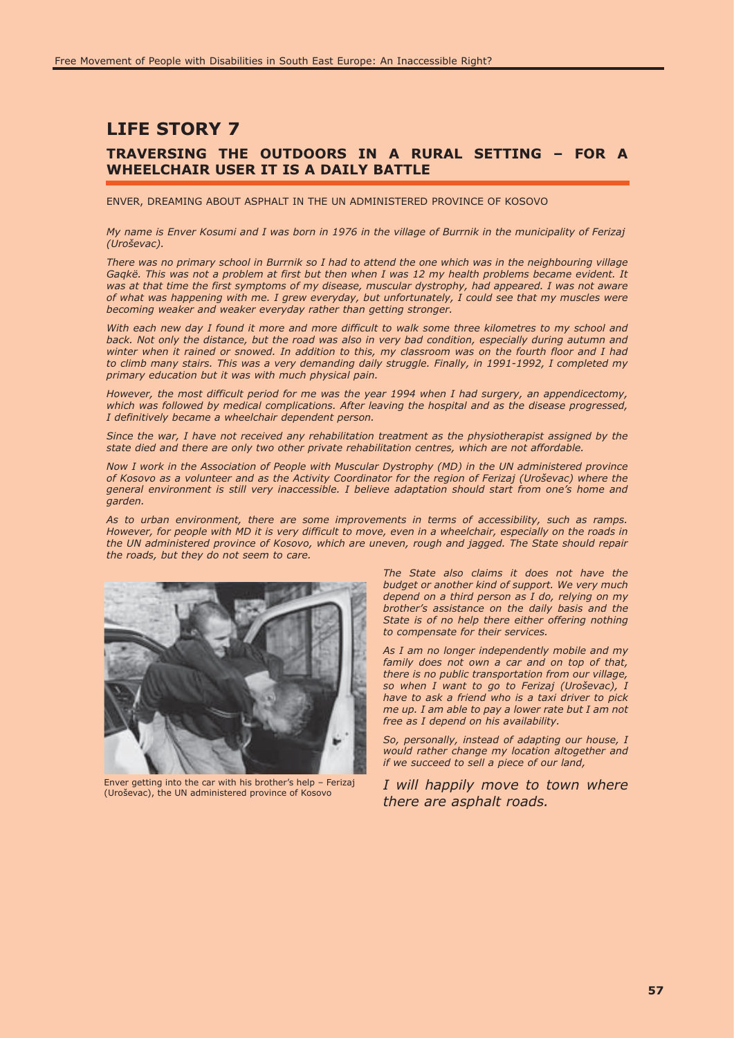# LIFE STORY 7

## TRAVERSING THE OUTDOORS IN A RURAL SETTING – FOR A WHEELCHAIR USER IT IS A DAILY BATTLE

ENVER, DREAMING ABOUT ASPHALT IN THE UN ADMINISTERED PROVINCE OF KOSOVO

*My name is Enver Kosumi and I was born in 1976 in the village of Burrnik in the municipality of Ferizaj (Uroševac).*

*There was no primary school in Burrnik so I had to attend the one which was in the neighbouring village Gaqkë. This was not a problem at first but then when I was 12 my health problems became evident. It was at that time the first symptoms of my disease, muscular dystrophy, had appeared. I was not aware of what was happening with me. I grew everyday, but unfortunately, I could see that my muscles were becoming weaker and weaker everyday rather than getting stronger.*

*With each new day I found it more and more difficult to walk some three kilometres to my school and back. Not only the distance, but the road was also in very bad condition, especially during autumn and winter when it rained or snowed. In addition to this, my classroom was on the fourth floor and I had to climb many stairs. This was a very demanding daily struggle. Finally, in 1991-1992, I completed my primary education but it was with much physical pain.*

*However, the most difficult period for me was the year 1994 when I had surgery, an appendicectomy, which was followed by medical complications. After leaving the hospital and as the disease progressed, I definitively became a wheelchair dependent person.*

*Since the war, I have not received any rehabilitation treatment as the physiotherapist assigned by the state died and there are only two other private rehabilitation centres, which are not affordable.*

*Now I work in the Association of People with Muscular Dystrophy (MD) in the UN administered province of Kosovo as a volunteer and as the Activity Coordinator for the region of Ferizaj (Uroševac) where the general environment is still very inaccessible. I believe adaptation should start from one's home and garden.*

*As to urban environment, there are some improvements in terms of accessibility, such as ramps. However, for people with MD it is very difficult to move, even in a wheelchair, especially on the roads in the UN administered province of Kosovo, which are uneven, rough and jagged. The State should repair the roads, but they do not seem to care.*

Enver getting into the car with his brother's help – Ferizaj (Uroševac), the UN administered province of Kosovo

*The State also claims it does not have the budget or another kind of support. We very much depend on a third person as I do, relying on my brother's assistance on the daily basis and the State is of no help there either offering nothing to compensate for their services.*

*As I am no longer independently mobile and my family does not own a car and on top of that, there is no public transportation from our village, so when I want to go to Ferizaj (Uroševac), I have to ask a friend who is a taxi driver to pick me up. I am able to pay a lower rate but I am not free as I depend on his availability.*

*So, personally, instead of adapting our house, I would rather change my location altogether and if we succeed to sell a piece of our land,*

*I will happily move to town where there are asphalt roads.*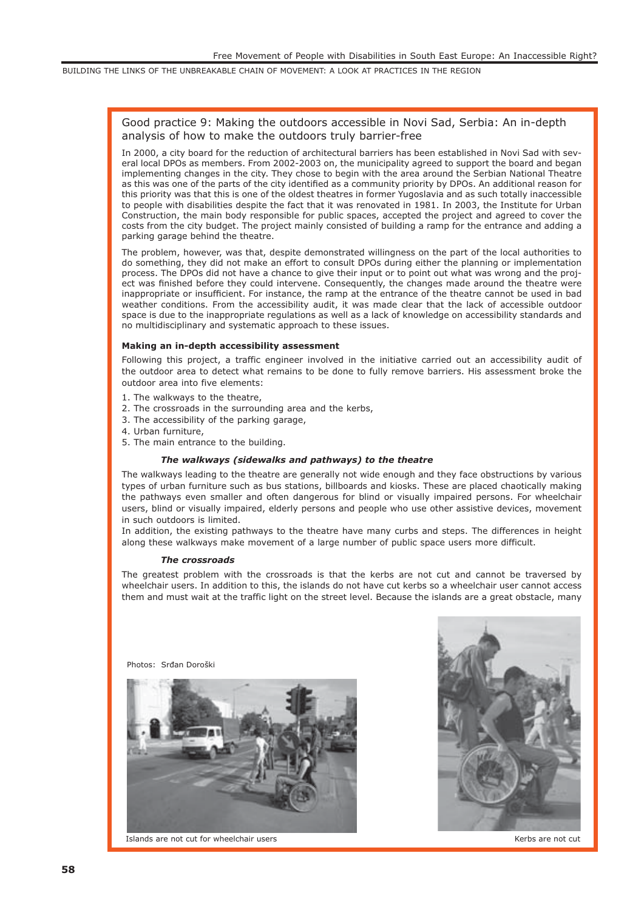## Good practice 9: Making the outdoors accessible in Novi Sad, Serbia: An in-depth analysis of how to make the outdoors truly barrier-free

In 2000, a city board for the reduction of architectural barriers has been established in Novi Sad with several local DPOs as members. From 2002-2003 on, the municipality agreed to support the board and began implementing changes in the city. They chose to begin with the area around the Serbian National Theatre as this was one of the parts of the city identified as a community priority by DPOs. An additional reason for this priority was that this is one of the oldest theatres in former Yugoslavia and as such totally inaccessible to people with disabilities despite the fact that it was renovated in 1981. In 2003, the Institute for Urban Construction, the main body responsible for public spaces, accepted the project and agreed to cover the costs from the city budget. The project mainly consisted of building a ramp for the entrance and adding a parking garage behind the theatre.

The problem, however, was that, despite demonstrated willingness on the part of the local authorities to do something, they did not make an effort to consult DPOs during either the planning or implementation process. The DPOs did not have a chance to give their input or to point out what was wrong and the project was finished before they could intervene. Consequently, the changes made around the theatre were inappropriate or insufficient. For instance, the ramp at the entrance of the theatre cannot be used in bad weather conditions. From the accessibility audit, it was made clear that the lack of accessible outdoor space is due to the inappropriate regulations as well as a lack of knowledge on accessibility standards and no multidisciplinary and systematic approach to these issues.

### Making an in-depth accessibility assessment

Following this project, a traffic engineer involved in the initiative carried out an accessibility audit of the outdoor area to detect what remains to be done to fully remove barriers. His assessment broke the outdoor area into five elements:

1. The walkways to the theatre,
2. The crossroads in the surrounding area and the kerbs,
3. The accessibility of the parking garage,
4. Urban furniture,
5. The main entrance to the building.

#### *The walkways (sidewalks and pathways) to the theatre*

The walkways leading to the theatre are generally not wide enough and they face obstructions by various types of urban furniture such as bus stations, billboards and kiosks. These are placed chaotically making the pathways even smaller and often dangerous for blind or visually impaired persons. For wheelchair users, blind or visually impaired, elderly persons and people who use other assistive devices, movement in such outdoors is limited.

In addition, the existing pathways to the theatre have many curbs and steps. The differences in height along these walkways make movement of a large number of public space users more difficult.

#### *The crossroads*

The greatest problem with the crossroads is that the kerbs are not cut and cannot be traversed by wheelchair users. In addition to this, the islands do not have cut kerbs so a wheelchair user cannot access them and must wait at the traffic light on the street level. Because the islands are a great obstacle, many

Photos: Srđan Doroški

Islands are not cut for wheelchair users

Kerbs are not cut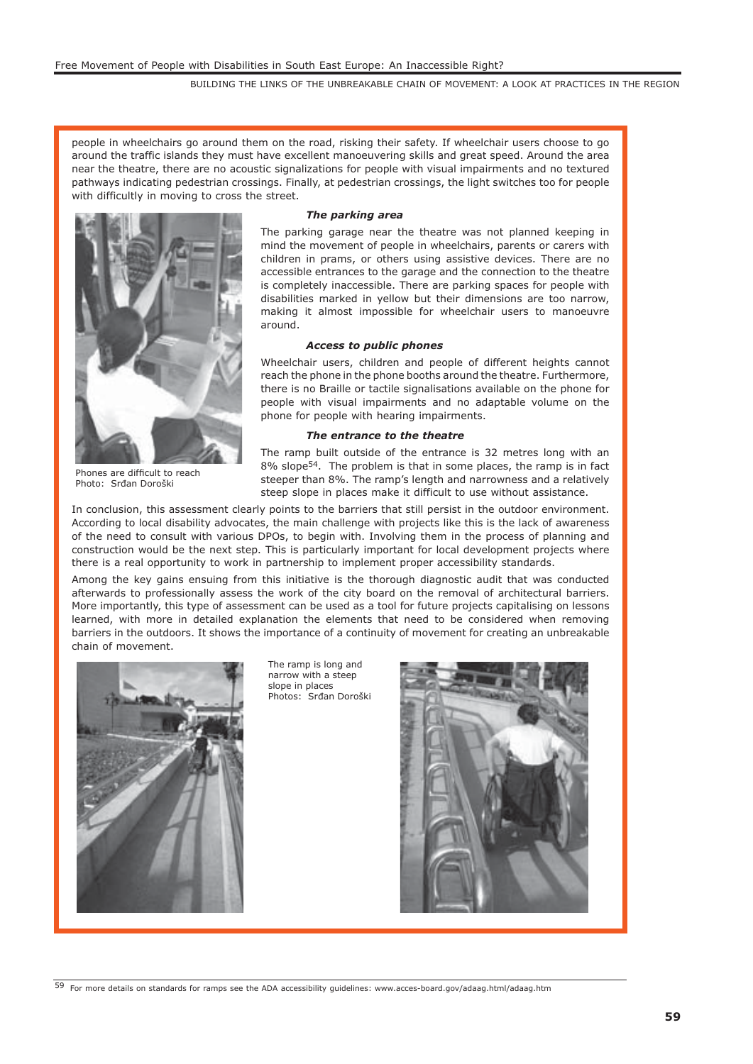people in wheelchairs go around them on the road, risking their safety. If wheelchair users choose to go around the traffic islands they must have excellent manoeuvering skills and great speed. Around the area near the theatre, there are no acoustic signalizations for people with visual impairments and no textured pathways indicating pedestrian crossings. Finally, at pedestrian crossings, the light switches too for people with difficultly in moving to cross the street.

Phones are difficult to reach
Photo: Srđan Doroški

#### *The parking area*

The parking garage near the theatre was not planned keeping in mind the movement of people in wheelchairs, parents or carers with children in prams, or others using assistive devices. There are no accessible entrances to the garage and the connection to the theatre is completely inaccessible. There are parking spaces for people with disabilities marked in yellow but their dimensions are too narrow, making it almost impossible for wheelchair users to manoeuvre around.

#### *Access to public phones*

Wheelchair users, children and people of different heights cannot reach the phone in the phone booths around the theatre. Furthermore, there is no Braille or tactile signalisations available on the phone for people with visual impairments and no adaptable volume on the phone for people with hearing impairments.

#### *The entrance to the theatre*

The ramp built outside of the entrance is 32 metres long with an 8% slope[54]. The problem is that in some places, the ramp is in fact steeper than 8%. The ramp's length and narrowness and a relatively steep slope in places make it difficult to use without assistance.

In conclusion, this assessment clearly points to the barriers that still persist in the outdoor environment. According to local disability advocates, the main challenge with projects like this is the lack of awareness of the need to consult with various DPOs, to begin with. Involving them in the process of planning and construction would be the next step. This is particularly important for local development projects where there is a real opportunity to work in partnership to implement proper accessibility standards.

Among the key gains ensuing from this initiative is the thorough diagnostic audit that was conducted afterwards to professionally assess the work of the city board on the removal of architectural barriers. More importantly, this type of assessment can be used as a tool for future projects capitalising on lessons learned, with more in detailed explanation the elements that need to be considered when removing barriers in the outdoors. It shows the importance of a continuity of movement for creating an unbreakable chain of movement.

The ramp is long and narrow with a steep slope in places
Photos: Srđan Doroški

---

[59] For more details on standards for ramps see the ADA accessibility guidelines: www.acces-board.gov/adaag.html/adaag.htm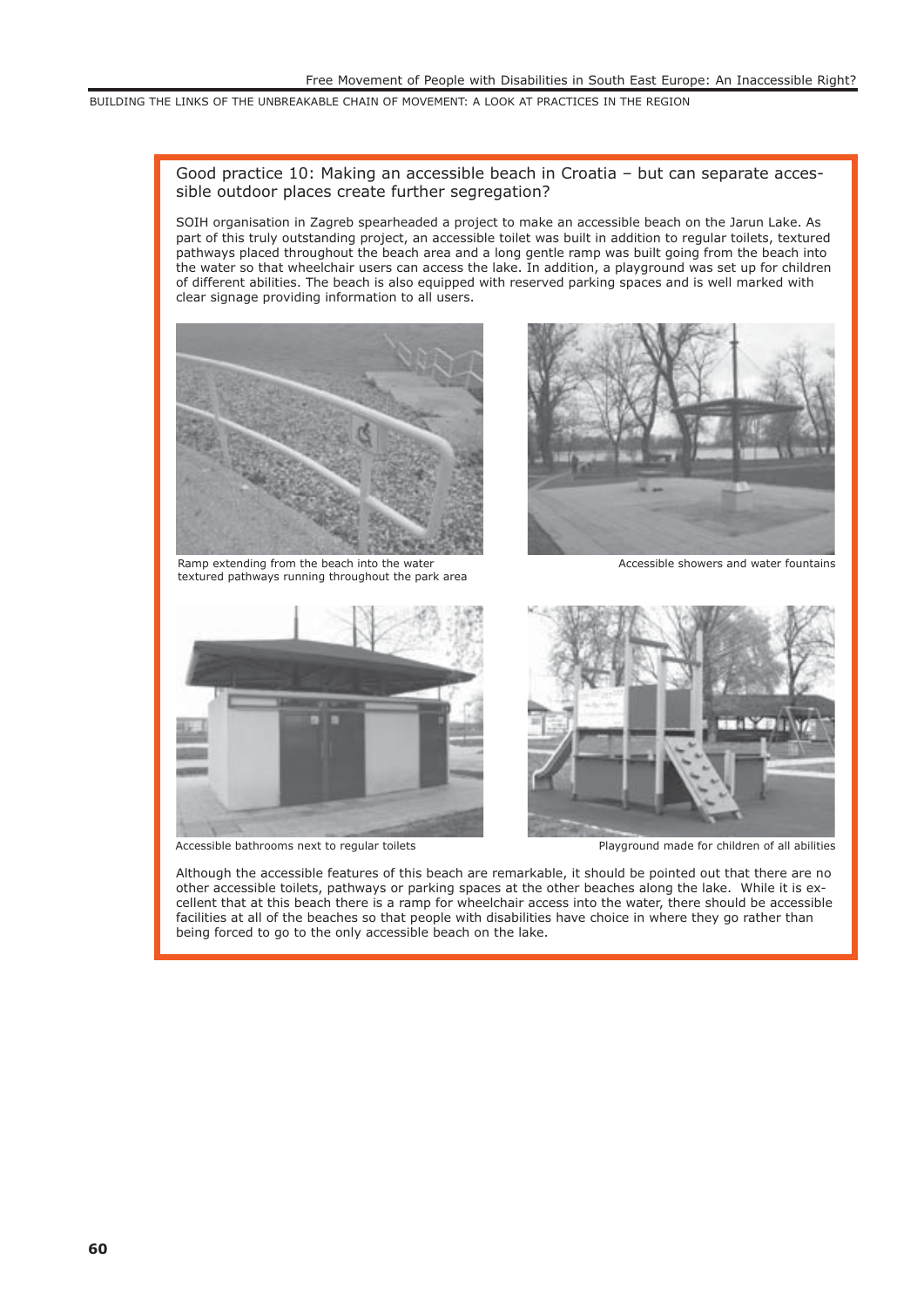## Good practice 10: Making an accessible beach in Croatia – but can separate accessible outdoor places create further segregation?

SOIH organisation in Zagreb spearheaded a project to make an accessible beach on the Jarun Lake. As part of this truly outstanding project, an accessible toilet was built in addition to regular toilets, textured pathways placed throughout the beach area and a long gentle ramp was built going from the beach into the water so that wheelchair users can access the lake. In addition, a playground was set up for children of different abilities. The beach is also equipped with reserved parking spaces and is well marked with clear signage providing information to all users.

Ramp extending from the beach into the water
textured pathways running throughout the park area

Accessible showers and water fountains

Accessible bathrooms next to regular toilets

Playground made for children of all abilities

Although the accessible features of this beach are remarkable, it should be pointed out that there are no other accessible toilets, pathways or parking spaces at the other beaches along the lake. While it is excellent that at this beach there is a ramp for wheelchair access into the water, there should be accessible facilities at all of the beaches so that people with disabilities have choice in where they go rather than being forced to go to the only accessible beach on the lake.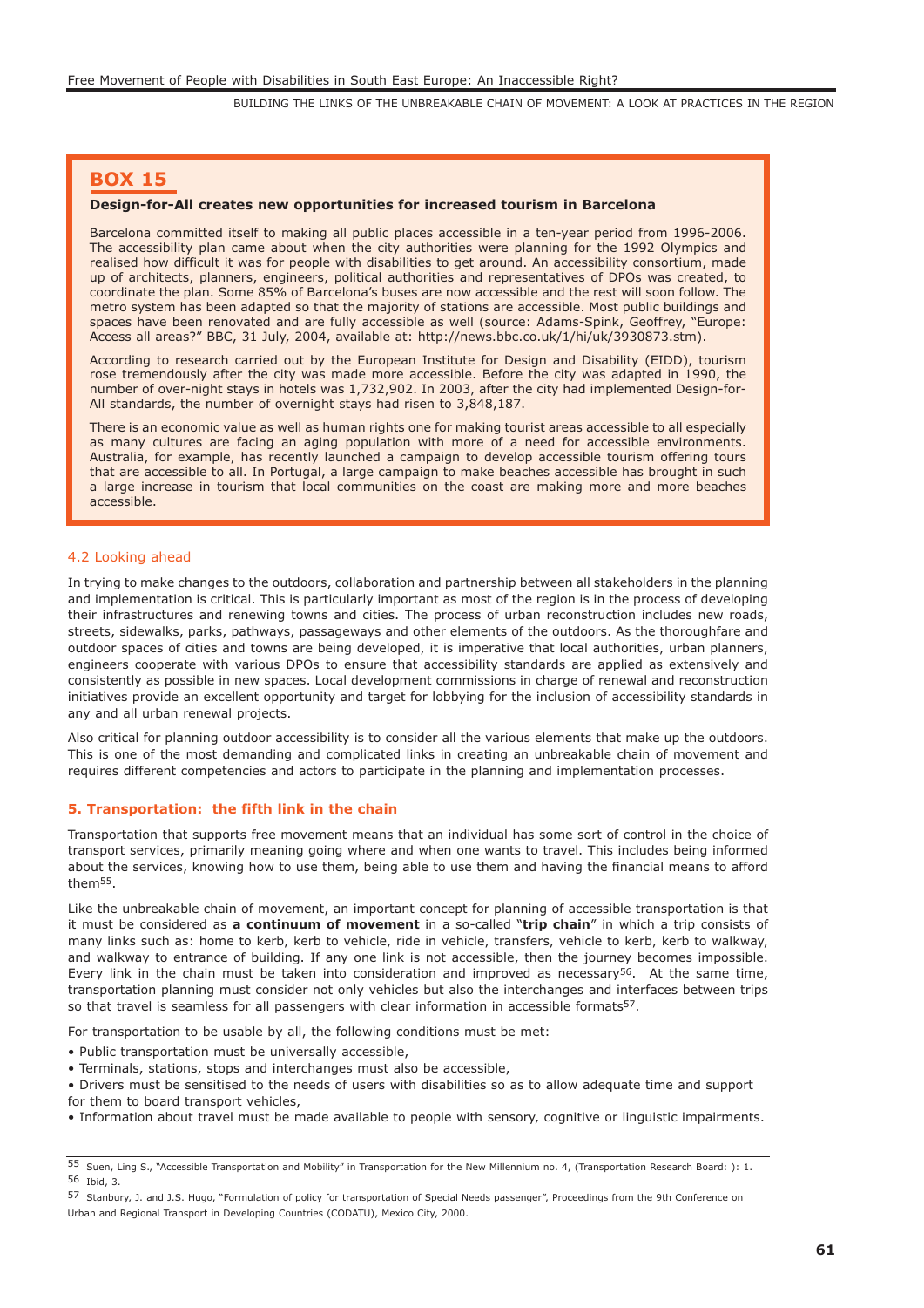## BOX 15

**Design-for-All creates new opportunities for increased tourism in Barcelona**

Barcelona committed itself to making all public places accessible in a ten-year period from 1996-2006. The accessibility plan came about when the city authorities were planning for the 1992 Olympics and realised how difficult it was for people with disabilities to get around. An accessibility consortium, made up of architects, planners, engineers, political authorities and representatives of DPOs was created, to coordinate the plan. Some 85% of Barcelona's buses are now accessible and the rest will soon follow. The metro system has been adapted so that the majority of stations are accessible. Most public buildings and spaces have been renovated and are fully accessible as well (source: Adams-Spink, Geoffrey, "Europe: Access all areas?" BBC, 31 July, 2004, available at: http://news.bbc.co.uk/1/hi/uk/3930873.stm).

According to research carried out by the European Institute for Design and Disability (EIDD), tourism rose tremendously after the city was made more accessible. Before the city was adapted in 1990, the number of over-night stays in hotels was 1,732,902. In 2003, after the city had implemented Design-for-All standards, the number of overnight stays had risen to 3,848,187.

There is an economic value as well as human rights one for making tourist areas accessible to all especially as many cultures are facing an aging population with more of a need for accessible environments. Australia, for example, has recently launched a campaign to develop accessible tourism offering tours that are accessible to all. In Portugal, a large campaign to make beaches accessible has brought in such a large increase in tourism that local communities on the coast are making more and more beaches accessible.

### 4.2 Looking ahead

In trying to make changes to the outdoors, collaboration and partnership between all stakeholders in the planning and implementation is critical. This is particularly important as most of the region is in the process of developing their infrastructures and renewing towns and cities. The process of urban reconstruction includes new roads, streets, sidewalks, parks, pathways, passageways and other elements of the outdoors. As the thoroughfare and outdoor spaces of cities and towns are being developed, it is imperative that local authorities, urban planners, engineers cooperate with various DPOs to ensure that accessibility standards are applied as extensively and consistently as possible in new spaces. Local development commissions in charge of renewal and reconstruction initiatives provide an excellent opportunity and target for lobbying for the inclusion of accessibility standards in any and all urban renewal projects.

Also critical for planning outdoor accessibility is to consider all the various elements that make up the outdoors. This is one of the most demanding and complicated links in creating an unbreakable chain of movement and requires different competencies and actors to participate in the planning and implementation processes.

## 5. Transportation: the fifth link in the chain

Transportation that supports free movement means that an individual has some sort of control in the choice of transport services, primarily meaning going where and when one wants to travel. This includes being informed about the services, knowing how to use them, being able to use them and having the financial means to afford them[55].

Like the unbreakable chain of movement, an important concept for planning of accessible transportation is that it must be considered as **a continuum of movement** in a so-called "**trip chain**" in which a trip consists of many links such as: home to kerb, kerb to vehicle, ride in vehicle, transfers, vehicle to kerb, kerb to walkway, and walkway to entrance of building. If any one link is not accessible, then the journey becomes impossible. Every link in the chain must be taken into consideration and improved as necessary[56]. At the same time, transportation planning must consider not only vehicles but also the interchanges and interfaces between trips so that travel is seamless for all passengers with clear information in accessible formats[57].

For transportation to be usable by all, the following conditions must be met:

- Public transportation must be universally accessible,
- Terminals, stations, stops and interchanges must also be accessible,
- Drivers must be sensitised to the needs of users with disabilities so as to allow adequate time and support for them to board transport vehicles,
- Information about travel must be made available to people with sensory, cognitive or linguistic impairments.

---

[55] Suen, Ling S., "Accessible Transportation and Mobility" in Transportation for the New Millennium no. 4, (Transportation Research Board: ): 1.

[56] Ibid, 3.

[57] Stanbury, J. and J.S. Hugo, "Formulation of policy for transportation of Special Needs passenger", Proceedings from the 9th Conference on Urban and Regional Transport in Developing Countries (CODATU), Mexico City, 2000.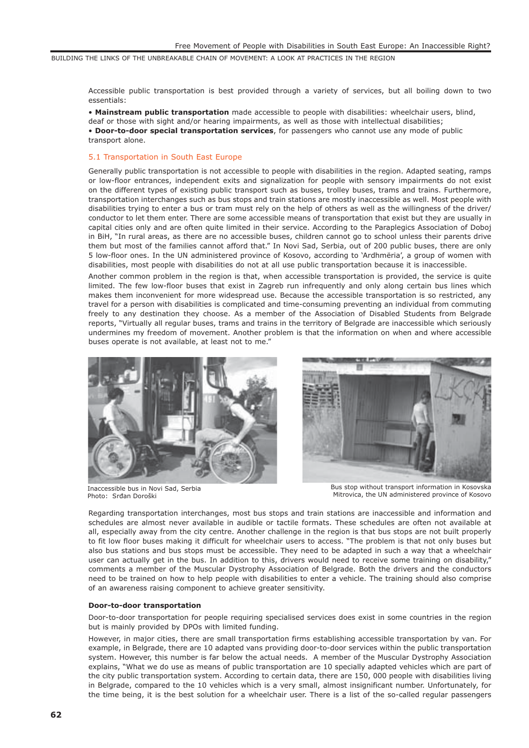Accessible public transportation is best provided through a variety of services, but all boiling down to two essentials:

- **Mainstream public transportation** made accessible to people with disabilities: wheelchair users, blind, deaf or those with sight and/or hearing impairments, as well as those with intellectual disabilities;
- **Door-to-door special transportation services**, for passengers who cannot use any mode of public transport alone.

## 5.1 Transportation in South East Europe

Generally public transportation is not accessible to people with disabilities in the region. Adapted seating, ramps or low-floor entrances, independent exits and signalization for people with sensory impairments do not exist on the different types of existing public transport such as buses, trolley buses, trams and trains. Furthermore, transportation interchanges such as bus stops and train stations are mostly inaccessible as well. Most people with disabilities trying to enter a bus or tram must rely on the help of others as well as the willingness of the driver/conductor to let them enter. There are some accessible means of transportation that exist but they are usually in capital cities only and are often quite limited in their service. According to the Paraplegics Association of Doboj in BiH, "In rural areas, as there are no accessible buses, children cannot go to school unless their parents drive them but most of the families cannot afford that." In Novi Sad, Serbia, out of 200 public buses, there are only 5 low-floor ones. In the UN administered province of Kosovo, according to 'Ardhmëria', a group of women with disabilities, most people with disabilities do not at all use public transportation because it is inaccessible.

Another common problem in the region is that, when accessible transportation is provided, the service is quite limited. The few low-floor buses that exist in Zagreb run infrequently and only along certain bus lines which makes them inconvenient for more widespread use. Because the accessible transportation is so restricted, any travel for a person with disabilities is complicated and time-consuming preventing an individual from commuting freely to any destination they choose. As a member of the Association of Disabled Students from Belgrade reports, "Virtually all regular buses, trams and trains in the territory of Belgrade are inaccessible which seriously undermines my freedom of movement. Another problem is that the information on when and where accessible buses operate is not available, at least not to me."

Inaccessible bus in Novi Sad, Serbia
Photo: Srđan Doroški

Bus stop without transport information in Kosovska Mitrovica, the UN administered province of Kosovo

Regarding transportation interchanges, most bus stops and train stations are inaccessible and information and schedules are almost never available in audible or tactile formats. These schedules are often not available at all, especially away from the city centre. Another challenge in the region is that bus stops are not built properly to fit low floor buses making it difficult for wheelchair users to access. "The problem is that not only buses but also bus stations and bus stops must be accessible. They need to be adapted in such a way that a wheelchair user can actually get in the bus. In addition to this, drivers would need to receive some training on disability," comments a member of the Muscular Dystrophy Association of Belgrade. Both the drivers and the conductors need to be trained on how to help people with disabilities to enter a vehicle. The training should also comprise of an awareness raising component to achieve greater sensitivity.

### Door-to-door transportation

Door-to-door transportation for people requiring specialised services does exist in some countries in the region but is mainly provided by DPOs with limited funding.

However, in major cities, there are small transportation firms establishing accessible transportation by van. For example, in Belgrade, there are 10 adapted vans providing door-to-door services within the public transportation system. However, this number is far below the actual needs. A member of the Muscular Dystrophy Association explains, "What we do use as means of public transportation are 10 specially adapted vehicles which are part of the city public transportation system. According to certain data, there are 150, 000 people with disabilities living in Belgrade, compared to the 10 vehicles which is a very small, almost insignificant number. Unfortunately, for the time being, it is the best solution for a wheelchair user. There is a list of the so-called regular passengers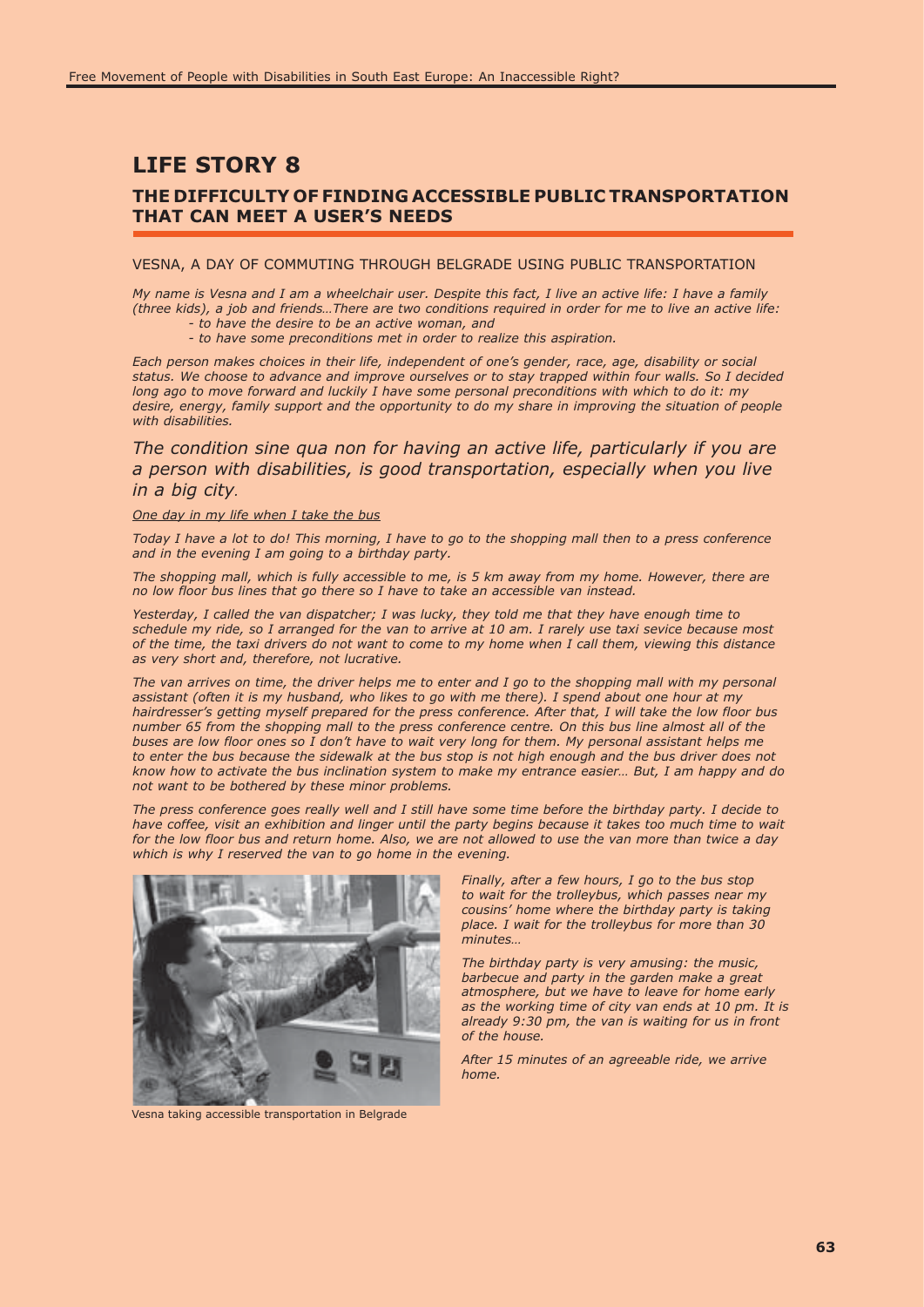# LIFE STORY 8

## THE DIFFICULTY OF FINDING ACCESSIBLE PUBLIC TRANSPORTATION THAT CAN MEET A USER'S NEEDS

VESNA, A DAY OF COMMUTING THROUGH BELGRADE USING PUBLIC TRANSPORTATION

*My name is Vesna and I am a wheelchair user. Despite this fact, I live an active life: I have a family (three kids), a job and friends…There are two conditions required in order for me to live an active life:*

*- to have the desire to be an active woman, and*

*- to have some preconditions met in order to realize this aspiration.*

*Each person makes choices in their life, independent of one's gender, race, age, disability or social status. We choose to advance and improve ourselves or to stay trapped within four walls. So I decided long ago to move forward and luckily I have some personal preconditions with which to do it: my desire, energy, family support and the opportunity to do my share in improving the situation of people with disabilities.*

*The condition sine qua non for having an active life, particularly if you are a person with disabilities, is good transportation, especially when you live in a big city.*

*One day in my life when I take the bus*

*Today I have a lot to do! This morning, I have to go to the shopping mall then to a press conference and in the evening I am going to a birthday party.*

*The shopping mall, which is fully accessible to me, is 5 km away from my home. However, there are no low floor bus lines that go there so I have to take an accessible van instead.*

*Yesterday, I called the van dispatcher; I was lucky, they told me that they have enough time to schedule my ride, so I arranged for the van to arrive at 10 am. I rarely use taxi sevice because most of the time, the taxi drivers do not want to come to my home when I call them, viewing this distance as very short and, therefore, not lucrative.*

*The van arrives on time, the driver helps me to enter and I go to the shopping mall with my personal assistant (often it is my husband, who likes to go with me there). I spend about one hour at my hairdresser's getting myself prepared for the press conference. After that, I will take the low floor bus number 65 from the shopping mall to the press conference centre. On this bus line almost all of the buses are low floor ones so I don't have to wait very long for them. My personal assistant helps me to enter the bus because the sidewalk at the bus stop is not high enough and the bus driver does not know how to activate the bus inclination system to make my entrance easier… But, I am happy and do not want to be bothered by these minor problems.*

*The press conference goes really well and I still have some time before the birthday party. I decide to have coffee, visit an exhibition and linger until the party begins because it takes too much time to wait for the low floor bus and return home. Also, we are not allowed to use the van more than twice a day which is why I reserved the van to go home in the evening.*

Vesna taking accessible transportation in Belgrade

*Finally, after a few hours, I go to the bus stop to wait for the trolleybus, which passes near my cousins' home where the birthday party is taking place. I wait for the trolleybus for more than 30 minutes…*

*The birthday party is very amusing: the music, barbecue and party in the garden make a great atmosphere, but we have to leave for home early as the working time of city van ends at 10 pm. It is already 9:30 pm, the van is waiting for us in front of the house.*

*After 15 minutes of an agreeable ride, we arrive home.*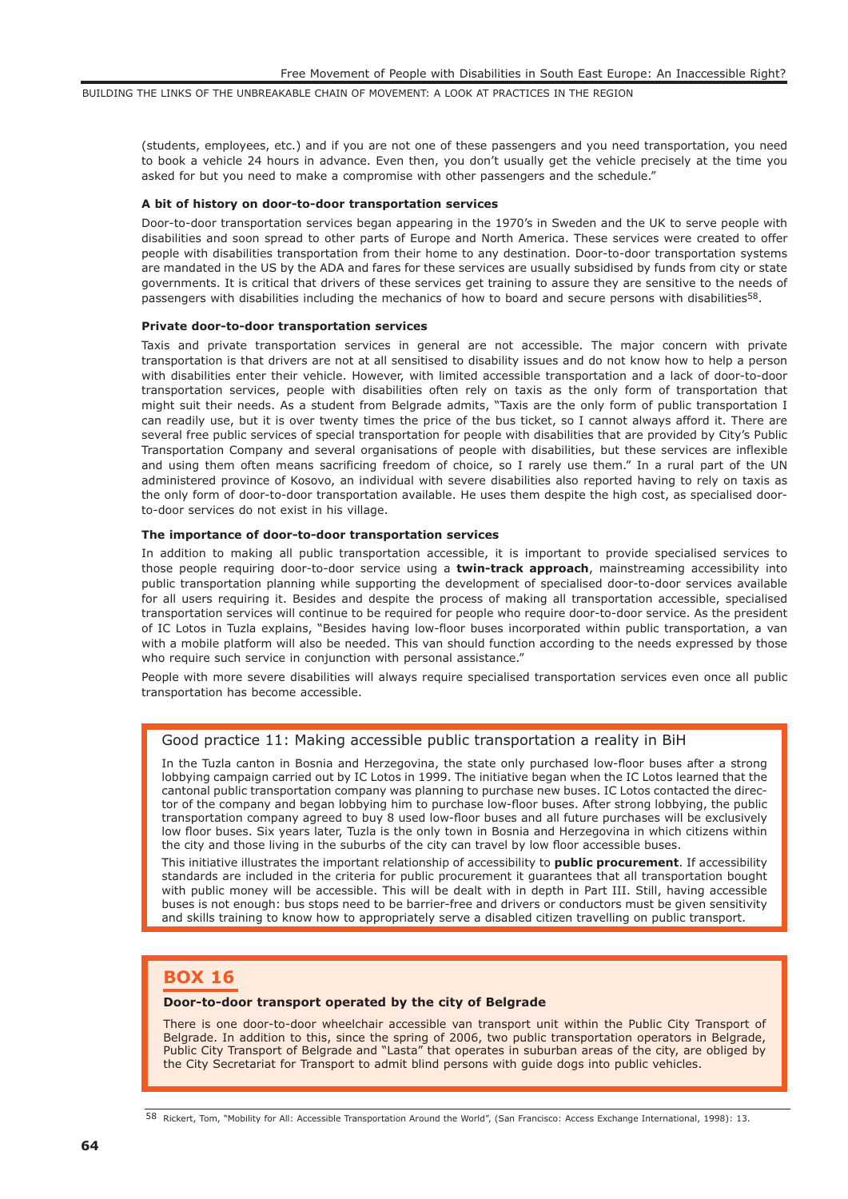(students, employees, etc.) and if you are not one of these passengers and you need transportation, you need to book a vehicle 24 hours in advance. Even then, you don't usually get the vehicle precisely at the time you asked for but you need to make a compromise with other passengers and the schedule."

#### A bit of history on door-to-door transportation services

Door-to-door transportation services began appearing in the 1970's in Sweden and the UK to serve people with disabilities and soon spread to other parts of Europe and North America. These services were created to offer people with disabilities transportation from their home to any destination. Door-to-door transportation systems are mandated in the US by the ADA and fares for these services are usually subsidised by funds from city or state governments. It is critical that drivers of these services get training to assure they are sensitive to the needs of passengers with disabilities including the mechanics of how to board and secure persons with disabilities[58].

#### Private door-to-door transportation services

Taxis and private transportation services in general are not accessible. The major concern with private transportation is that drivers are not at all sensitised to disability issues and do not know how to help a person with disabilities enter their vehicle. However, with limited accessible transportation and a lack of door-to-door transportation services, people with disabilities often rely on taxis as the only form of transportation that might suit their needs. As a student from Belgrade admits, "Taxis are the only form of public transportation I can readily use, but it is over twenty times the price of the bus ticket, so I cannot always afford it. There are several free public services of special transportation for people with disabilities that are provided by City's Public Transportation Company and several organisations of people with disabilities, but these services are inflexible and using them often means sacrificing freedom of choice, so I rarely use them." In a rural part of the UN administered province of Kosovo, an individual with severe disabilities also reported having to rely on taxis as the only form of door-to-door transportation available. He uses them despite the high cost, as specialised door-to-door services do not exist in his village.

#### The importance of door-to-door transportation services

In addition to making all public transportation accessible, it is important to provide specialised services to those people requiring door-to-door service using a **twin-track approach**, mainstreaming accessibility into public transportation planning while supporting the development of specialised door-to-door services available for all users requiring it. Besides and despite the process of making all transportation accessible, specialised transportation services will continue to be required for people who require door-to-door service. As the president of IC Lotos in Tuzla explains, "Besides having low-floor buses incorporated within public transportation, a van with a mobile platform will also be needed. This van should function according to the needs expressed by those who require such service in conjunction with personal assistance."

People with more severe disabilities will always require specialised transportation services even once all public transportation has become accessible.

### Good practice 11: Making accessible public transportation a reality in BiH

In the Tuzla canton in Bosnia and Herzegovina, the state only purchased low-floor buses after a strong lobbying campaign carried out by IC Lotos in 1999. The initiative began when the IC Lotos learned that the cantonal public transportation company was planning to purchase new buses. IC Lotos contacted the director of the company and began lobbying him to purchase low-floor buses. After strong lobbying, the public transportation company agreed to buy 8 used low-floor buses and all future purchases will be exclusively low floor buses. Six years later, Tuzla is the only town in Bosnia and Herzegovina in which citizens within the city and those living in the suburbs of the city can travel by low floor accessible buses.

This initiative illustrates the important relationship of accessibility to **public procurement**. If accessibility standards are included in the criteria for public procurement it guarantees that all transportation bought with public money will be accessible. This will be dealt with in depth in Part III. Still, having accessible buses is not enough: bus stops need to be barrier-free and drivers or conductors must be given sensitivity and skills training to know how to appropriately serve a disabled citizen travelling on public transport.

### BOX 16

**Door-to-door transport operated by the city of Belgrade**

There is one door-to-door wheelchair accessible van transport unit within the Public City Transport of Belgrade. In addition to this, since the spring of 2006, two public transportation operators in Belgrade, Public City Transport of Belgrade and "Lasta" that operates in suburban areas of the city, are obliged by the City Secretariat for Transport to admit blind persons with guide dogs into public vehicles.

---

[58] Rickert, Tom, "Mobility for All: Accessible Transportation Around the World", (San Francisco: Access Exchange International, 1998): 13.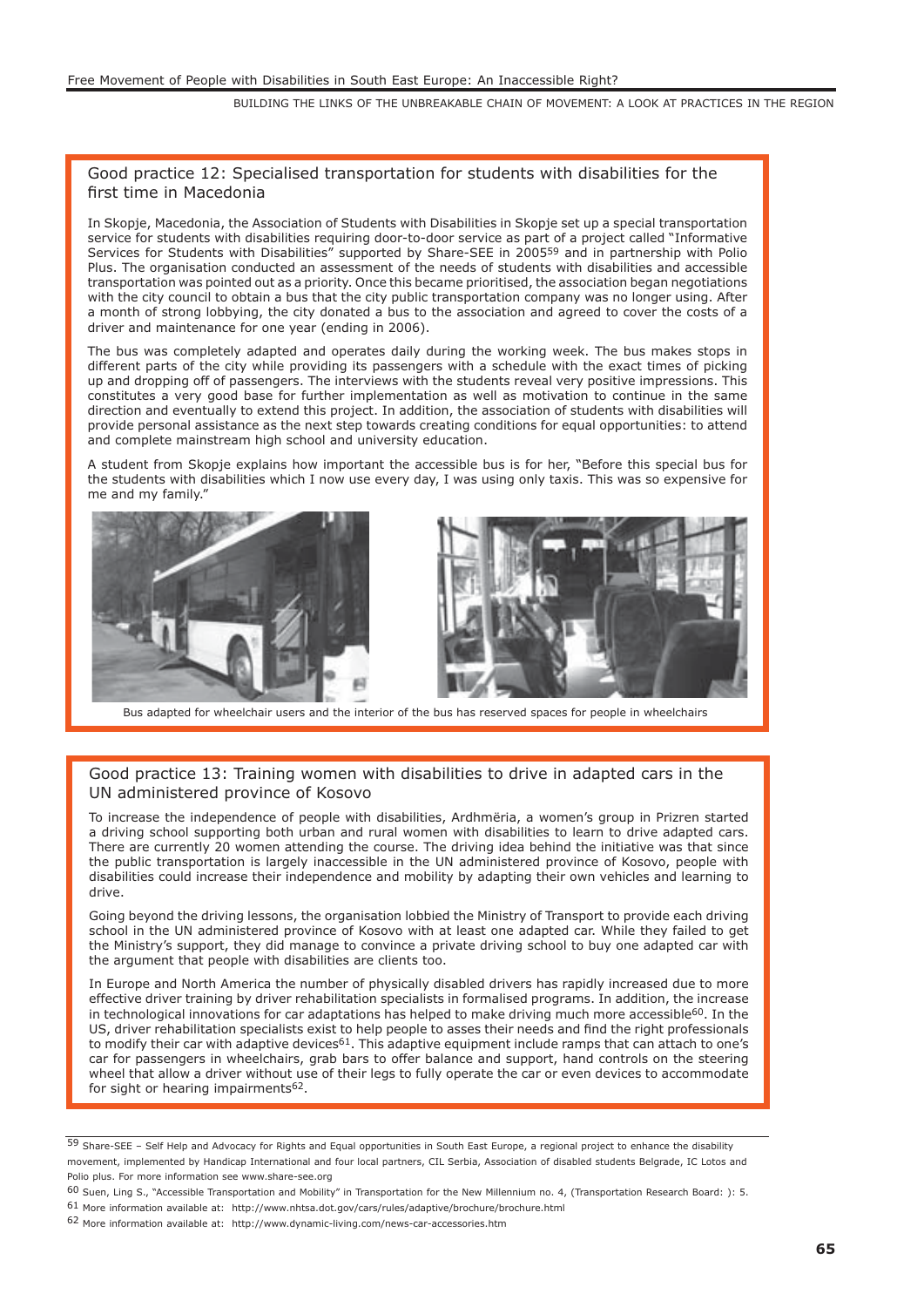## Good practice 12: Specialised transportation for students with disabilities for the first time in Macedonia

In Skopje, Macedonia, the Association of Students with Disabilities in Skopje set up a special transportation service for students with disabilities requiring door-to-door service as part of a project called "Informative Services for Students with Disabilities" supported by Share-SEE in 2005[59] and in partnership with Polio Plus. The organisation conducted an assessment of the needs of students with disabilities and accessible transportation was pointed out as a priority. Once this became prioritised, the association began negotiations with the city council to obtain a bus that the city public transportation company was no longer using. After a month of strong lobbying, the city donated a bus to the association and agreed to cover the costs of a driver and maintenance for one year (ending in 2006).

The bus was completely adapted and operates daily during the working week. The bus makes stops in different parts of the city while providing its passengers with a schedule with the exact times of picking up and dropping off of passengers. The interviews with the students reveal very positive impressions. This constitutes a very good base for further implementation as well as motivation to continue in the same direction and eventually to extend this project. In addition, the association of students with disabilities will provide personal assistance as the next step towards creating conditions for equal opportunities: to attend and complete mainstream high school and university education.

A student from Skopje explains how important the accessible bus is for her, "Before this special bus for the students with disabilities which I now use every day, I was using only taxis. This was so expensive for me and my family."

Bus adapted for wheelchair users and the interior of the bus has reserved spaces for people in wheelchairs

## Good practice 13: Training women with disabilities to drive in adapted cars in the UN administered province of Kosovo

To increase the independence of people with disabilities, Ardhmëria, a women's group in Prizren started a driving school supporting both urban and rural women with disabilities to learn to drive adapted cars. There are currently 20 women attending the course. The driving idea behind the initiative was that since the public transportation is largely inaccessible in the UN administered province of Kosovo, people with disabilities could increase their independence and mobility by adapting their own vehicles and learning to drive.

Going beyond the driving lessons, the organisation lobbied the Ministry of Transport to provide each driving school in the UN administered province of Kosovo with at least one adapted car. While they failed to get the Ministry's support, they did manage to convince a private driving school to buy one adapted car with the argument that people with disabilities are clients too.

In Europe and North America the number of physically disabled drivers has rapidly increased due to more effective driver training by driver rehabilitation specialists in formalised programs. In addition, the increase in technological innovations for car adaptations has helped to make driving much more accessible[60]. In the US, driver rehabilitation specialists exist to help people to asses their needs and find the right professionals to modify their car with adaptive devices[61]. This adaptive equipment include ramps that can attach to one's car for passengers in wheelchairs, grab bars to offer balance and support, hand controls on the steering wheel that allow a driver without use of their legs to fully operate the car or even devices to accommodate for sight or hearing impairments[62].

---

[59] Share-SEE – Self Help and Advocacy for Rights and Equal opportunities in South East Europe, a regional project to enhance the disability movement, implemented by Handicap International and four local partners, CIL Serbia, Association of disabled students Belgrade, IC Lotos and Polio plus. For more information see www.share-see.org

[60] Suen, Ling S., "Accessible Transportation and Mobility" in Transportation for the New Millennium no. 4, (Transportation Research Board: ): 5.

[61] More information available at: http://www.nhtsa.dot.gov/cars/rules/adaptive/brochure/brochure.html

[62] More information available at: http://www.dynamic-living.com/news-car-accessories.htm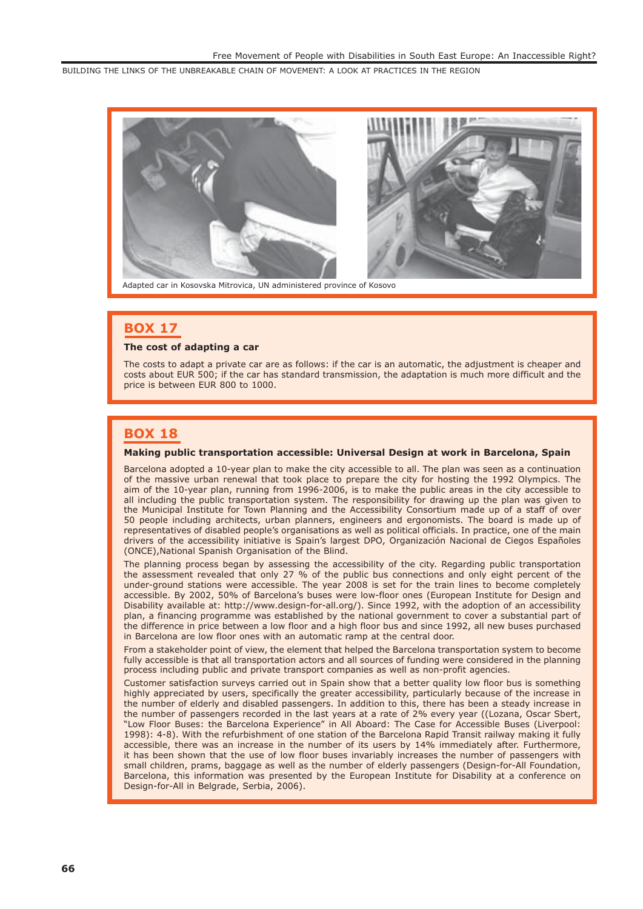Adapted car in Kosovska Mitrovica, UN administered province of Kosovo

## BOX 17

**The cost of adapting a car**

The costs to adapt a private car are as follows: if the car is an automatic, the adjustment is cheaper and costs about EUR 500; if the car has standard transmission, the adaptation is much more difficult and the price is between EUR 800 to 1000.

## BOX 18

**Making public transportation accessible: Universal Design at work in Barcelona, Spain**

Barcelona adopted a 10-year plan to make the city accessible to all. The plan was seen as a continuation of the massive urban renewal that took place to prepare the city for hosting the 1992 Olympics. The aim of the 10-year plan, running from 1996-2006, is to make the public areas in the city accessible to all including the public transportation system. The responsibility for drawing up the plan was given to the Municipal Institute for Town Planning and the Accessibility Consortium made up of a staff of over 50 people including architects, urban planners, engineers and ergonomists. The board is made up of representatives of disabled people's organisations as well as political officials. In practice, one of the main drivers of the accessibility initiative is Spain's largest DPO, Organización Nacional de Ciegos Españoles (ONCE),National Spanish Organisation of the Blind.

The planning process began by assessing the accessibility of the city. Regarding public transportation the assessment revealed that only 27 % of the public bus connections and only eight percent of the under-ground stations were accessible. The year 2008 is set for the train lines to become completely accessible. By 2002, 50% of Barcelona's buses were low-floor ones (European Institute for Design and Disability available at: http://www.design-for-all.org/). Since 1992, with the adoption of an accessibility plan, a financing programme was established by the national government to cover a substantial part of the difference in price between a low floor and a high floor bus and since 1992, all new buses purchased in Barcelona are low floor ones with an automatic ramp at the central door.

From a stakeholder point of view, the element that helped the Barcelona transportation system to become fully accessible is that all transportation actors and all sources of funding were considered in the planning process including public and private transport companies as well as non-profit agencies.

Customer satisfaction surveys carried out in Spain show that a better quality low floor bus is something highly appreciated by users, specifically the greater accessibility, particularly because of the increase in the number of elderly and disabled passengers. In addition to this, there has been a steady increase in the number of passengers recorded in the last years at a rate of 2% every year ((Lozana, Oscar Sbert, "Low Floor Buses: the Barcelona Experience" in All Aboard: The Case for Accessible Buses (Liverpool: 1998): 4-8). With the refurbishment of one station of the Barcelona Rapid Transit railway making it fully accessible, there was an increase in the number of its users by 14% immediately after. Furthermore, it has been shown that the use of low floor buses invariably increases the number of passengers with small children, prams, baggage as well as the number of elderly passengers (Design-for-All Foundation, Barcelona, this information was presented by the European Institute for Disability at a conference on Design-for-All in Belgrade, Serbia, 2006).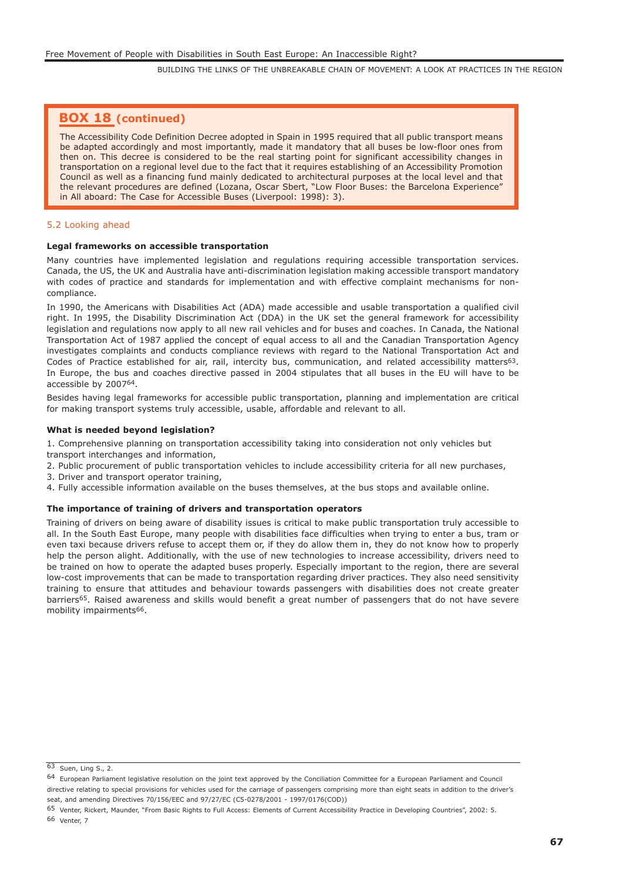## BOX 18 (continued)

The Accessibility Code Definition Decree adopted in Spain in 1995 required that all public transport means be adapted accordingly and most importantly, made it mandatory that all buses be low-floor ones from then on. This decree is considered to be the real starting point for significant accessibility changes in transportation on a regional level due to the fact that it requires establishing of an Accessibility Promotion Council as well as a financing fund mainly dedicated to architectural purposes at the local level and that the relevant procedures are defined (Lozana, Oscar Sbert, "Low Floor Buses: the Barcelona Experience" in All aboard: The Case for Accessible Buses (Liverpool: 1998): 3).

### 5.2 Looking ahead

**Legal frameworks on accessible transportation**

Many countries have implemented legislation and regulations requiring accessible transportation services. Canada, the US, the UK and Australia have anti-discrimination legislation making accessible transport mandatory with codes of practice and standards for implementation and with effective complaint mechanisms for non-compliance.

In 1990, the Americans with Disabilities Act (ADA) made accessible and usable transportation a qualified civil right. In 1995, the Disability Discrimination Act (DDA) in the UK set the general framework for accessibility legislation and regulations now apply to all new rail vehicles and for buses and coaches. In Canada, the National Transportation Act of 1987 applied the concept of equal access to all and the Canadian Transportation Agency investigates complaints and conducts compliance reviews with regard to the National Transportation Act and Codes of Practice established for air, rail, intercity bus, communication, and related accessibility matters[63]. In Europe, the bus and coaches directive passed in 2004 stipulates that all buses in the EU will have to be accessible by 2007[64].

Besides having legal frameworks for accessible public transportation, planning and implementation are critical for making transport systems truly accessible, usable, affordable and relevant to all.

**What is needed beyond legislation?**

1. Comprehensive planning on transportation accessibility taking into consideration not only vehicles but transport interchanges and information,
2. Public procurement of public transportation vehicles to include accessibility criteria for all new purchases,
3. Driver and transport operator training,
4. Fully accessible information available on the buses themselves, at the bus stops and available online.

**The importance of training of drivers and transportation operators**

Training of drivers on being aware of disability issues is critical to make public transportation truly accessible to all. In the South East Europe, many people with disabilities face difficulties when trying to enter a bus, tram or even taxi because drivers refuse to accept them or, if they do allow them in, they do not know how to properly help the person alight. Additionally, with the use of new technologies to increase accessibility, drivers need to be trained on how to operate the adapted buses properly. Especially important to the region, there are several low-cost improvements that can be made to transportation regarding driver practices. They also need sensitivity training to ensure that attitudes and behaviour towards passengers with disabilities does not create greater barriers[65]. Raised awareness and skills would benefit a great number of passengers that do not have severe mobility impairments[66].

---

[63] Suen, Ling S., 2.

[64] European Parliament legislative resolution on the joint text approved by the Conciliation Committee for a European Parliament and Council directive relating to special provisions for vehicles used for the carriage of passengers comprising more than eight seats in addition to the driver's seat, and amending Directives 70/156/EEC and 97/27/EC (C5-0278/2001 - 1997/0176(COD))

[65] Venter, Rickert, Maunder, "From Basic Rights to Full Access: Elements of Current Accessibility Practice in Developing Countries", 2002: 5.

[66] Venter, 7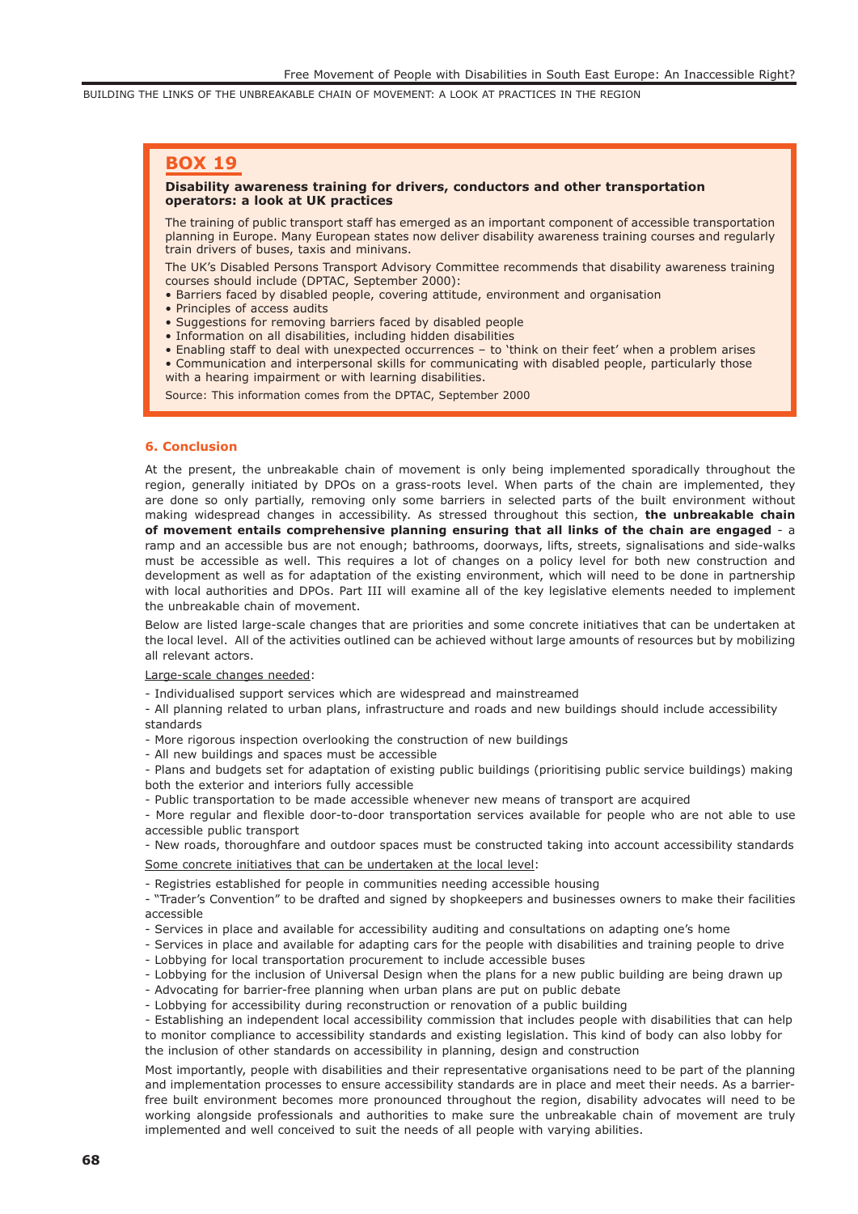## BOX 19

**Disability awareness training for drivers, conductors and other transportation operators: a look at UK practices**

The training of public transport staff has emerged as an important component of accessible transportation planning in Europe. Many European states now deliver disability awareness training courses and regularly train drivers of buses, taxis and minivans.

The UK's Disabled Persons Transport Advisory Committee recommends that disability awareness training courses should include (DPTAC, September 2000):

- Barriers faced by disabled people, covering attitude, environment and organisation
- Principles of access audits
- Suggestions for removing barriers faced by disabled people
- Information on all disabilities, including hidden disabilities
- Enabling staff to deal with unexpected occurrences – to 'think on their feet' when a problem arises
- Communication and interpersonal skills for communicating with disabled people, particularly those with a hearing impairment or with learning disabilities.

Source: This information comes from the DPTAC, September 2000

## 6. Conclusion

At the present, the unbreakable chain of movement is only being implemented sporadically throughout the region, generally initiated by DPOs on a grass-roots level. When parts of the chain are implemented, they are done so only partially, removing only some barriers in selected parts of the built environment without making widespread changes in accessibility. As stressed throughout this section, **the unbreakable chain of movement entails comprehensive planning ensuring that all links of the chain are engaged** - a ramp and an accessible bus are not enough; bathrooms, doorways, lifts, streets, signalisations and side-walks must be accessible as well. This requires a lot of changes on a policy level for both new construction and development as well as for adaptation of the existing environment, which will need to be done in partnership with local authorities and DPOs. Part III will examine all of the key legislative elements needed to implement the unbreakable chain of movement.

Below are listed large-scale changes that are priorities and some concrete initiatives that can be undertaken at the local level. All of the activities outlined can be achieved without large amounts of resources but by mobilizing all relevant actors.

Large-scale changes needed:

- Individualised support services which are widespread and mainstreamed
- All planning related to urban plans, infrastructure and roads and new buildings should include accessibility standards
- More rigorous inspection overlooking the construction of new buildings
- All new buildings and spaces must be accessible
- Plans and budgets set for adaptation of existing public buildings (prioritising public service buildings) making both the exterior and interiors fully accessible
- Public transportation to be made accessible whenever new means of transport are acquired
- More regular and flexible door-to-door transportation services available for people who are not able to use accessible public transport
- New roads, thoroughfare and outdoor spaces must be constructed taking into account accessibility standards

Some concrete initiatives that can be undertaken at the local level:

- Registries established for people in communities needing accessible housing
- "Trader's Convention" to be drafted and signed by shopkeepers and businesses owners to make their facilities accessible
- Services in place and available for accessibility auditing and consultations on adapting one's home
- Services in place and available for adapting cars for the people with disabilities and training people to drive
- Lobbying for local transportation procurement to include accessible buses
- Lobbying for the inclusion of Universal Design when the plans for a new public building are being drawn up
- Advocating for barrier-free planning when urban plans are put on public debate
- Lobbying for accessibility during reconstruction or renovation of a public building
- Establishing an independent local accessibility commission that includes people with disabilities that can help to monitor compliance to accessibility standards and existing legislation. This kind of body can also lobby for the inclusion of other standards on accessibility in planning, design and construction

Most importantly, people with disabilities and their representative organisations need to be part of the planning and implementation processes to ensure accessibility standards are in place and meet their needs. As a barrier-free built environment becomes more pronounced throughout the region, disability advocates will need to be working alongside professionals and authorities to make sure the unbreakable chain of movement are truly implemented and well conceived to suit the needs of all people with varying abilities.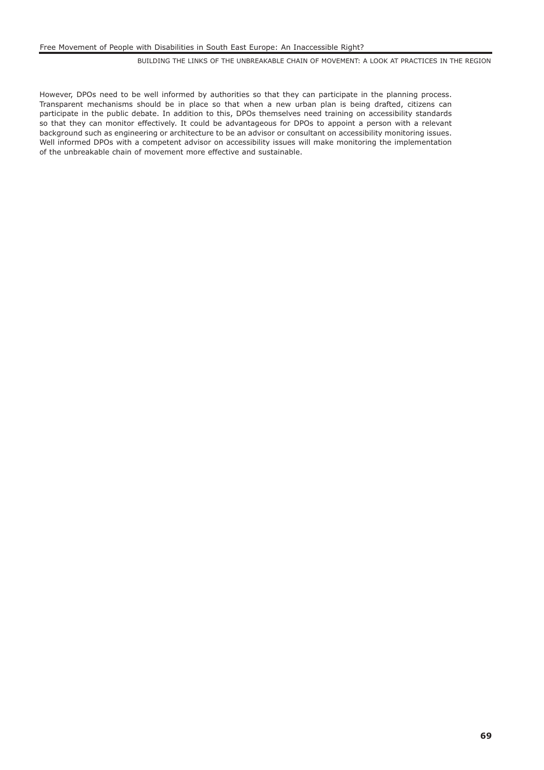However, DPOs need to be well informed by authorities so that they can participate in the planning process. Transparent mechanisms should be in place so that when a new urban plan is being drafted, citizens can participate in the public debate. In addition to this, DPOs themselves need training on accessibility standards so that they can monitor effectively. It could be advantageous for DPOs to appoint a person with a relevant background such as engineering or architecture to be an advisor or consultant on accessibility monitoring issues. Well informed DPOs with a competent advisor on accessibility issues will make monitoring the implementation of the unbreakable chain of movement more effective and sustainable.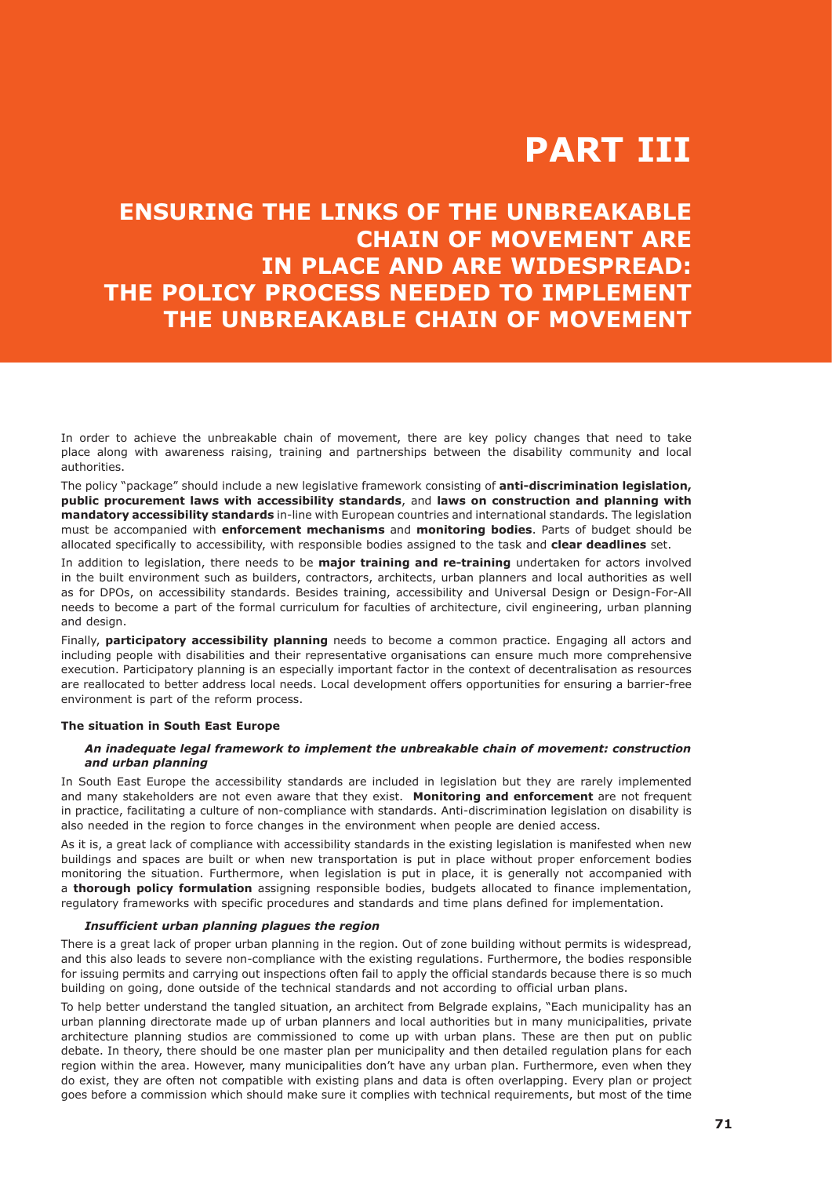# PART III

## ENSURING THE LINKS OF THE UNBREAKABLE CHAIN OF MOVEMENT ARE IN PLACE AND ARE WIDESPREAD: THE POLICY PROCESS NEEDED TO IMPLEMENT THE UNBREAKABLE CHAIN OF MOVEMENT

In order to achieve the unbreakable chain of movement, there are key policy changes that need to take place along with awareness raising, training and partnerships between the disability community and local authorities.

The policy "package" should include a new legislative framework consisting of **anti-discrimination legislation, public procurement laws with accessibility standards**, and **laws on construction and planning with mandatory accessibility standards** in-line with European countries and international standards. The legislation must be accompanied with **enforcement mechanisms** and **monitoring bodies**. Parts of budget should be allocated specifically to accessibility, with responsible bodies assigned to the task and **clear deadlines** set.

In addition to legislation, there needs to be **major training and re-training** undertaken for actors involved in the built environment such as builders, contractors, architects, urban planners and local authorities as well as for DPOs, on accessibility standards. Besides training, accessibility and Universal Design or Design-For-All needs to become a part of the formal curriculum for faculties of architecture, civil engineering, urban planning and design.

Finally, **participatory accessibility planning** needs to become a common practice. Engaging all actors and including people with disabilities and their representative organisations can ensure much more comprehensive execution. Participatory planning is an especially important factor in the context of decentralisation as resources are reallocated to better address local needs. Local development offers opportunities for ensuring a barrier-free environment is part of the reform process.

### The situation in South East Europe

#### *An inadequate legal framework to implement the unbreakable chain of movement: construction and urban planning*

In South East Europe the accessibility standards are included in legislation but they are rarely implemented and many stakeholders are not even aware that they exist. **Monitoring and enforcement** are not frequent in practice, facilitating a culture of non-compliance with standards. Anti-discrimination legislation on disability is also needed in the region to force changes in the environment when people are denied access.

As it is, a great lack of compliance with accessibility standards in the existing legislation is manifested when new buildings and spaces are built or when new transportation is put in place without proper enforcement bodies monitoring the situation. Furthermore, when legislation is put in place, it is generally not accompanied with a **thorough policy formulation** assigning responsible bodies, budgets allocated to finance implementation, regulatory frameworks with specific procedures and standards and time plans defined for implementation.

#### *Insufficient urban planning plagues the region*

There is a great lack of proper urban planning in the region. Out of zone building without permits is widespread, and this also leads to severe non-compliance with the existing regulations. Furthermore, the bodies responsible for issuing permits and carrying out inspections often fail to apply the official standards because there is so much building on going, done outside of the technical standards and not according to official urban plans.

To help better understand the tangled situation, an architect from Belgrade explains, "Each municipality has an urban planning directorate made up of urban planners and local authorities but in many municipalities, private architecture planning studios are commissioned to come up with urban plans. These are then put on public debate. In theory, there should be one master plan per municipality and then detailed regulation plans for each region within the area. However, many municipalities don't have any urban plan. Furthermore, even when they do exist, they are often not compatible with existing plans and data is often overlapping. Every plan or project goes before a commission which should make sure it complies with technical requirements, but most of the time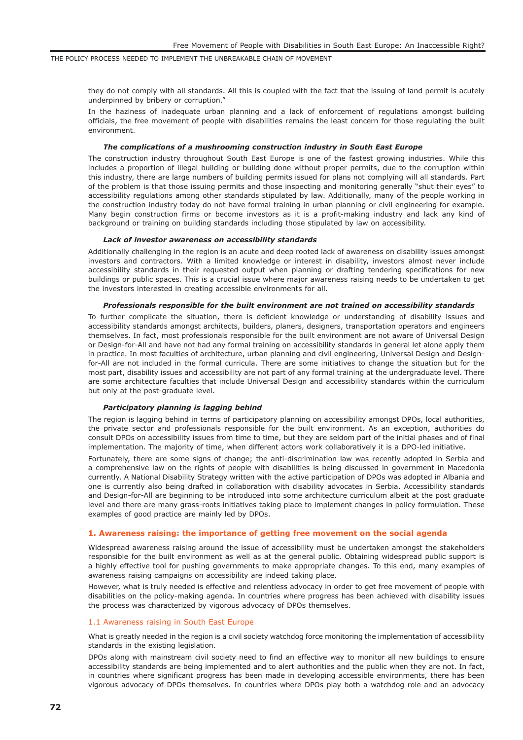they do not comply with all standards. All this is coupled with the fact that the issuing of land permit is acutely underpinned by bribery or corruption."

In the haziness of inadequate urban planning and a lack of enforcement of regulations amongst building officials, the free movement of people with disabilities remains the least concern for those regulating the built environment.

#### *The complications of a mushrooming construction industry in South East Europe*

The construction industry throughout South East Europe is one of the fastest growing industries. While this includes a proportion of illegal building or building done without proper permits, due to the corruption within this industry, there are large numbers of building permits issued for plans not complying will all standards. Part of the problem is that those issuing permits and those inspecting and monitoring generally "shut their eyes" to accessibility regulations among other standards stipulated by law. Additionally, many of the people working in the construction industry today do not have formal training in urban planning or civil engineering for example. Many begin construction firms or become investors as it is a profit-making industry and lack any kind of background or training on building standards including those stipulated by law on accessibility.

#### *Lack of investor awareness on accessibility standards*

Additionally challenging in the region is an acute and deep rooted lack of awareness on disability issues amongst investors and contractors. With a limited knowledge or interest in disability, investors almost never include accessibility standards in their requested output when planning or drafting tendering specifications for new buildings or public spaces. This is a crucial issue where major awareness raising needs to be undertaken to get the investors interested in creating accessible environments for all.

#### *Professionals responsible for the built environment are not trained on accessibility standards*

To further complicate the situation, there is deficient knowledge or understanding of disability issues and accessibility standards amongst architects, builders, planers, designers, transportation operators and engineers themselves. In fact, most professionals responsible for the built environment are not aware of Universal Design or Design-for-All and have not had any formal training on accessibility standards in general let alone apply them in practice. In most faculties of architecture, urban planning and civil engineering, Universal Design and Design-for-All are not included in the formal curricula. There are some initiatives to change the situation but for the most part, disability issues and accessibility are not part of any formal training at the undergraduate level. There are some architecture faculties that include Universal Design and accessibility standards within the curriculum but only at the post-graduate level.

#### *Participatory planning is lagging behind*

The region is lagging behind in terms of participatory planning on accessibility amongst DPOs, local authorities, the private sector and professionals responsible for the built environment. As an exception, authorities do consult DPOs on accessibility issues from time to time, but they are seldom part of the initial phases and of final implementation. The majority of time, when different actors work collaboratively it is a DPO-led initiative.

Fortunately, there are some signs of change; the anti-discrimination law was recently adopted in Serbia and a comprehensive law on the rights of people with disabilities is being discussed in government in Macedonia currently. A National Disability Strategy written with the active participation of DPOs was adopted in Albania and one is currently also being drafted in collaboration with disability advocates in Serbia. Accessibility standards and Design-for-All are beginning to be introduced into some architecture curriculum albeit at the post graduate level and there are many grass-roots initiatives taking place to implement changes in policy formulation. These examples of good practice are mainly led by DPOs.

## 1. Awareness raising: the importance of getting free movement on the social agenda

Widespread awareness raising around the issue of accessibility must be undertaken amongst the stakeholders responsible for the built environment as well as at the general public. Obtaining widespread public support is a highly effective tool for pushing governments to make appropriate changes. To this end, many examples of awareness raising campaigns on accessibility are indeed taking place.

However, what is truly needed is effective and relentless advocacy in order to get free movement of people with disabilities on the policy-making agenda. In countries where progress has been achieved with disability issues the process was characterized by vigorous advocacy of DPOs themselves.

### 1.1 Awareness raising in South East Europe

What is greatly needed in the region is a civil society watchdog force monitoring the implementation of accessibility standards in the existing legislation.

DPOs along with mainstream civil society need to find an effective way to monitor all new buildings to ensure accessibility standards are being implemented and to alert authorities and the public when they are not. In fact, in countries where significant progress has been made in developing accessible environments, there has been vigorous advocacy of DPOs themselves. In countries where DPOs play both a watchdog role and an advocacy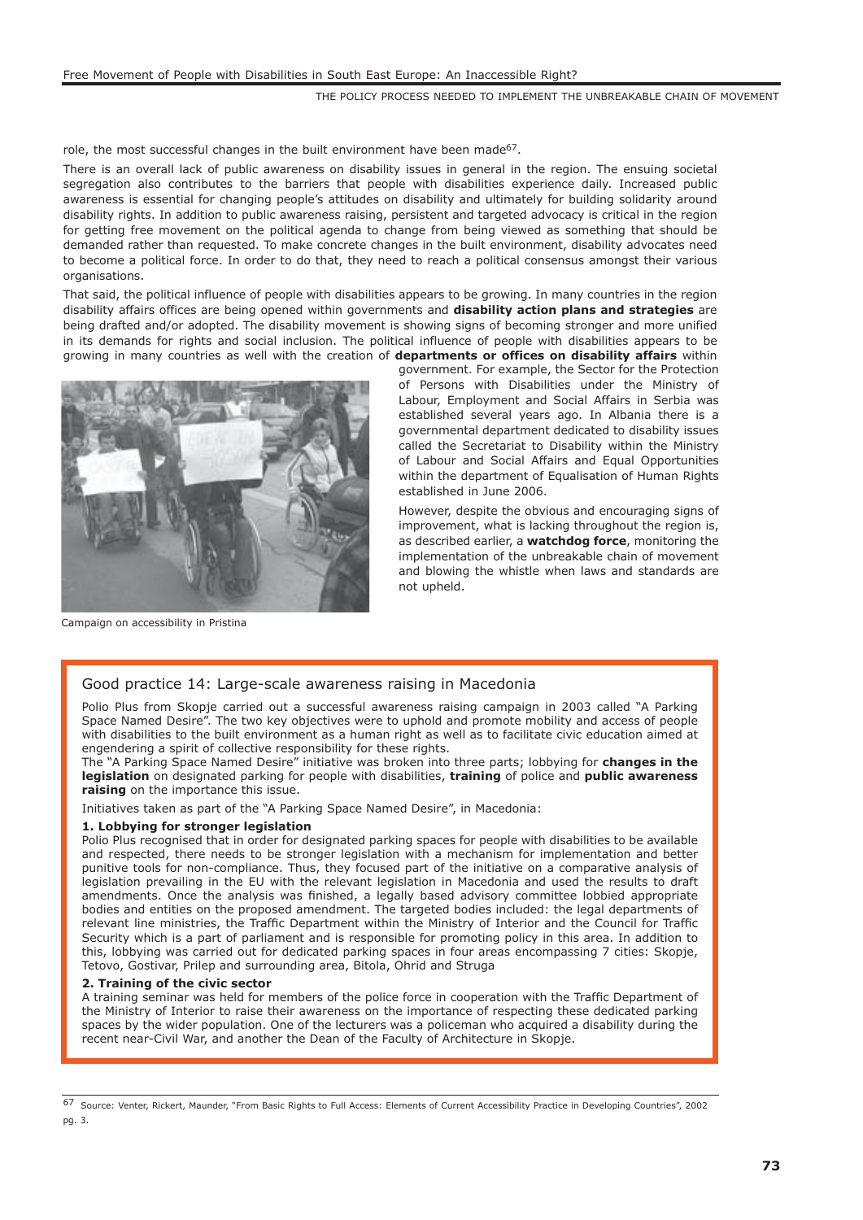role, the most successful changes in the built environment have been made[67].

There is an overall lack of public awareness on disability issues in general in the region. The ensuing societal segregation also contributes to the barriers that people with disabilities experience daily. Increased public awareness is essential for changing people's attitudes on disability and ultimately for building solidarity around disability rights. In addition to public awareness raising, persistent and targeted advocacy is critical in the region for getting free movement on the political agenda to change from being viewed as something that should be demanded rather than requested. To make concrete changes in the built environment, disability advocates need to become a political force. In order to do that, they need to reach a political consensus amongst their various organisations.

That said, the political influence of people with disabilities appears to be growing. In many countries in the region disability affairs offices are being opened within governments and **disability action plans and strategies** are being drafted and/or adopted. The disability movement is showing signs of becoming stronger and more unified in its demands for rights and social inclusion. The political influence of people with disabilities appears to be growing in many countries as well with the creation of **departments or offices on disability affairs** within government. For example, the Sector for the Protection of Persons with Disabilities under the Ministry of Labour, Employment and Social Affairs in Serbia was established several years ago. In Albania there is a governmental department dedicated to disability issues called the Secretariat to Disability within the Ministry of Labour and Social Affairs and Equal Opportunities within the department of Equalisation of Human Rights established in June 2006.

However, despite the obvious and encouraging signs of improvement, what is lacking throughout the region is, as described earlier, a **watchdog force**, monitoring the implementation of the unbreakable chain of movement and blowing the whistle when laws and standards are not upheld.

Campaign on accessibility in Pristina

## Good practice 14: Large-scale awareness raising in Macedonia

Polio Plus from Skopje carried out a successful awareness raising campaign in 2003 called "A Parking Space Named Desire". The two key objectives were to uphold and promote mobility and access of people with disabilities to the built environment as a human right as well as to facilitate civic education aimed at engendering a spirit of collective responsibility for these rights.
The "A Parking Space Named Desire" initiative was broken into three parts; lobbying for **changes in the legislation** on designated parking for people with disabilities, **training** of police and **public awareness raising** on the importance this issue.

Initiatives taken as part of the "A Parking Space Named Desire", in Macedonia:

**1. Lobbying for stronger legislation**
Polio Plus recognised that in order for designated parking spaces for people with disabilities to be available and respected, there needs to be stronger legislation with a mechanism for implementation and better punitive tools for non-compliance. Thus, they focused part of the initiative on a comparative analysis of legislation prevailing in the EU with the relevant legislation in Macedonia and used the results to draft amendments. Once the analysis was finished, a legally based advisory committee lobbied appropriate bodies and entities on the proposed amendment. The targeted bodies included: the legal departments of relevant line ministries, the Traffic Department within the Ministry of Interior and the Council for Traffic Security which is a part of parliament and is responsible for promoting policy in this area. In addition to this, lobbying was carried out for dedicated parking spaces in four areas encompassing 7 cities: Skopje, Tetovo, Gostivar, Prilep and surrounding area, Bitola, Ohrid and Struga

**2. Training of the civic sector**
A training seminar was held for members of the police force in cooperation with the Traffic Department of the Ministry of Interior to raise their awareness on the importance of respecting these dedicated parking spaces by the wider population. One of the lecturers was a policeman who acquired a disability during the recent near-Civil War, and another the Dean of the Faculty of Architecture in Skopje.

---

[67] Source: Venter, Rickert, Maunder, "From Basic Rights to Full Access: Elements of Current Accessibility Practice in Developing Countries", 2002 pg. 3.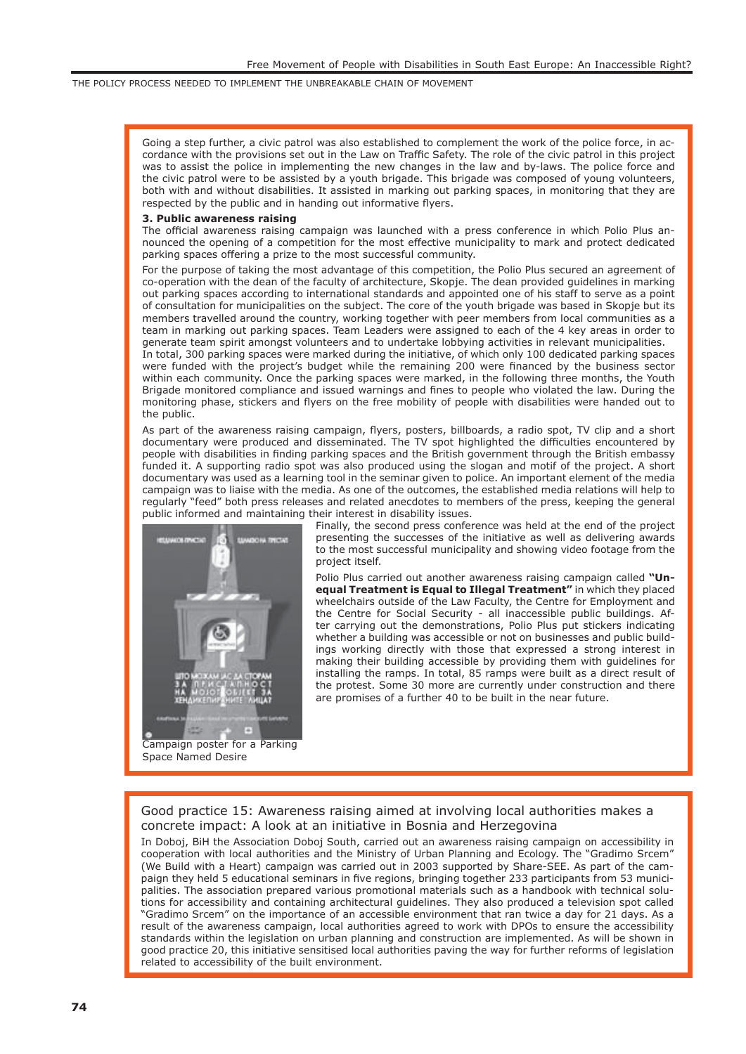Going a step further, a civic patrol was also established to complement the work of the police force, in accordance with the provisions set out in the Law on Traffic Safety. The role of the civic patrol in this project was to assist the police in implementing the new changes in the law and by-laws. The police force and the civic patrol were to be assisted by a youth brigade. This brigade was composed of young volunteers, both with and without disabilities. It assisted in marking out parking spaces, in monitoring that they are respected by the public and in handing out informative flyers.

**3. Public awareness raising**

The official awareness raising campaign was launched with a press conference in which Polio Plus announced the opening of a competition for the most effective municipality to mark and protect dedicated parking spaces offering a prize to the most successful community.

For the purpose of taking the most advantage of this competition, the Polio Plus secured an agreement of co-operation with the dean of the faculty of architecture, Skopje. The dean provided guidelines in marking out parking spaces according to international standards and appointed one of his staff to serve as a point of consultation for municipalities on the subject. The core of the youth brigade was based in Skopje but its members travelled around the country, working together with peer members from local communities as a team in marking out parking spaces. Team Leaders were assigned to each of the 4 key areas in order to generate team spirit amongst volunteers and to undertake lobbying activities in relevant municipalities.

In total, 300 parking spaces were marked during the initiative, of which only 100 dedicated parking spaces were funded with the project's budget while the remaining 200 were financed by the business sector within each community. Once the parking spaces were marked, in the following three months, the Youth Brigade monitored compliance and issued warnings and fines to people who violated the law. During the monitoring phase, stickers and flyers on the free mobility of people with disabilities were handed out to the public.

As part of the awareness raising campaign, flyers, posters, billboards, a radio spot, TV clip and a short documentary were produced and disseminated. The TV spot highlighted the difficulties encountered by people with disabilities in finding parking spaces and the British government through the British embassy funded it. A supporting radio spot was also produced using the slogan and motif of the project. A short documentary was used as a learning tool in the seminar given to police. An important element of the media campaign was to liaise with the media. As one of the outcomes, the established media relations will help to regularly "feed" both press releases and related anecdotes to members of the press, keeping the general public informed and maintaining their interest in disability issues.

Finally, the second press conference was held at the end of the project presenting the successes of the initiative as well as delivering awards to the most successful municipality and showing video footage from the project itself.

Polio Plus carried out another awareness raising campaign called **"Unequal Treatment is Equal to Illegal Treatment"** in which they placed wheelchairs outside of the Law Faculty, the Centre for Employment and the Centre for Social Security - all inaccessible public buildings. After carrying out the demonstrations, Polio Plus put stickers indicating whether a building was accessible or not on businesses and public buildings working directly with those that expressed a strong interest in making their building accessible by providing them with guidelines for installing the ramps. In total, 85 ramps were built as a direct result of the protest. Some 30 more are currently under construction and there are promises of a further 40 to be built in the near future.

Campaign poster for a Parking Space Named Desire

## Good practice 15: Awareness raising aimed at involving local authorities makes a concrete impact: A look at an initiative in Bosnia and Herzegovina

In Doboj, BiH the Association Doboj South, carried out an awareness raising campaign on accessibility in cooperation with local authorities and the Ministry of Urban Planning and Ecology. The "Gradimo Srcem" (We Build with a Heart) campaign was carried out in 2003 supported by Share-SEE. As part of the campaign they held 5 educational seminars in five regions, bringing together 233 participants from 53 municipalities. The association prepared various promotional materials such as a handbook with technical solutions for accessibility and containing architectural guidelines. They also produced a television spot called "Gradimo Srcem" on the importance of an accessible environment that ran twice a day for 21 days. As a result of the awareness campaign, local authorities agreed to work with DPOs to ensure the accessibility standards within the legislation on urban planning and construction are implemented. As will be shown in good practice 20, this initiative sensitised local authorities paving the way for further reforms of legislation related to accessibility of the built environment.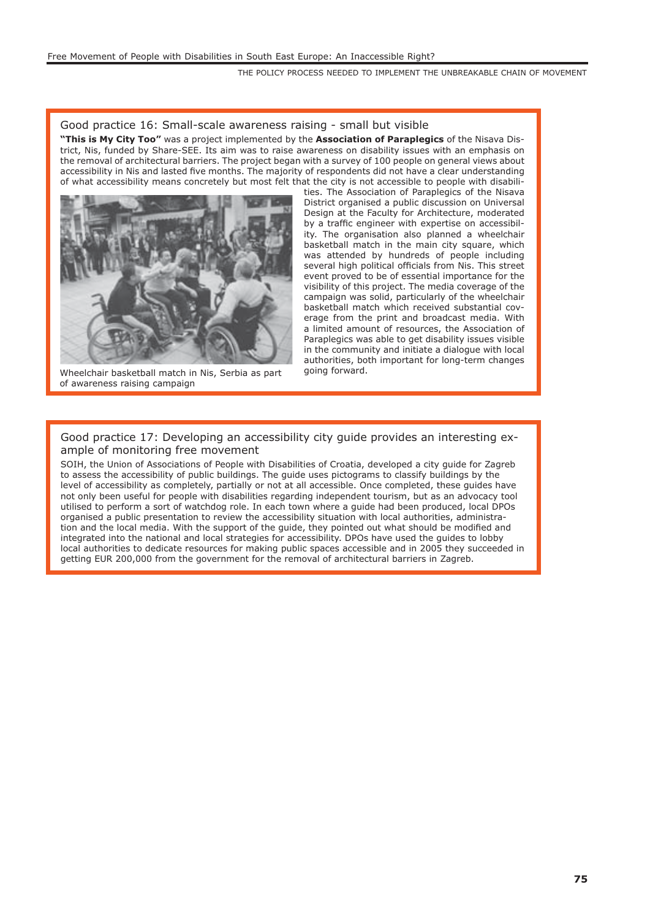### Good practice 16: Small-scale awareness raising - small but visible

**"This is My City Too"** was a project implemented by the **Association of Paraplegics** of the Nisava District, Nis, funded by Share-SEE. Its aim was to raise awareness on disability issues with an emphasis on the removal of architectural barriers. The project began with a survey of 100 people on general views about accessibility in Nis and lasted five months. The majority of respondents did not have a clear understanding of what accessibility means concretely but most felt that the city is not accessible to people with disabilities. The Association of Paraplegics of the Nisava District organised a public discussion on Universal Design at the Faculty for Architecture, moderated by a traffic engineer with expertise on accessibility. The organisation also planned a wheelchair basketball match in the main city square, which was attended by hundreds of people including several high political officials from Nis. This street event proved to be of essential importance for the visibility of this project. The media coverage of the campaign was solid, particularly of the wheelchair basketball match which received substantial coverage from the print and broadcast media. With a limited amount of resources, the Association of Paraplegics was able to get disability issues visible in the community and initiate a dialogue with local authorities, both important for long-term changes going forward.

Wheelchair basketball match in Nis, Serbia as part of awareness raising campaign

### Good practice 17: Developing an accessibility city guide provides an interesting example of monitoring free movement

SOIH, the Union of Associations of People with Disabilities of Croatia, developed a city guide for Zagreb to assess the accessibility of public buildings. The guide uses pictograms to classify buildings by the level of accessibility as completely, partially or not at all accessible. Once completed, these guides have not only been useful for people with disabilities regarding independent tourism, but as an advocacy tool utilised to perform a sort of watchdog role. In each town where a guide had been produced, local DPOs organised a public presentation to review the accessibility situation with local authorities, administration and the local media. With the support of the guide, they pointed out what should be modified and integrated into the national and local strategies for accessibility. DPOs have used the guides to lobby local authorities to dedicate resources for making public spaces accessible and in 2005 they succeeded in getting EUR 200,000 from the government for the removal of architectural barriers in Zagreb.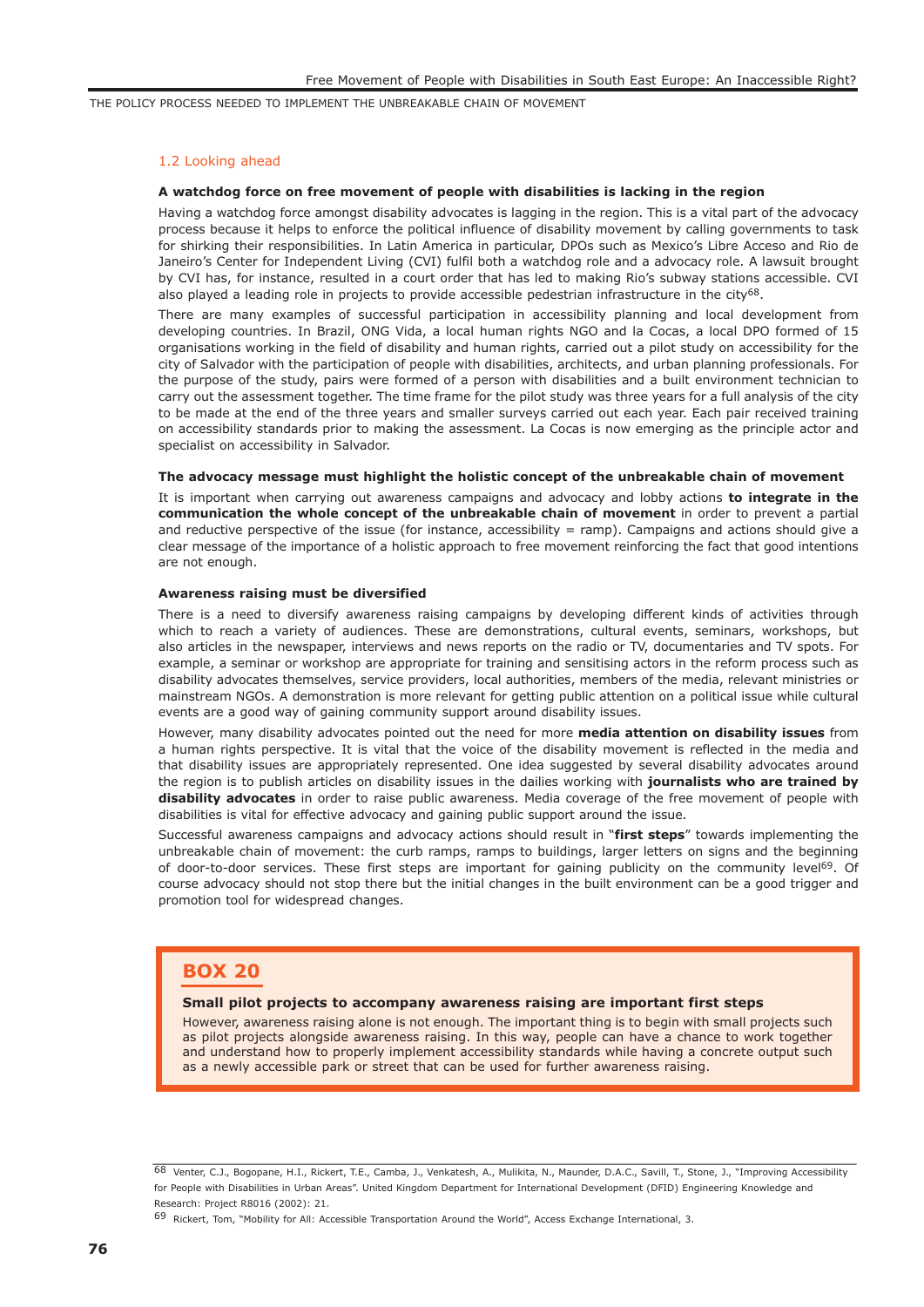## 1.2 Looking ahead

**A watchdog force on free movement of people with disabilities is lacking in the region**

Having a watchdog force amongst disability advocates is lagging in the region. This is a vital part of the advocacy process because it helps to enforce the political influence of disability movement by calling governments to task for shirking their responsibilities. In Latin America in particular, DPOs such as Mexico's Libre Acceso and Rio de Janeiro's Center for Independent Living (CVI) fulfil both a watchdog role and a advocacy role. A lawsuit brought by CVI has, for instance, resulted in a court order that has led to making Rio's subway stations accessible. CVI also played a leading role in projects to provide accessible pedestrian infrastructure in the city[68].

There are many examples of successful participation in accessibility planning and local development from developing countries. In Brazil, ONG Vida, a local human rights NGO and la Cocas, a local DPO formed of 15 organisations working in the field of disability and human rights, carried out a pilot study on accessibility for the city of Salvador with the participation of people with disabilities, architects, and urban planning professionals. For the purpose of the study, pairs were formed of a person with disabilities and a built environment technician to carry out the assessment together. The time frame for the pilot study was three years for a full analysis of the city to be made at the end of the three years and smaller surveys carried out each year. Each pair received training on accessibility standards prior to making the assessment. La Cocas is now emerging as the principle actor and specialist on accessibility in Salvador.

**The advocacy message must highlight the holistic concept of the unbreakable chain of movement**

It is important when carrying out awareness campaigns and advocacy and lobby actions **to integrate in the communication the whole concept of the unbreakable chain of movement** in order to prevent a partial and reductive perspective of the issue (for instance, accessibility = ramp). Campaigns and actions should give a clear message of the importance of a holistic approach to free movement reinforcing the fact that good intentions are not enough.

**Awareness raising must be diversified**

There is a need to diversify awareness raising campaigns by developing different kinds of activities through which to reach a variety of audiences. These are demonstrations, cultural events, seminars, workshops, but also articles in the newspaper, interviews and news reports on the radio or TV, documentaries and TV spots. For example, a seminar or workshop are appropriate for training and sensitising actors in the reform process such as disability advocates themselves, service providers, local authorities, members of the media, relevant ministries or mainstream NGOs. A demonstration is more relevant for getting public attention on a political issue while cultural events are a good way of gaining community support around disability issues.

However, many disability advocates pointed out the need for more **media attention on disability issues** from a human rights perspective. It is vital that the voice of the disability movement is reflected in the media and that disability issues are appropriately represented. One idea suggested by several disability advocates around the region is to publish articles on disability issues in the dailies working with **journalists who are trained by disability advocates** in order to raise public awareness. Media coverage of the free movement of people with disabilities is vital for effective advocacy and gaining public support around the issue.

Successful awareness campaigns and advocacy actions should result in "**first steps**" towards implementing the unbreakable chain of movement: the curb ramps, ramps to buildings, larger letters on signs and the beginning of door-to-door services. These first steps are important for gaining publicity on the community level[69]. Of course advocacy should not stop there but the initial changes in the built environment can be a good trigger and promotion tool for widespread changes.

> ## BOX 20
>
> **Small pilot projects to accompany awareness raising are important first steps**
>
> However, awareness raising alone is not enough. The important thing is to begin with small projects such as pilot projects alongside awareness raising. In this way, people can have a chance to work together and understand how to properly implement accessibility standards while having a concrete output such as a newly accessible park or street that can be used for further awareness raising.

---

[68] Venter, C.J., Bogopane, H.I., Rickert, T.E., Camba, J., Venkatesh, A., Mulikita, N., Maunder, D.A.C., Savill, T., Stone, J., "Improving Accessibility for People with Disabilities in Urban Areas". United Kingdom Department for International Development (DFID) Engineering Knowledge and Research: Project R8016 (2002): 21.

[69] Rickert, Tom, "Mobility for All: Accessible Transportation Around the World", Access Exchange International, 3.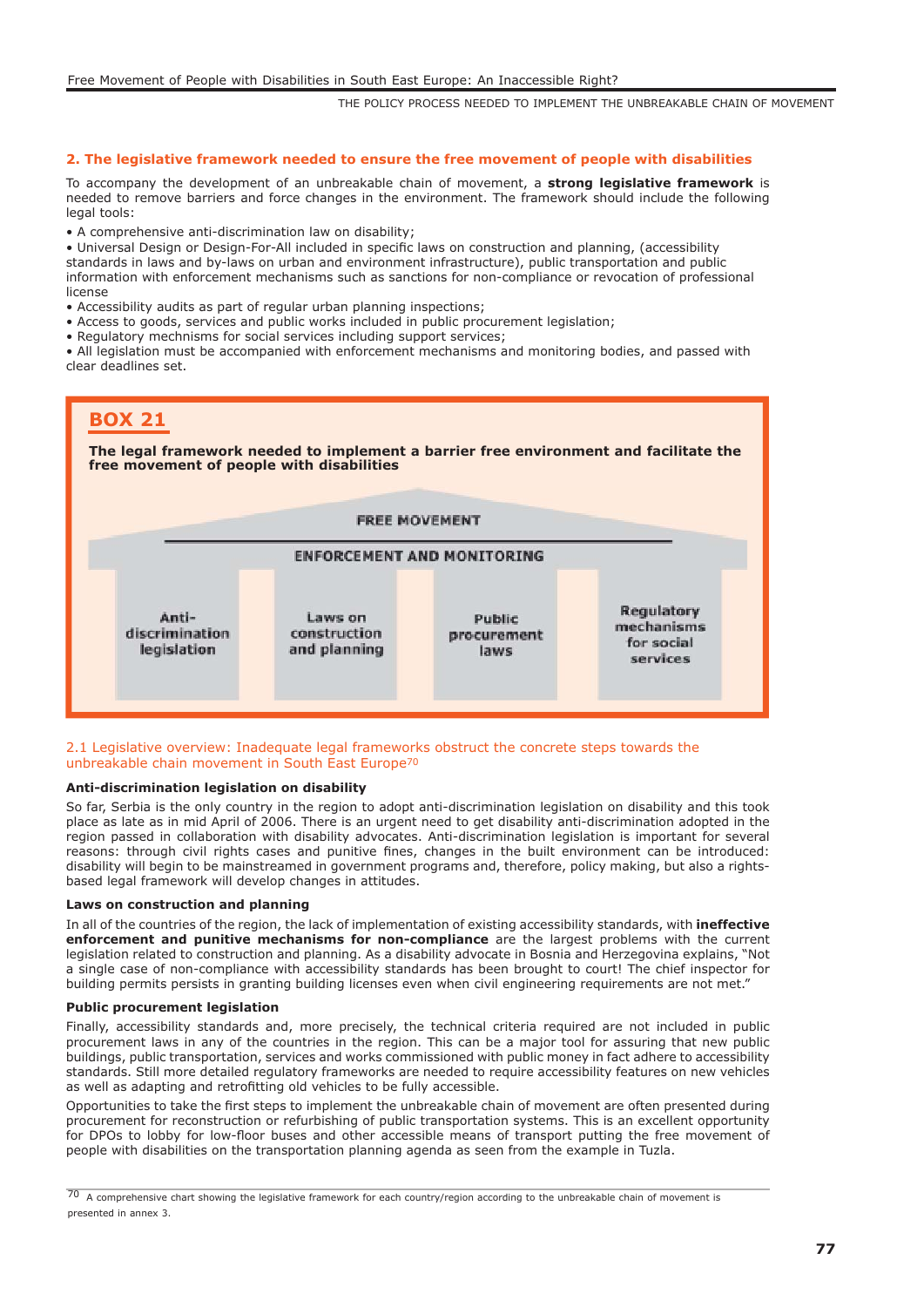## 2. The legislative framework needed to ensure the free movement of people with disabilities

To accompany the development of an unbreakable chain of movement, a **strong legislative framework** is needed to remove barriers and force changes in the environment. The framework should include the following legal tools:

- A comprehensive anti-discrimination law on disability;
- Universal Design or Design-For-All included in specific laws on construction and planning, (accessibility standards in laws and by-laws on urban and environment infrastructure), public transportation and public information with enforcement mechanisms such as sanctions for non-compliance or revocation of professional license
- Accessibility audits as part of regular urban planning inspections;
- Access to goods, services and public works included in public procurement legislation;
- Regulatory mechnisms for social services including support services;
- All legislation must be accompanied with enforcement mechanisms and monitoring bodies, and passed with clear deadlines set.

**BOX 21**

**The legal framework needed to implement a barrier free environment and facilitate the free movement of people with disabilities**

FREE MOVEMENT

ENFORCEMENT AND MONITORING

| Anti-discrimination legislation | Laws on construction and planning | Public procurement laws | Regulatory mechanisms for social services |
|---|---|---|---|

### 2.1 Legislative overview: Inadequate legal frameworks obstruct the concrete steps towards the unbreakable chain movement in South East Europe[70]

#### Anti-discrimination legislation on disability

So far, Serbia is the only country in the region to adopt anti-discrimination legislation on disability and this took place as late as in mid April of 2006. There is an urgent need to get disability anti-discrimination adopted in the region passed in collaboration with disability advocates. Anti-discrimination legislation is important for several reasons: through civil rights cases and punitive fines, changes in the built environment can be introduced: disability will begin to be mainstreamed in government programs and, therefore, policy making, but also a rights-based legal framework will develop changes in attitudes.

#### Laws on construction and planning

In all of the countries of the region, the lack of implementation of existing accessibility standards, with **ineffective enforcement and punitive mechanisms for non-compliance** are the largest problems with the current legislation related to construction and planning. As a disability advocate in Bosnia and Herzegovina explains, "Not a single case of non-compliance with accessibility standards has been brought to court! The chief inspector for building permits persists in granting building licenses even when civil engineering requirements are not met."

#### Public procurement legislation

Finally, accessibility standards and, more precisely, the technical criteria required are not included in public procurement laws in any of the countries in the region. This can be a major tool for assuring that new public buildings, public transportation, services and works commissioned with public money in fact adhere to accessibility standards. Still more detailed regulatory frameworks are needed to require accessibility features on new vehicles as well as adapting and retrofitting old vehicles to be fully accessible.

Opportunities to take the first steps to implement the unbreakable chain of movement are often presented during procurement for reconstruction or refurbishing of public transportation systems. This is an excellent opportunity for DPOs to lobby for low-floor buses and other accessible means of transport putting the free movement of people with disabilities on the transportation planning agenda as seen from the example in Tuzla.

[70] A comprehensive chart showing the legislative framework for each country/region according to the unbreakable chain of movement is presented in annex 3.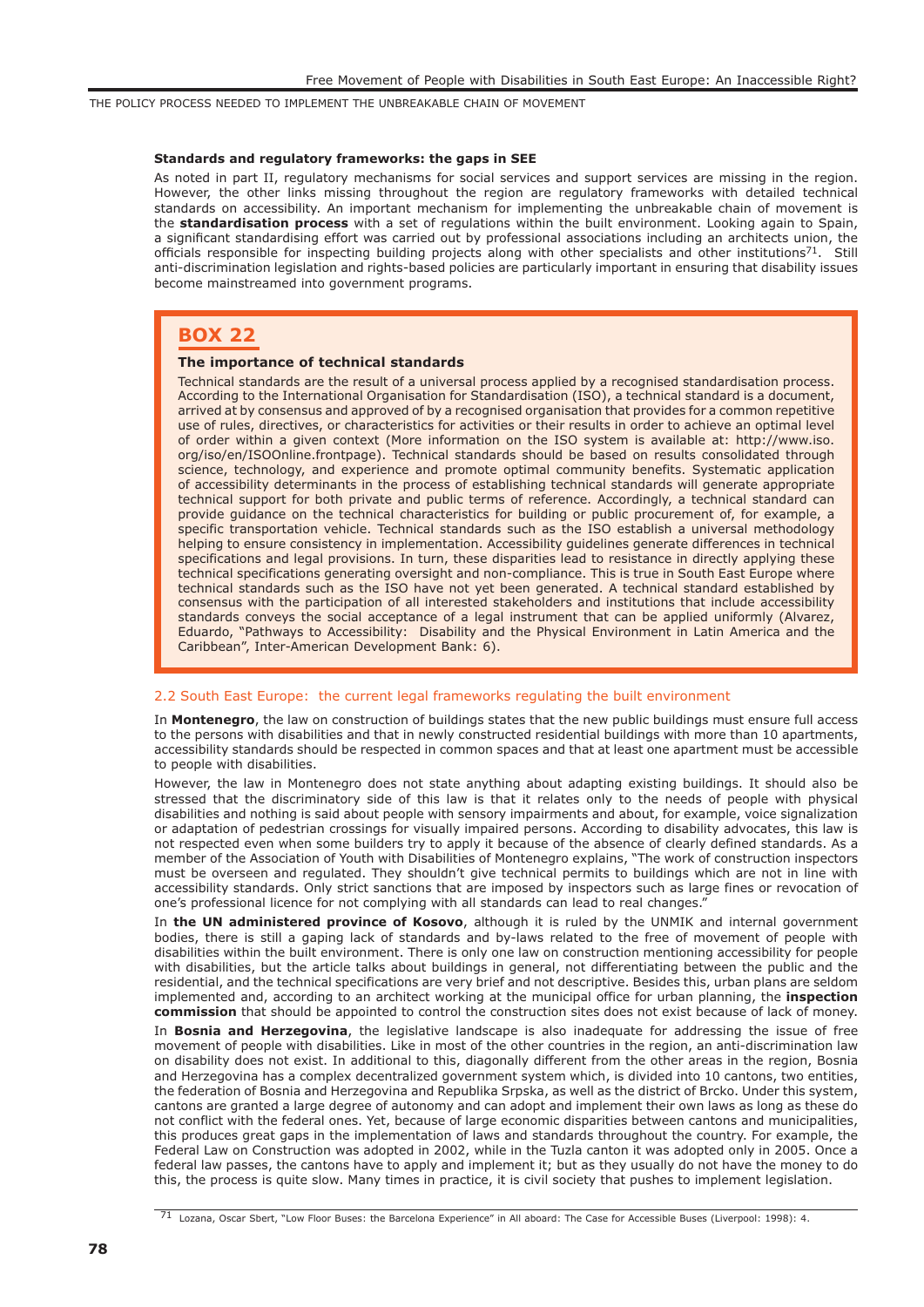### Standards and regulatory frameworks: the gaps in SEE

As noted in part II, regulatory mechanisms for social services and support services are missing in the region. However, the other links missing throughout the region are regulatory frameworks with detailed technical standards on accessibility. An important mechanism for implementing the unbreakable chain of movement is the **standardisation process** with a set of regulations within the built environment. Looking again to Spain, a significant standardising effort was carried out by professional associations including an architects union, the officials responsible for inspecting building projects along with other specialists and other institutions[71]. Still anti-discrimination legislation and rights-based policies are particularly important in ensuring that disability issues become mainstreamed into government programs.

> **BOX 22**
>
> **The importance of technical standards**
>
> Technical standards are the result of a universal process applied by a recognised standardisation process. According to the International Organisation for Standardisation (ISO), a technical standard is a document, arrived at by consensus and approved of by a recognised organisation that provides for a common repetitive use of rules, directives, or characteristics for activities or their results in order to achieve an optimal level of order within a given context (More information on the ISO system is available at: http://www.iso.org/iso/en/ISOOnline.frontpage). Technical standards should be based on results consolidated through science, technology, and experience and promote optimal community benefits. Systematic application of accessibility determinants in the process of establishing technical standards will generate appropriate technical support for both private and public terms of reference. Accordingly, a technical standard can provide guidance on the technical characteristics for building or public procurement of, for example, a specific transportation vehicle. Technical standards such as the ISO establish a universal methodology helping to ensure consistency in implementation. Accessibility guidelines generate differences in technical specifications and legal provisions. In turn, these disparities lead to resistance in directly applying these technical specifications generating oversight and non-compliance. This is true in South East Europe where technical standards such as the ISO have not yet been generated. A technical standard established by consensus with the participation of all interested stakeholders and institutions that include accessibility standards conveys the social acceptance of a legal instrument that can be applied uniformly (Alvarez, Eduardo, "Pathways to Accessibility: Disability and the Physical Environment in Latin America and the Caribbean", Inter-American Development Bank: 6).

## 2.2 South East Europe: the current legal frameworks regulating the built environment

In **Montenegro**, the law on construction of buildings states that the new public buildings must ensure full access to the persons with disabilities and that in newly constructed residential buildings with more than 10 apartments, accessibility standards should be respected in common spaces and that at least one apartment must be accessible to people with disabilities.

However, the law in Montenegro does not state anything about adapting existing buildings. It should also be stressed that the discriminatory side of this law is that it relates only to the needs of people with physical disabilities and nothing is said about people with sensory impairments and about, for example, voice signalization or adaptation of pedestrian crossings for visually impaired persons. According to disability advocates, this law is not respected even when some builders try to apply it because of the absence of clearly defined standards. As a member of the Association of Youth with Disabilities of Montenegro explains, "The work of construction inspectors must be overseen and regulated. They shouldn't give technical permits to buildings which are not in line with accessibility standards. Only strict sanctions that are imposed by inspectors such as large fines or revocation of one's professional licence for not complying with all standards can lead to real changes."

In **the UN administered province of Kosovo**, although it is ruled by the UNMIK and internal government bodies, there is still a gaping lack of standards and by-laws related to the free of movement of people with disabilities within the built environment. There is only one law on construction mentioning accessibility for people with disabilities, but the article talks about buildings in general, not differentiating between the public and the residential, and the technical specifications are very brief and not descriptive. Besides this, urban plans are seldom implemented and, according to an architect working at the municipal office for urban planning, the **inspection commission** that should be appointed to control the construction sites does not exist because of lack of money.

In **Bosnia and Herzegovina**, the legislative landscape is also inadequate for addressing the issue of free movement of people with disabilities. Like in most of the other countries in the region, an anti-discrimination law on disability does not exist. In additional to this, diagonally different from the other areas in the region, Bosnia and Herzegovina has a complex decentralized government system which, is divided into 10 cantons, two entities, the federation of Bosnia and Herzegovina and Republika Srpska, as well as the district of Brcko. Under this system, cantons are granted a large degree of autonomy and can adopt and implement their own laws as long as these do not conflict with the federal ones. Yet, because of large economic disparities between cantons and municipalities, this produces great gaps in the implementation of laws and standards throughout the country. For example, the Federal Law on Construction was adopted in 2002, while in the Tuzla canton it was adopted only in 2005. Once a federal law passes, the cantons have to apply and implement it; but as they usually do not have the money to do this, the process is quite slow. Many times in practice, it is civil society that pushes to implement legislation.

---

[71] Lozana, Oscar Sbert, "Low Floor Buses: the Barcelona Experience" in All aboard: The Case for Accessible Buses (Liverpool: 1998): 4.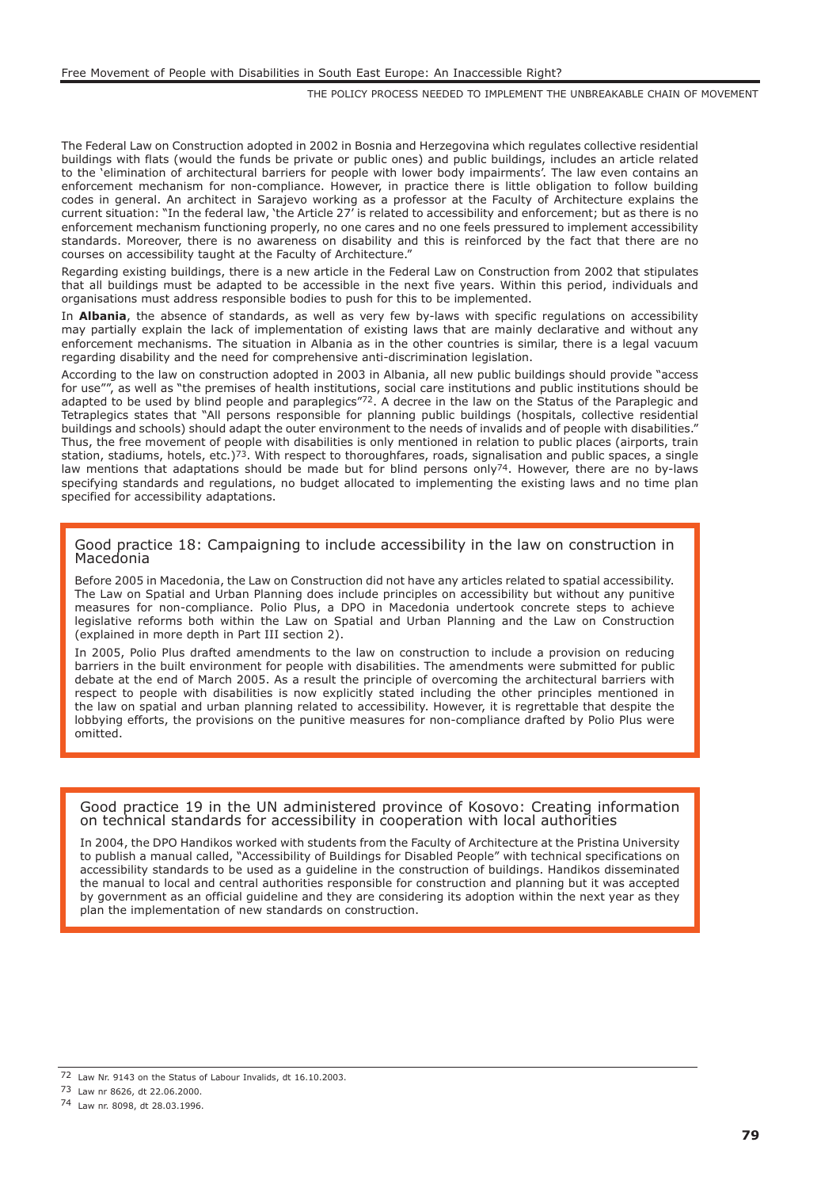The Federal Law on Construction adopted in 2002 in Bosnia and Herzegovina which regulates collective residential buildings with flats (would the funds be private or public ones) and public buildings, includes an article related to the 'elimination of architectural barriers for people with lower body impairments'. The law even contains an enforcement mechanism for non-compliance. However, in practice there is little obligation to follow building codes in general. An architect in Sarajevo working as a professor at the Faculty of Architecture explains the current situation: "In the federal law, 'the Article 27' is related to accessibility and enforcement; but as there is no enforcement mechanism functioning properly, no one cares and no one feels pressured to implement accessibility standards. Moreover, there is no awareness on disability and this is reinforced by the fact that there are no courses on accessibility taught at the Faculty of Architecture."

Regarding existing buildings, there is a new article in the Federal Law on Construction from 2002 that stipulates that all buildings must be adapted to be accessible in the next five years. Within this period, individuals and organisations must address responsible bodies to push for this to be implemented.

In **Albania**, the absence of standards, as well as very few by-laws with specific regulations on accessibility may partially explain the lack of implementation of existing laws that are mainly declarative and without any enforcement mechanisms. The situation in Albania as in the other countries is similar, there is a legal vacuum regarding disability and the need for comprehensive anti-discrimination legislation.

According to the law on construction adopted in 2003 in Albania, all new public buildings should provide "access for use"", as well as "the premises of health institutions, social care institutions and public institutions should be adapted to be used by blind people and paraplegics"[72]. A decree in the law on the Status of the Paraplegic and Tetraplegics states that "All persons responsible for planning public buildings (hospitals, collective residential buildings and schools) should adapt the outer environment to the needs of invalids and of people with disabilities." Thus, the free movement of people with disabilities is only mentioned in relation to public places (airports, train station, stadiums, hotels, etc.)[73]. With respect to thoroughfares, roads, signalisation and public spaces, a single law mentions that adaptations should be made but for blind persons only[74]. However, there are no by-laws specifying standards and regulations, no budget allocated to implementing the existing laws and no time plan specified for accessibility adaptations.

### Good practice 18: Campaigning to include accessibility in the law on construction in Macedonia

Before 2005 in Macedonia, the Law on Construction did not have any articles related to spatial accessibility. The Law on Spatial and Urban Planning does include principles on accessibility but without any punitive measures for non-compliance. Polio Plus, a DPO in Macedonia undertook concrete steps to achieve legislative reforms both within the Law on Spatial and Urban Planning and the Law on Construction (explained in more depth in Part III section 2).

In 2005, Polio Plus drafted amendments to the law on construction to include a provision on reducing barriers in the built environment for people with disabilities. The amendments were submitted for public debate at the end of March 2005. As a result the principle of overcoming the architectural barriers with respect to people with disabilities is now explicitly stated including the other principles mentioned in the law on spatial and urban planning related to accessibility. However, it is regrettable that despite the lobbying efforts, the provisions on the punitive measures for non-compliance drafted by Polio Plus were omitted.

### Good practice 19 in the UN administered province of Kosovo: Creating information on technical standards for accessibility in cooperation with local authorities

In 2004, the DPO Handikos worked with students from the Faculty of Architecture at the Pristina University to publish a manual called, "Accessibility of Buildings for Disabled People" with technical specifications on accessibility standards to be used as a guideline in the construction of buildings. Handikos disseminated the manual to local and central authorities responsible for construction and planning but it was accepted by government as an official guideline and they are considering its adoption within the next year as they plan the implementation of new standards on construction.

---

[72] Law Nr. 9143 on the Status of Labour Invalids, dt 16.10.2003.

[73] Law nr 8626, dt 22.06.2000.

[74] Law nr. 8098, dt 28.03.1996.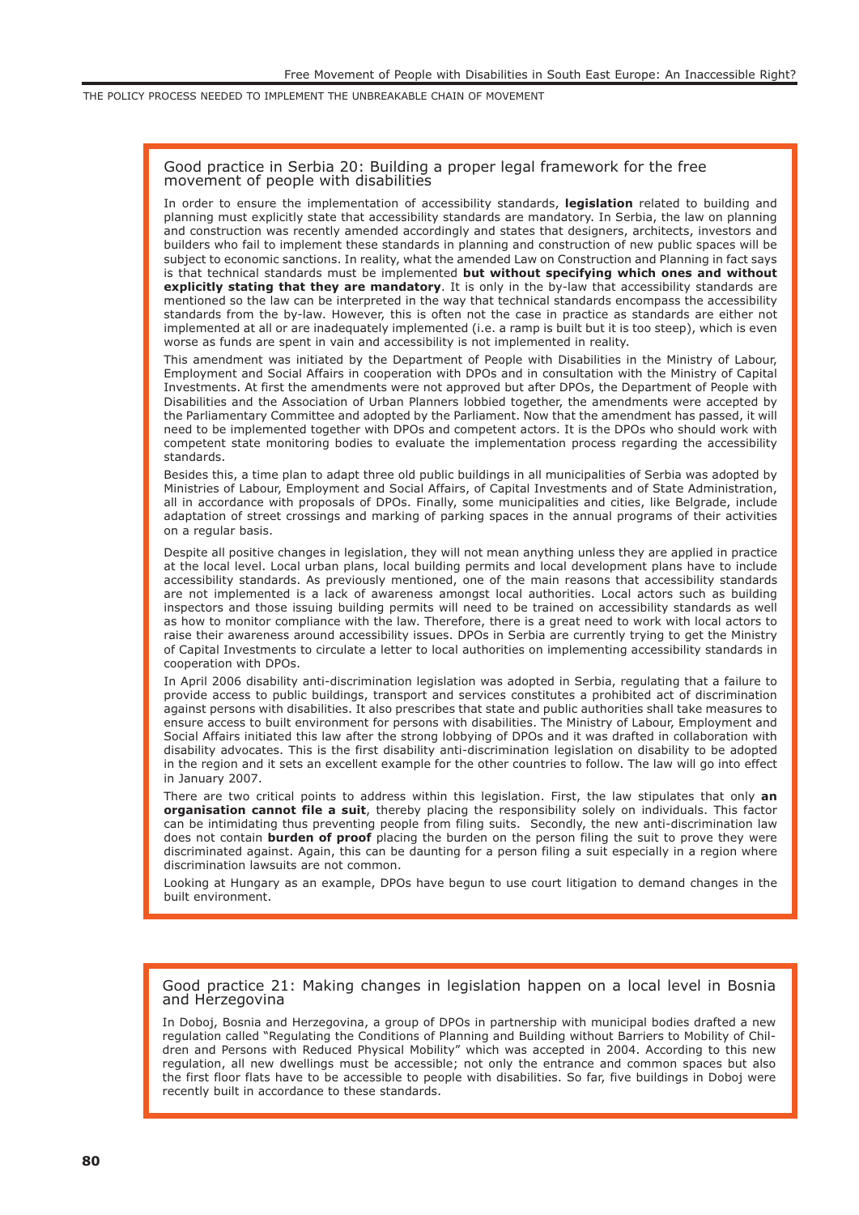## Good practice in Serbia 20: Building a proper legal framework for the free movement of people with disabilities

In order to ensure the implementation of accessibility standards, **legislation** related to building and planning must explicitly state that accessibility standards are mandatory. In Serbia, the law on planning and construction was recently amended accordingly and states that designers, architects, investors and builders who fail to implement these standards in planning and construction of new public spaces will be subject to economic sanctions. In reality, what the amended Law on Construction and Planning in fact says is that technical standards must be implemented **but without specifying which ones and without explicitly stating that they are mandatory**. It is only in the by-law that accessibility standards are mentioned so the law can be interpreted in the way that technical standards encompass the accessibility standards from the by-law. However, this is often not the case in practice as standards are either not implemented at all or are inadequately implemented (i.e. a ramp is built but it is too steep), which is even worse as funds are spent in vain and accessibility is not implemented in reality.

This amendment was initiated by the Department of People with Disabilities in the Ministry of Labour, Employment and Social Affairs in cooperation with DPOs and in consultation with the Ministry of Capital Investments. At first the amendments were not approved but after DPOs, the Department of People with Disabilities and the Association of Urban Planners lobbied together, the amendments were accepted by the Parliamentary Committee and adopted by the Parliament. Now that the amendment has passed, it will need to be implemented together with DPOs and competent actors. It is the DPOs who should work with competent state monitoring bodies to evaluate the implementation process regarding the accessibility standards.

Besides this, a time plan to adapt three old public buildings in all municipalities of Serbia was adopted by Ministries of Labour, Employment and Social Affairs, of Capital Investments and of State Administration, all in accordance with proposals of DPOs. Finally, some municipalities and cities, like Belgrade, include adaptation of street crossings and marking of parking spaces in the annual programs of their activities on a regular basis.

Despite all positive changes in legislation, they will not mean anything unless they are applied in practice at the local level. Local urban plans, local building permits and local development plans have to include accessibility standards. As previously mentioned, one of the main reasons that accessibility standards are not implemented is a lack of awareness amongst local authorities. Local actors such as building inspectors and those issuing building permits will need to be trained on accessibility standards as well as how to monitor compliance with the law. Therefore, there is a great need to work with local actors to raise their awareness around accessibility issues. DPOs in Serbia are currently trying to get the Ministry of Capital Investments to circulate a letter to local authorities on implementing accessibility standards in cooperation with DPOs.

In April 2006 disability anti-discrimination legislation was adopted in Serbia, regulating that a failure to provide access to public buildings, transport and services constitutes a prohibited act of discrimination against persons with disabilities. It also prescribes that state and public authorities shall take measures to ensure access to built environment for persons with disabilities. The Ministry of Labour, Employment and Social Affairs initiated this law after the strong lobbying of DPOs and it was drafted in collaboration with disability advocates. This is the first disability anti-discrimination legislation on disability to be adopted in the region and it sets an excellent example for the other countries to follow. The law will go into effect in January 2007.

There are two critical points to address within this legislation. First, the law stipulates that only **an organisation cannot file a suit**, thereby placing the responsibility solely on individuals. This factor can be intimidating thus preventing people from filing suits. Secondly, the new anti-discrimination law does not contain **burden of proof** placing the burden on the person filing the suit to prove they were discriminated against. Again, this can be daunting for a person filing a suit especially in a region where discrimination lawsuits are not common.

Looking at Hungary as an example, DPOs have begun to use court litigation to demand changes in the built environment.

## Good practice 21: Making changes in legislation happen on a local level in Bosnia and Herzegovina

In Doboj, Bosnia and Herzegovina, a group of DPOs in partnership with municipal bodies drafted a new regulation called "Regulating the Conditions of Planning and Building without Barriers to Mobility of Children and Persons with Reduced Physical Mobility" which was accepted in 2004. According to this new regulation, all new dwellings must be accessible; not only the entrance and common spaces but also the first floor flats have to be accessible to people with disabilities. So far, five buildings in Doboj were recently built in accordance to these standards.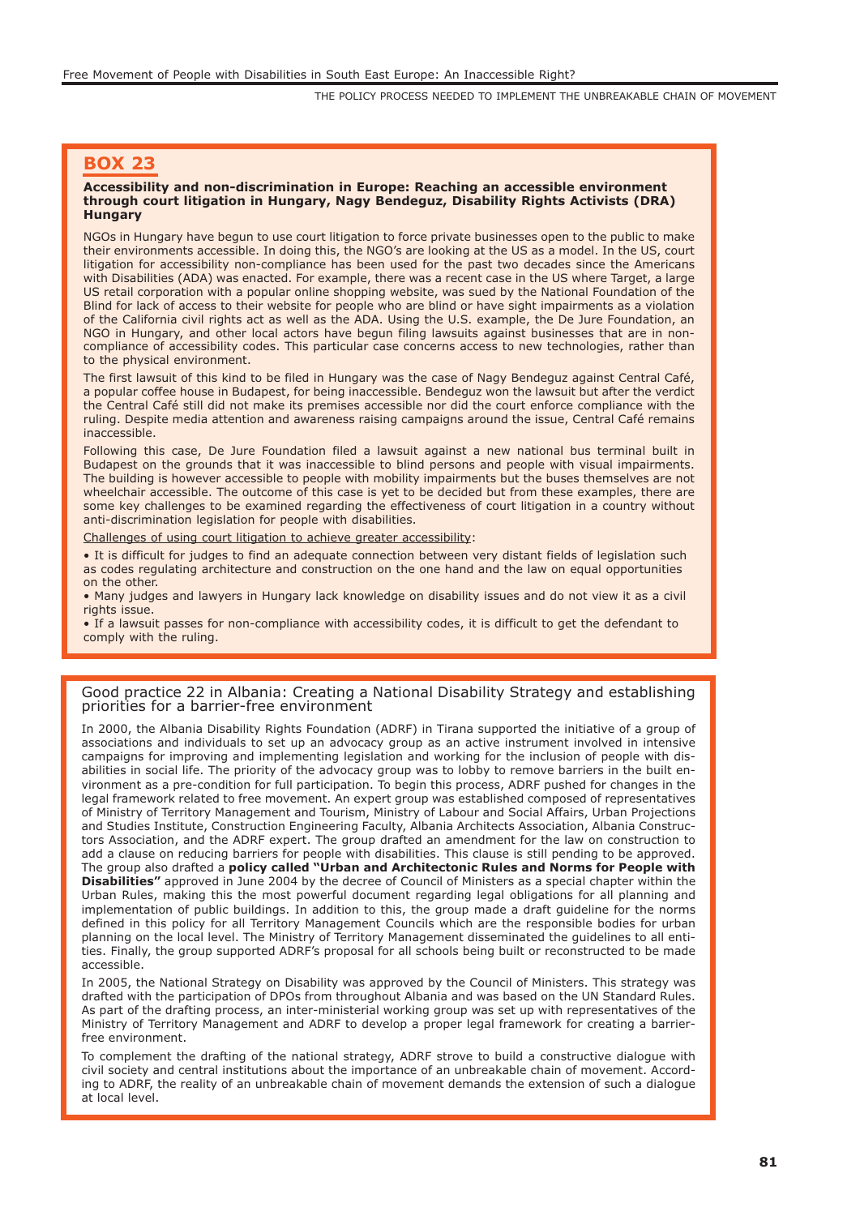## BOX 23

**Accessibility and non-discrimination in Europe: Reaching an accessible environment through court litigation in Hungary, Nagy Bendeguz, Disability Rights Activists (DRA) Hungary**

NGOs in Hungary have begun to use court litigation to force private businesses open to the public to make their environments accessible. In doing this, the NGO's are looking at the US as a model. In the US, court litigation for accessibility non-compliance has been used for the past two decades since the Americans with Disabilities (ADA) was enacted. For example, there was a recent case in the US where Target, a large US retail corporation with a popular online shopping website, was sued by the National Foundation of the Blind for lack of access to their website for people who are blind or have sight impairments as a violation of the California civil rights act as well as the ADA. Using the U.S. example, the De Jure Foundation, an NGO in Hungary, and other local actors have begun filing lawsuits against businesses that are in non-compliance of accessibility codes. This particular case concerns access to new technologies, rather than to the physical environment.

The first lawsuit of this kind to be filed in Hungary was the case of Nagy Bendeguz against Central Café, a popular coffee house in Budapest, for being inaccessible. Bendeguz won the lawsuit but after the verdict the Central Café still did not make its premises accessible nor did the court enforce compliance with the ruling. Despite media attention and awareness raising campaigns around the issue, Central Café remains inaccessible.

Following this case, De Jure Foundation filed a lawsuit against a new national bus terminal built in Budapest on the grounds that it was inaccessible to blind persons and people with visual impairments. The building is however accessible to people with mobility impairments but the buses themselves are not wheelchair accessible. The outcome of this case is yet to be decided but from these examples, there are some key challenges to be examined regarding the effectiveness of court litigation in a country without anti-discrimination legislation for people with disabilities.

Challenges of using court litigation to achieve greater accessibility:

- It is difficult for judges to find an adequate connection between very distant fields of legislation such as codes regulating architecture and construction on the one hand and the law on equal opportunities on the other.
- Many judges and lawyers in Hungary lack knowledge on disability issues and do not view it as a civil rights issue.
- If a lawsuit passes for non-compliance with accessibility codes, it is difficult to get the defendant to comply with the ruling.

## Good practice 22 in Albania: Creating a National Disability Strategy and establishing priorities for a barrier-free environment

In 2000, the Albania Disability Rights Foundation (ADRF) in Tirana supported the initiative of a group of associations and individuals to set up an advocacy group as an active instrument involved in intensive campaigns for improving and implementing legislation and working for the inclusion of people with disabilities in social life. The priority of the advocacy group was to lobby to remove barriers in the built environment as a pre-condition for full participation. To begin this process, ADRF pushed for changes in the legal framework related to free movement. An expert group was established composed of representatives of Ministry of Territory Management and Tourism, Ministry of Labour and Social Affairs, Urban Projections and Studies Institute, Construction Engineering Faculty, Albania Architects Association, Albania Constructors Association, and the ADRF expert. The group drafted an amendment for the law on construction to add a clause on reducing barriers for people with disabilities. This clause is still pending to be approved. The group also drafted a **policy called "Urban and Architectonic Rules and Norms for People with Disabilities"** approved in June 2004 by the decree of Council of Ministers as a special chapter within the Urban Rules, making this the most powerful document regarding legal obligations for all planning and implementation of public buildings. In addition to this, the group made a draft guideline for the norms defined in this policy for all Territory Management Councils which are the responsible bodies for urban planning on the local level. The Ministry of Territory Management disseminated the guidelines to all entities. Finally, the group supported ADRF's proposal for all schools being built or reconstructed to be made accessible.

In 2005, the National Strategy on Disability was approved by the Council of Ministers. This strategy was drafted with the participation of DPOs from throughout Albania and was based on the UN Standard Rules. As part of the drafting process, an inter-ministerial working group was set up with representatives of the Ministry of Territory Management and ADRF to develop a proper legal framework for creating a barrier-free environment.

To complement the drafting of the national strategy, ADRF strove to build a constructive dialogue with civil society and central institutions about the importance of an unbreakable chain of movement. According to ADRF, the reality of an unbreakable chain of movement demands the extension of such a dialogue at local level.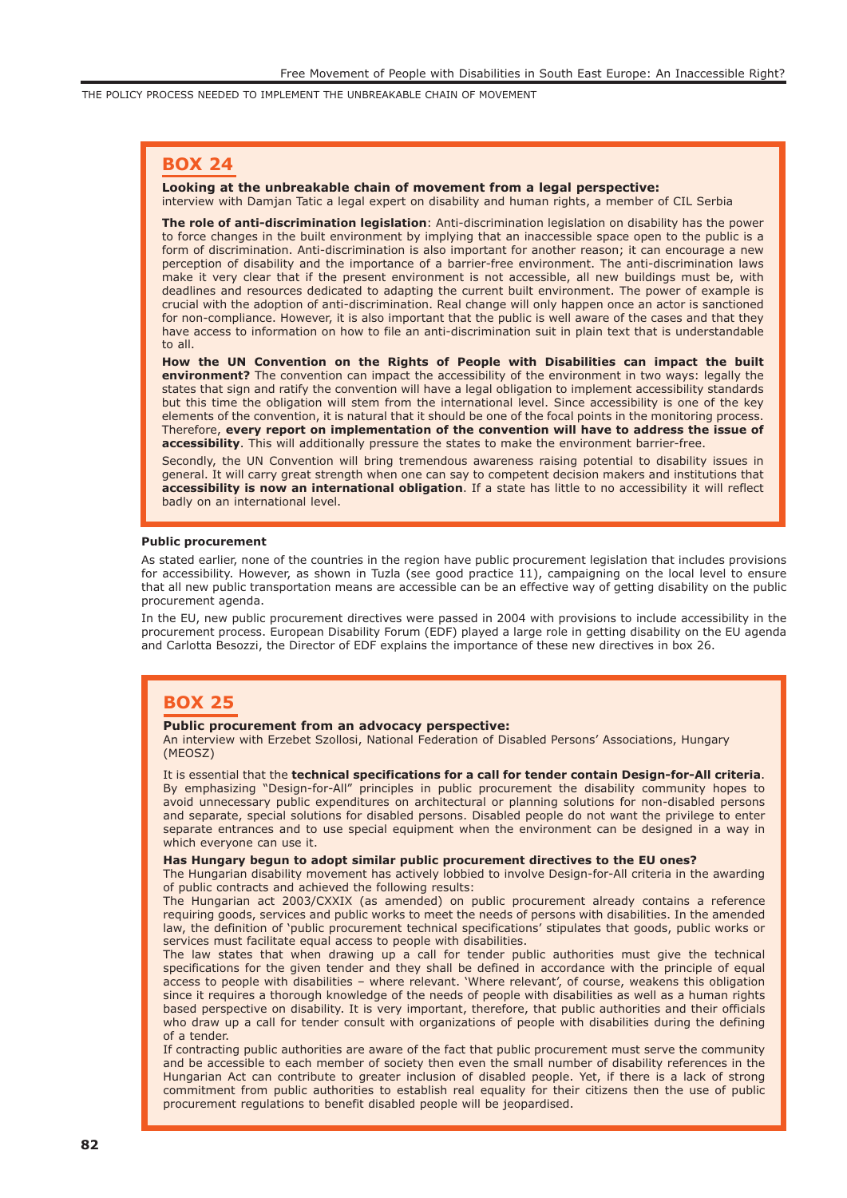## BOX 24

**Looking at the unbreakable chain of movement from a legal perspective:**
interview with Damjan Tatic a legal expert on disability and human rights, a member of CIL Serbia

**The role of anti-discrimination legislation**: Anti-discrimination legislation on disability has the power to force changes in the built environment by implying that an inaccessible space open to the public is a form of discrimination. Anti-discrimination is also important for another reason; it can encourage a new perception of disability and the importance of a barrier-free environment. The anti-discrimination laws make it very clear that if the present environment is not accessible, all new buildings must be, with deadlines and resources dedicated to adapting the current built environment. The power of example is crucial with the adoption of anti-discrimination. Real change will only happen once an actor is sanctioned for non-compliance. However, it is also important that the public is well aware of the cases and that they have access to information on how to file an anti-discrimination suit in plain text that is understandable to all.

**How the UN Convention on the Rights of People with Disabilities can impact the built environment?** The convention can impact the accessibility of the environment in two ways: legally the states that sign and ratify the convention will have a legal obligation to implement accessibility standards but this time the obligation will stem from the international level. Since accessibility is one of the key elements of the convention, it is natural that it should be one of the focal points in the monitoring process. Therefore, **every report on implementation of the convention will have to address the issue of accessibility**. This will additionally pressure the states to make the environment barrier-free.

Secondly, the UN Convention will bring tremendous awareness raising potential to disability issues in general. It will carry great strength when one can say to competent decision makers and institutions that **accessibility is now an international obligation**. If a state has little to no accessibility it will reflect badly on an international level.

**Public procurement**

As stated earlier, none of the countries in the region have public procurement legislation that includes provisions for accessibility. However, as shown in Tuzla (see good practice 11), campaigning on the local level to ensure that all new public transportation means are accessible can be an effective way of getting disability on the public procurement agenda.

In the EU, new public procurement directives were passed in 2004 with provisions to include accessibility in the procurement process. European Disability Forum (EDF) played a large role in getting disability on the EU agenda and Carlotta Besozzi, the Director of EDF explains the importance of these new directives in box 26.

## BOX 25

**Public procurement from an advocacy perspective:**
An interview with Erzebet Szollosi, National Federation of Disabled Persons' Associations, Hungary (MEOSZ)

It is essential that the **technical specifications for a call for tender contain Design-for-All criteria**. By emphasizing "Design-for-All" principles in public procurement the disability community hopes to avoid unnecessary public expenditures on architectural or planning solutions for non-disabled persons and separate, special solutions for disabled persons. Disabled people do not want the privilege to enter separate entrances and to use special equipment when the environment can be designed in a way in which everyone can use it.

**Has Hungary begun to adopt similar public procurement directives to the EU ones?**
The Hungarian disability movement has actively lobbied to involve Design-for-All criteria in the awarding of public contracts and achieved the following results:
The Hungarian act 2003/CXXIX (as amended) on public procurement already contains a reference requiring goods, services and public works to meet the needs of persons with disabilities. In the amended law, the definition of 'public procurement technical specifications' stipulates that goods, public works or services must facilitate equal access to people with disabilities.
The law states that when drawing up a call for tender public authorities must give the technical specifications for the given tender and they shall be defined in accordance with the principle of equal access to people with disabilities – where relevant. 'Where relevant', of course, weakens this obligation since it requires a thorough knowledge of the needs of people with disabilities as well as a human rights based perspective on disability. It is very important, therefore, that public authorities and their officials who draw up a call for tender consult with organizations of people with disabilities during the defining of a tender.
If contracting public authorities are aware of the fact that public procurement must serve the community and be accessible to each member of society then even the small number of disability references in the Hungarian Act can contribute to greater inclusion of disabled people. Yet, if there is a lack of strong commitment from public authorities to establish real equality for their citizens then the use of public procurement regulations to benefit disabled people will be jeopardised.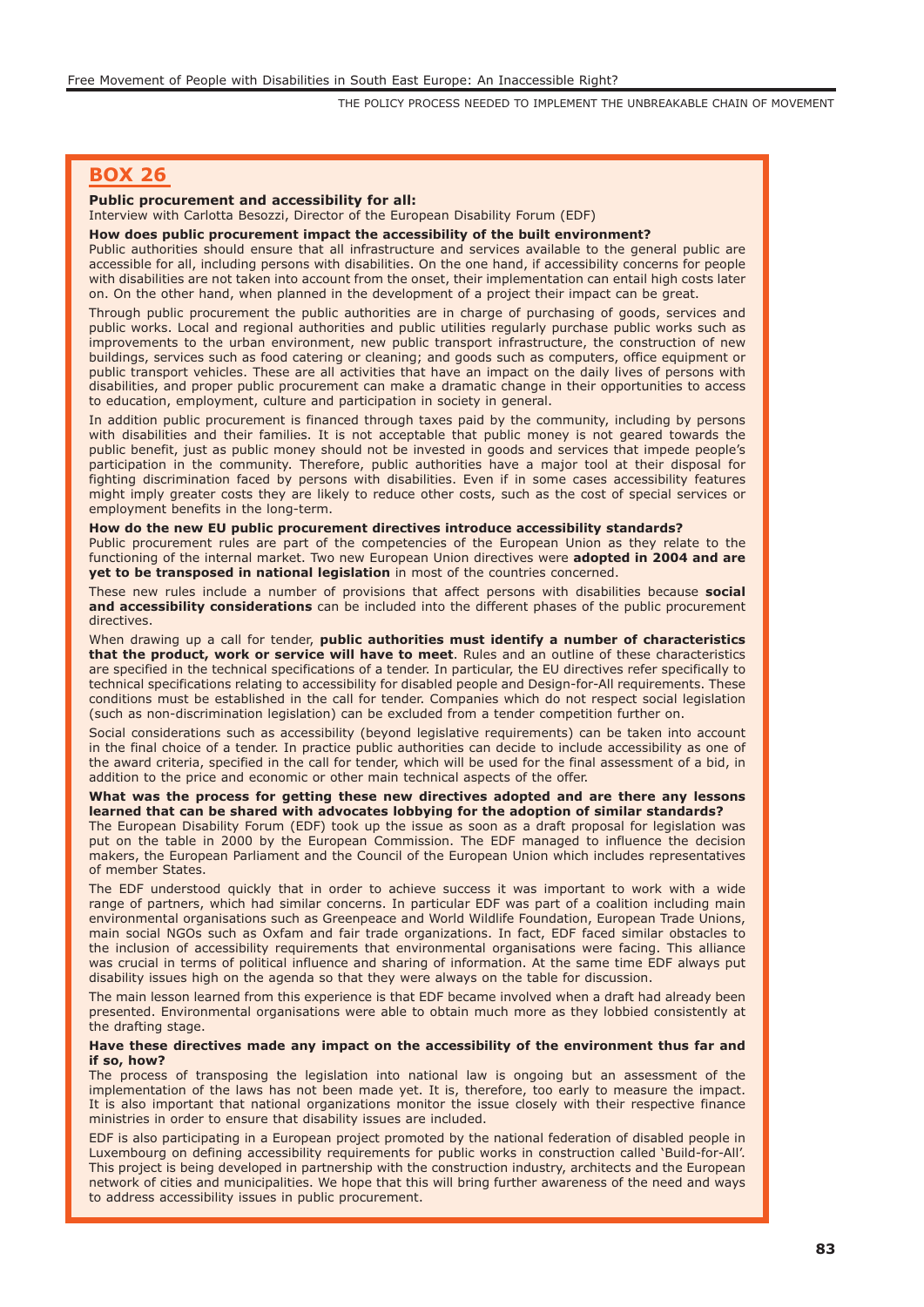## BOX 26

**Public procurement and accessibility for all:**
Interview with Carlotta Besozzi, Director of the European Disability Forum (EDF)

**How does public procurement impact the accessibility of the built environment?**
Public authorities should ensure that all infrastructure and services available to the general public are accessible for all, including persons with disabilities. On the one hand, if accessibility concerns for people with disabilities are not taken into account from the onset, their implementation can entail high costs later on. On the other hand, when planned in the development of a project their impact can be great.

Through public procurement the public authorities are in charge of purchasing of goods, services and public works. Local and regional authorities and public utilities regularly purchase public works such as improvements to the urban environment, new public transport infrastructure, the construction of new buildings, services such as food catering or cleaning; and goods such as computers, office equipment or public transport vehicles. These are all activities that have an impact on the daily lives of persons with disabilities, and proper public procurement can make a dramatic change in their opportunities to access to education, employment, culture and participation in society in general.

In addition public procurement is financed through taxes paid by the community, including by persons with disabilities and their families. It is not acceptable that public money is not geared towards the public benefit, just as public money should not be invested in goods and services that impede people's participation in the community. Therefore, public authorities have a major tool at their disposal for fighting discrimination faced by persons with disabilities. Even if in some cases accessibility features might imply greater costs they are likely to reduce other costs, such as the cost of special services or employment benefits in the long-term.

**How do the new EU public procurement directives introduce accessibility standards?**
Public procurement rules are part of the competencies of the European Union as they relate to the functioning of the internal market. Two new European Union directives were **adopted in 2004 and are yet to be transposed in national legislation** in most of the countries concerned.

These new rules include a number of provisions that affect persons with disabilities because **social and accessibility considerations** can be included into the different phases of the public procurement directives.

When drawing up a call for tender, **public authorities must identify a number of characteristics that the product, work or service will have to meet**. Rules and an outline of these characteristics are specified in the technical specifications of a tender. In particular, the EU directives refer specifically to technical specifications relating to accessibility for disabled people and Design-for-All requirements. These conditions must be established in the call for tender. Companies which do not respect social legislation (such as non-discrimination legislation) can be excluded from a tender competition further on.

Social considerations such as accessibility (beyond legislative requirements) can be taken into account in the final choice of a tender. In practice public authorities can decide to include accessibility as one of the award criteria, specified in the call for tender, which will be used for the final assessment of a bid, in addition to the price and economic or other main technical aspects of the offer.

**What was the process for getting these new directives adopted and are there any lessons learned that can be shared with advocates lobbying for the adoption of similar standards?**
The European Disability Forum (EDF) took up the issue as soon as a draft proposal for legislation was put on the table in 2000 by the European Commission. The EDF managed to influence the decision makers, the European Parliament and the Council of the European Union which includes representatives of member States.

The EDF understood quickly that in order to achieve success it was important to work with a wide range of partners, which had similar concerns. In particular EDF was part of a coalition including main environmental organisations such as Greenpeace and World Wildlife Foundation, European Trade Unions, main social NGOs such as Oxfam and fair trade organizations. In fact, EDF faced similar obstacles to the inclusion of accessibility requirements that environmental organisations were facing. This alliance was crucial in terms of political influence and sharing of information. At the same time EDF always put disability issues high on the agenda so that they were always on the table for discussion.

The main lesson learned from this experience is that EDF became involved when a draft had already been presented. Environmental organisations were able to obtain much more as they lobbied consistently at the drafting stage.

**Have these directives made any impact on the accessibility of the environment thus far and if so, how?**
The process of transposing the legislation into national law is ongoing but an assessment of the implementation of the laws has not been made yet. It is, therefore, too early to measure the impact. It is also important that national organizations monitor the issue closely with their respective finance ministries in order to ensure that disability issues are included.

EDF is also participating in a European project promoted by the national federation of disabled people in Luxembourg on defining accessibility requirements for public works in construction called 'Build-for-All'. This project is being developed in partnership with the construction industry, architects and the European network of cities and municipalities. We hope that this will bring further awareness of the need and ways to address accessibility issues in public procurement.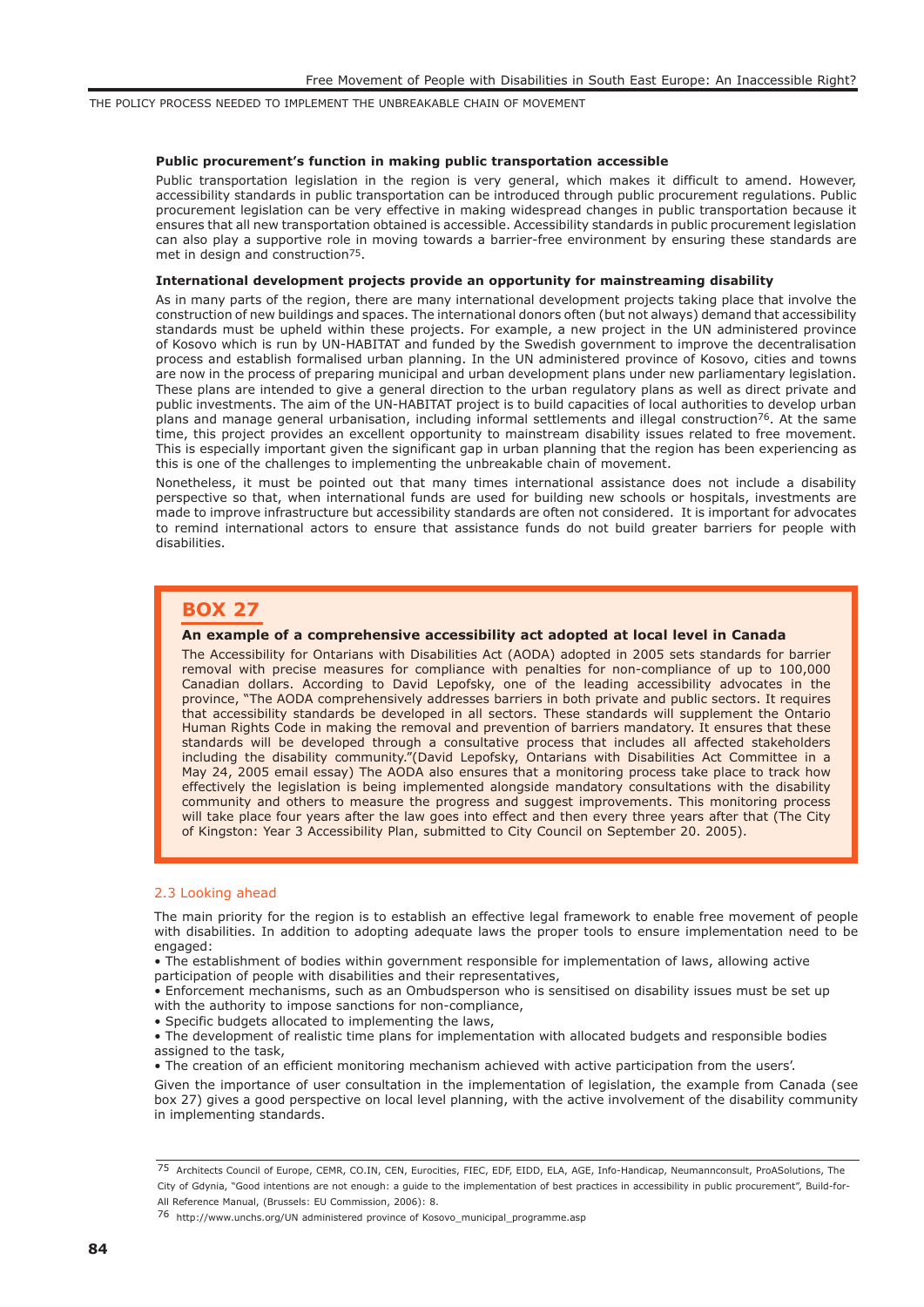### Public procurement's function in making public transportation accessible

Public transportation legislation in the region is very general, which makes it difficult to amend. However, accessibility standards in public transportation can be introduced through public procurement regulations. Public procurement legislation can be very effective in making widespread changes in public transportation because it ensures that all new transportation obtained is accessible. Accessibility standards in public procurement legislation can also play a supportive role in moving towards a barrier-free environment by ensuring these standards are met in design and construction[75].

### International development projects provide an opportunity for mainstreaming disability

As in many parts of the region, there are many international development projects taking place that involve the construction of new buildings and spaces. The international donors often (but not always) demand that accessibility standards must be upheld within these projects. For example, a new project in the UN administered province of Kosovo which is run by UN-HABITAT and funded by the Swedish government to improve the decentralisation process and establish formalised urban planning. In the UN administered province of Kosovo, cities and towns are now in the process of preparing municipal and urban development plans under new parliamentary legislation. These plans are intended to give a general direction to the urban regulatory plans as well as direct private and public investments. The aim of the UN-HABITAT project is to build capacities of local authorities to develop urban plans and manage general urbanisation, including informal settlements and illegal construction[76]. At the same time, this project provides an excellent opportunity to mainstream disability issues related to free movement. This is especially important given the significant gap in urban planning that the region has been experiencing as this is one of the challenges to implementing the unbreakable chain of movement.

Nonetheless, it must be pointed out that many times international assistance does not include a disability perspective so that, when international funds are used for building new schools or hospitals, investments are made to improve infrastructure but accessibility standards are often not considered. It is important for advocates to remind international actors to ensure that assistance funds do not build greater barriers for people with disabilities.

> **BOX 27**
>
> **An example of a comprehensive accessibility act adopted at local level in Canada**
>
> The Accessibility for Ontarians with Disabilities Act (AODA) adopted in 2005 sets standards for barrier removal with precise measures for compliance with penalties for non-compliance of up to 100,000 Canadian dollars. According to David Lepofsky, one of the leading accessibility advocates in the province, "The AODA comprehensively addresses barriers in both private and public sectors. It requires that accessibility standards be developed in all sectors. These standards will supplement the Ontario Human Rights Code in making the removal and prevention of barriers mandatory. It ensures that these standards will be developed through a consultative process that includes all affected stakeholders including the disability community."(David Lepofsky, Ontarians with Disabilities Act Committee in a May 24, 2005 email essay) The AODA also ensures that a monitoring process take place to track how effectively the legislation is being implemented alongside mandatory consultations with the disability community and others to measure the progress and suggest improvements. This monitoring process will take place four years after the law goes into effect and then every three years after that (The City of Kingston: Year 3 Accessibility Plan, submitted to City Council on September 20. 2005).

## 2.3 Looking ahead

The main priority for the region is to establish an effective legal framework to enable free movement of people with disabilities. In addition to adopting adequate laws the proper tools to ensure implementation need to be engaged:

- The establishment of bodies within government responsible for implementation of laws, allowing active participation of people with disabilities and their representatives,
- Enforcement mechanisms, such as an Ombudsperson who is sensitised on disability issues must be set up with the authority to impose sanctions for non-compliance,
- Specific budgets allocated to implementing the laws,
- The development of realistic time plans for implementation with allocated budgets and responsible bodies assigned to the task,
- The creation of an efficient monitoring mechanism achieved with active participation from the users'.

Given the importance of user consultation in the implementation of legislation, the example from Canada (see box 27) gives a good perspective on local level planning, with the active involvement of the disability community in implementing standards.

---

[75] Architects Council of Europe, CEMR, CO.IN, CEN, Eurocities, FIEC, EDF, EIDD, ELA, AGE, Info-Handicap, Neumannconsult, ProASolutions, The City of Gdynia, "Good intentions are not enough: a guide to the implementation of best practices in accessibility in public procurement", Build-for-All Reference Manual, (Brussels: EU Commission, 2006): 8.

[76] http://www.unchs.org/UN administered province of Kosovo_municipal_programme.asp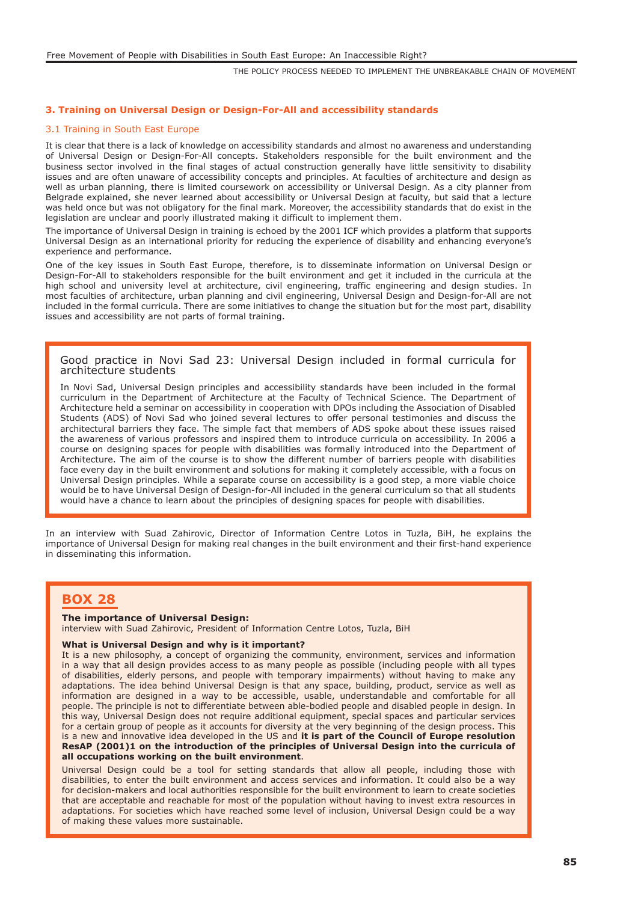## 3. Training on Universal Design or Design-For-All and accessibility standards

### 3.1 Training in South East Europe

It is clear that there is a lack of knowledge on accessibility standards and almost no awareness and understanding of Universal Design or Design-For-All concepts. Stakeholders responsible for the built environment and the business sector involved in the final stages of actual construction generally have little sensitivity to disability issues and are often unaware of accessibility concepts and principles. At faculties of architecture and design as well as urban planning, there is limited coursework on accessibility or Universal Design. As a city planner from Belgrade explained, she never learned about accessibility or Universal Design at faculty, but said that a lecture was held once but was not obligatory for the final mark. Moreover, the accessibility standards that do exist in the legislation are unclear and poorly illustrated making it difficult to implement them.

The importance of Universal Design in training is echoed by the 2001 ICF which provides a platform that supports Universal Design as an international priority for reducing the experience of disability and enhancing everyone's experience and performance.

One of the key issues in South East Europe, therefore, is to disseminate information on Universal Design or Design-For-All to stakeholders responsible for the built environment and get it included in the curricula at the high school and university level at architecture, civil engineering, traffic engineering and design studies. In most faculties of architecture, urban planning and civil engineering, Universal Design and Design-for-All are not included in the formal curricula. There are some initiatives to change the situation but for the most part, disability issues and accessibility are not parts of formal training.

> **Good practice in Novi Sad 23: Universal Design included in formal curricula for architecture students**
>
> In Novi Sad, Universal Design principles and accessibility standards have been included in the formal curriculum in the Department of Architecture at the Faculty of Technical Science. The Department of Architecture held a seminar on accessibility in cooperation with DPOs including the Association of Disabled Students (ADS) of Novi Sad who joined several lectures to offer personal testimonies and discuss the architectural barriers they face. The simple fact that members of ADS spoke about these issues raised the awareness of various professors and inspired them to introduce curricula on accessibility. In 2006 a course on designing spaces for people with disabilities was formally introduced into the Department of Architecture. The aim of the course is to show the different number of barriers people with disabilities face every day in the built environment and solutions for making it completely accessible, with a focus on Universal Design principles. While a separate course on accessibility is a good step, a more viable choice would be to have Universal Design of Design-for-All included in the general curriculum so that all students would have a chance to learn about the principles of designing spaces for people with disabilities.

In an interview with Suad Zahirovic, Director of Information Centre Lotos in Tuzla, BiH, he explains the importance of Universal Design for making real changes in the built environment and their first-hand experience in disseminating this information.

> **BOX 28**
>
> **The importance of Universal Design:**
> interview with Suad Zahirovic, President of Information Centre Lotos, Tuzla, BiH
>
> **What is Universal Design and why is it important?**
> It is a new philosophy, a concept of organizing the community, environment, services and information in a way that all design provides access to as many people as possible (including people with all types of disabilities, elderly persons, and people with temporary impairments) without having to make any adaptations. The idea behind Universal Design is that any space, building, product, service as well as information are designed in a way to be accessible, usable, understandable and comfortable for all people. The principle is not to differentiate between able-bodied people and disabled people in design. In this way, Universal Design does not require additional equipment, special spaces and particular services for a certain group of people as it accounts for diversity at the very beginning of the design process. This is a new and innovative idea developed in the US and **it is part of the Council of Europe resolution ResAP (2001)1 on the introduction of the principles of Universal Design into the curricula of all occupations working on the built environment**.
>
> Universal Design could be a tool for setting standards that allow all people, including those with disabilities, to enter the built environment and access services and information. It could also be a way for decision-makers and local authorities responsible for the built environment to learn to create societies that are acceptable and reachable for most of the population without having to invest extra resources in adaptations. For societies which have reached some level of inclusion, Universal Design could be a way of making these values more sustainable.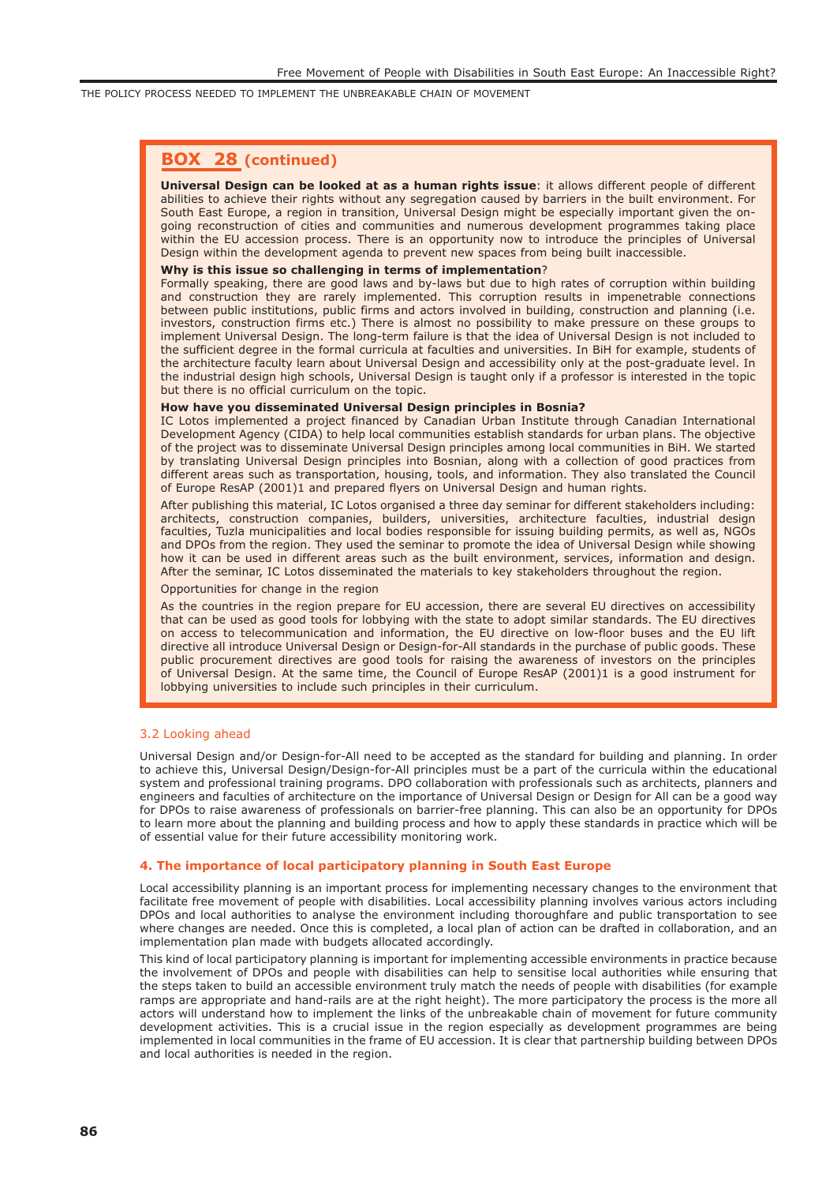**BOX 28 (continued)**

**Universal Design can be looked at as a human rights issue**: it allows different people of different abilities to achieve their rights without any segregation caused by barriers in the built environment. For South East Europe, a region in transition, Universal Design might be especially important given the on-going reconstruction of cities and communities and numerous development programmes taking place within the EU accession process. There is an opportunity now to introduce the principles of Universal Design within the development agenda to prevent new spaces from being built inaccessible.

**Why is this issue so challenging in terms of implementation**?

Formally speaking, there are good laws and by-laws but due to high rates of corruption within building and construction they are rarely implemented. This corruption results in impenetrable connections between public institutions, public firms and actors involved in building, construction and planning (i.e. investors, construction firms etc.) There is almost no possibility to make pressure on these groups to implement Universal Design. The long-term failure is that the idea of Universal Design is not included to the sufficient degree in the formal curricula at faculties and universities. In BiH for example, students of the architecture faculty learn about Universal Design and accessibility only at the post-graduate level. In the industrial design high schools, Universal Design is taught only if a professor is interested in the topic but there is no official curriculum on the topic.

**How have you disseminated Universal Design principles in Bosnia?**

IC Lotos implemented a project financed by Canadian Urban Institute through Canadian International Development Agency (CIDA) to help local communities establish standards for urban plans. The objective of the project was to disseminate Universal Design principles among local communities in BiH. We started by translating Universal Design principles into Bosnian, along with a collection of good practices from different areas such as transportation, housing, tools, and information. They also translated the Council of Europe ResAP (2001)1 and prepared flyers on Universal Design and human rights.

After publishing this material, IC Lotos organised a three day seminar for different stakeholders including: architects, construction companies, builders, universities, architecture faculties, industrial design faculties, Tuzla municipalities and local bodies responsible for issuing building permits, as well as, NGOs and DPOs from the region. They used the seminar to promote the idea of Universal Design while showing how it can be used in different areas such as the built environment, services, information and design. After the seminar, IC Lotos disseminated the materials to key stakeholders throughout the region.

Opportunities for change in the region

As the countries in the region prepare for EU accession, there are several EU directives on accessibility that can be used as good tools for lobbying with the state to adopt similar standards. The EU directives on access to telecommunication and information, the EU directive on low-floor buses and the EU lift directive all introduce Universal Design or Design-for-All standards in the purchase of public goods. These public procurement directives are good tools for raising the awareness of investors on the principles of Universal Design. At the same time, the Council of Europe ResAP (2001)1 is a good instrument for lobbying universities to include such principles in their curriculum.

### 3.2 Looking ahead

Universal Design and/or Design-for-All need to be accepted as the standard for building and planning. In order to achieve this, Universal Design/Design-for-All principles must be a part of the curricula within the educational system and professional training programs. DPO collaboration with professionals such as architects, planners and engineers and faculties of architecture on the importance of Universal Design or Design for All can be a good way for DPOs to raise awareness of professionals on barrier-free planning. This can also be an opportunity for DPOs to learn more about the planning and building process and how to apply these standards in practice which will be of essential value for their future accessibility monitoring work.

## 4. The importance of local participatory planning in South East Europe

Local accessibility planning is an important process for implementing necessary changes to the environment that facilitate free movement of people with disabilities. Local accessibility planning involves various actors including DPOs and local authorities to analyse the environment including thoroughfare and public transportation to see where changes are needed. Once this is completed, a local plan of action can be drafted in collaboration, and an implementation plan made with budgets allocated accordingly.

This kind of local participatory planning is important for implementing accessible environments in practice because the involvement of DPOs and people with disabilities can help to sensitise local authorities while ensuring that the steps taken to build an accessible environment truly match the needs of people with disabilities (for example ramps are appropriate and hand-rails are at the right height). The more participatory the process is the more all actors will understand how to implement the links of the unbreakable chain of movement for future community development activities. This is a crucial issue in the region especially as development programmes are being implemented in local communities in the frame of EU accession. It is clear that partnership building between DPOs and local authorities is needed in the region.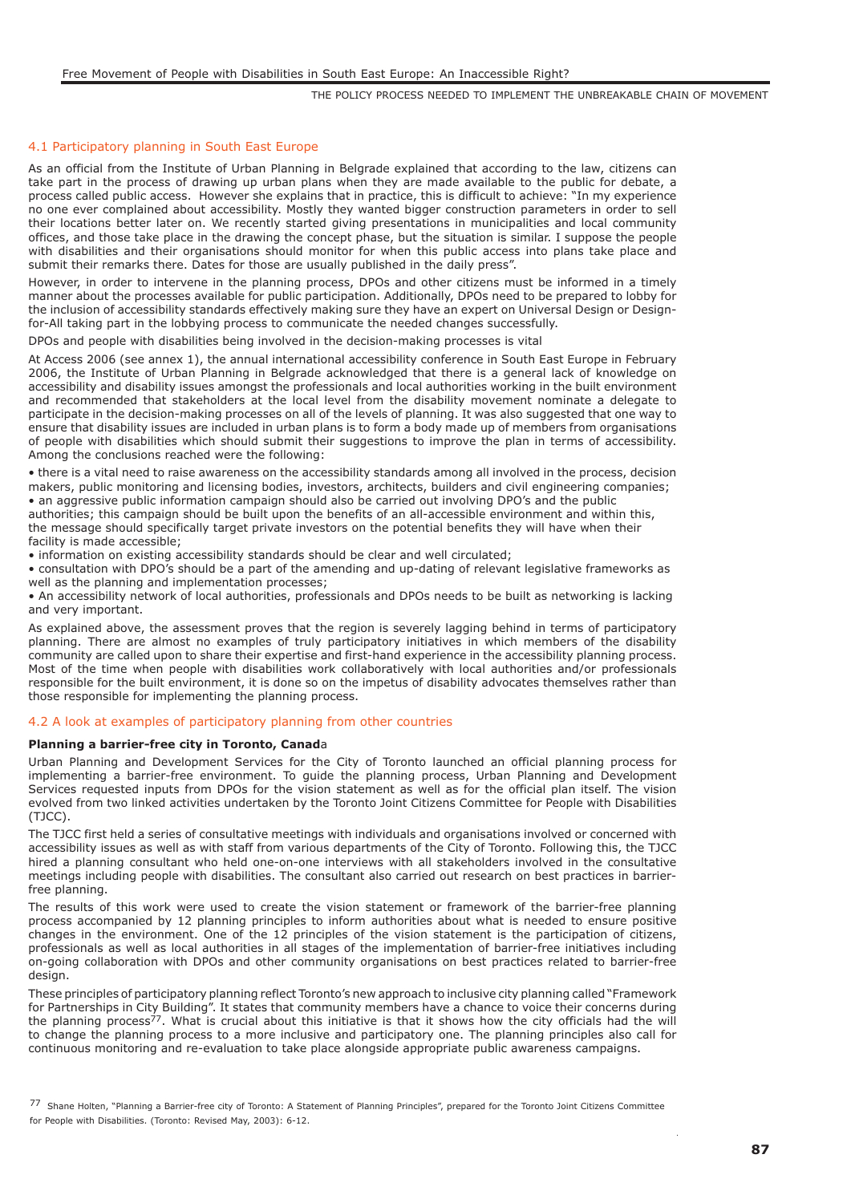### 4.1 Participatory planning in South East Europe

As an official from the Institute of Urban Planning in Belgrade explained that according to the law, citizens can take part in the process of drawing up urban plans when they are made available to the public for debate, a process called public access. However she explains that in practice, this is difficult to achieve: "In my experience no one ever complained about accessibility. Mostly they wanted bigger construction parameters in order to sell their locations better later on. We recently started giving presentations in municipalities and local community offices, and those take place in the drawing the concept phase, but the situation is similar. I suppose the people with disabilities and their organisations should monitor for when this public access into plans take place and submit their remarks there. Dates for those are usually published in the daily press".

However, in order to intervene in the planning process, DPOs and other citizens must be informed in a timely manner about the processes available for public participation. Additionally, DPOs need to be prepared to lobby for the inclusion of accessibility standards effectively making sure they have an expert on Universal Design or Design-for-All taking part in the lobbying process to communicate the needed changes successfully.

DPOs and people with disabilities being involved in the decision-making processes is vital

At Access 2006 (see annex 1), the annual international accessibility conference in South East Europe in February 2006, the Institute of Urban Planning in Belgrade acknowledged that there is a general lack of knowledge on accessibility and disability issues amongst the professionals and local authorities working in the built environment and recommended that stakeholders at the local level from the disability movement nominate a delegate to participate in the decision-making processes on all of the levels of planning. It was also suggested that one way to ensure that disability issues are included in urban plans is to form a body made up of members from organisations of people with disabilities which should submit their suggestions to improve the plan in terms of accessibility. Among the conclusions reached were the following:

- there is a vital need to raise awareness on the accessibility standards among all involved in the process, decision makers, public monitoring and licensing bodies, investors, architects, builders and civil engineering companies;
- an aggressive public information campaign should also be carried out involving DPO's and the public authorities; this campaign should be built upon the benefits of an all-accessible environment and within this, the message should specifically target private investors on the potential benefits they will have when their facility is made accessible;
- information on existing accessibility standards should be clear and well circulated;
- consultation with DPO's should be a part of the amending and up-dating of relevant legislative frameworks as well as the planning and implementation processes;
- An accessibility network of local authorities, professionals and DPOs needs to be built as networking is lacking and very important.

As explained above, the assessment proves that the region is severely lagging behind in terms of participatory planning. There are almost no examples of truly participatory initiatives in which members of the disability community are called upon to share their expertise and first-hand experience in the accessibility planning process. Most of the time when people with disabilities work collaboratively with local authorities and/or professionals responsible for the built environment, it is done so on the impetus of disability advocates themselves rather than those responsible for implementing the planning process.

### 4.2 A look at examples of participatory planning from other countries

**Planning a barrier-free city in Toronto, Canada**

Urban Planning and Development Services for the City of Toronto launched an official planning process for implementing a barrier-free environment. To guide the planning process, Urban Planning and Development Services requested inputs from DPOs for the vision statement as well as for the official plan itself. The vision evolved from two linked activities undertaken by the Toronto Joint Citizens Committee for People with Disabilities (TJCC).

The TJCC first held a series of consultative meetings with individuals and organisations involved or concerned with accessibility issues as well as with staff from various departments of the City of Toronto. Following this, the TJCC hired a planning consultant who held one-on-one interviews with all stakeholders involved in the consultative meetings including people with disabilities. The consultant also carried out research on best practices in barrier-free planning.

The results of this work were used to create the vision statement or framework of the barrier-free planning process accompanied by 12 planning principles to inform authorities about what is needed to ensure positive changes in the environment. One of the 12 principles of the vision statement is the participation of citizens, professionals as well as local authorities in all stages of the implementation of barrier-free initiatives including on-going collaboration with DPOs and other community organisations on best practices related to barrier-free design.

These principles of participatory planning reflect Toronto's new approach to inclusive city planning called "Framework for Partnerships in City Building". It states that community members have a chance to voice their concerns during the planning process[77]. What is crucial about this initiative is that it shows how the city officials had the will to change the planning process to a more inclusive and participatory one. The planning principles also call for continuous monitoring and re-evaluation to take place alongside appropriate public awareness campaigns.

[77] Shane Holten, "Planning a Barrier-free city of Toronto: A Statement of Planning Principles", prepared for the Toronto Joint Citizens Committee for People with Disabilities. (Toronto: Revised May, 2003): 6-12.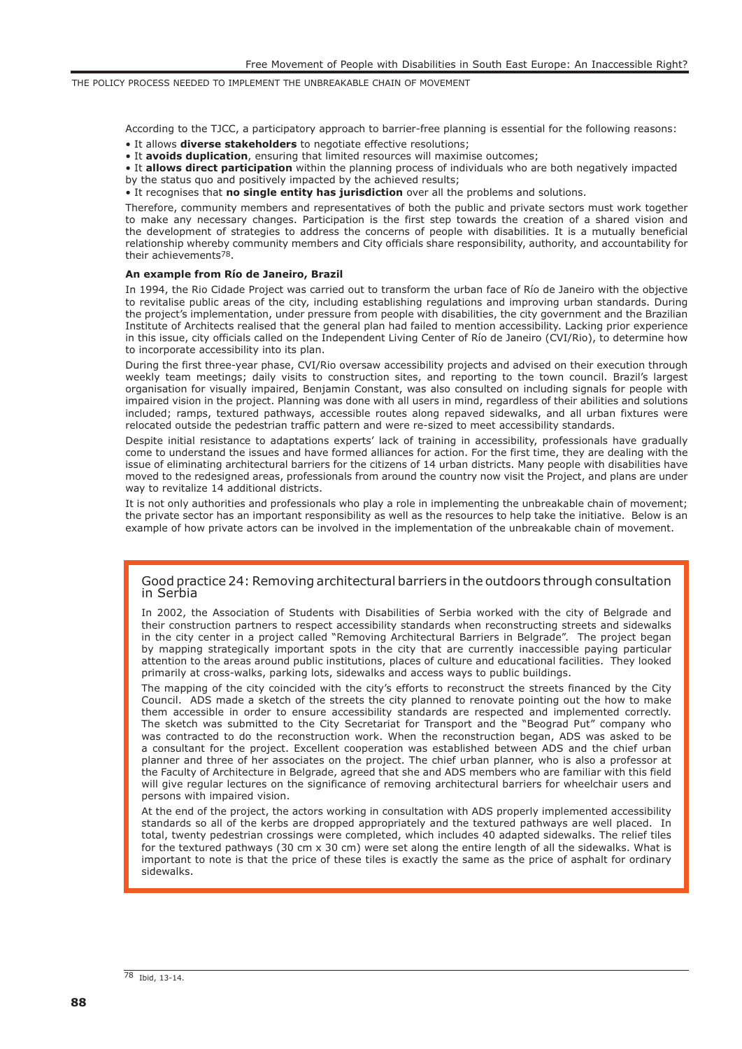According to the TJCC, a participatory approach to barrier-free planning is essential for the following reasons:

- It allows **diverse stakeholders** to negotiate effective resolutions;
- It **avoids duplication**, ensuring that limited resources will maximise outcomes;
- It **allows direct participation** within the planning process of individuals who are both negatively impacted by the status quo and positively impacted by the achieved results;
- It recognises that **no single entity has jurisdiction** over all the problems and solutions.

Therefore, community members and representatives of both the public and private sectors must work together to make any necessary changes. Participation is the first step towards the creation of a shared vision and the development of strategies to address the concerns of people with disabilities. It is a mutually beneficial relationship whereby community members and City officials share responsibility, authority, and accountability for their achievements[78].

**An example from Río de Janeiro, Brazil**

In 1994, the Rio Cidade Project was carried out to transform the urban face of Río de Janeiro with the objective to revitalise public areas of the city, including establishing regulations and improving urban standards. During the project's implementation, under pressure from people with disabilities, the city government and the Brazilian Institute of Architects realised that the general plan had failed to mention accessibility. Lacking prior experience in this issue, city officials called on the Independent Living Center of Río de Janeiro (CVI/Rio), to determine how to incorporate accessibility into its plan.

During the first three-year phase, CVI/Rio oversaw accessibility projects and advised on their execution through weekly team meetings; daily visits to construction sites, and reporting to the town council. Brazil's largest organisation for visually impaired, Benjamin Constant, was also consulted on including signals for people with impaired vision in the project. Planning was done with all users in mind, regardless of their abilities and solutions included; ramps, textured pathways, accessible routes along repaved sidewalks, and all urban fixtures were relocated outside the pedestrian traffic pattern and were re-sized to meet accessibility standards.

Despite initial resistance to adaptations experts' lack of training in accessibility, professionals have gradually come to understand the issues and have formed alliances for action. For the first time, they are dealing with the issue of eliminating architectural barriers for the citizens of 14 urban districts. Many people with disabilities have moved to the redesigned areas, professionals from around the country now visit the Project, and plans are under way to revitalize 14 additional districts.

It is not only authorities and professionals who play a role in implementing the unbreakable chain of movement; the private sector has an important responsibility as well as the resources to help take the initiative. Below is an example of how private actors can be involved in the implementation of the unbreakable chain of movement.

## Good practice 24: Removing architectural barriers in the outdoors through consultation in Serbia

In 2002, the Association of Students with Disabilities of Serbia worked with the city of Belgrade and their construction partners to respect accessibility standards when reconstructing streets and sidewalks in the city center in a project called "Removing Architectural Barriers in Belgrade". The project began by mapping strategically important spots in the city that are currently inaccessible paying particular attention to the areas around public institutions, places of culture and educational facilities. They looked primarily at cross-walks, parking lots, sidewalks and access ways to public buildings.

The mapping of the city coincided with the city's efforts to reconstruct the streets financed by the City Council. ADS made a sketch of the streets the city planned to renovate pointing out the how to make them accessible in order to ensure accessibility standards are respected and implemented correctly. The sketch was submitted to the City Secretariat for Transport and the "Beograd Put" company who was contracted to do the reconstruction work. When the reconstruction began, ADS was asked to be a consultant for the project. Excellent cooperation was established between ADS and the chief urban planner and three of her associates on the project. The chief urban planner, who is also a professor at the Faculty of Architecture in Belgrade, agreed that she and ADS members who are familiar with this field will give regular lectures on the significance of removing architectural barriers for wheelchair users and persons with impaired vision.

At the end of the project, the actors working in consultation with ADS properly implemented accessibility standards so all of the kerbs are dropped appropriately and the textured pathways are well placed. In total, twenty pedestrian crossings were completed, which includes 40 adapted sidewalks. The relief tiles for the textured pathways (30 cm x 30 cm) were set along the entire length of all the sidewalks. What is important to note is that the price of these tiles is exactly the same as the price of asphalt for ordinary sidewalks.

---

[78] Ibid, 13-14.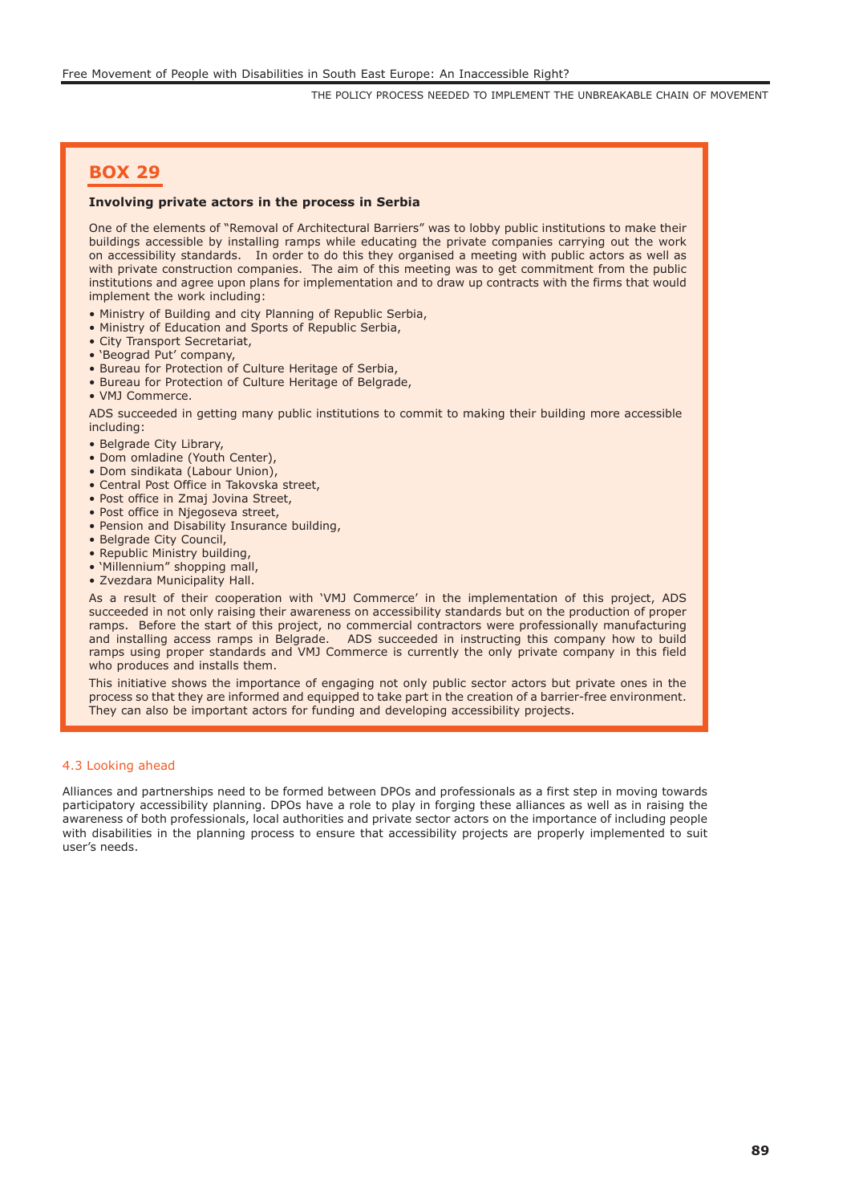## BOX 29

**Involving private actors in the process in Serbia**

One of the elements of "Removal of Architectural Barriers" was to lobby public institutions to make their buildings accessible by installing ramps while educating the private companies carrying out the work on accessibility standards. In order to do this they organised a meeting with public actors as well as with private construction companies. The aim of this meeting was to get commitment from the public institutions and agree upon plans for implementation and to draw up contracts with the firms that would implement the work including:

- Ministry of Building and city Planning of Republic Serbia,
- Ministry of Education and Sports of Republic Serbia,
- City Transport Secretariat,
- 'Beograd Put' company,
- Bureau for Protection of Culture Heritage of Serbia,
- Bureau for Protection of Culture Heritage of Belgrade,
- VMJ Commerce.

ADS succeeded in getting many public institutions to commit to making their building more accessible including:

- Belgrade City Library,
- Dom omladine (Youth Center),
- Dom sindikata (Labour Union),
- Central Post Office in Takovska street,
- Post office in Zmaj Jovina Street,
- Post office in Njegoseva street,
- Pension and Disability Insurance building,
- Belgrade City Council,
- Republic Ministry building,
- 'Millennium" shopping mall,
- Zvezdara Municipality Hall.

As a result of their cooperation with 'VMJ Commerce' in the implementation of this project, ADS succeeded in not only raising their awareness on accessibility standards but on the production of proper ramps. Before the start of this project, no commercial contractors were professionally manufacturing and installing access ramps in Belgrade. ADS succeeded in instructing this company how to build ramps using proper standards and VMJ Commerce is currently the only private company in this field who produces and installs them.

This initiative shows the importance of engaging not only public sector actors but private ones in the process so that they are informed and equipped to take part in the creation of a barrier-free environment. They can also be important actors for funding and developing accessibility projects.

### 4.3 Looking ahead

Alliances and partnerships need to be formed between DPOs and professionals as a first step in moving towards participatory accessibility planning. DPOs have a role to play in forging these alliances as well as in raising the awareness of both professionals, local authorities and private sector actors on the importance of including people with disabilities in the planning process to ensure that accessibility projects are properly implemented to suit user's needs.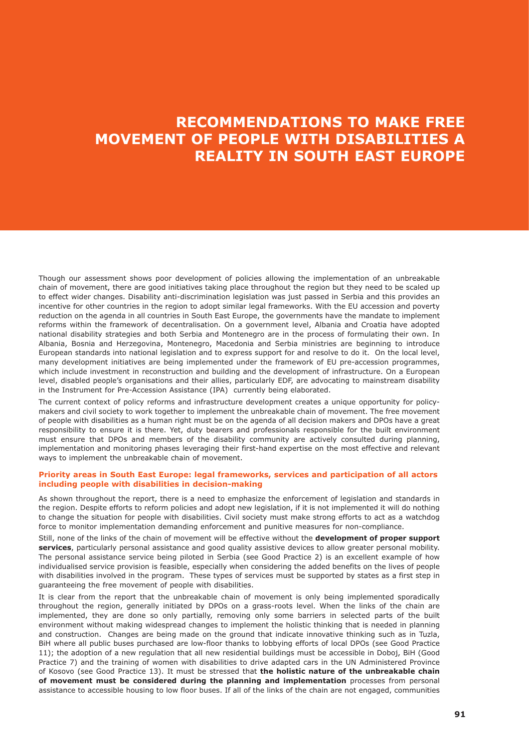# RECOMMENDATIONS TO MAKE FREE MOVEMENT OF PEOPLE WITH DISABILITIES A REALITY IN SOUTH EAST EUROPE

Though our assessment shows poor development of policies allowing the implementation of an unbreakable chain of movement, there are good initiatives taking place throughout the region but they need to be scaled up to effect wider changes. Disability anti-discrimination legislation was just passed in Serbia and this provides an incentive for other countries in the region to adopt similar legal frameworks. With the EU accession and poverty reduction on the agenda in all countries in South East Europe, the governments have the mandate to implement reforms within the framework of decentralisation. On a government level, Albania and Croatia have adopted national disability strategies and both Serbia and Montenegro are in the process of formulating their own. In Albania, Bosnia and Herzegovina, Montenegro, Macedonia and Serbia ministries are beginning to introduce European standards into national legislation and to express support for and resolve to do it. On the local level, many development initiatives are being implemented under the framework of EU pre-accession programmes, which include investment in reconstruction and building and the development of infrastructure. On a European level, disabled people's organisations and their allies, particularly EDF, are advocating to mainstream disability in the Instrument for Pre-Accession Assistance (IPA) currently being elaborated.

The current context of policy reforms and infrastructure development creates a unique opportunity for policy-makers and civil society to work together to implement the unbreakable chain of movement. The free movement of people with disabilities as a human right must be on the agenda of all decision makers and DPOs have a great responsibility to ensure it is there. Yet, duty bearers and professionals responsible for the built environment must ensure that DPOs and members of the disability community are actively consulted during planning, implementation and monitoring phases leveraging their first-hand expertise on the most effective and relevant ways to implement the unbreakable chain of movement.

### Priority areas in South East Europe: legal frameworks, services and participation of all actors including people with disabilities in decision-making

As shown throughout the report, there is a need to emphasize the enforcement of legislation and standards in the region. Despite efforts to reform policies and adopt new legislation, if it is not implemented it will do nothing to change the situation for people with disabilities. Civil society must make strong efforts to act as a watchdog force to monitor implementation demanding enforcement and punitive measures for non-compliance.

Still, none of the links of the chain of movement will be effective without the **development of proper support services**, particularly personal assistance and good quality assistive devices to allow greater personal mobility. The personal assistance service being piloted in Serbia (see Good Practice 2) is an excellent example of how individualised service provision is feasible, especially when considering the added benefits on the lives of people with disabilities involved in the program. These types of services must be supported by states as a first step in guaranteeing the free movement of people with disabilities.

It is clear from the report that the unbreakable chain of movement is only being implemented sporadically throughout the region, generally initiated by DPOs on a grass-roots level. When the links of the chain are implemented, they are done so only partially, removing only some barriers in selected parts of the built environment without making widespread changes to implement the holistic thinking that is needed in planning and construction. Changes are being made on the ground that indicate innovative thinking such as in Tuzla, BiH where all public buses purchased are low-floor thanks to lobbying efforts of local DPOs (see Good Practice 11); the adoption of a new regulation that all new residential buildings must be accessible in Doboj, BiH (Good Practice 7) and the training of women with disabilities to drive adapted cars in the UN Administered Province of Kosovo (see Good Practice 13). It must be stressed that **the holistic nature of the unbreakable chain of movement must be considered during the planning and implementation** processes from personal assistance to accessible housing to low floor buses. If all of the links of the chain are not engaged, communities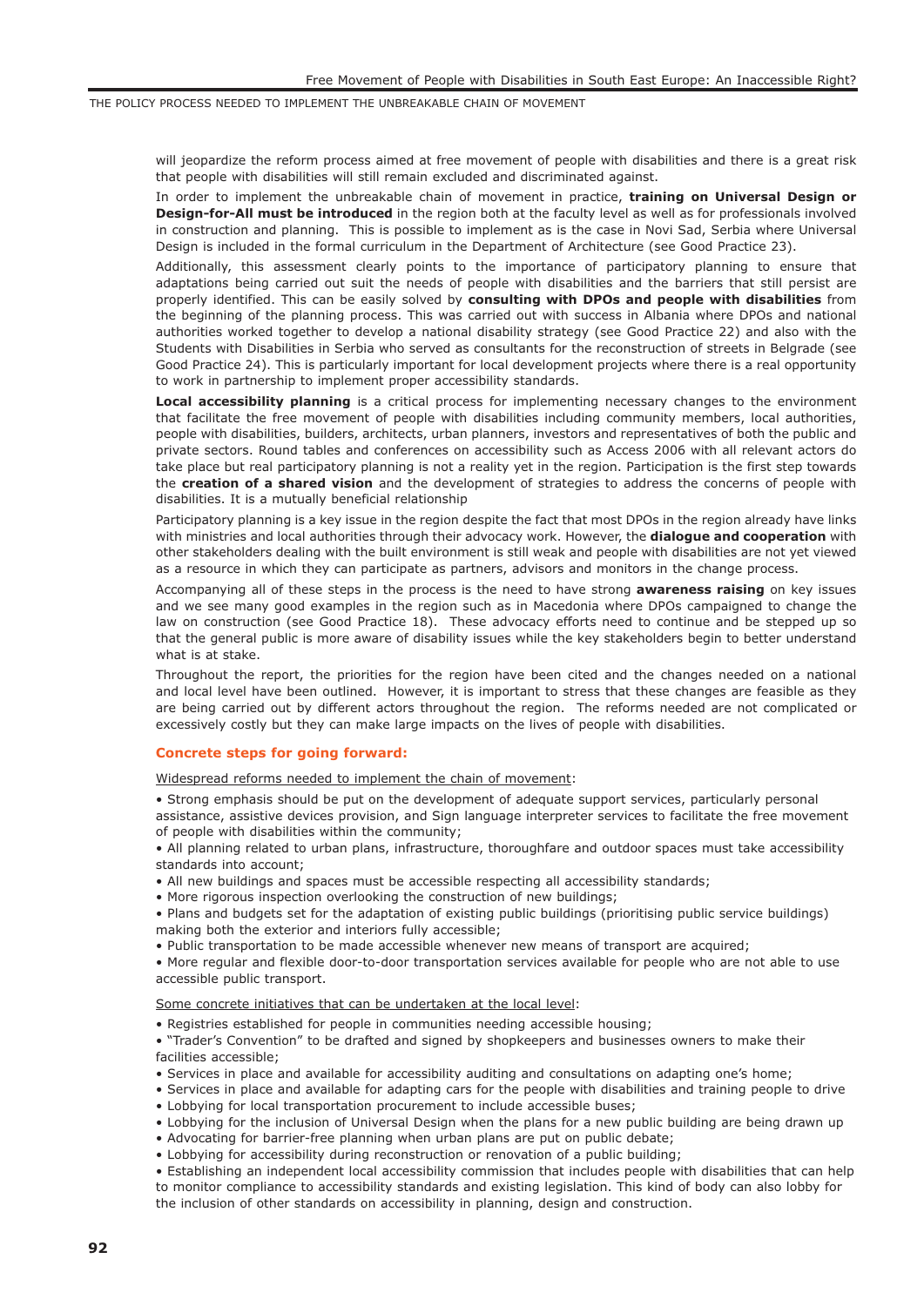will jeopardize the reform process aimed at free movement of people with disabilities and there is a great risk that people with disabilities will still remain excluded and discriminated against.

In order to implement the unbreakable chain of movement in practice, **training on Universal Design or Design-for-All must be introduced** in the region both at the faculty level as well as for professionals involved in construction and planning. This is possible to implement as is the case in Novi Sad, Serbia where Universal Design is included in the formal curriculum in the Department of Architecture (see Good Practice 23).

Additionally, this assessment clearly points to the importance of participatory planning to ensure that adaptations being carried out suit the needs of people with disabilities and the barriers that still persist are properly identified. This can be easily solved by **consulting with DPOs and people with disabilities** from the beginning of the planning process. This was carried out with success in Albania where DPOs and national authorities worked together to develop a national disability strategy (see Good Practice 22) and also with the Students with Disabilities in Serbia who served as consultants for the reconstruction of streets in Belgrade (see Good Practice 24). This is particularly important for local development projects where there is a real opportunity to work in partnership to implement proper accessibility standards.

**Local accessibility planning** is a critical process for implementing necessary changes to the environment that facilitate the free movement of people with disabilities including community members, local authorities, people with disabilities, builders, architects, urban planners, investors and representatives of both the public and private sectors. Round tables and conferences on accessibility such as Access 2006 with all relevant actors do take place but real participatory planning is not a reality yet in the region. Participation is the first step towards the **creation of a shared vision** and the development of strategies to address the concerns of people with disabilities. It is a mutually beneficial relationship

Participatory planning is a key issue in the region despite the fact that most DPOs in the region already have links with ministries and local authorities through their advocacy work. However, the **dialogue and cooperation** with other stakeholders dealing with the built environment is still weak and people with disabilities are not yet viewed as a resource in which they can participate as partners, advisors and monitors in the change process.

Accompanying all of these steps in the process is the need to have strong **awareness raising** on key issues and we see many good examples in the region such as in Macedonia where DPOs campaigned to change the law on construction (see Good Practice 18). These advocacy efforts need to continue and be stepped up so that the general public is more aware of disability issues while the key stakeholders begin to better understand what is at stake.

Throughout the report, the priorities for the region have been cited and the changes needed on a national and local level have been outlined. However, it is important to stress that these changes are feasible as they are being carried out by different actors throughout the region. The reforms needed are not complicated or excessively costly but they can make large impacts on the lives of people with disabilities.

### Concrete steps for going forward:

<u>Widespread reforms needed to implement the chain of movement</u>:

- Strong emphasis should be put on the development of adequate support services, particularly personal assistance, assistive devices provision, and Sign language interpreter services to facilitate the free movement of people with disabilities within the community;
- All planning related to urban plans, infrastructure, thoroughfare and outdoor spaces must take accessibility standards into account;
- All new buildings and spaces must be accessible respecting all accessibility standards;
- More rigorous inspection overlooking the construction of new buildings;
- Plans and budgets set for the adaptation of existing public buildings (prioritising public service buildings) making both the exterior and interiors fully accessible;
- Public transportation to be made accessible whenever new means of transport are acquired;
- More regular and flexible door-to-door transportation services available for people who are not able to use accessible public transport.

<u>Some concrete initiatives that can be undertaken at the local level</u>:

- Registries established for people in communities needing accessible housing;
- "Trader's Convention" to be drafted and signed by shopkeepers and businesses owners to make their facilities accessible;
- Services in place and available for accessibility auditing and consultations on adapting one's home;
- Services in place and available for adapting cars for the people with disabilities and training people to drive
- Lobbying for local transportation procurement to include accessible buses;
- Lobbying for the inclusion of Universal Design when the plans for a new public building are being drawn up
- Advocating for barrier-free planning when urban plans are put on public debate;
- Lobbying for accessibility during reconstruction or renovation of a public building;
- Establishing an independent local accessibility commission that includes people with disabilities that can help to monitor compliance to accessibility standards and existing legislation. This kind of body can also lobby for the inclusion of other standards on accessibility in planning, design and construction.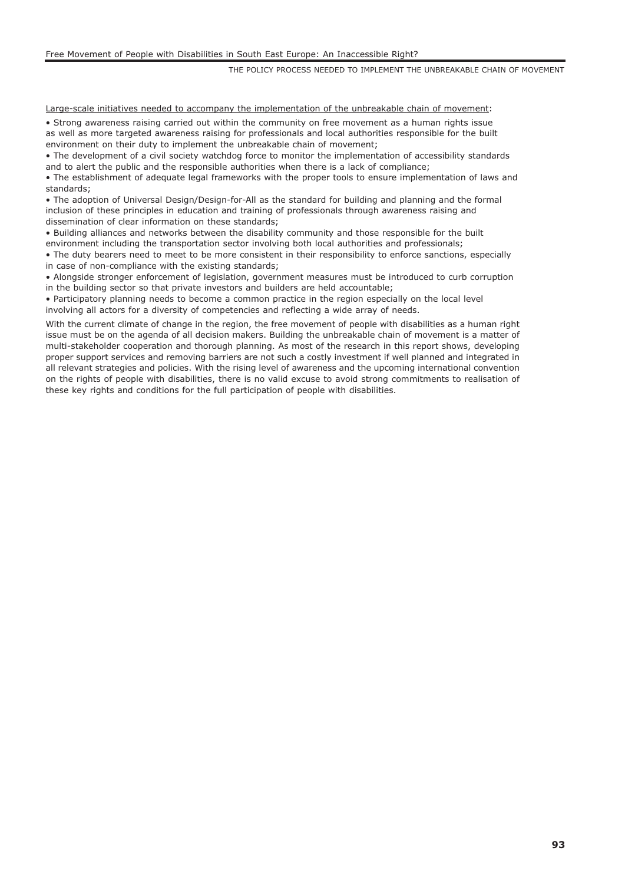Large-scale initiatives needed to accompany the implementation of the unbreakable chain of movement:

- Strong awareness raising carried out within the community on free movement as a human rights issue as well as more targeted awareness raising for professionals and local authorities responsible for the built environment on their duty to implement the unbreakable chain of movement;
- The development of a civil society watchdog force to monitor the implementation of accessibility standards and to alert the public and the responsible authorities when there is a lack of compliance;
- The establishment of adequate legal frameworks with the proper tools to ensure implementation of laws and standards;
- The adoption of Universal Design/Design-for-All as the standard for building and planning and the formal inclusion of these principles in education and training of professionals through awareness raising and dissemination of clear information on these standards;
- Building alliances and networks between the disability community and those responsible for the built environment including the transportation sector involving both local authorities and professionals;
- The duty bearers need to meet to be more consistent in their responsibility to enforce sanctions, especially in case of non-compliance with the existing standards;
- Alongside stronger enforcement of legislation, government measures must be introduced to curb corruption in the building sector so that private investors and builders are held accountable;
- Participatory planning needs to become a common practice in the region especially on the local level involving all actors for a diversity of competencies and reflecting a wide array of needs.

With the current climate of change in the region, the free movement of people with disabilities as a human right issue must be on the agenda of all decision makers. Building the unbreakable chain of movement is a matter of multi-stakeholder cooperation and thorough planning. As most of the research in this report shows, developing proper support services and removing barriers are not such a costly investment if well planned and integrated in all relevant strategies and policies. With the rising level of awareness and the upcoming international convention on the rights of people with disabilities, there is no valid excuse to avoid strong commitments to realisation of these key rights and conditions for the full participation of people with disabilities.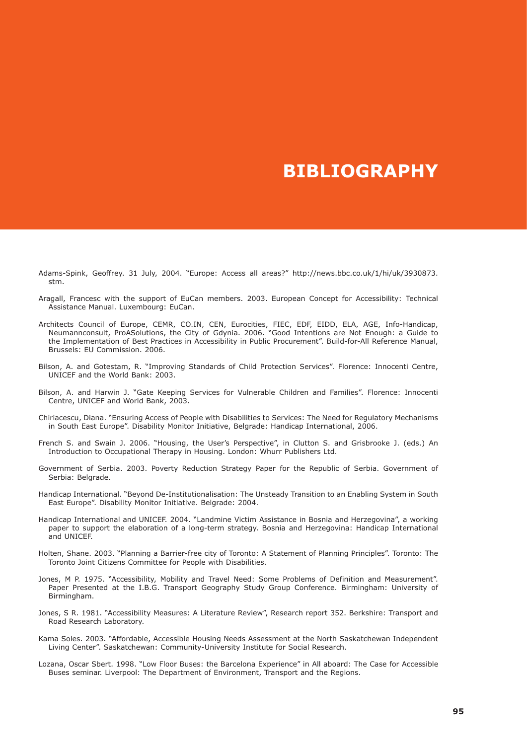# BIBLIOGRAPHY

Adams-Spink, Geoffrey. 31 July, 2004. "Europe: Access all areas?" http://news.bbc.co.uk/1/hi/uk/3930873.stm.

Aragall, Francesc with the support of EuCan members. 2003. European Concept for Accessibility: Technical Assistance Manual. Luxembourg: EuCan.

Architects Council of Europe, CEMR, CO.IN, CEN, Eurocities, FIEC, EDF, EIDD, ELA, AGE, Info-Handicap, Neumannconsult, ProASolutions, the City of Gdynia. 2006. "Good Intentions are Not Enough: a Guide to the Implementation of Best Practices in Accessibility in Public Procurement". Build-for-All Reference Manual, Brussels: EU Commission. 2006.

Bilson, A. and Gotestam, R. "Improving Standards of Child Protection Services". Florence: Innocenti Centre, UNICEF and the World Bank: 2003.

Bilson, A. and Harwin J. "Gate Keeping Services for Vulnerable Children and Families". Florence: Innocenti Centre, UNICEF and World Bank, 2003.

Chiriacescu, Diana. "Ensuring Access of People with Disabilities to Services: The Need for Regulatory Mechanisms in South East Europe". Disability Monitor Initiative, Belgrade: Handicap International, 2006.

French S. and Swain J. 2006. "Housing, the User's Perspective", in Clutton S. and Grisbrooke J. (eds.) An Introduction to Occupational Therapy in Housing. London: Whurr Publishers Ltd.

Government of Serbia. 2003. Poverty Reduction Strategy Paper for the Republic of Serbia. Government of Serbia: Belgrade.

Handicap International. "Beyond De-Institutionalisation: The Unsteady Transition to an Enabling System in South East Europe". Disability Monitor Initiative. Belgrade: 2004.

Handicap International and UNICEF. 2004. "Landmine Victim Assistance in Bosnia and Herzegovina", a working paper to support the elaboration of a long-term strategy. Bosnia and Herzegovina: Handicap International and UNICEF.

Holten, Shane. 2003. "Planning a Barrier-free city of Toronto: A Statement of Planning Principles". Toronto: The Toronto Joint Citizens Committee for People with Disabilities.

Jones, M P. 1975. "Accessibility, Mobility and Travel Need: Some Problems of Definition and Measurement". Paper Presented at the I.B.G. Transport Geography Study Group Conference. Birmingham: University of Birmingham.

Jones, S R. 1981. "Accessibility Measures: A Literature Review", Research report 352. Berkshire: Transport and Road Research Laboratory.

Kama Soles. 2003. "Affordable, Accessible Housing Needs Assessment at the North Saskatchewan Independent Living Center". Saskatchewan: Community-University Institute for Social Research.

Lozana, Oscar Sbert. 1998. "Low Floor Buses: the Barcelona Experience" in All aboard: The Case for Accessible Buses seminar. Liverpool: The Department of Environment, Transport and the Regions.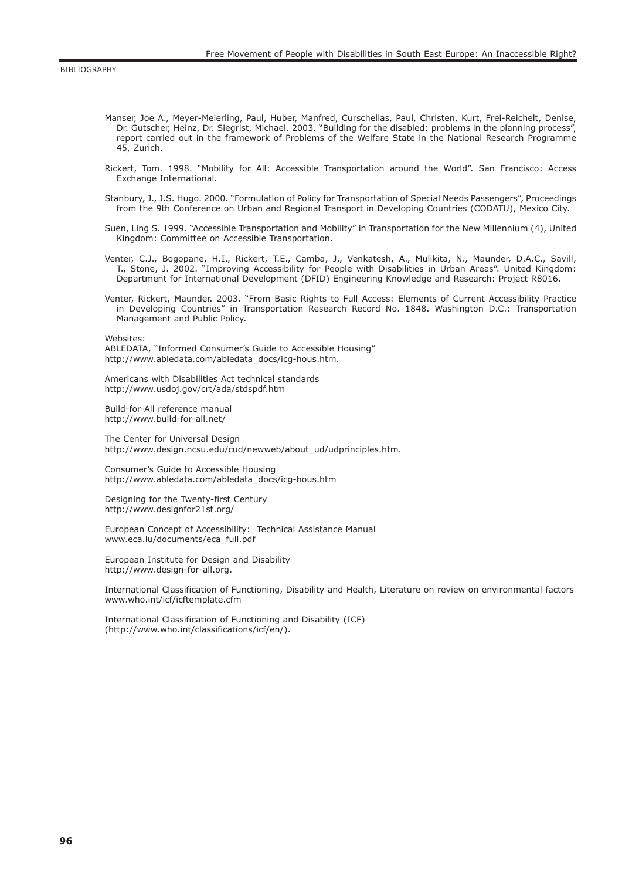Manser, Joe A., Meyer-Meierling, Paul, Huber, Manfred, Curschellas, Paul, Christen, Kurt, Frei-Reichelt, Denise, Dr. Gutscher, Heinz, Dr. Siegrist, Michael. 2003. "Building for the disabled: problems in the planning process", report carried out in the framework of Problems of the Welfare State in the National Research Programme 45, Zurich.

Rickert, Tom. 1998. "Mobility for All: Accessible Transportation around the World". San Francisco: Access Exchange International.

Stanbury, J., J.S. Hugo. 2000. "Formulation of Policy for Transportation of Special Needs Passengers", Proceedings from the 9th Conference on Urban and Regional Transport in Developing Countries (CODATU), Mexico City.

Suen, Ling S. 1999. "Accessible Transportation and Mobility" in Transportation for the New Millennium (4), United Kingdom: Committee on Accessible Transportation.

Venter, C.J., Bogopane, H.I., Rickert, T.E., Camba, J., Venkatesh, A., Mulikita, N., Maunder, D.A.C., Savill, T., Stone, J. 2002. "Improving Accessibility for People with Disabilities in Urban Areas". United Kingdom: Department for International Development (DFID) Engineering Knowledge and Research: Project R8016.

Venter, Rickert, Maunder. 2003. "From Basic Rights to Full Access: Elements of Current Accessibility Practice in Developing Countries" in Transportation Research Record No. 1848. Washington D.C.: Transportation Management and Public Policy.

Websites:
ABLEDATA, "Informed Consumer's Guide to Accessible Housing"
http://www.abledata.com/abledata_docs/icg-hous.htm.

Americans with Disabilities Act technical standards
http://www.usdoj.gov/crt/ada/stdspdf.htm

Build-for-All reference manual
http://www.build-for-all.net/

The Center for Universal Design
http://www.design.ncsu.edu/cud/newweb/about_ud/udprinciples.htm.

Consumer's Guide to Accessible Housing
http://www.abledata.com/abledata_docs/icg-hous.htm

Designing for the Twenty-first Century
http://www.designfor21st.org/

European Concept of Accessibility: Technical Assistance Manual
www.eca.lu/documents/eca_full.pdf

European Institute for Design and Disability
http://www.design-for-all.org.

International Classification of Functioning, Disability and Health, Literature on review on environmental factors
www.who.int/icf/icftemplate.cfm

International Classification of Functioning and Disability (ICF)
(http://www.who.int/classifications/icf/en/).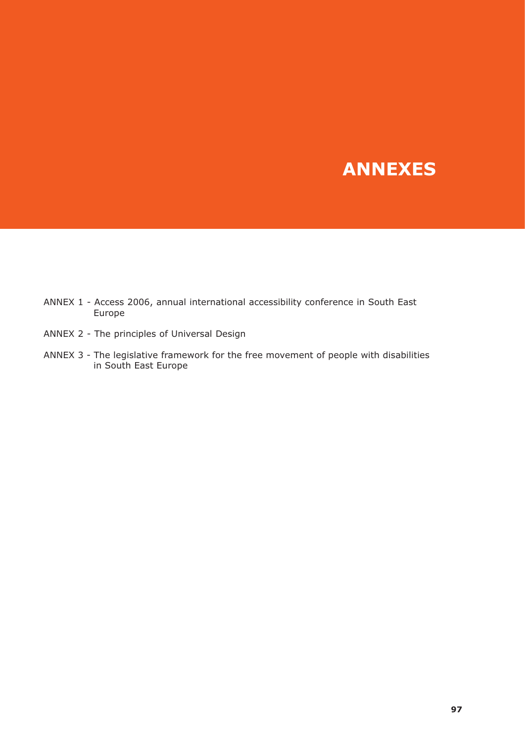# ANNEXES

ANNEX 1 - Access 2006, annual international accessibility conference in South East Europe

ANNEX 2 - The principles of Universal Design

ANNEX 3 - The legislative framework for the free movement of people with disabilities in South East Europe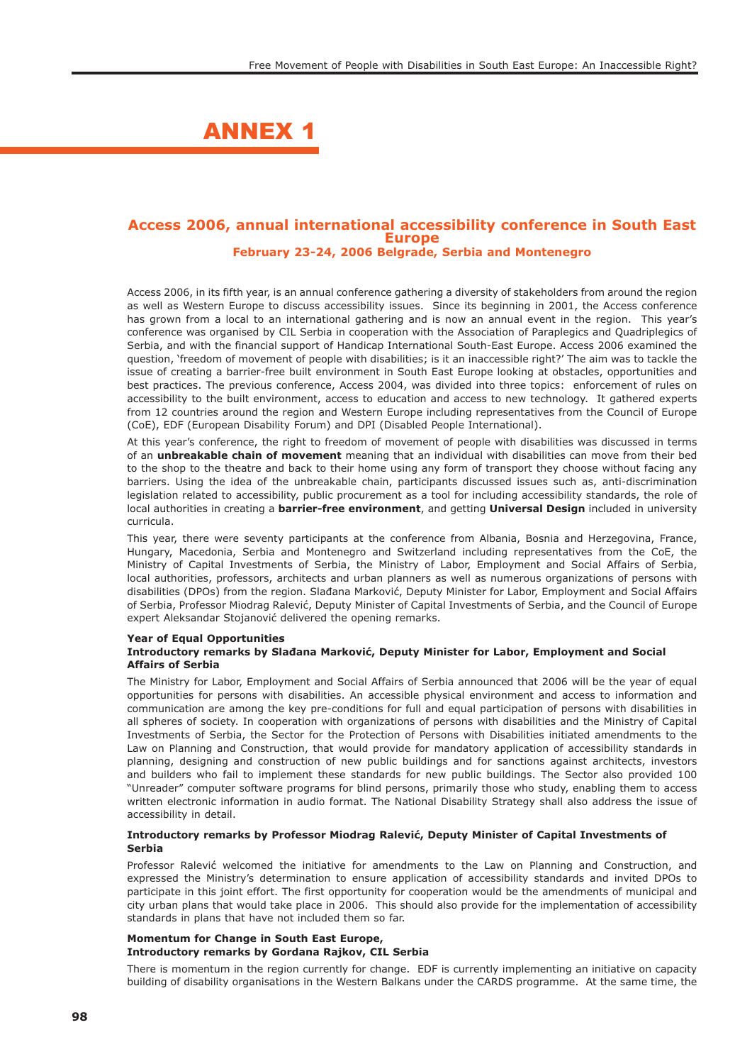# ANNEX 1

## Access 2006, annual international accessibility conference in South East Europe
### February 23-24, 2006 Belgrade, Serbia and Montenegro

Access 2006, in its fifth year, is an annual conference gathering a diversity of stakeholders from around the region as well as Western Europe to discuss accessibility issues. Since its beginning in 2001, the Access conference has grown from a local to an international gathering and is now an annual event in the region. This year's conference was organised by CIL Serbia in cooperation with the Association of Paraplegics and Quadriplegics of Serbia, and with the financial support of Handicap International South-East Europe. Access 2006 examined the question, 'freedom of movement of people with disabilities; is it an inaccessible right?' The aim was to tackle the issue of creating a barrier-free built environment in South East Europe looking at obstacles, opportunities and best practices. The previous conference, Access 2004, was divided into three topics: enforcement of rules on accessibility to the built environment, access to education and access to new technology. It gathered experts from 12 countries around the region and Western Europe including representatives from the Council of Europe (CoE), EDF (European Disability Forum) and DPI (Disabled People International).

At this year's conference, the right to freedom of movement of people with disabilities was discussed in terms of an **unbreakable chain of movement** meaning that an individual with disabilities can move from their bed to the shop to the theatre and back to their home using any form of transport they choose without facing any barriers. Using the idea of the unbreakable chain, participants discussed issues such as, anti-discrimination legislation related to accessibility, public procurement as a tool for including accessibility standards, the role of local authorities in creating a **barrier-free environment**, and getting **Universal Design** included in university curricula.

This year, there were seventy participants at the conference from Albania, Bosnia and Herzegovina, France, Hungary, Macedonia, Serbia and Montenegro and Switzerland including representatives from the CoE, the Ministry of Capital Investments of Serbia, the Ministry of Labor, Employment and Social Affairs of Serbia, local authorities, professors, architects and urban planners as well as numerous organizations of persons with disabilities (DPOs) from the region. Slađana Marković, Deputy Minister for Labor, Employment and Social Affairs of Serbia, Professor Miodrag Ralević, Deputy Minister of Capital Investments of Serbia, and the Council of Europe expert Aleksandar Stojanović delivered the opening remarks.

#### Year of Equal Opportunities
#### Introductory remarks by Slađana Marković, Deputy Minister for Labor, Employment and Social Affairs of Serbia

The Ministry for Labor, Employment and Social Affairs of Serbia announced that 2006 will be the year of equal opportunities for persons with disabilities. An accessible physical environment and access to information and communication are among the key pre-conditions for full and equal participation of persons with disabilities in all spheres of society. In cooperation with organizations of persons with disabilities and the Ministry of Capital Investments of Serbia, the Sector for the Protection of Persons with Disabilities initiated amendments to the Law on Planning and Construction, that would provide for mandatory application of accessibility standards in planning, designing and construction of new public buildings and for sanctions against architects, investors and builders who fail to implement these standards for new public buildings. The Sector also provided 100 "Unreader" computer software programs for blind persons, primarily those who study, enabling them to access written electronic information in audio format. The National Disability Strategy shall also address the issue of accessibility in detail.

#### Introductory remarks by Professor Miodrag Ralević, Deputy Minister of Capital Investments of Serbia

Professor Ralević welcomed the initiative for amendments to the Law on Planning and Construction, and expressed the Ministry's determination to ensure application of accessibility standards and invited DPOs to participate in this joint effort. The first opportunity for cooperation would be the amendments of municipal and city urban plans that would take place in 2006. This should also provide for the implementation of accessibility standards in plans that have not included them so far.

#### Momentum for Change in South East Europe,
#### Introductory remarks by Gordana Rajkov, CIL Serbia

There is momentum in the region currently for change. EDF is currently implementing an initiative on capacity building of disability organisations in the Western Balkans under the CARDS programme. At the same time, the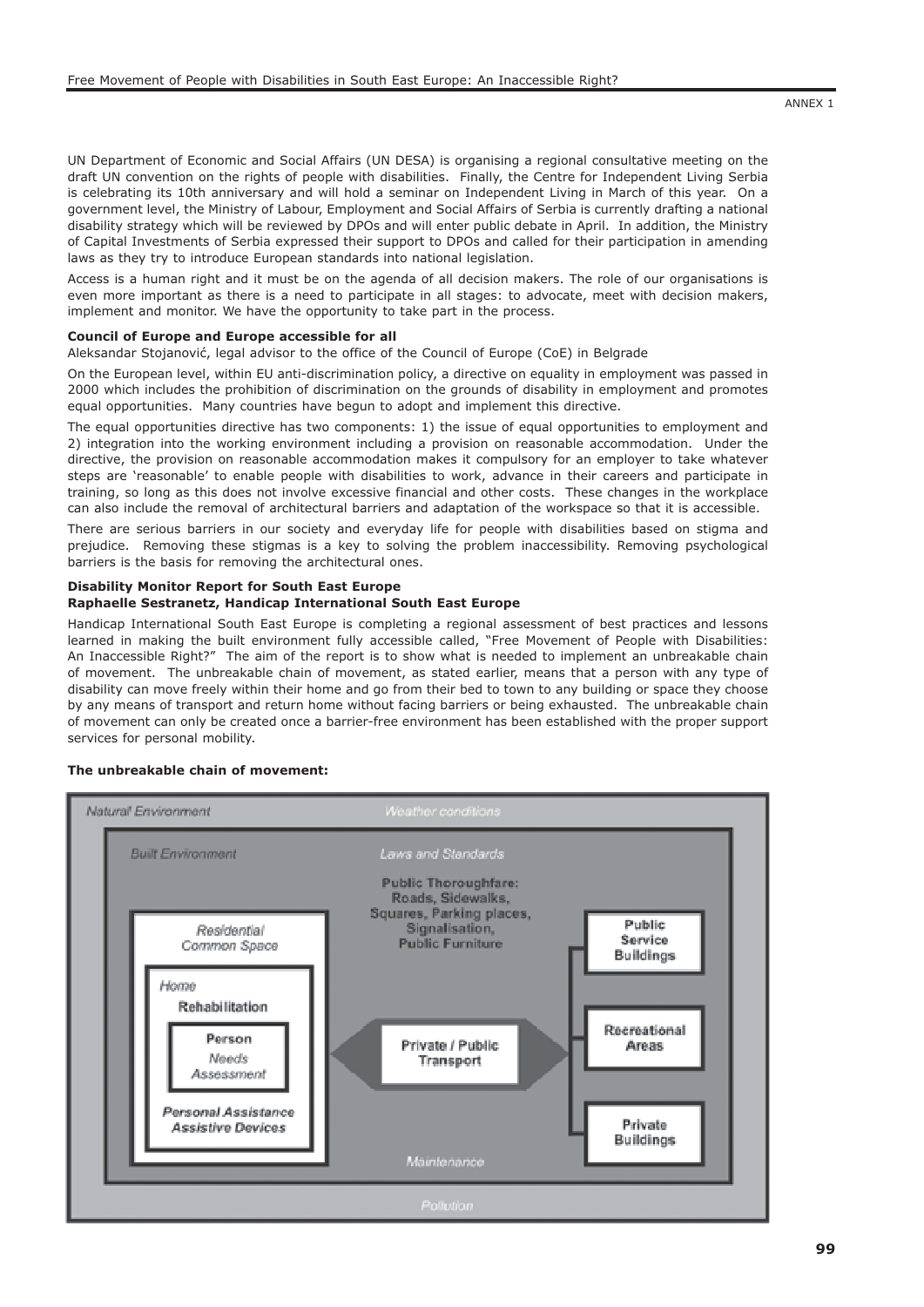UN Department of Economic and Social Affairs (UN DESA) is organising a regional consultative meeting on the draft UN convention on the rights of people with disabilities. Finally, the Centre for Independent Living Serbia is celebrating its 10th anniversary and will hold a seminar on Independent Living in March of this year. On a government level, the Ministry of Labour, Employment and Social Affairs of Serbia is currently drafting a national disability strategy which will be reviewed by DPOs and will enter public debate in April. In addition, the Ministry of Capital Investments of Serbia expressed their support to DPOs and called for their participation in amending laws as they try to introduce European standards into national legislation.

Access is a human right and it must be on the agenda of all decision makers. The role of our organisations is even more important as there is a need to participate in all stages: to advocate, meet with decision makers, implement and monitor. We have the opportunity to take part in the process.

**Council of Europe and Europe accessible for all**

Aleksandar Stojanović, legal advisor to the office of the Council of Europe (CoE) in Belgrade

On the European level, within EU anti-discrimination policy, a directive on equality in employment was passed in 2000 which includes the prohibition of discrimination on the grounds of disability in employment and promotes equal opportunities. Many countries have begun to adopt and implement this directive.

The equal opportunities directive has two components: 1) the issue of equal opportunities to employment and 2) integration into the working environment including a provision on reasonable accommodation. Under the directive, the provision on reasonable accommodation makes it compulsory for an employer to take whatever steps are 'reasonable' to enable people with disabilities to work, advance in their careers and participate in training, so long as this does not involve excessive financial and other costs. These changes in the workplace can also include the removal of architectural barriers and adaptation of the workspace so that it is accessible.

There are serious barriers in our society and everyday life for people with disabilities based on stigma and prejudice. Removing these stigmas is a key to solving the problem inaccessibility. Removing psychological barriers is the basis for removing the architectural ones.

**Disability Monitor Report for South East Europe**
**Raphaelle Sestranetz, Handicap International South East Europe**

Handicap International South East Europe is completing a regional assessment of best practices and lessons learned in making the built environment fully accessible called, "Free Movement of People with Disabilities: An Inaccessible Right?" The aim of the report is to show what is needed to implement an unbreakable chain of movement. The unbreakable chain of movement, as stated earlier, means that a person with any type of disability can move freely within their home and go from their bed to town to any building or space they choose by any means of transport and return home without facing barriers or being exhausted. The unbreakable chain of movement can only be created once a barrier-free environment has been established with the proper support services for personal mobility.

**The unbreakable chain of movement:**

*Natural Environment* — *Weather conditions*

*Built Environment* — *Laws and Standards*

**Public Thoroughfare: Roads, Sidewalks, Squares, Parking places, Signalisation, Public Furniture**

*Residential Common Space*

*Home*

**Rehabilitation**

**Person**

*Needs Assessment*

***Personal Assistance Assistive Devices***

**Private / Public Transport**

**Public Service Buildings**

**Recreational Areas**

**Private Buildings**

*Maintenance*

*Pollution*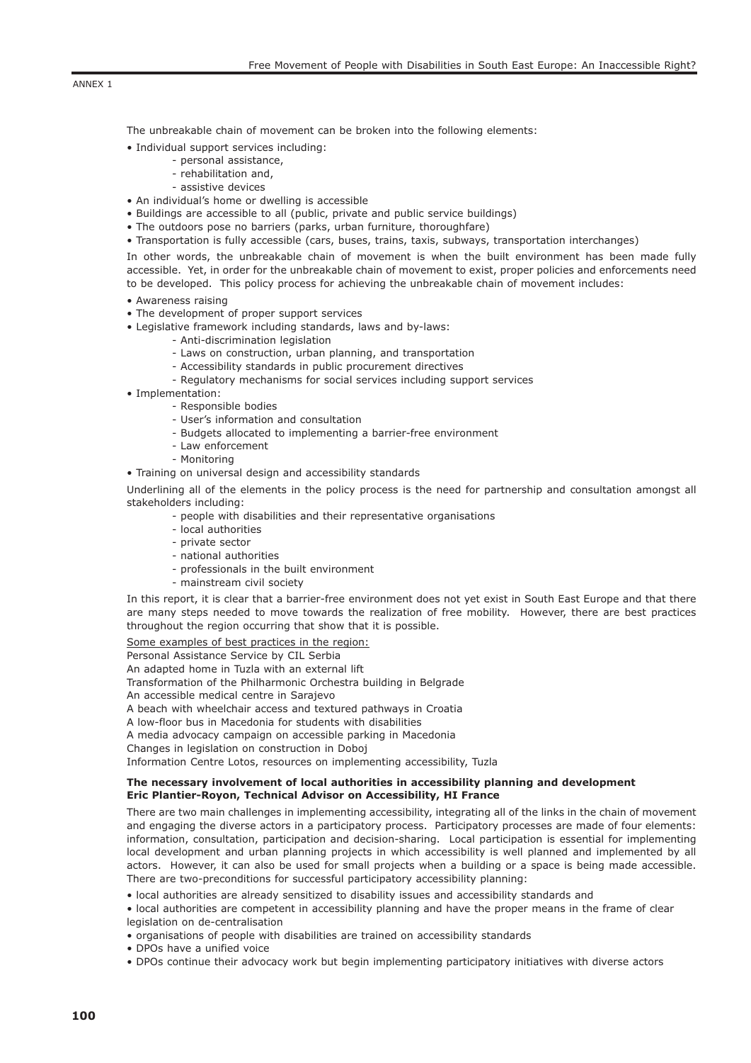ANNEX 1

The unbreakable chain of movement can be broken into the following elements:

- Individual support services including:
    - personal assistance,
    - rehabilitation and,
    - assistive devices
- An individual's home or dwelling is accessible
- Buildings are accessible to all (public, private and public service buildings)
- The outdoors pose no barriers (parks, urban furniture, thoroughfare)
- Transportation is fully accessible (cars, buses, trains, taxis, subways, transportation interchanges)

In other words, the unbreakable chain of movement is when the built environment has been made fully accessible. Yet, in order for the unbreakable chain of movement to exist, proper policies and enforcements need to be developed. This policy process for achieving the unbreakable chain of movement includes:

- Awareness raising
- The development of proper support services
- Legislative framework including standards, laws and by-laws:
    - Anti-discrimination legislation
    - Laws on construction, urban planning, and transportation
    - Accessibility standards in public procurement directives
    - Regulatory mechanisms for social services including support services
- Implementation:
    - Responsible bodies
    - User's information and consultation
    - Budgets allocated to implementing a barrier-free environment
    - Law enforcement
    - Monitoring
- Training on universal design and accessibility standards

Underlining all of the elements in the policy process is the need for partnership and consultation amongst all stakeholders including:

- people with disabilities and their representative organisations
- local authorities
- private sector
- national authorities
- professionals in the built environment
- mainstream civil society

In this report, it is clear that a barrier-free environment does not yet exist in South East Europe and that there are many steps needed to move towards the realization of free mobility. However, there are best practices throughout the region occurring that show that it is possible.

<u>Some examples of best practices in the region:</u>

Personal Assistance Service by CIL Serbia

An adapted home in Tuzla with an external lift

Transformation of the Philharmonic Orchestra building in Belgrade

An accessible medical centre in Sarajevo

A beach with wheelchair access and textured pathways in Croatia

A low-floor bus in Macedonia for students with disabilities

A media advocacy campaign on accessible parking in Macedonia

Changes in legislation on construction in Doboj

Information Centre Lotos, resources on implementing accessibility, Tuzla

**The necessary involvement of local authorities in accessibility planning and development**
**Eric Plantier-Royon, Technical Advisor on Accessibility, HI France**

There are two main challenges in implementing accessibility, integrating all of the links in the chain of movement and engaging the diverse actors in a participatory process. Participatory processes are made of four elements: information, consultation, participation and decision-sharing. Local participation is essential for implementing local development and urban planning projects in which accessibility is well planned and implemented by all actors. However, it can also be used for small projects when a building or a space is being made accessible. There are two-preconditions for successful participatory accessibility planning:

- local authorities are already sensitized to disability issues and accessibility standards and
- local authorities are competent in accessibility planning and have the proper means in the frame of clear legislation on de-centralisation
- organisations of people with disabilities are trained on accessibility standards
- DPOs have a unified voice
- DPOs continue their advocacy work but begin implementing participatory initiatives with diverse actors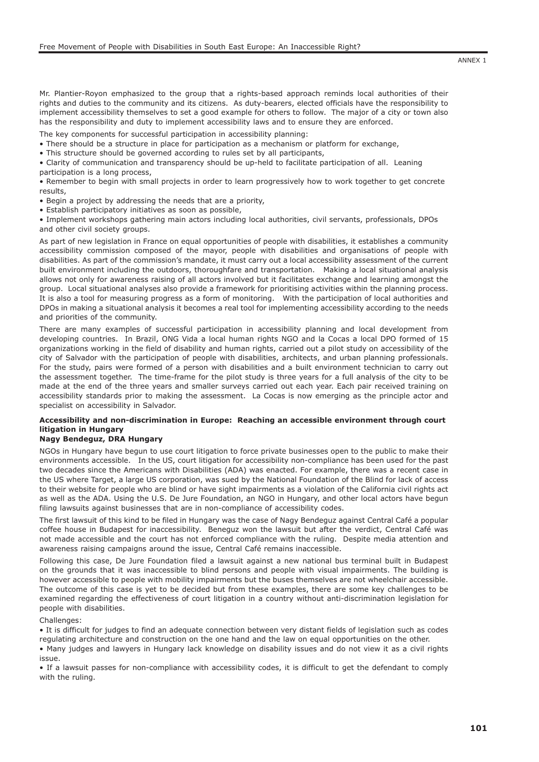Mr. Plantier-Royon emphasized to the group that a rights-based approach reminds local authorities of their rights and duties to the community and its citizens. As duty-bearers, elected officials have the responsibility to implement accessibility themselves to set a good example for others to follow. The major of a city or town also has the responsibility and duty to implement accessibility laws and to ensure they are enforced.

The key components for successful participation in accessibility planning:

- There should be a structure in place for participation as a mechanism or platform for exchange,
- This structure should be governed according to rules set by all participants,
- Clarity of communication and transparency should be up-held to facilitate participation of all. Leaning participation is a long process,
- Remember to begin with small projects in order to learn progressively how to work together to get concrete results,
- Begin a project by addressing the needs that are a priority,
- Establish participatory initiatives as soon as possible,
- Implement workshops gathering main actors including local authorities, civil servants, professionals, DPOs and other civil society groups.

As part of new legislation in France on equal opportunities of people with disabilities, it establishes a community accessibility commission composed of the mayor, people with disabilities and organisations of people with disabilities. As part of the commission's mandate, it must carry out a local accessibility assessment of the current built environment including the outdoors, thoroughfare and transportation. Making a local situational analysis allows not only for awareness raising of all actors involved but it facilitates exchange and learning amongst the group. Local situational analyses also provide a framework for prioritising activities within the planning process. It is also a tool for measuring progress as a form of monitoring. With the participation of local authorities and DPOs in making a situational analysis it becomes a real tool for implementing accessibility according to the needs and priorities of the community.

There are many examples of successful participation in accessibility planning and local development from developing countries. In Brazil, ONG Vida a local human rights NGO and la Cocas a local DPO formed of 15 organizations working in the field of disability and human rights, carried out a pilot study on accessibility of the city of Salvador with the participation of people with disabilities, architects, and urban planning professionals. For the study, pairs were formed of a person with disabilities and a built environment technician to carry out the assessment together. The time-frame for the pilot study is three years for a full analysis of the city to be made at the end of the three years and smaller surveys carried out each year. Each pair received training on accessibility standards prior to making the assessment. La Cocas is now emerging as the principle actor and specialist on accessibility in Salvador.

**Accessibility and non-discrimination in Europe: Reaching an accessible environment through court litigation in Hungary**
**Nagy Bendeguz, DRA Hungary**

NGOs in Hungary have begun to use court litigation to force private businesses open to the public to make their environments accessible. In the US, court litigation for accessibility non-compliance has been used for the past two decades since the Americans with Disabilities (ADA) was enacted. For example, there was a recent case in the US where Target, a large US corporation, was sued by the National Foundation of the Blind for lack of access to their website for people who are blind or have sight impairments as a violation of the California civil rights act as well as the ADA. Using the U.S. De Jure Foundation, an NGO in Hungary, and other local actors have begun filing lawsuits against businesses that are in non-compliance of accessibility codes.

The first lawsuit of this kind to be filed in Hungary was the case of Nagy Bendeguz against Central Café a popular coffee house in Budapest for inaccessibility. Beneguz won the lawsuit but after the verdict, Central Café was not made accessible and the court has not enforced compliance with the ruling. Despite media attention and awareness raising campaigns around the issue, Central Café remains inaccessible.

Following this case, De Jure Foundation filed a lawsuit against a new national bus terminal built in Budapest on the grounds that it was inaccessible to blind persons and people with visual impairments. The building is however accessible to people with mobility impairments but the buses themselves are not wheelchair accessible. The outcome of this case is yet to be decided but from these examples, there are some key challenges to be examined regarding the effectiveness of court litigation in a country without anti-discrimination legislation for people with disabilities.

Challenges:

- It is difficult for judges to find an adequate connection between very distant fields of legislation such as codes regulating architecture and construction on the one hand and the law on equal opportunities on the other.
- Many judges and lawyers in Hungary lack knowledge on disability issues and do not view it as a civil rights issue.
- If a lawsuit passes for non-compliance with accessibility codes, it is difficult to get the defendant to comply with the ruling.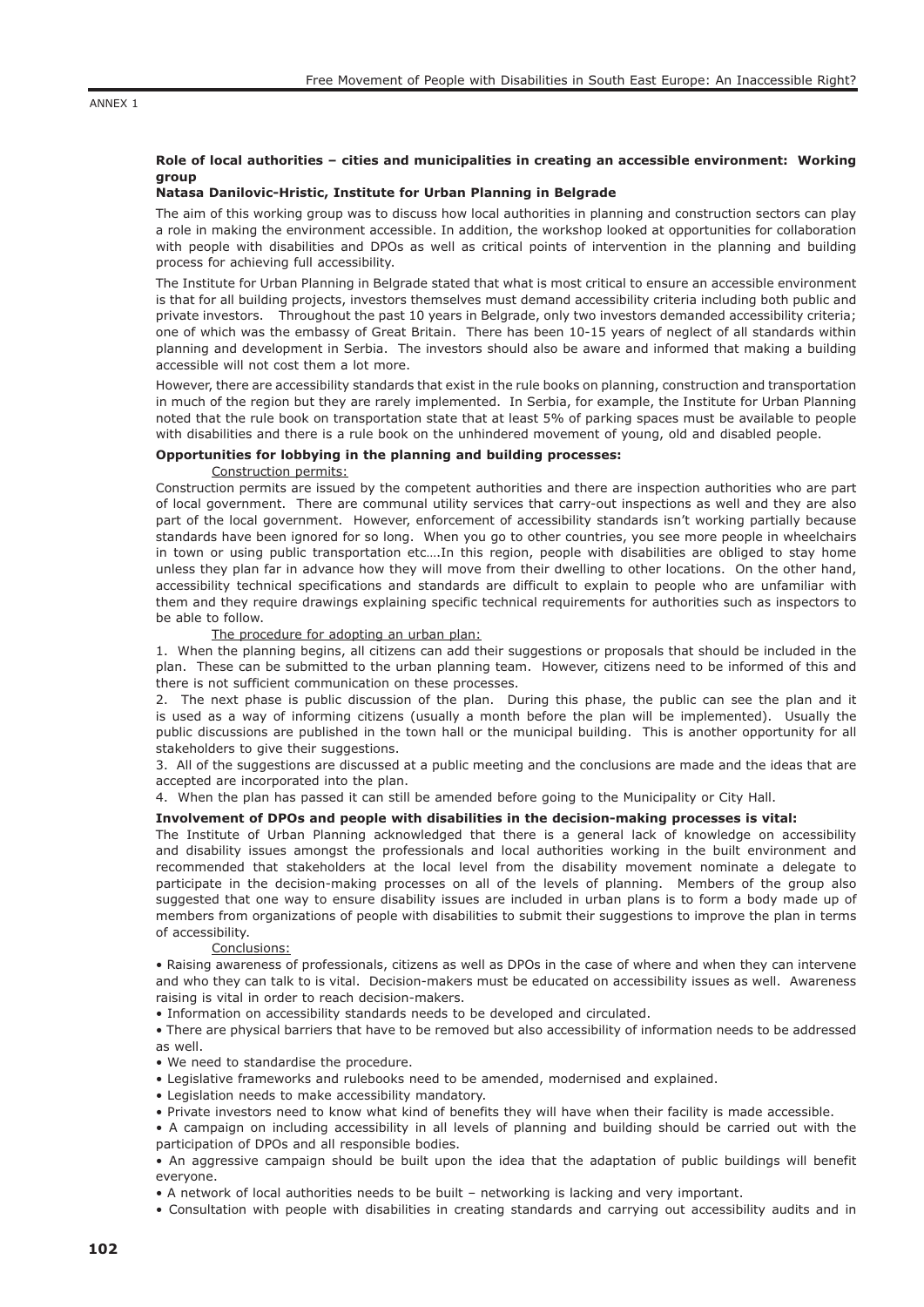ANNEX 1

**Role of local authorities – cities and municipalities in creating an accessible environment: Working group**

**Natasa Danilovic-Hristic, Institute for Urban Planning in Belgrade**

The aim of this working group was to discuss how local authorities in planning and construction sectors can play a role in making the environment accessible. In addition, the workshop looked at opportunities for collaboration with people with disabilities and DPOs as well as critical points of intervention in the planning and building process for achieving full accessibility.

The Institute for Urban Planning in Belgrade stated that what is most critical to ensure an accessible environment is that for all building projects, investors themselves must demand accessibility criteria including both public and private investors. Throughout the past 10 years in Belgrade, only two investors demanded accessibility criteria; one of which was the embassy of Great Britain. There has been 10-15 years of neglect of all standards within planning and development in Serbia. The investors should also be aware and informed that making a building accessible will not cost them a lot more.

However, there are accessibility standards that exist in the rule books on planning, construction and transportation in much of the region but they are rarely implemented. In Serbia, for example, the Institute for Urban Planning noted that the rule book on transportation state that at least 5% of parking spaces must be available to people with disabilities and there is a rule book on the unhindered movement of young, old and disabled people.

**Opportunities for lobbying in the planning and building processes:**

Construction permits:

Construction permits are issued by the competent authorities and there are inspection authorities who are part of local government. There are communal utility services that carry-out inspections as well and they are also part of the local government. However, enforcement of accessibility standards isn't working partially because standards have been ignored for so long. When you go to other countries, you see more people in wheelchairs in town or using public transportation etc….In this region, people with disabilities are obliged to stay home unless they plan far in advance how they will move from their dwelling to other locations. On the other hand, accessibility technical specifications and standards are difficult to explain to people who are unfamiliar with them and they require drawings explaining specific technical requirements for authorities such as inspectors to be able to follow.

The procedure for adopting an urban plan:

1. When the planning begins, all citizens can add their suggestions or proposals that should be included in the plan. These can be submitted to the urban planning team. However, citizens need to be informed of this and there is not sufficient communication on these processes.
2. The next phase is public discussion of the plan. During this phase, the public can see the plan and it is used as a way of informing citizens (usually a month before the plan will be implemented). Usually the public discussions are published in the town hall or the municipal building. This is another opportunity for all stakeholders to give their suggestions.
3. All of the suggestions are discussed at a public meeting and the conclusions are made and the ideas that are accepted are incorporated into the plan.
4. When the plan has passed it can still be amended before going to the Municipality or City Hall.

**Involvement of DPOs and people with disabilities in the decision-making processes is vital:**

The Institute of Urban Planning acknowledged that there is a general lack of knowledge on accessibility and disability issues amongst the professionals and local authorities working in the built environment and recommended that stakeholders at the local level from the disability movement nominate a delegate to participate in the decision-making processes on all of the levels of planning. Members of the group also suggested that one way to ensure disability issues are included in urban plans is to form a body made up of members from organizations of people with disabilities to submit their suggestions to improve the plan in terms of accessibility.

Conclusions:

- Raising awareness of professionals, citizens as well as DPOs in the case of where and when they can intervene and who they can talk to is vital. Decision-makers must be educated on accessibility issues as well. Awareness raising is vital in order to reach decision-makers.
- Information on accessibility standards needs to be developed and circulated.
- There are physical barriers that have to be removed but also accessibility of information needs to be addressed as well.
- We need to standardise the procedure.
- Legislative frameworks and rulebooks need to be amended, modernised and explained.
- Legislation needs to make accessibility mandatory.
- Private investors need to know what kind of benefits they will have when their facility is made accessible.
- A campaign on including accessibility in all levels of planning and building should be carried out with the participation of DPOs and all responsible bodies.
- An aggressive campaign should be built upon the idea that the adaptation of public buildings will benefit everyone.
- A network of local authorities needs to be built – networking is lacking and very important.
- Consultation with people with disabilities in creating standards and carrying out accessibility audits and in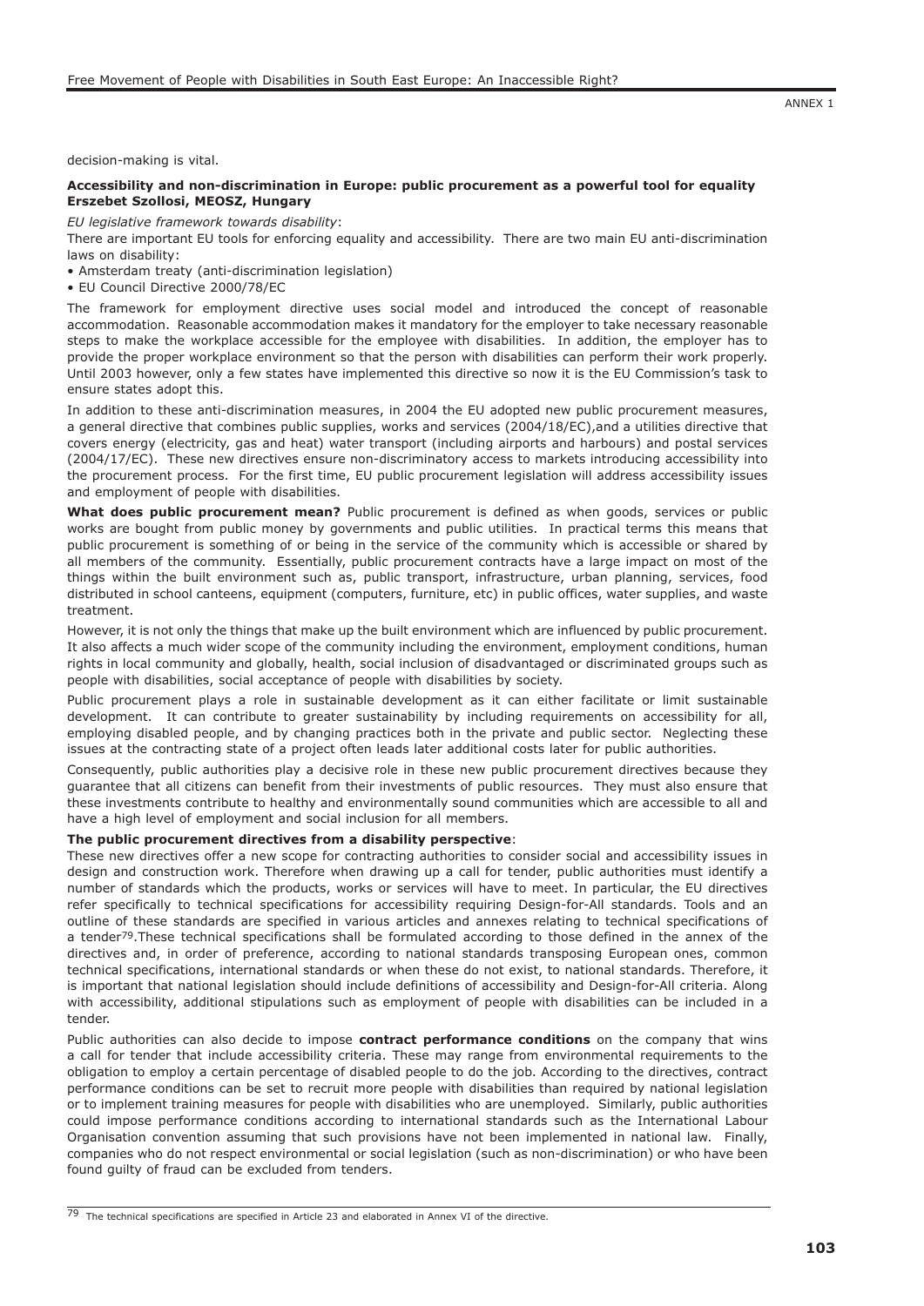decision-making is vital.

**Accessibility and non-discrimination in Europe: public procurement as a powerful tool for equality**
**Erszebet Szollosi, MEOSZ, Hungary**

*EU legislative framework towards disability*:

There are important EU tools for enforcing equality and accessibility. There are two main EU anti-discrimination laws on disability:

- Amsterdam treaty (anti-discrimination legislation)
- EU Council Directive 2000/78/EC

The framework for employment directive uses social model and introduced the concept of reasonable accommodation. Reasonable accommodation makes it mandatory for the employer to take necessary reasonable steps to make the workplace accessible for the employee with disabilities. In addition, the employer has to provide the proper workplace environment so that the person with disabilities can perform their work properly. Until 2003 however, only a few states have implemented this directive so now it is the EU Commission's task to ensure states adopt this.

In addition to these anti-discrimination measures, in 2004 the EU adopted new public procurement measures, a general directive that combines public supplies, works and services (2004/18/EC),and a utilities directive that covers energy (electricity, gas and heat) water transport (including airports and harbours) and postal services (2004/17/EC). These new directives ensure non-discriminatory access to markets introducing accessibility into the procurement process. For the first time, EU public procurement legislation will address accessibility issues and employment of people with disabilities.

**What does public procurement mean?** Public procurement is defined as when goods, services or public works are bought from public money by governments and public utilities. In practical terms this means that public procurement is something of or being in the service of the community which is accessible or shared by all members of the community. Essentially, public procurement contracts have a large impact on most of the things within the built environment such as, public transport, infrastructure, urban planning, services, food distributed in school canteens, equipment (computers, furniture, etc) in public offices, water supplies, and waste treatment.

However, it is not only the things that make up the built environment which are influenced by public procurement. It also affects a much wider scope of the community including the environment, employment conditions, human rights in local community and globally, health, social inclusion of disadvantaged or discriminated groups such as people with disabilities, social acceptance of people with disabilities by society.

Public procurement plays a role in sustainable development as it can either facilitate or limit sustainable development. It can contribute to greater sustainability by including requirements on accessibility for all, employing disabled people, and by changing practices both in the private and public sector. Neglecting these issues at the contracting state of a project often leads later additional costs later for public authorities.

Consequently, public authorities play a decisive role in these new public procurement directives because they guarantee that all citizens can benefit from their investments of public resources. They must also ensure that these investments contribute to healthy and environmentally sound communities which are accessible to all and have a high level of employment and social inclusion for all members.

**The public procurement directives from a disability perspective**:

These new directives offer a new scope for contracting authorities to consider social and accessibility issues in design and construction work. Therefore when drawing up a call for tender, public authorities must identify a number of standards which the products, works or services will have to meet. In particular, the EU directives refer specifically to technical specifications for accessibility requiring Design-for-All standards. Tools and an outline of these standards are specified in various articles and annexes relating to technical specifications of a tender[79].These technical specifications shall be formulated according to those defined in the annex of the directives and, in order of preference, according to national standards transposing European ones, common technical specifications, international standards or when these do not exist, to national standards. Therefore, it is important that national legislation should include definitions of accessibility and Design-for-All criteria. Along with accessibility, additional stipulations such as employment of people with disabilities can be included in a tender.

Public authorities can also decide to impose **contract performance conditions** on the company that wins a call for tender that include accessibility criteria. These may range from environmental requirements to the obligation to employ a certain percentage of disabled people to do the job. According to the directives, contract performance conditions can be set to recruit more people with disabilities than required by national legislation or to implement training measures for people with disabilities who are unemployed. Similarly, public authorities could impose performance conditions according to international standards such as the International Labour Organisation convention assuming that such provisions have not been implemented in national law. Finally, companies who do not respect environmental or social legislation (such as non-discrimination) or who have been found guilty of fraud can be excluded from tenders.

[79] The technical specifications are specified in Article 23 and elaborated in Annex VI of the directive.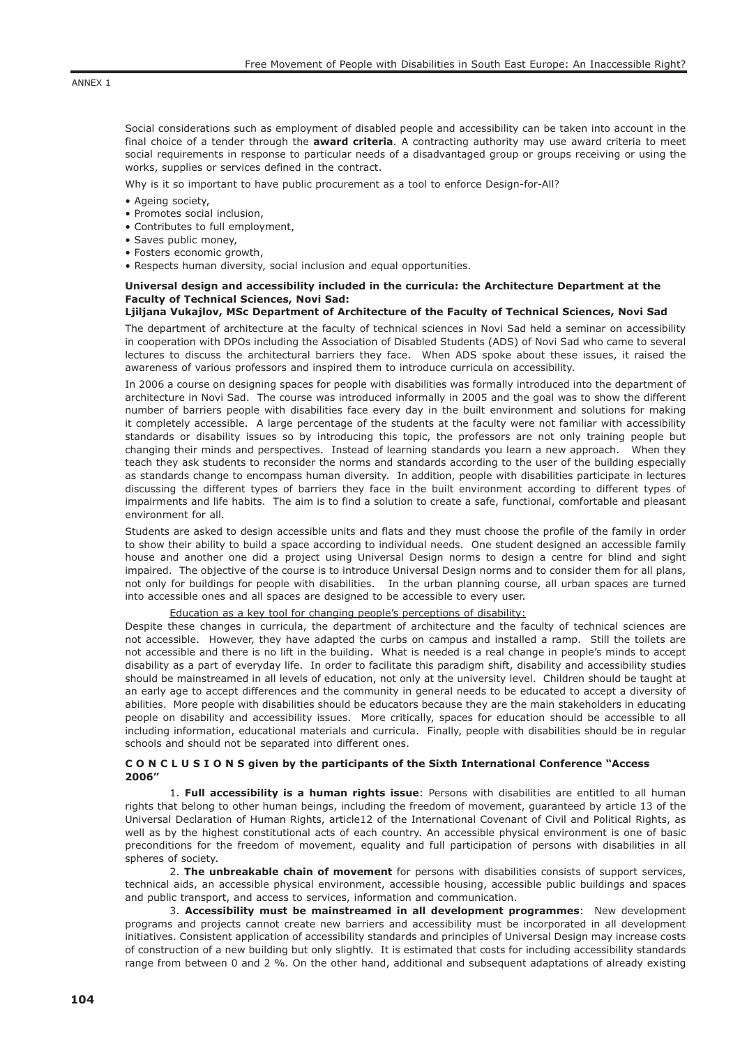Social considerations such as employment of disabled people and accessibility can be taken into account in the final choice of a tender through the **award criteria**. A contracting authority may use award criteria to meet social requirements in response to particular needs of a disadvantaged group or groups receiving or using the works, supplies or services defined in the contract.

Why is it so important to have public procurement as a tool to enforce Design-for-All?

- Ageing society,
- Promotes social inclusion,
- Contributes to full employment,
- Saves public money,
- Fosters economic growth,
- Respects human diversity, social inclusion and equal opportunities.

**Universal design and accessibility included in the curricula: the Architecture Department at the Faculty of Technical Sciences, Novi Sad:**
**Ljiljana Vukajlov, MSc Department of Architecture of the Faculty of Technical Sciences, Novi Sad**

The department of architecture at the faculty of technical sciences in Novi Sad held a seminar on accessibility in cooperation with DPOs including the Association of Disabled Students (ADS) of Novi Sad who came to several lectures to discuss the architectural barriers they face. When ADS spoke about these issues, it raised the awareness of various professors and inspired them to introduce curricula on accessibility.

In 2006 a course on designing spaces for people with disabilities was formally introduced into the department of architecture in Novi Sad. The course was introduced informally in 2005 and the goal was to show the different number of barriers people with disabilities face every day in the built environment and solutions for making it completely accessible. A large percentage of the students at the faculty were not familiar with accessibility standards or disability issues so by introducing this topic, the professors are not only training people but changing their minds and perspectives. Instead of learning standards you learn a new approach. When they teach they ask students to reconsider the norms and standards according to the user of the building especially as standards change to encompass human diversity. In addition, people with disabilities participate in lectures discussing the different types of barriers they face in the built environment according to different types of impairments and life habits. The aim is to find a solution to create a safe, functional, comfortable and pleasant environment for all.

Students are asked to design accessible units and flats and they must choose the profile of the family in order to show their ability to build a space according to individual needs. One student designed an accessible family house and another one did a project using Universal Design norms to design a centre for blind and sight impaired. The objective of the course is to introduce Universal Design norms and to consider them for all plans, not only for buildings for people with disabilities. In the urban planning course, all urban spaces are turned into accessible ones and all spaces are designed to be accessible to every user.

Education as a key tool for changing people's perceptions of disability:

Despite these changes in curricula, the department of architecture and the faculty of technical sciences are not accessible. However, they have adapted the curbs on campus and installed a ramp. Still the toilets are not accessible and there is no lift in the building. What is needed is a real change in people's minds to accept disability as a part of everyday life. In order to facilitate this paradigm shift, disability and accessibility studies should be mainstreamed in all levels of education, not only at the university level. Children should be taught at an early age to accept differences and the community in general needs to be educated to accept a diversity of abilities. More people with disabilities should be educators because they are the main stakeholders in educating people on disability and accessibility issues. More critically, spaces for education should be accessible to all including information, educational materials and curricula. Finally, people with disabilities should be in regular schools and should not be separated into different ones.

**C O N C L U S I O N S given by the participants of the Sixth International Conference "Access 2006"**

1. **Full accessibility is a human rights issue**: Persons with disabilities are entitled to all human rights that belong to other human beings, including the freedom of movement, guaranteed by article 13 of the Universal Declaration of Human Rights, article12 of the International Covenant of Civil and Political Rights, as well as by the highest constitutional acts of each country. An accessible physical environment is one of basic preconditions for the freedom of movement, equality and full participation of persons with disabilities in all spheres of society.

2. **The unbreakable chain of movement** for persons with disabilities consists of support services, technical aids, an accessible physical environment, accessible housing, accessible public buildings and spaces and public transport, and access to services, information and communication.

3. **Accessibility must be mainstreamed in all development programmes**: New development programs and projects cannot create new barriers and accessibility must be incorporated in all development initiatives. Consistent application of accessibility standards and principles of Universal Design may increase costs of construction of a new building but only slightly. It is estimated that costs for including accessibility standards range from between 0 and 2 %. On the other hand, additional and subsequent adaptations of already existing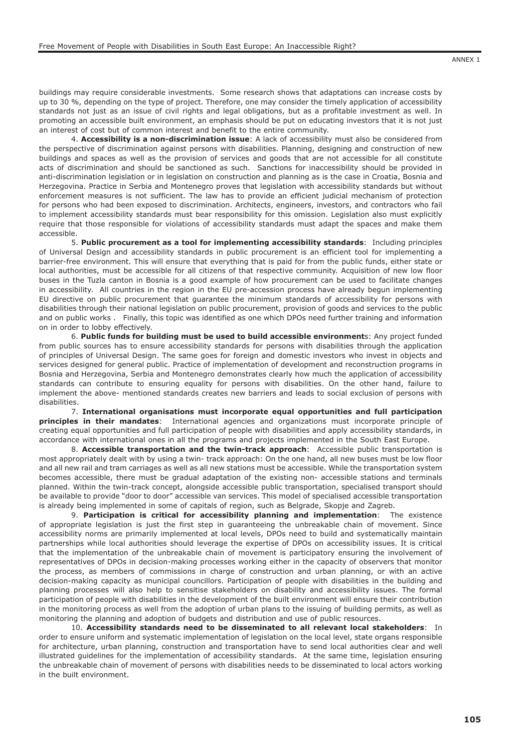buildings may require considerable investments. Some research shows that adaptations can increase costs by up to 30 %, depending on the type of project. Therefore, one may consider the timely application of accessibility standards not just as an issue of civil rights and legal obligations, but as a profitable investment as well. In promoting an accessible built environment, an emphasis should be put on educating investors that it is not just an interest of cost but of common interest and benefit to the entire community.

4. **Accessibility is a non-discrimination issue**: A lack of accessibility must also be considered from the perspective of discrimination against persons with disabilities. Planning, designing and construction of new buildings and spaces as well as the provision of services and goods that are not accessible for all constitute acts of discrimination and should be sanctioned as such. Sanctions for inaccessibility should be provided in anti-discrimination legislation or in legislation on construction and planning as is the case in Croatia, Bosnia and Herzegovina. Practice in Serbia and Montenegro proves that legislation with accessibility standards but without enforcement measures is not sufficient. The law has to provide an efficient judicial mechanism of protection for persons who had been exposed to discrimination. Architects, engineers, investors, and contractors who fail to implement accessibility standards must bear responsibility for this omission. Legislation also must explicitly require that those responsible for violations of accessibility standards must adapt the spaces and make them accessible.

5. **Public procurement as a tool for implementing accessibility standards**: Including principles of Universal Design and accessibility standards in public procurement is an efficient tool for implementing a barrier-free environment. This will ensure that everything that is paid for from the public funds, either state or local authorities, must be accessible for all citizens of that respective community. Acquisition of new low floor buses in the Tuzla canton in Bosnia is a good example of how procurement can be used to facilitate changes in accessibility. All countries in the region in the EU pre-accession process have already begun implementing EU directive on public procurement that guarantee the minimum standards of accessibility for persons with disabilities through their national legislation on public procurement, provision of goods and services to the public and on public works . Finally, this topic was identified as one which DPOs need further training and information on in order to lobby effectively.

6. **Public funds for building must be used to build accessible environments**: Any project funded from public sources has to ensure accessibility standards for persons with disabilities through the application of principles of Universal Design. The same goes for foreign and domestic investors who invest in objects and services designed for general public. Practice of implementation of development and reconstruction programs in Bosnia and Herzegovina, Serbia and Montenegro demonstrates clearly how much the application of accessibility standards can contribute to ensuring equality for persons with disabilities. On the other hand, failure to implement the above- mentioned standards creates new barriers and leads to social exclusion of persons with disabilities.

7. **International organisations must incorporate equal opportunities and full participation principles in their mandates**: International agencies and organizations must incorporate principle of creating equal opportunities and full participation of people with disabilities and apply accessibility standards, in accordance with international ones in all the programs and projects implemented in the South East Europe.

8. **Accessible transportation and the twin-track approach**: Accessible public transportation is most appropriately dealt with by using a twin- track approach: On the one hand, all new buses must be low floor and all new rail and tram carriages as well as all new stations must be accessible. While the transportation system becomes accessible, there must be gradual adaptation of the existing non- accessible stations and terminals planned. Within the twin-track concept, alongside accessible public transportation, specialised transport should be available to provide "door to door" accessible van services. This model of specialised accessible transportation is already being implemented in some of capitals of region, such as Belgrade, Skopje and Zagreb.

9. **Participation is critical for accessibility planning and implementation**: The existence of appropriate legislation is just the first step in guaranteeing the unbreakable chain of movement. Since accessibility norms are primarily implemented at local levels, DPOs need to build and systematically maintain partnerships while local authorities should leverage the expertise of DPOs on accessibility issues. It is critical that the implementation of the unbreakable chain of movement is participatory ensuring the involvement of representatives of DPOs in decision-making processes working either in the capacity of observers that monitor the process, as members of commissions in charge of construction and urban planning, or with an active decision-making capacity as municipal councillors. Participation of people with disabilities in the building and planning processes will also help to sensitise stakeholders on disability and accessibility issues. The formal participation of people with disabilities in the development of the built environment will ensure their contribution in the monitoring process as well from the adoption of urban plans to the issuing of building permits, as well as monitoring the planning and adoption of budgets and distribution and use of public resources.

10. **Accessibility standards need to be disseminated to all relevant local stakeholders**: In order to ensure uniform and systematic implementation of legislation on the local level, state organs responsible for architecture, urban planning, construction and transportation have to send local authorities clear and well illustrated guidelines for the implementation of accessibility standards. At the same time, legislation ensuring the unbreakable chain of movement of persons with disabilities needs to be disseminated to local actors working in the built environment.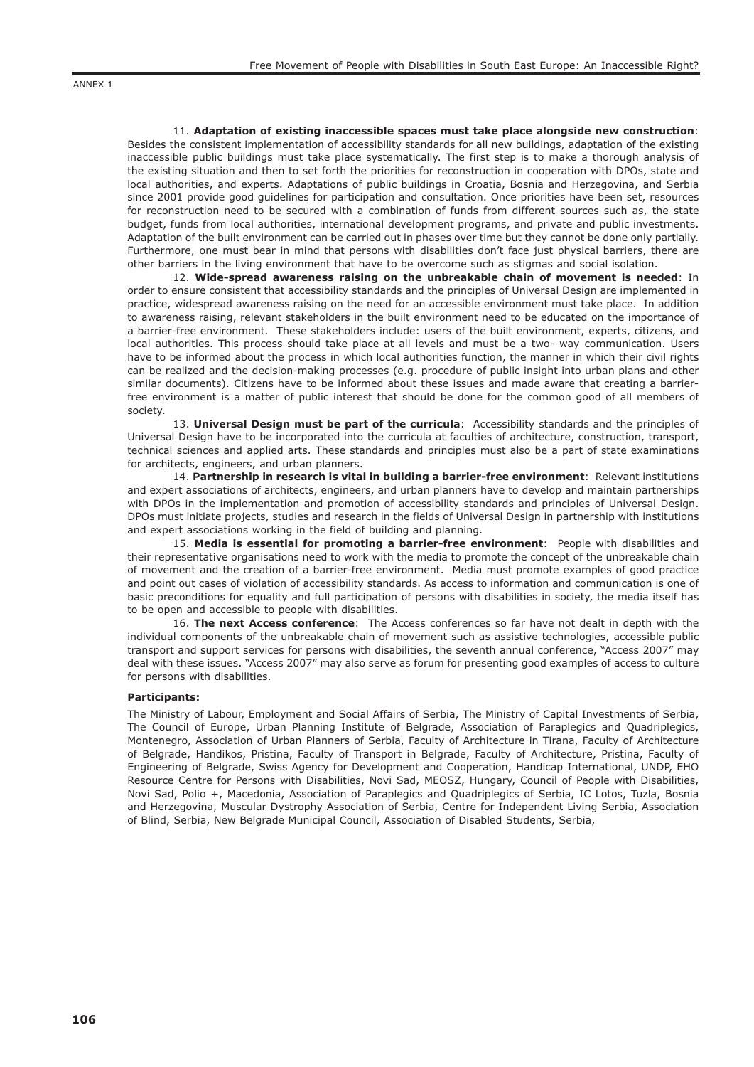ANNEX 1

11. **Adaptation of existing inaccessible spaces must take place alongside new construction**: Besides the consistent implementation of accessibility standards for all new buildings, adaptation of the existing inaccessible public buildings must take place systematically. The first step is to make a thorough analysis of the existing situation and then to set forth the priorities for reconstruction in cooperation with DPOs, state and local authorities, and experts. Adaptations of public buildings in Croatia, Bosnia and Herzegovina, and Serbia since 2001 provide good guidelines for participation and consultation. Once priorities have been set, resources for reconstruction need to be secured with a combination of funds from different sources such as, the state budget, funds from local authorities, international development programs, and private and public investments. Adaptation of the built environment can be carried out in phases over time but they cannot be done only partially. Furthermore, one must bear in mind that persons with disabilities don't face just physical barriers, there are other barriers in the living environment that have to be overcome such as stigmas and social isolation.

12. **Wide-spread awareness raising on the unbreakable chain of movement is needed**: In order to ensure consistent that accessibility standards and the principles of Universal Design are implemented in practice, widespread awareness raising on the need for an accessible environment must take place. In addition to awareness raising, relevant stakeholders in the built environment need to be educated on the importance of a barrier-free environment. These stakeholders include: users of the built environment, experts, citizens, and local authorities. This process should take place at all levels and must be a two- way communication. Users have to be informed about the process in which local authorities function, the manner in which their civil rights can be realized and the decision-making processes (e.g. procedure of public insight into urban plans and other similar documents). Citizens have to be informed about these issues and made aware that creating a barrier-free environment is a matter of public interest that should be done for the common good of all members of society.

13. **Universal Design must be part of the curricula**: Accessibility standards and the principles of Universal Design have to be incorporated into the curricula at faculties of architecture, construction, transport, technical sciences and applied arts. These standards and principles must also be a part of state examinations for architects, engineers, and urban planners.

14. **Partnership in research is vital in building a barrier-free environment**: Relevant institutions and expert associations of architects, engineers, and urban planners have to develop and maintain partnerships with DPOs in the implementation and promotion of accessibility standards and principles of Universal Design. DPOs must initiate projects, studies and research in the fields of Universal Design in partnership with institutions and expert associations working in the field of building and planning.

15. **Media is essential for promoting a barrier-free environment**: People with disabilities and their representative organisations need to work with the media to promote the concept of the unbreakable chain of movement and the creation of a barrier-free environment. Media must promote examples of good practice and point out cases of violation of accessibility standards. As access to information and communication is one of basic preconditions for equality and full participation of persons with disabilities in society, the media itself has to be open and accessible to people with disabilities.

16. **The next Access conference**: The Access conferences so far have not dealt in depth with the individual components of the unbreakable chain of movement such as assistive technologies, accessible public transport and support services for persons with disabilities, the seventh annual conference, "Access 2007" may deal with these issues. "Access 2007" may also serve as forum for presenting good examples of access to culture for persons with disabilities.

**Participants:**

The Ministry of Labour, Employment and Social Affairs of Serbia, The Ministry of Capital Investments of Serbia, The Council of Europe, Urban Planning Institute of Belgrade, Association of Paraplegics and Quadriplegics, Montenegro, Association of Urban Planners of Serbia, Faculty of Architecture in Tirana, Faculty of Architecture of Belgrade, Handikos, Pristina, Faculty of Transport in Belgrade, Faculty of Architecture, Pristina, Faculty of Engineering of Belgrade, Swiss Agency for Development and Cooperation, Handicap International, UNDP, EHO Resource Centre for Persons with Disabilities, Novi Sad, MEOSZ, Hungary, Council of People with Disabilities, Novi Sad, Polio +, Macedonia, Association of Paraplegics and Quadriplegics of Serbia, IC Lotos, Tuzla, Bosnia and Herzegovina, Muscular Dystrophy Association of Serbia, Centre for Independent Living Serbia, Association of Blind, Serbia, New Belgrade Municipal Council, Association of Disabled Students, Serbia,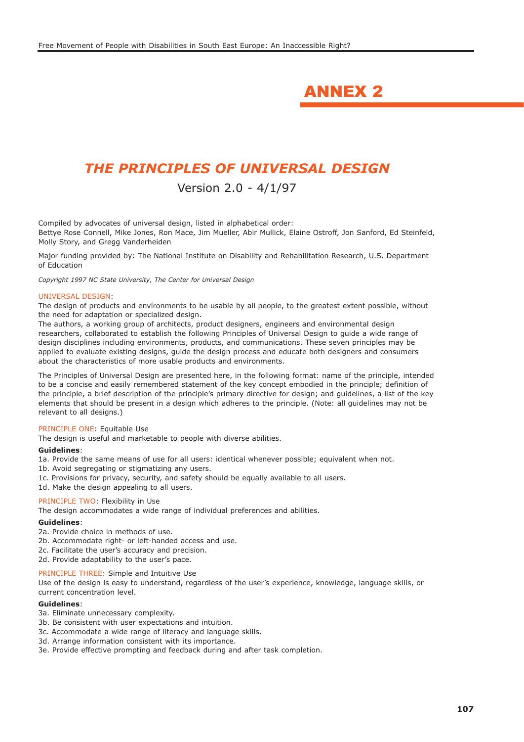# ANNEX 2

## *THE PRINCIPLES OF UNIVERSAL DESIGN*

Version 2.0 - 4/1/97

Compiled by advocates of universal design, listed in alphabetical order:
Bettye Rose Connell, Mike Jones, Ron Mace, Jim Mueller, Abir Mullick, Elaine Ostroff, Jon Sanford, Ed Steinfeld, Molly Story, and Gregg Vanderheiden

Major funding provided by: The National Institute on Disability and Rehabilitation Research, U.S. Department of Education

*Copyright 1997 NC State University, The Center for Universal Design*

UNIVERSAL DESIGN:
The design of products and environments to be usable by all people, to the greatest extent possible, without the need for adaptation or specialized design.
The authors, a working group of architects, product designers, engineers and environmental design researchers, collaborated to establish the following Principles of Universal Design to guide a wide range of design disciplines including environments, products, and communications. These seven principles may be applied to evaluate existing designs, guide the design process and educate both designers and consumers about the characteristics of more usable products and environments.

The Principles of Universal Design are presented here, in the following format: name of the principle, intended to be a concise and easily remembered statement of the key concept embodied in the principle; definition of the principle, a brief description of the principle's primary directive for design; and guidelines, a list of the key elements that should be present in a design which adheres to the principle. (Note: all guidelines may not be relevant to all designs.)

PRINCIPLE ONE: Equitable Use
The design is useful and marketable to people with diverse abilities.

**Guidelines**:
1a. Provide the same means of use for all users: identical whenever possible; equivalent when not.
1b. Avoid segregating or stigmatizing any users.
1c. Provisions for privacy, security, and safety should be equally available to all users.
1d. Make the design appealing to all users.

PRINCIPLE TWO: Flexibility in Use
The design accommodates a wide range of individual preferences and abilities.

**Guidelines**:
2a. Provide choice in methods of use.
2b. Accommodate right- or left-handed access and use.
2c. Facilitate the user's accuracy and precision.
2d. Provide adaptability to the user's pace.

PRINCIPLE THREE: Simple and Intuitive Use
Use of the design is easy to understand, regardless of the user's experience, knowledge, language skills, or current concentration level.

**Guidelines**:
3a. Eliminate unnecessary complexity.
3b. Be consistent with user expectations and intuition.
3c. Accommodate a wide range of literacy and language skills.
3d. Arrange information consistent with its importance.
3e. Provide effective prompting and feedback during and after task completion.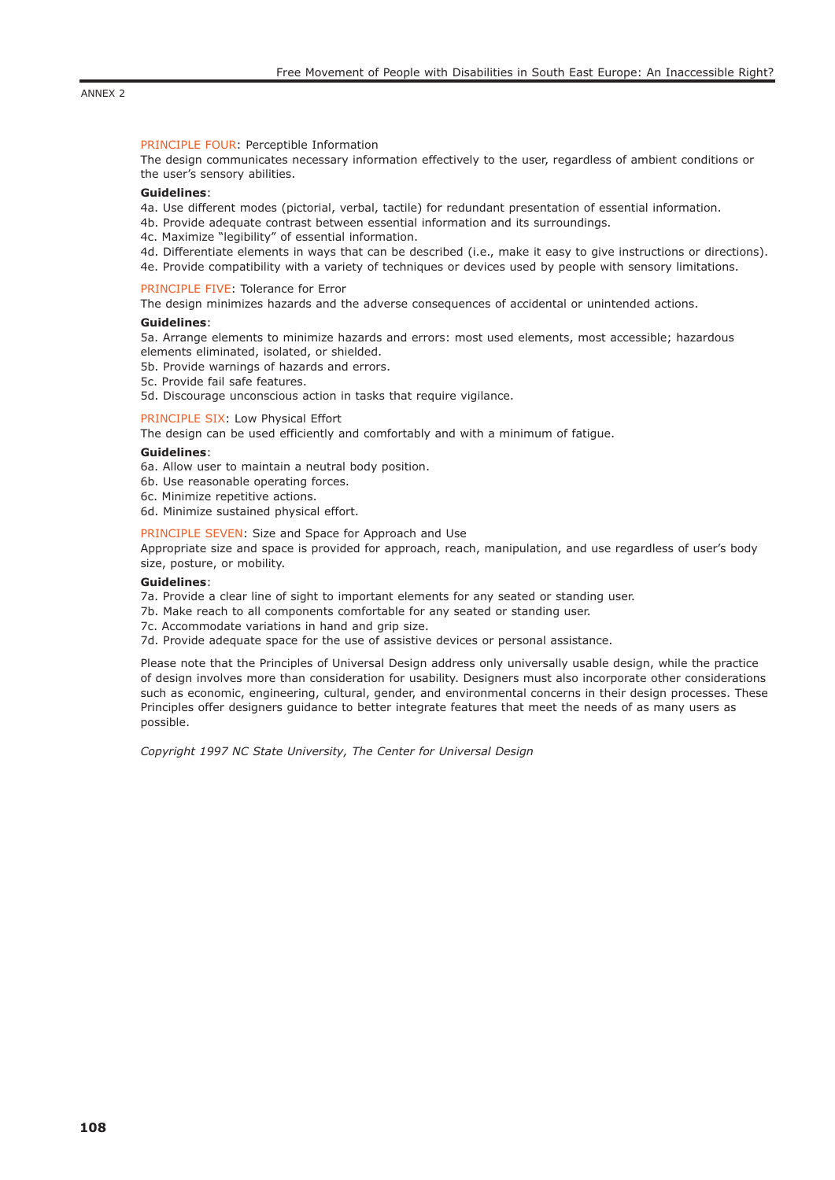ANNEX 2

PRINCIPLE FOUR: Perceptible Information

The design communicates necessary information effectively to the user, regardless of ambient conditions or the user's sensory abilities.

**Guidelines**:

4a. Use different modes (pictorial, verbal, tactile) for redundant presentation of essential information.
4b. Provide adequate contrast between essential information and its surroundings.
4c. Maximize "legibility" of essential information.
4d. Differentiate elements in ways that can be described (i.e., make it easy to give instructions or directions).
4e. Provide compatibility with a variety of techniques or devices used by people with sensory limitations.

PRINCIPLE FIVE: Tolerance for Error

The design minimizes hazards and the adverse consequences of accidental or unintended actions.

**Guidelines**:

5a. Arrange elements to minimize hazards and errors: most used elements, most accessible; hazardous elements eliminated, isolated, or shielded.
5b. Provide warnings of hazards and errors.
5c. Provide fail safe features.
5d. Discourage unconscious action in tasks that require vigilance.

PRINCIPLE SIX: Low Physical Effort

The design can be used efficiently and comfortably and with a minimum of fatigue.

**Guidelines**:

6a. Allow user to maintain a neutral body position.
6b. Use reasonable operating forces.
6c. Minimize repetitive actions.
6d. Minimize sustained physical effort.

PRINCIPLE SEVEN: Size and Space for Approach and Use

Appropriate size and space is provided for approach, reach, manipulation, and use regardless of user's body size, posture, or mobility.

**Guidelines**:

7a. Provide a clear line of sight to important elements for any seated or standing user.
7b. Make reach to all components comfortable for any seated or standing user.
7c. Accommodate variations in hand and grip size.
7d. Provide adequate space for the use of assistive devices or personal assistance.

Please note that the Principles of Universal Design address only universally usable design, while the practice of design involves more than consideration for usability. Designers must also incorporate other considerations such as economic, engineering, cultural, gender, and environmental concerns in their design processes. These Principles offer designers guidance to better integrate features that meet the needs of as many users as possible.

*Copyright 1997 NC State University, The Center for Universal Design*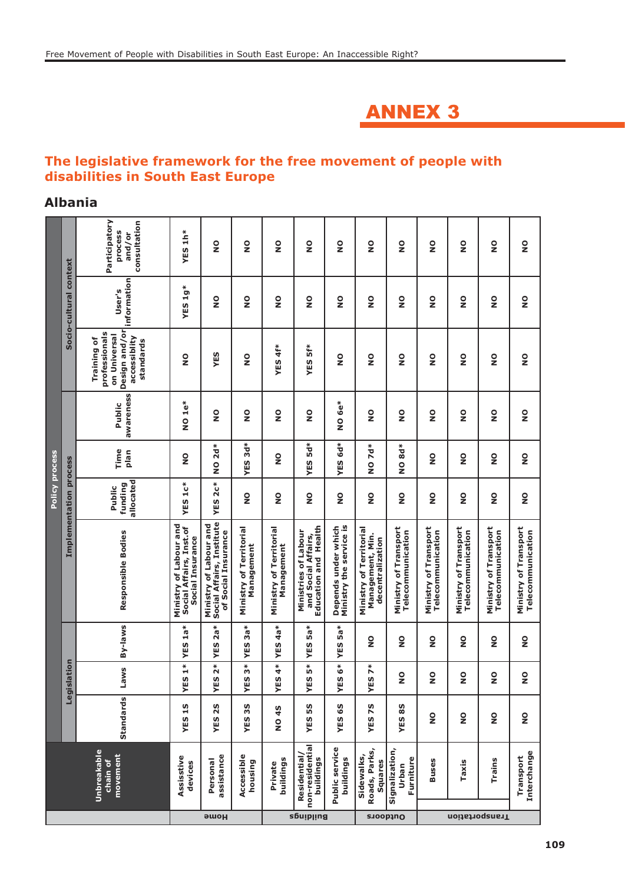# ANNEX 3

## The legislative framework for the free movement of people with disabilities in South East Europe

### Albania

| | Unbreakable chain of movement | Policy process | | | | | | | | | | |
|---|---|---|---|---|---|---|---|---|---|---|---|---|
| | | Legislation | | | Implementation process | | | | Socio-cultural context | | | |
| | | Standards | Laws | By-laws | Responsible Bodies | Public funding allocated | Time plan | Public awareness | Training of professionals on Universal Design and/or accessiblity standards | User's information | Participatory process and/or consultation |
| Home | Assisstive devices | YES 1S | YES 1* | YES 1a* | Ministry of Labour and Social Affairs, Inst.of Social Insurance | YES 1c* | NO | NO 1e* | NO | YES 1g* | YES 1h* |
| Home | Personal assistance | YES 2S | YES 2* | YES 2a* | Ministry of Labour and Social Affairs, Institute of Social Insurance | YES 2c* | NO 2d* | NO | YES | NO | NO |
| Home | Accessible housing | YES 3S | YES 3* | YES 3a* | Ministry of Territorial Management | NO | YES 3d* | NO | NO | NO | NO |
| Buildings | Private buildings | NO 4S | YES 4* | YES 4a* | Ministry of Territorial Management | NO | NO | NO | YES 4f* | NO | NO |
| Buildings | Residential/ non-residential buildings | YES 5S | YES 5* | YES 5a* | Ministries of Labour and Social Affairs, Education and Health | NO | YES 5d* | NO | YES 5f* | NO | NO |
| Buildings | Public service buildings | YES 6S | YES 6* | YES 5a* | Depends under which Ministry the service is | NO | YES 6d* | NO 6e* | NO | NO | NO |
| Outdoors | Sidewalks, Roads, Parks, Squares | YES 7S | YES 7* | NO | Ministry of Territorial Management, Min. decentralization | NO | NO 7d* | NO | NO | NO | NO |
| Outdoors | Signalization, Urban Furniture | YES 8S | NO | NO | Ministry of Transport Telecommunication | NO | NO 8d* | NO | NO | NO | NO |
| Transportation | Buses | NO | NO | NO | Ministry of Transport Telecommunication | NO | NO | NO | NO | NO | NO |
| Transportation | Taxis | NO | NO | NO | Ministry of Transport Telecommunication | NO | NO | NO | NO | NO | NO |
| Transportation | Trains | NO | NO | NO | Ministry of Transport Telecommunication | NO | NO | NO | NO | NO | NO |
| Transportation | Transport Interchange | NO | NO | NO | Ministry of Transport Telecommunication | NO | NO | NO | NO | NO | NO |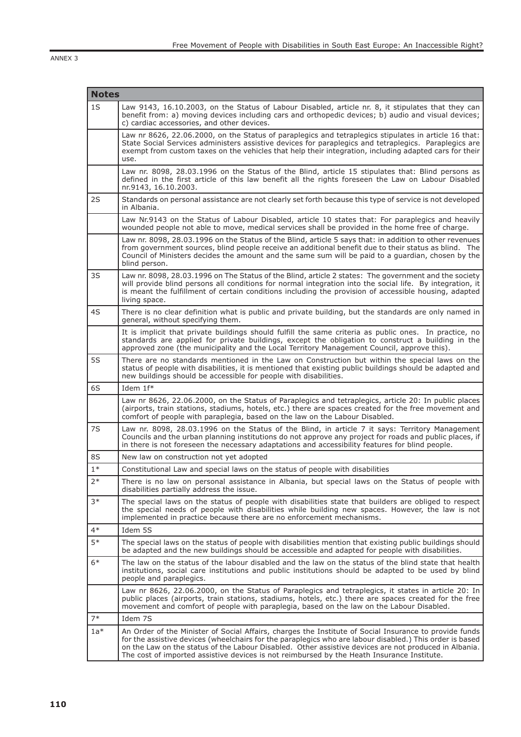ANNEX 3

| Notes | |
|---|---|
| 1S | Law 9143, 16.10.2003, on the Status of Labour Disabled, article nr. 8, it stipulates that they can benefit from: a) moving devices including cars and orthopedic devices; b) audio and visual devices; c) cardiac accessories, and other devices. |
| | Law nr 8626, 22.06.2000, on the Status of paraplegics and tetraplegics stipulates in article 16 that: State Social Services administers assistive devices for paraplegics and tetraplegics. Paraplegics are exempt from custom taxes on the vehicles that help their integration, including adapted cars for their use. |
| | Law nr. 8098, 28.03.1996 on the Status of the Blind, article 15 stipulates that: Blind persons as defined in the first article of this law benefit all the rights foreseen the Law on Labour Disabled nr.9143, 16.10.2003. |
| 2S | Standards on personal assistance are not clearly set forth because this type of service is not developed in Albania. |
| | Law Nr.9143 on the Status of Labour Disabled, article 10 states that: For paraplegics and heavily wounded people not able to move, medical services shall be provided in the home free of charge. |
| | Law nr. 8098, 28.03.1996 on the Status of the Blind, article 5 says that: in addition to other revenues from government sources, blind people receive an additional benefit due to their status as blind. The Council of Ministers decides the amount and the same sum will be paid to a guardian, chosen by the blind person. |
| 3S | Law nr. 8098, 28.03.1996 on The Status of the Blind, article 2 states: The government and the society will provide blind persons all conditions for normal integration into the social life. By integration, it is meant the fulfillment of certain conditions including the provision of accessible housing, adapted living space. |
| 4S | There is no clear definition what is public and private building, but the standards are only named in general, without specifying them. |
| | It is implicit that private buildings should fulfill the same criteria as public ones. In practice, no standards are applied for private buildings, except the obligation to construct a building in the approved zone (the municipality and the Local Territory Management Council, approve this). |
| 5S | There are no standards mentioned in the Law on Construction but within the special laws on the status of people with disabilities, it is mentioned that existing public buildings should be adapted and new buildings should be accessible for people with disabilities. |
| 6S | Idem 1f* |
| | Law nr 8626, 22.06.2000, on the Status of Paraplegics and tetraplegics, article 20: In public places (airports, train stations, stadiums, hotels, etc.) there are spaces created for the free movement and comfort of people with paraplegia, based on the law on the Labour Disabled. |
| 7S | Law nr. 8098, 28.03.1996 on the Status of the Blind, in article 7 it says: Territory Management Councils and the urban planning institutions do not approve any project for roads and public places, if in there is not foreseen the necessary adaptations and accessibility features for blind people. |
| 8S | New law on construction not yet adopted |
| 1* | Constitutional Law and special laws on the status of people with disabilities |
| 2* | There is no law on personal assistance in Albania, but special laws on the Status of people with disabilities partially address the issue. |
| 3* | The special laws on the status of people with disabilities state that builders are obliged to respect the special needs of people with disabilities while building new spaces. However, the law is not implemented in practice because there are no enforcement mechanisms. |
| 4* | Idem 5S |
| 5* | The special laws on the status of people with disabilities mention that existing public buildings should be adapted and the new buildings should be accessible and adapted for people with disabilities. |
| 6* | The law on the status of the labour disabled and the law on the status of the blind state that health institutions, social care institutions and public institutions should be adapted to be used by blind people and paraplegics. |
| | Law nr 8626, 22.06.2000, on the Status of Paraplegics and tetraplegics, it states in article 20: In public places (airports, train stations, stadiums, hotels, etc.) there are spaces created for the free movement and comfort of people with paraplegia, based on the law on the Labour Disabled. |
| 7* | Idem 7S |
| 1a* | An Order of the Minister of Social Affairs, charges the Institute of Social Insurance to provide funds for the assistive devices (wheelchairs for the paraplegics who are labour disabled.) This order is based on the Law on the status of the Labour Disabled. Other assistive devices are not produced in Albania. The cost of imported assistive devices is not reimbursed by the Heath Insurance Institute. |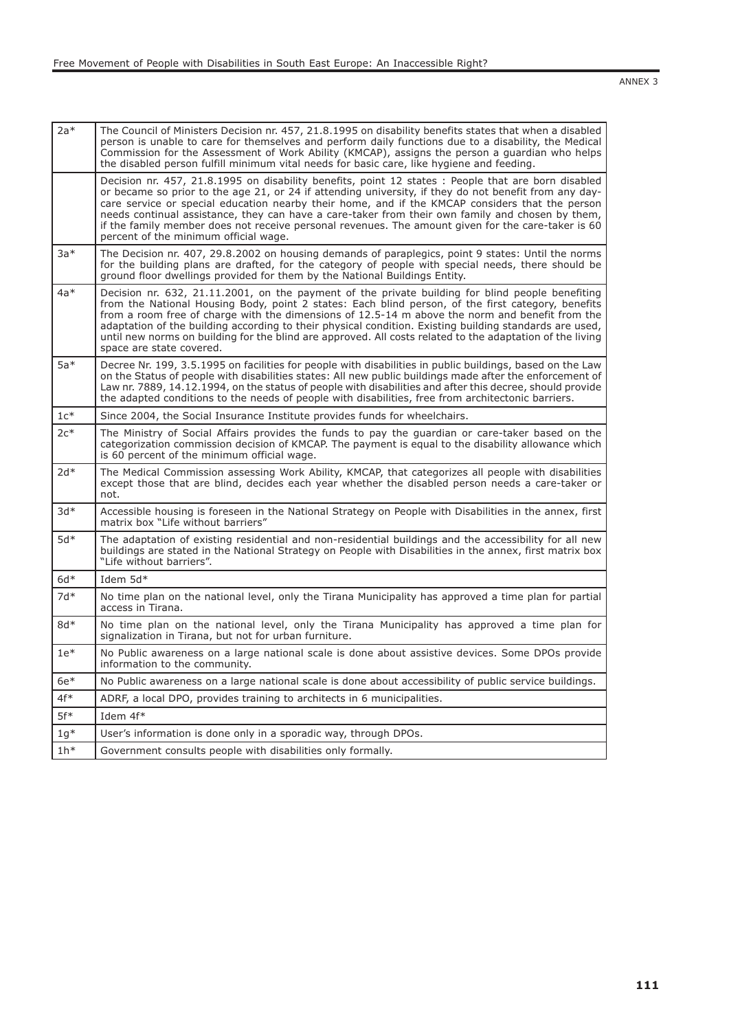| | |
|---|---|
| 2a* | The Council of Ministers Decision nr. 457, 21.8.1995 on disability benefits states that when a disabled person is unable to care for themselves and perform daily functions due to a disability, the Medical Commission for the Assessment of Work Ability (KMCAP), assigns the person a guardian who helps the disabled person fulfill minimum vital needs for basic care, like hygiene and feeding. |
| | Decision nr. 457, 21.8.1995 on disability benefits, point 12 states : People that are born disabled or became so prior to the age 21, or 24 if attending university, if they do not benefit from any day-care service or special education nearby their home, and if the KMCAP considers that the person needs continual assistance, they can have a care-taker from their own family and chosen by them, if the family member does not receive personal revenues. The amount given for the care-taker is 60 percent of the minimum official wage. |
| 3a* | The Decision nr. 407, 29.8.2002 on housing demands of paraplegics, point 9 states: Until the norms for the building plans are drafted, for the category of people with special needs, there should be ground floor dwellings provided for them by the National Buildings Entity. |
| 4a* | Decision nr. 632, 21.11.2001, on the payment of the private building for blind people benefiting from the National Housing Body, point 2 states: Each blind person, of the first category, benefits from a room free of charge with the dimensions of 12.5-14 m above the norm and benefit from the adaptation of the building according to their physical condition. Existing building standards are used, until new norms on building for the blind are approved. All costs related to the adaptation of the living space are state covered. |
| 5a* | Decree Nr. 199, 3.5.1995 on facilities for people with disabilities in public buildings, based on the Law on the Status of people with disabilities states: All new public buildings made after the enforcement of Law nr. 7889, 14.12.1994, on the status of people with disabilities and after this decree, should provide the adapted conditions to the needs of people with disabilities, free from architectonic barriers. |
| 1c* | Since 2004, the Social Insurance Institute provides funds for wheelchairs. |
| 2c* | The Ministry of Social Affairs provides the funds to pay the guardian or care-taker based on the categorization commission decision of KMCAP. The payment is equal to the disability allowance which is 60 percent of the minimum official wage. |
| 2d* | The Medical Commission assessing Work Ability, KMCAP, that categorizes all people with disabilities except those that are blind, decides each year whether the disabled person needs a care-taker or not. |
| 3d* | Accessible housing is foreseen in the National Strategy on People with Disabilities in the annex, first matrix box "Life without barriers" |
| 5d* | The adaptation of existing residential and non-residential buildings and the accessibility for all new buildings are stated in the National Strategy on People with Disabilities in the annex, first matrix box "Life without barriers". |
| 6d* | Idem 5d* |
| 7d* | No time plan on the national level, only the Tirana Municipality has approved a time plan for partial access in Tirana. |
| 8d* | No time plan on the national level, only the Tirana Municipality has approved a time plan for signalization in Tirana, but not for urban furniture. |
| 1e* | No Public awareness on a large national scale is done about assistive devices. Some DPOs provide information to the community. |
| 6e* | No Public awareness on a large national scale is done about accessibility of public service buildings. |
| 4f* | ADRF, a local DPO, provides training to architects in 6 municipalities. |
| 5f* | Idem 4f* |
| 1g* | User's information is done only in a sporadic way, through DPOs. |
| 1h* | Government consults people with disabilities only formally. |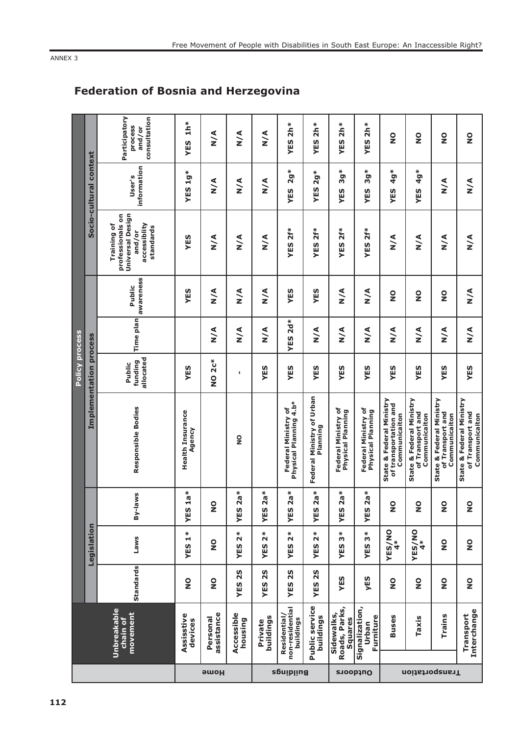ANNEX 3

## Federation of Bosnia and Herzegovina

| | Unbreakable chain of movement | Policy process | | | | | | | Socio-cultural context | | |
|---|---|---|---|---|---|---|---|---|---|---|---|
| | | Legislation | | | Implementation process | | | | | | |
| | | Standards | Laws | By-laws | Responsible Bodies | Public funding allocated | Time plan | Public awareness | Training of professionals on Universal Design and/or accessiblity standards | User's information | Participatory process and/or consultation |
| Home | Assisstive devices | NO | YES 1* | YES 1a* | Health Insurance Agency | YES | | YES | YES | YES 1g* | YES 1h* |
| | Personal assistance | NO | NO | NO | | NO 2c* | N/A | N/A | N/A | N/A | N/A |
| | Accessible housing | YES 2S | YES 2* | YES 2a* | NO | - | N/A | N/A | N/A | N/A | N/A |
| Buildings | Private buildings | YES 2S | YES 2* | YES 2a* | | YES | N/A | N/A | N/A | N/A | N/A |
| | Residential/ non-residential buildings | YES 2S | YES 2* | YES 2a* | Federal Ministry of Physical Planning 4.b* | YES | YES 2d* | YES | YES 2f* | YES 2g* | YES 2h* |
| | Public service buildings | YES 2S | YES 2* | YES 2a* | Federal Ministry of Urban Planning | YES | N/A | YES | YES 2f* | YES 2g* | YES 2h* |
| Outdoors | Sidewalks, Roads, Parks, Squares | YES | YES 3* | YES 2a* | Federal Ministry of Physical Planning | YES | N/A | N/A | YES 2f* | YES 3g* | YES 2h* |
| | Signalization, Urban Furniture | yES | YES 3* | YES 2a* | Federal Ministry of Physical Planning | YES | N/A | N/A | YES 2f* | YES 3g* | YES 2h* |
| Transportation | Buses | NO | YES/NO 4* | NO | State & Federal Ministry of transportation and Communicaiton | YES | N/A | NO | N/A | YES 4g* | NO |
| | Taxis | NO | YES/NO 4* | NO | State & Federal Ministry of Transport and Communicaiton | YES | N/A | NO | N/A | YES 4g* | NO |
| | Trains | NO | NO | NO | State & Federal Ministry of Transport and Communicaiton | YES | N/A | NO | N/A | N/A | NO |
| | Transport Interchange | NO | NO | NO | State & Federal Ministry of Transport and Communicaiton | YES | N/A | N/A | N/A | N/A | NO |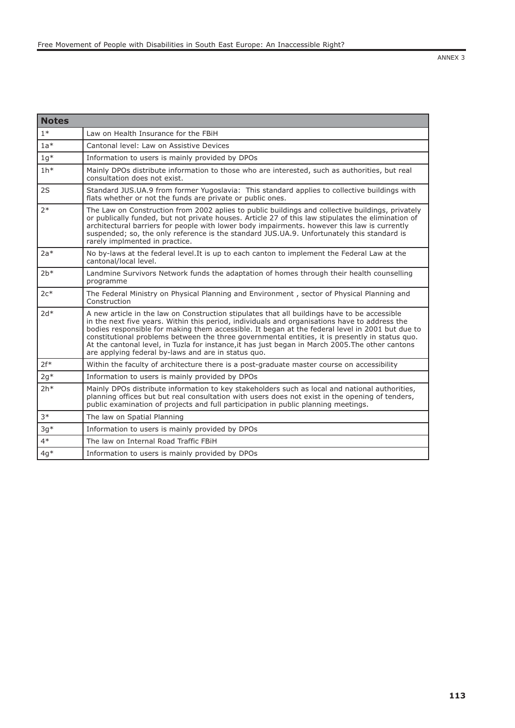| Notes | |
|---|---|
| 1* | Law on Health Insurance for the FBiH |
| 1a* | Cantonal level: Law on Assistive Devices |
| 1g* | Information to users is mainly provided by DPOs |
| 1h* | Mainly DPOs distribute information to those who are interested, such as authorities, but real consultation does not exist. |
| 2S | Standard JUS.UA.9 from former Yugoslavia: This standard applies to collective buildings with flats whether or not the funds are private or public ones. |
| 2* | The Law on Construction from 2002 aplies to public buildings and collective buildings, privately or publically funded, but not private houses. Article 27 of this law stipulates the elimination of architectural barriers for people with lower body impairments. however this law is currently suspended; so, the only reference is the standard JUS.UA.9. Unfortunately this standard is rarely implmented in practice. |
| 2a* | No by-laws at the federal level.It is up to each canton to implement the Federal Law at the cantonal/local level. |
| 2b* | Landmine Survivors Network funds the adaptation of homes through their health counselling programme |
| 2c* | The Federal Ministry on Physical Planning and Environment , sector of Physical Planning and Construction |
| 2d* | A new article in the law on Construction stipulates that all buildings have to be accessible in the next five years. Within this period, individuals and organisations have to address the bodies responsible for making them accessible. It began at the federal level in 2001 but due to constitutional problems between the three governmental entities, it is presently in status quo. At the cantonal level, in Tuzla for instance,it has just began in March 2005.The other cantons are applying federal by-laws and are in status quo. |
| 2f* | Within the faculty of architecture there is a post-graduate master course on accessibility |
| 2g* | Information to users is mainly provided by DPOs |
| 2h* | Mainly DPOs distribute information to key stakeholders such as local and national authorities, planning offices but but real consultation with users does not exist in the opening of tenders, public examination of projects and full participation in public planning meetings. |
| 3* | The law on Spatial Planning |
| 3g* | Information to users is mainly provided by DPOs |
| 4* | The law on Internal Road Traffic FBiH |
| 4g* | Information to users is mainly provided by DPOs |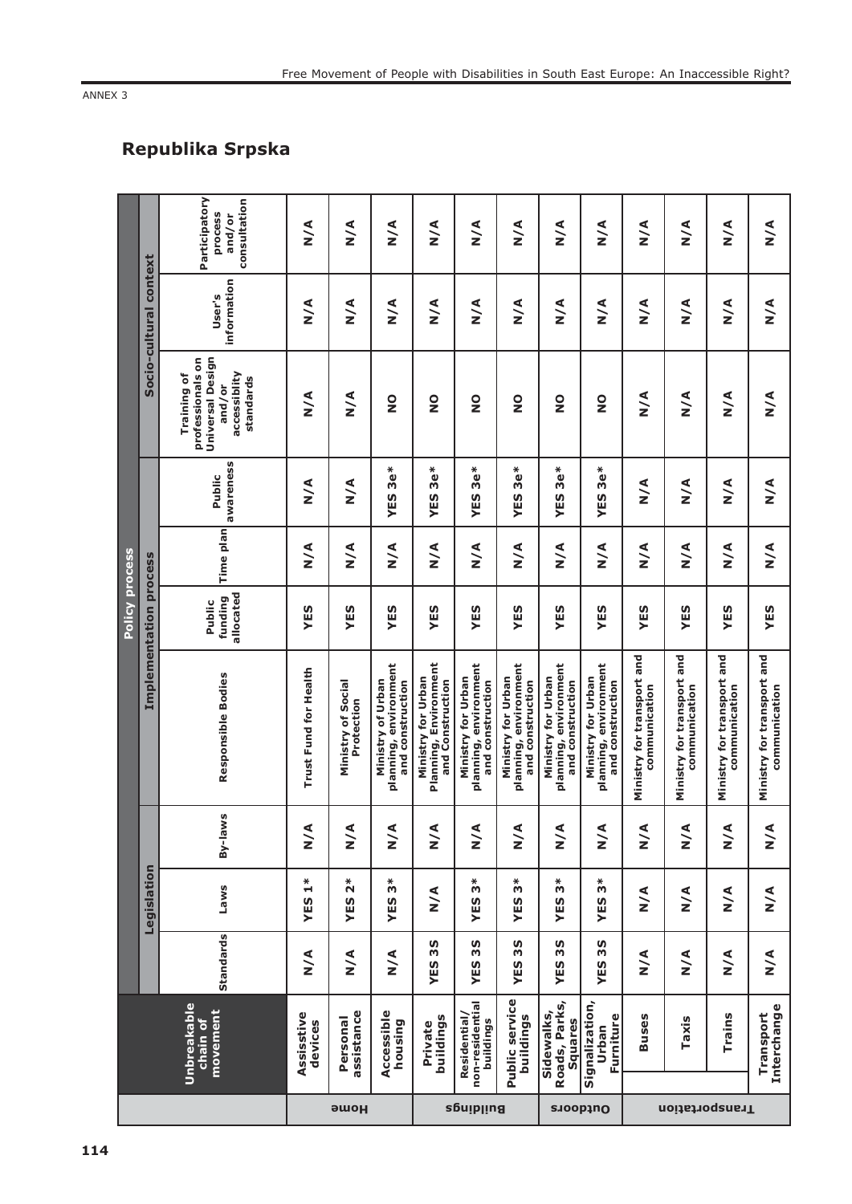ANNEX 3

## Republika Srpska

| | Unbreakable chain of movement | Policy process | | | | | | | | | | |
|---|---|---|---|---|---|---|---|---|---|---|---|---|
| | | Legislation | | | Implementation process | | | | Socio-cultural context | | | |
| | | Standards | Laws | By-laws | Responsible Bodies | Public funding allocated | Time plan | Public awareness | Training of professionals on Universal Design and/or accessiblity standards | User's information | Participatory process and/or consultation |
| Home | Assisstive devices | N/A | YES 1* | N/A | Trust Fund for Health | YES | N/A | N/A | N/A | N/A | N/A |
| Home | Personal assistance | N/A | YES 2* | N/A | Ministry of Social Protection | YES | N/A | N/A | N/A | N/A | N/A |
| Home | Accessible housing | N/A | YES 3* | N/A | Ministry of Urban planning, environment and construction | YES | N/A | YES 3e* | NO | N/A | N/A |
| Buildings | Private buildings | YES 3S | N/A | N/A | Ministry for Urban Planning, Environment and Construction | YES | N/A | YES 3e* | NO | N/A | N/A |
| Buildings | Residential/ non-residential buildings | YES 3S | YES 3* | N/A | Ministry for Urban planning, environment and construction | YES | N/A | YES 3e* | NO | N/A | N/A |
| Buildings | Public service buildings | YES 3S | YES 3* | N/A | Ministry for Urban planning, environment and construction | YES | N/A | YES 3e* | NO | N/A | N/A |
| Outdoors | Sidewalks, Roads, Parks, Squares | YES 3S | YES 3* | N/A | Ministry for Urban planning, environment and construction | YES | N/A | YES 3e* | NO | N/A | N/A |
| Outdoors | Signalization, Urban Furniture | YES 3S | YES 3* | N/A | Ministry for Urban planning, environment and construction | YES | N/A | YES 3e* | NO | N/A | N/A |
| Transportation | Buses | N/A | N/A | N/A | Ministry for transport and communication | YES | N/A | N/A | N/A | N/A | N/A |
| Transportation | Taxis | N/A | N/A | N/A | Ministry for transport and communication | YES | N/A | N/A | N/A | N/A | N/A |
| Transportation | Trains | N/A | N/A | N/A | Ministry for transport and communication | YES | N/A | N/A | N/A | N/A | N/A |
| Transportation | Transport Interchange | N/A | N/A | N/A | Ministry for transport and communication | YES | N/A | N/A | N/A | N/A | N/A |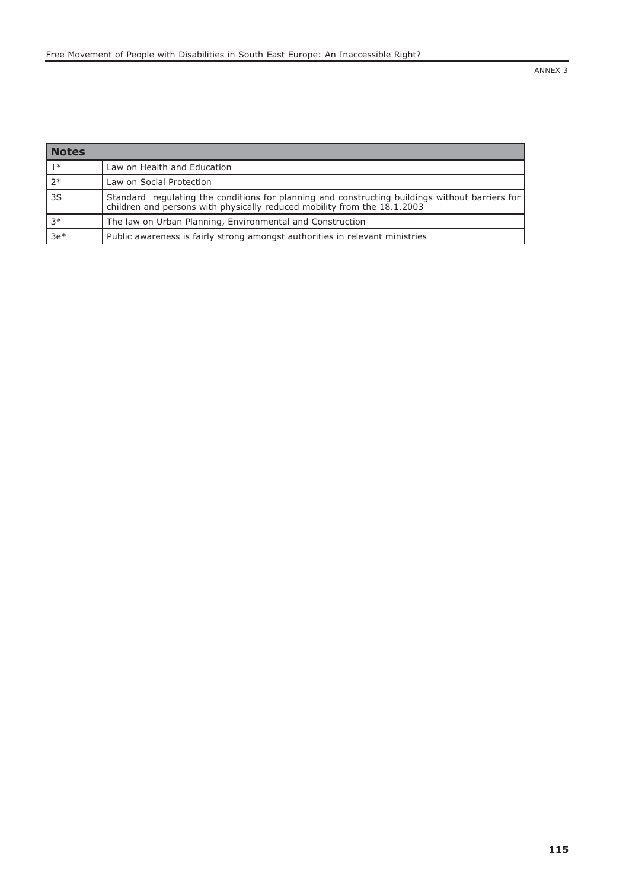| Notes | |
|---|---|
| 1* | Law on Health and Education |
| 2* | Law on Social Protection |
| 3S | Standard regulating the conditions for planning and constructing buildings without barriers for children and persons with physically reduced mobility from the 18.1.2003 |
| 3* | The law on Urban Planning, Environmental and Construction |
| 3e* | Public awareness is fairly strong amongst authorities in relevant ministries |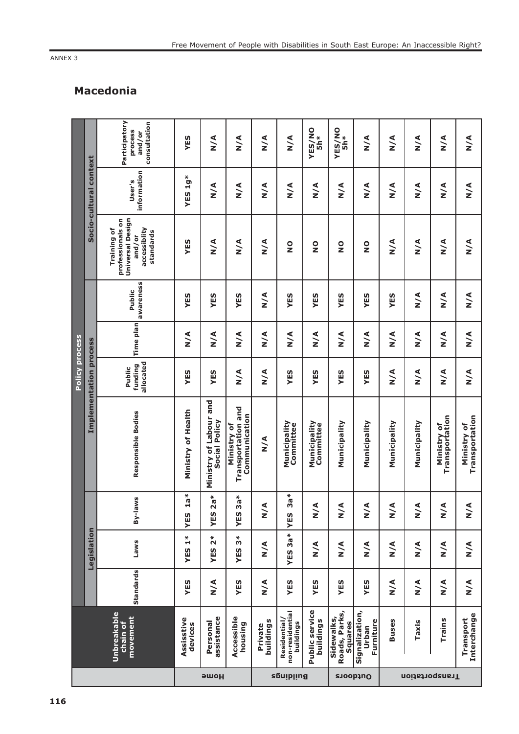ANNEX 3

## Macedonia

| | Unbreakable chain of movement | Policy process | | | | | | | | | |
|---|---|---|---|---|---|---|---|---|---|---|---|
| | | Legislation | | | Implementation process | | | | Socio-cultural context | | |
| | | Standards | Laws | By-laws | Responsible Bodies | Public funding allocated | Time plan | Public awareness | Training of professionals on Universal Design and/or accessibility standards | User's information | Participatory process and/or consultation |
| Home | Assisstive devices | YES | YES 1* | YES 1a* | Ministry of Health | YES | N/A | YES | YES | YES 1g* | YES |
| | Personal assistance | N/A | YES 2* | YES 2a* | Ministry of Labour and Social Policy | YES | N/A | YES | N/A | N/A | N/A |
| | Accessible housing | YES | YES 3* | YES 3a* | Ministry of Transportation and Communication | N/A | N/A | YES | N/A | N/A | N/A |
| Buildings | Private buildings | N/A | N/A | N/A | N/A | N/A | N/A | N/A | N/A | N/A | N/A |
| | Residential/ non-residential buildings | YES | YES 3a* | YES 3a* | Municipality Committee | YES | N/A | YES | NO | N/A | N/A |
| | Public service buildings | YES | N/A | N/A | Municipality Committee | YES | N/A | YES | NO | N/A | YES/NO 5h* |
| Outdoors | Sidewalks, Roads, Parks, Squares | YES | N/A | N/A | Municipality | YES | N/A | YES | NO | N/A | YES/NO 5h* |
| | Signalization, Urban Furniture | YES | N/A | N/A | Municipality | YES | N/A | YES | NO | N/A | N/A |
| Transportation | Buses | N/A | N/A | N/A | Municipality | N/A | N/A | YES | N/A | N/A | N/A |
| | Taxis | N/A | N/A | N/A | Municipality | N/A | N/A | N/A | N/A | N/A | N/A |
| | Trains | N/A | N/A | N/A | Ministry of Transportation | N/A | N/A | N/A | N/A | N/A | N/A |
| | Transport Interchange | N/A | N/A | N/A | Ministry of Transportation | N/A | N/A | N/A | N/A | N/A | N/A |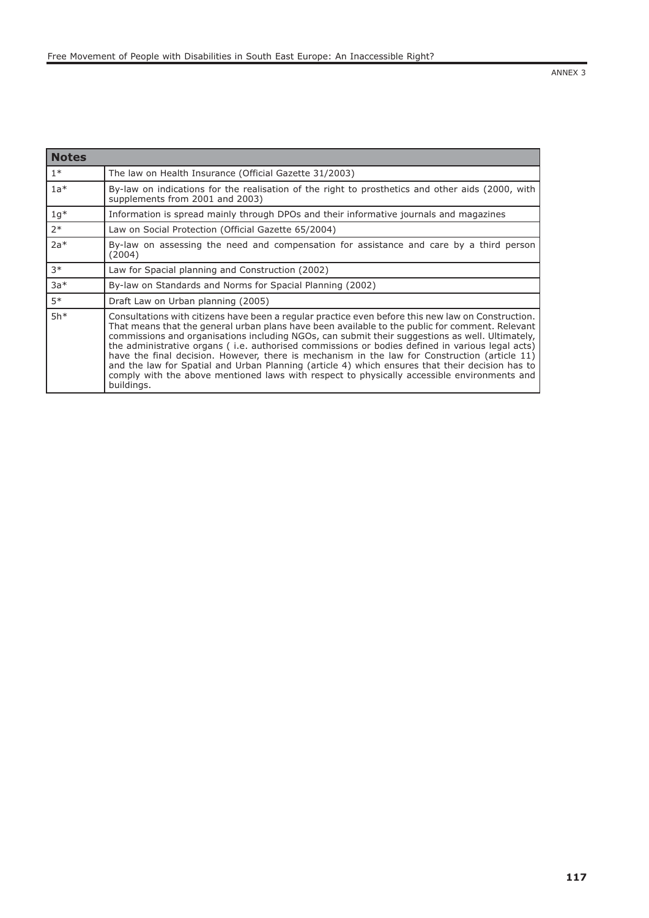ANNEX 3

| Notes | |
|---|---|
| 1* | The law on Health Insurance (Official Gazette 31/2003) |
| 1a* | By-law on indications for the realisation of the right to prosthetics and other aids (2000, with supplements from 2001 and 2003) |
| 1g* | Information is spread mainly through DPOs and their informative journals and magazines |
| 2* | Law on Social Protection (Official Gazette 65/2004) |
| 2a* | By-law on assessing the need and compensation for assistance and care by a third person (2004) |
| 3* | Law for Spacial planning and Construction (2002) |
| 3a* | By-law on Standards and Norms for Spacial Planning (2002) |
| 5* | Draft Law on Urban planning (2005) |
| 5h* | Consultations with citizens have been a regular practice even before this new law on Construction. That means that the general urban plans have been available to the public for comment. Relevant commissions and organisations including NGOs, can submit their suggestions as well. Ultimately, the administrative organs ( i.e. authorised commissions or bodies defined in various legal acts) have the final decision. However, there is mechanism in the law for Construction (article 11) and the law for Spatial and Urban Planning (article 4) which ensures that their decision has to comply with the above mentioned laws with respect to physically accessible environments and buildings. |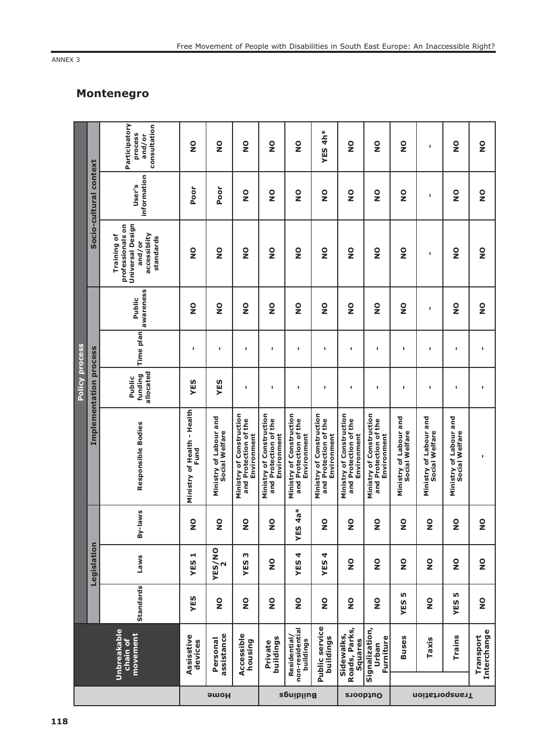ANNEX 3

## Montenegro

| | Unbreakable chain of movement | Policy process | | | | | | Socio-cultural context | | | |
|---|---|---|---|---|---|---|---|---|---|---|---|
| | | Legislation | | | Implementation process | | | | | | |
| | | Standards | Laws | By-laws | Responsible Bodies | Public funding allocated | Time plan | Public awareness | Training of professionals on Universal Design and/or accessiblity standards | User's information | Participatory process and/or consultation |
| Home | Assisstive devices | YES | YES 1 | NO | Ministry of Health - Health Fund | YES | - | NO | NO | Poor | NO |
| | Personal assistance | NO | YES/NO 2 | NO | Ministry of Labour and Social Welfare | YES | - | NO | NO | Poor | NO |
| | Accessible housing | NO | YES 3 | NO | Ministry of Construction and Protection of the Environment | - | - | NO | NO | NO | NO |
| Buildings | Private buildings | NO | NO | NO | Ministry of Construction and Protection of the Environment | - | - | NO | NO | NO | NO |
| | Residential/ non-residential buildings | NO | YES 4 | YES 4a* | Ministry of Construction and Protection of the Environment | - | - | NO | NO | NO | NO |
| | Public service buildings | NO | YES 4 | NO | Ministry of Construction and Protection of the Environment | - | - | NO | NO | NO | YES 4h* |
| Outdoors | Sidewalks, Roads, Parks, Squares | NO | NO | NO | Ministry of Construction and Protection of the Environment | - | - | NO | NO | NO | NO |
| | Signalization, Urban Furniture | NO | NO | NO | Ministry of Construction and Protection of the Environment | - | - | NO | NO | NO | NO |
| Transportation | Buses | YES 5 | NO | NO | Ministry of Labour and Social Welfare | - | - | NO | NO | NO | NO |
| | Taxis | NO | NO | NO | Ministry of Labour and Social Welfare | - | - | - | - | - | - |
| | Trains | YES 5 | NO | NO | Ministry of Labour and Social Welfare | - | - | NO | NO | NO | NO |
| | Transport Interchange | NO | NO | NO | - | - | - | NO | NO | NO | NO |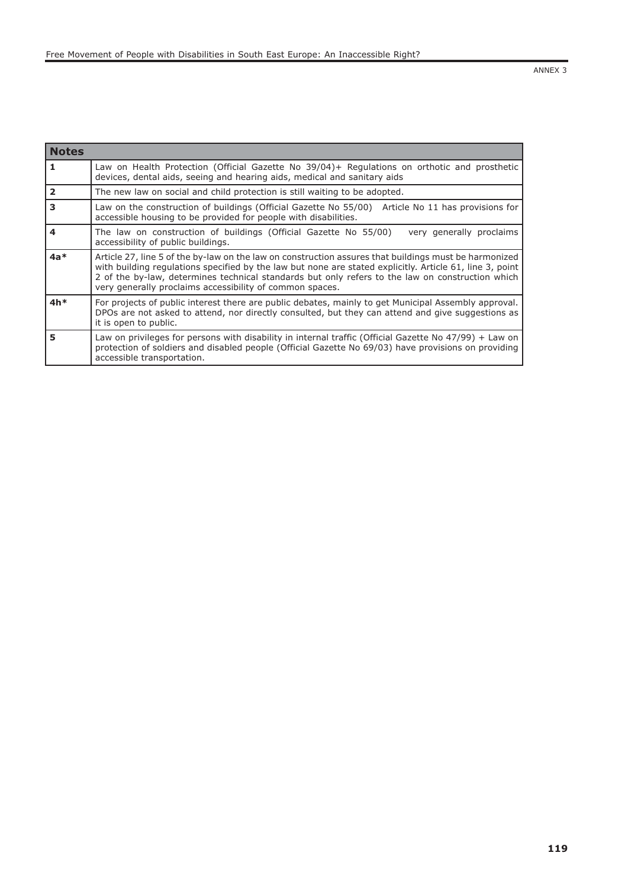| Notes | |
|---|---|
| **1** | Law on Health Protection (Official Gazette No 39/04)+ Regulations on orthotic and prosthetic devices, dental aids, seeing and hearing aids, medical and sanitary aids |
| **2** | The new law on social and child protection is still waiting to be adopted. |
| **3** | Law on the construction of buildings (Official Gazette No 55/00) Article No 11 has provisions for accessible housing to be provided for people with disabilities. |
| **4** | The law on construction of buildings (Official Gazette No 55/00) very generally proclaims accessibility of public buildings. |
| **4a*** | Article 27, line 5 of the by-law on the law on construction assures that buildings must be harmonized with building regulations specified by the law but none are stated explicitly. Article 61, line 3, point 2 of the by-law, determines technical standards but only refers to the law on construction which very generally proclaims accessibility of common spaces. |
| **4h*** | For projects of public interest there are public debates, mainly to get Municipal Assembly approval. DPOs are not asked to attend, nor directly consulted, but they can attend and give suggestions as it is open to public. |
| **5** | Law on privileges for persons with disability in internal traffic (Official Gazette No 47/99) + Law on protection of soldiers and disabled people (Official Gazette No 69/03) have provisions on providing accessible transportation. |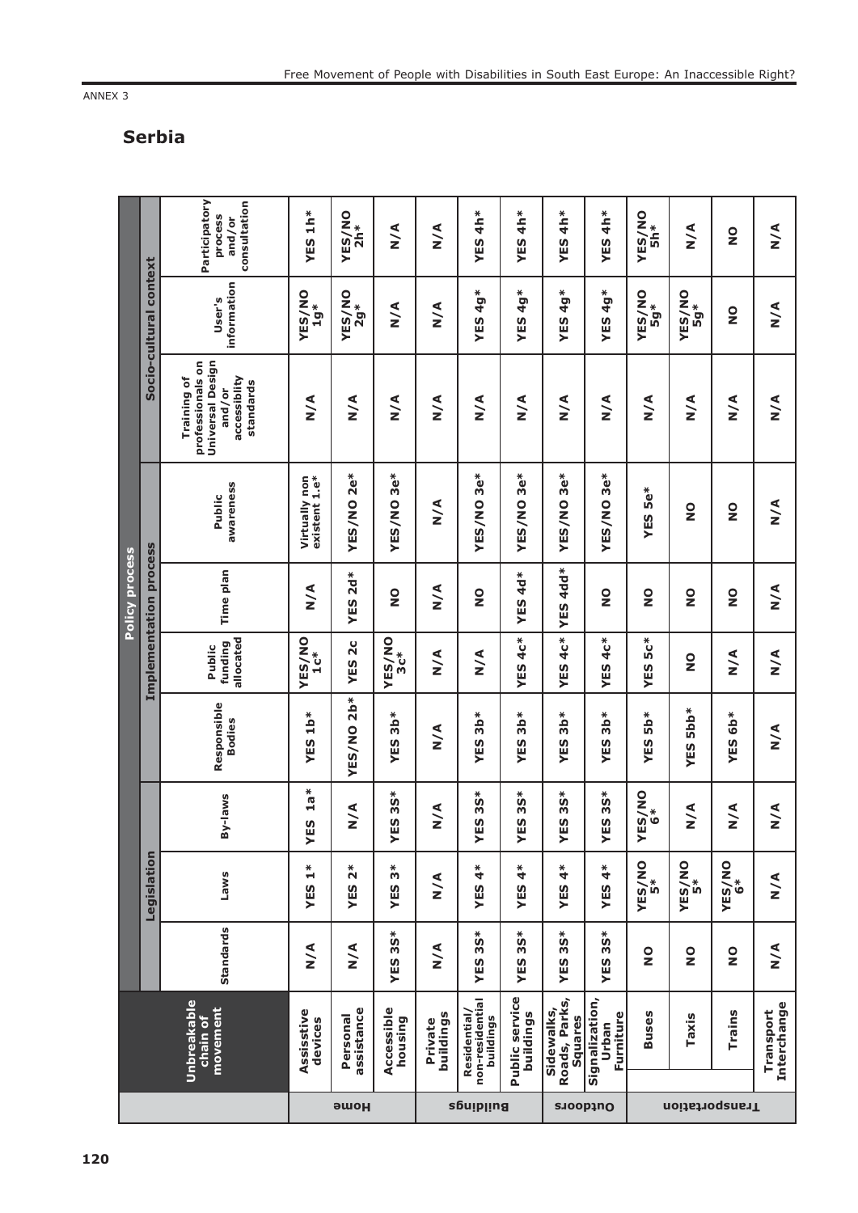ANNEX 3

## Serbia

| | Unbreakable chain of movement | Policy process | | | | | | | | | |
|---|---|---|---|---|---|---|---|---|---|---|---|
| | | Legislation | | | Implementation process | | | | Socio-cultural context | | |
| | | Standards | Laws | By-laws | Responsible Bodies | Public funding allocated | Time plan | Public awareness | Training of professionals on Universal Design and/or accessibility standards | User's information | Participatory process and/or consultation |
| Home | Assisstive devices | N/A | YES 1* | YES 1a* | YES 1b* | YES/NO 1c* | N/A | Virtually non existent 1.e* | N/A | YES/NO 1g* | YES 1h* |
| Home | Personal assistance | N/A | YES 2* | N/A | YES/NO 2b* | YES 2c | YES 2d* | YES/NO 2e* | N/A | YES/NO 2g* | YES/NO 2h* |
| Home | Accessible housing | YES 3S* | YES 3* | YES 3S* | YES 3b* | YES/NO 3c* | NO | YES/NO 3e* | N/A | N/A | N/A |
| Buildings | Private buildings | N/A | N/A | N/A | N/A | N/A | N/A | N/A | N/A | N/A | N/A |
| Buildings | Residential/ non-residential buildings | YES 3S* | YES 4* | YES 3S* | YES 3b* | N/A | NO | YES/NO 3e* | N/A | YES 4g* | YES 4h* |
| Buildings | Public service buildings | YES 3S* | YES 4* | YES 3S* | YES 3b* | YES 4c* | YES 4d* | YES/NO 3e* | N/A | YES 4g* | YES 4h* |
| Outdoors | Sidewalks, Roads, Parks, Squares | YES 3S* | YES 4* | YES 3S* | YES 3b* | YES 4c* | YES 4dd* | YES/NO 3e* | N/A | YES 4g* | YES 4h* |
| Outdoors | Signalization, Urban Furniture | YES 3S* | YES 4* | YES 3S* | YES 3b* | YES 4c* | NO | YES/NO 3e* | N/A | YES 4g* | YES 4h* |
| Transportation | Buses | NO | YES/NO 5* | YES/NO 6* | YES 5b* | YES 5c* | NO | YES 5e* | N/A | YES/NO 5g* | YES/NO 5h* |
| Transportation | Taxis | NO | YES/NO 5* | N/A | YES 5bb* | NO | NO | NO | N/A | YES/NO 5g* | N/A |
| Transportation | Trains | NO | YES/NO 6* | N/A | YES 6b* | N/A | NO | NO | N/A | NO | NO |
| Transportation | Transport Interchange | N/A | N/A | N/A | N/A | N/A | N/A | N/A | N/A | N/A | N/A |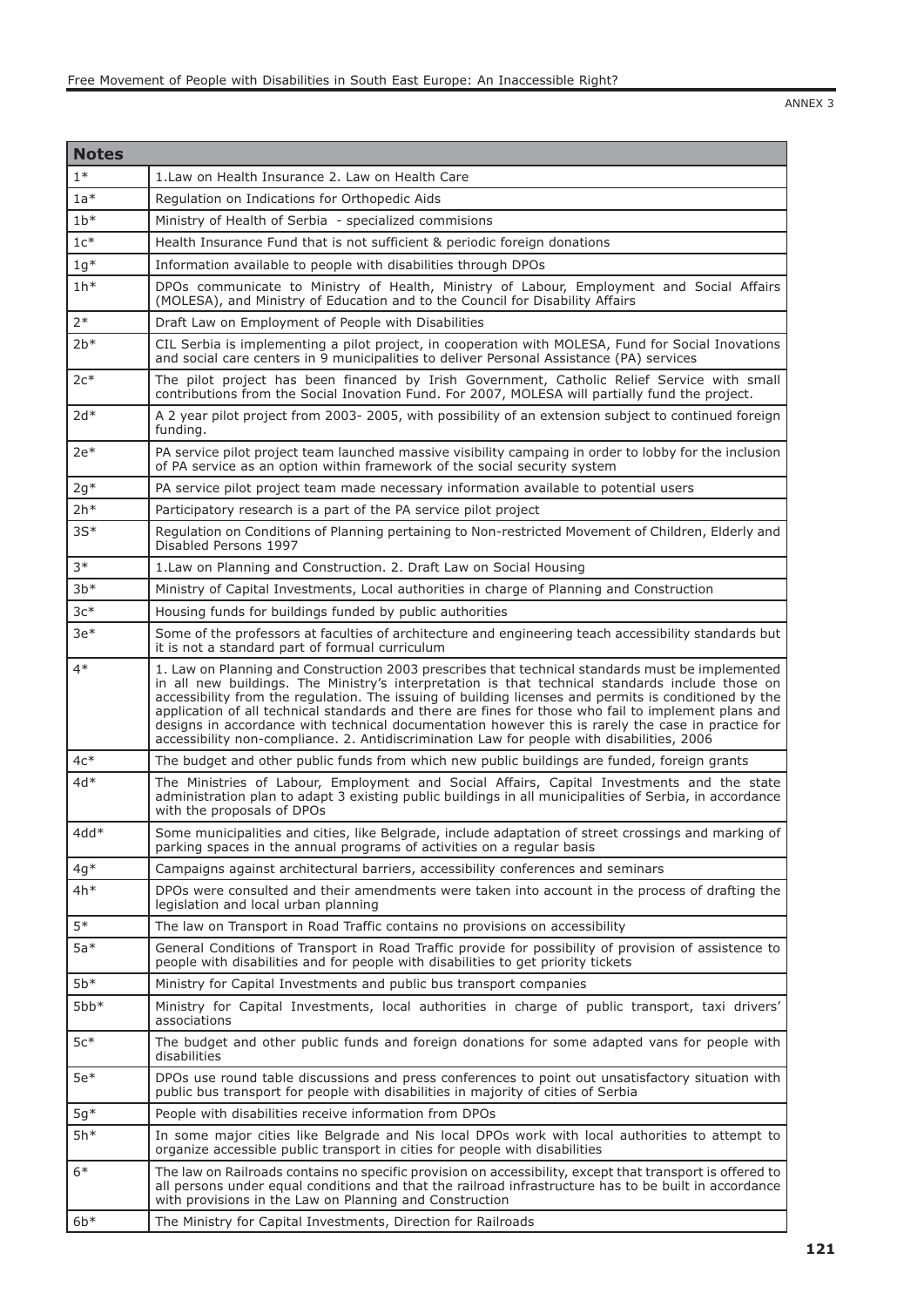| Notes | |
|---|---|
| 1* | 1.Law on Health Insurance 2. Law on Health Care |
| 1a* | Regulation on Indications for Orthopedic Aids |
| 1b* | Ministry of Health of Serbia - specialized commisions |
| 1c* | Health Insurance Fund that is not sufficient & periodic foreign donations |
| 1g* | Information available to people with disabilities through DPOs |
| 1h* | DPOs communicate to Ministry of Health, Ministry of Labour, Employment and Social Affairs (MOLESA), and Ministry of Education and to the Council for Disability Affairs |
| 2* | Draft Law on Employment of People with Disabilities |
| 2b* | CIL Serbia is implementing a pilot project, in cooperation with MOLESA, Fund for Social Inovations and social care centers in 9 municipalities to deliver Personal Assistance (PA) services |
| 2c* | The pilot project has been financed by Irish Government, Catholic Relief Service with small contributions from the Social Inovation Fund. For 2007, MOLESA will partially fund the project. |
| 2d* | A 2 year pilot project from 2003- 2005, with possibility of an extension subject to continued foreign funding. |
| 2e* | PA service pilot project team launched massive visibility campaing in order to lobby for the inclusion of PA service as an option within framework of the social security system |
| 2g* | PA service pilot project team made necessary information available to potential users |
| 2h* | Participatory research is a part of the PA service pilot project |
| 3S* | Regulation on Conditions of Planning pertaining to Non-restricted Movement of Children, Elderly and Disabled Persons 1997 |
| 3* | 1.Law on Planning and Construction. 2. Draft Law on Social Housing |
| 3b* | Ministry of Capital Investments, Local authorities in charge of Planning and Construction |
| 3c* | Housing funds for buildings funded by public authorities |
| 3e* | Some of the professors at faculties of architecture and engineering teach accessibility standards but it is not a standard part of formual curriculum |
| 4* | 1. Law on Planning and Construction 2003 prescribes that technical standards must be implemented in all new buildings. The Ministry's interpretation is that technical standards include those on accessibility from the regulation. The issuing of building licenses and permits is conditioned by the application of all technical standards and there are fines for those who fail to implement plans and designs in accordance with technical documentation however this is rarely the case in practice for accessibility non-compliance. 2. Antidiscrimination Law for people with disabilities, 2006 |
| 4c* | The budget and other public funds from which new public buildings are funded, foreign grants |
| 4d* | The Ministries of Labour, Employment and Social Affairs, Capital Investments and the state administration plan to adapt 3 existing public buildings in all municipalities of Serbia, in accordance with the proposals of DPOs |
| 4dd* | Some municipalities and cities, like Belgrade, include adaptation of street crossings and marking of parking spaces in the annual programs of activities on a regular basis |
| 4g* | Campaigns against architectural barriers, accessibility conferences and seminars |
| 4h* | DPOs were consulted and their amendments were taken into account in the process of drafting the legislation and local urban planning |
| 5* | The law on Transport in Road Traffic contains no provisions on accessibility |
| 5a* | General Conditions of Transport in Road Traffic provide for possibility of provision of assistence to people with disabilities and for people with disabilities to get priority tickets |
| 5b* | Ministry for Capital Investments and public bus transport companies |
| 5bb* | Ministry for Capital Investments, local authorities in charge of public transport, taxi drivers' associations |
| 5c* | The budget and other public funds and foreign donations for some adapted vans for people with disabilities |
| 5e* | DPOs use round table discussions and press conferences to point out unsatisfactory situation with public bus transport for people with disabilities in majority of cities of Serbia |
| 5g* | People with disabilities receive information from DPOs |
| 5h* | In some major cities like Belgrade and Nis local DPOs work with local authorities to attempt to organize accessible public transport in cities for people with disabilities |
| 6* | The law on Railroads contains no specific provision on accessibility, except that transport is offered to all persons under equal conditions and that the railroad infrastructure has to be built in accordance with provisions in the Law on Planning and Construction |
| 6b* | The Ministry for Capital Investments, Direction for Railroads |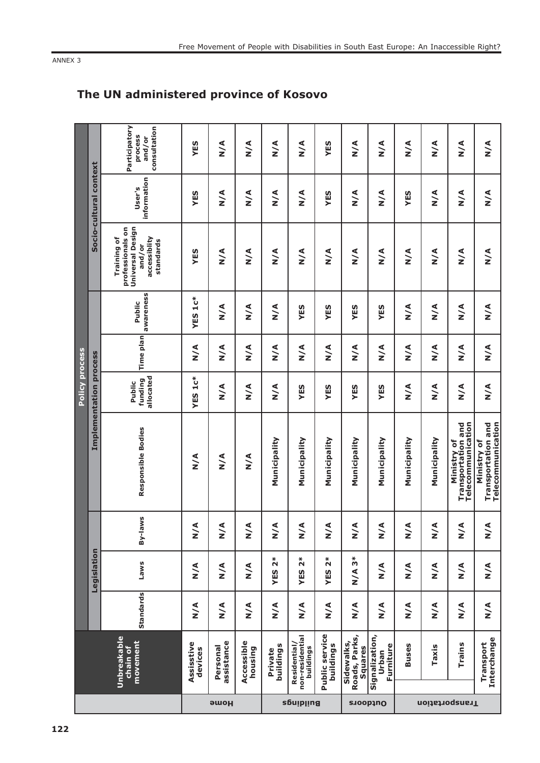ANNEX 3

## The UN administered province of Kosovo

| | Unbreakable chain of movement | Policy process | | | | | | | Socio-cultural context | | |
|---|---|---|---|---|---|---|---|---|---|---|---|
| | | Legislation | | | Implementation process | | | | | | |
| | | Standards | Laws | By-laws | Responsible Bodies | Public funding allocated | Time plan | Public awareness | Training of professionals on Universal Design and/or accessiblity standards | User's information | Participatory process and/or consultation |
| Home | Assisstive devices | N/A | N/A | N/A | N/A | YES 1c* | N/A | YES 1c* | YES | YES | YES |
| | Personal assistance | N/A | N/A | N/A | N/A | N/A | N/A | N/A | N/A | N/A | N/A |
| | Accessible housing | N/A | N/A | N/A | N/A | N/A | N/A | N/A | N/A | N/A | N/A |
| Buildings | Private buildings | N/A | YES 2* | N/A | Municipality | N/A | N/A | N/A | N/A | N/A | N/A |
| | Residential/ non-residential buildings | N/A | YES 2* | N/A | Municipality | YES | N/A | YES | N/A | N/A | N/A |
| | Public service buildings | N/A | YES 2* | N/A | Municipality | YES | N/A | YES | N/A | YES | YES |
| Outdoors | Sidewalks, Roads, Parks, Squares | N/A | N/A 3* | N/A | Municipality | YES | N/A | YES | N/A | N/A | N/A |
| | Signalization, Urban Furniture | N/A | N/A | N/A | Municipality | YES | N/A | YES | N/A | N/A | N/A |
| Transportation | Buses | N/A | N/A | N/A | Municipality | N/A | N/A | N/A | N/A | YES | N/A |
| | Taxis | N/A | N/A | N/A | Municipality | N/A | N/A | N/A | N/A | N/A | N/A |
| | Trains | N/A | N/A | N/A | Ministry of Transportation and Telecommunication | N/A | N/A | N/A | N/A | N/A | N/A |
| | Transport Interchange | N/A | N/A | N/A | Ministry of Transportation and Telecommunication | N/A | N/A | N/A | N/A | N/A | N/A |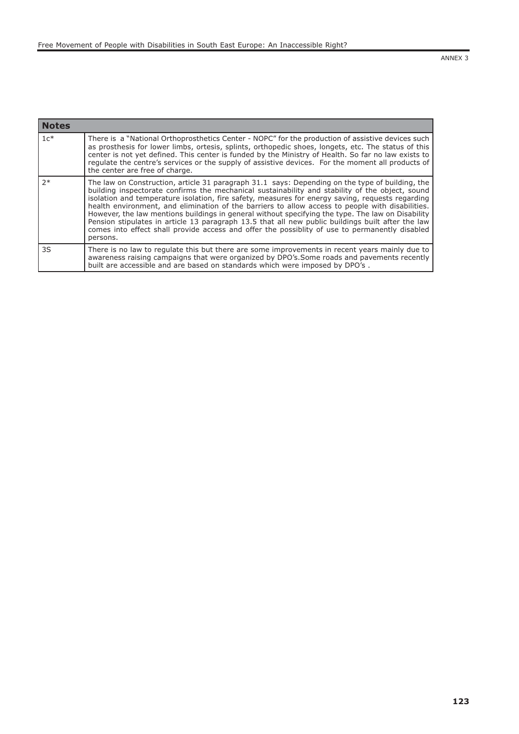| Notes | |
|---|---|
| 1c* | There is a "National Orthoprosthetics Center - NOPC" for the production of assistive devices such as prosthesis for lower limbs, ortesis, splints, orthopedic shoes, longets, etc. The status of this center is not yet defined. This center is funded by the Ministry of Health. So far no law exists to regulate the centre's services or the supply of assistive devices. For the moment all products of the center are free of charge. |
| 2* | The law on Construction, article 31 paragraph 31.1 says: Depending on the type of building, the building inspectorate confirms the mechanical sustainability and stability of the object, sound isolation and temperature isolation, fire safety, measures for energy saving, requests regarding health environment, and elimination of the barriers to allow access to people with disabilities. However, the law mentions buildings in general without specifying the type. The law on Disability Pension stipulates in article 13 paragraph 13.5 that all new public buildings built after the law comes into effect shall provide access and offer the possiblity of use to permanently disabled persons. |
| 3S | There is no law to regulate this but there are some improvements in recent years mainly due to awareness raising campaigns that were organized by DPO's.Some roads and pavements recently built are accessible and are based on standards which were imposed by DPO's . |